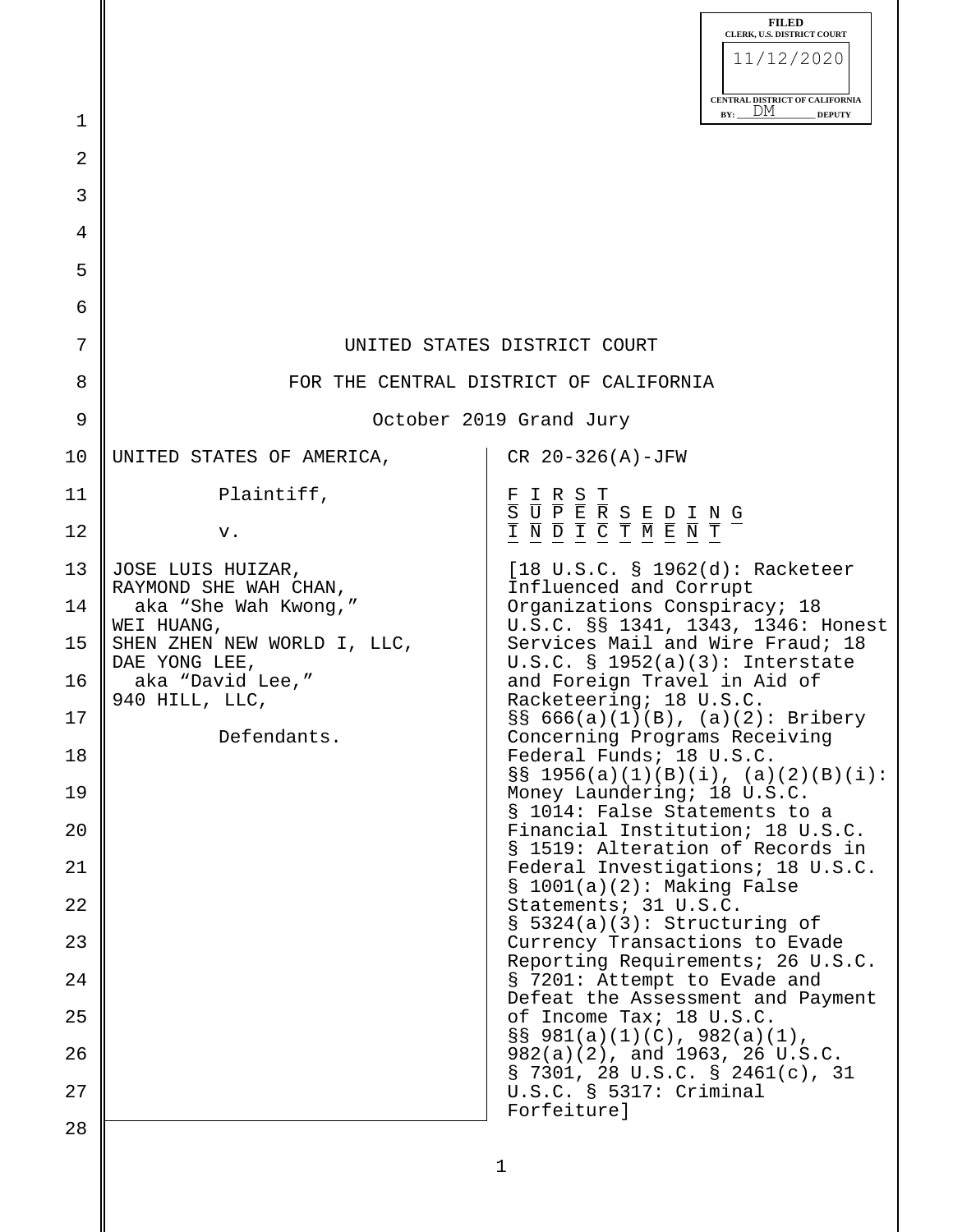FILED
CLERK, U.S. DISTRICT COURT
11/12/2020
CENTRAL DISTRICT OF CALIFORNIA
BY: DM DEPUTY

UNITED STATES DISTRICT COURT

FOR THE CENTRAL DISTRICT OF CALIFORNIA

October 2019 Grand Jury

| | |
|---|---|
| UNITED STATES OF AMERICA,<br><br>Plaintiff,<br><br>v.<br><br>JOSE LUIS HUIZAR,<br>RAYMOND SHE WAH CHAN,<br>aka "She Wah Kwong,"<br>WEI HUANG,<br>SHEN ZHEN NEW WORLD I, LLC,<br>DAE YONG LEE,<br>aka "David Lee,"<br>940 HILL, LLC,<br><br>Defendants. | CR 20-326(A)-JFW<br><br>FIRST SUPERSEDING INDICTMENT<br><br>[18 U.S.C. § 1962(d): Racketeer Influenced and Corrupt Organizations Conspiracy; 18 U.S.C. §§ 1341, 1343, 1346: Honest Services Mail and Wire Fraud; 18 U.S.C. § 1952(a)(3): Interstate and Foreign Travel in Aid of Racketeering; 18 U.S.C. §§ 666(a)(1)(B), (a)(2): Bribery Concerning Programs Receiving Federal Funds; 18 U.S.C. §§ 1956(a)(1)(B)(i), (a)(2)(B)(i): Money Laundering; 18 U.S.C. § 1014: False Statements to a Financial Institution; 18 U.S.C. § 1519: Alteration of Records in Federal Investigations; 18 U.S.C. § 1001(a)(2): Making False Statements; 31 U.S.C. § 5324(a)(3): Structuring of Currency Transactions to Evade Reporting Requirements; 26 U.S.C. § 7201: Attempt to Evade and Defeat the Assessment and Payment of Income Tax; 18 U.S.C. §§ 981(a)(1)(C), 982(a)(1), 982(a)(2), and 1963, 26 U.S.C. § 7301, 28 U.S.C. § 2461(c), 31 U.S.C. § 5317: Criminal Forfeiture] |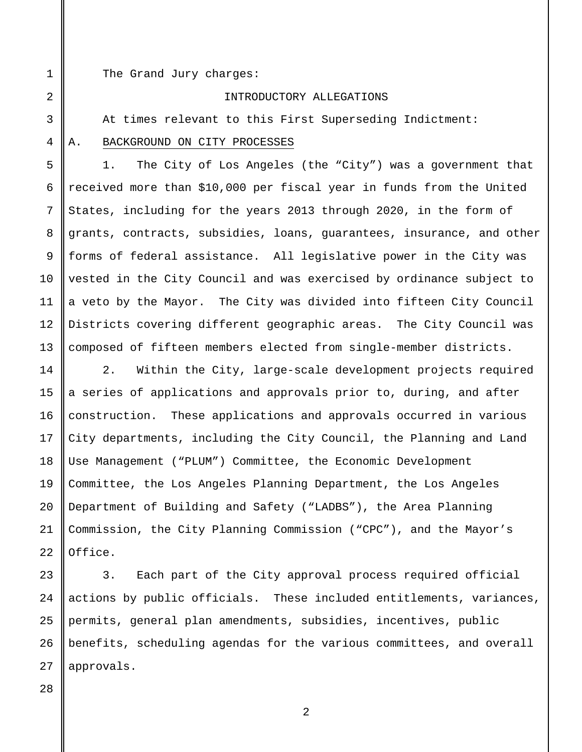The Grand Jury charges:

## INTRODUCTORY ALLEGATIONS

At times relevant to this First Superseding Indictment:

### A. BACKGROUND ON CITY PROCESSES

1. The City of Los Angeles (the "City") was a government that received more than $10,000 per fiscal year in funds from the United States, including for the years 2013 through 2020, in the form of grants, contracts, subsidies, loans, guarantees, insurance, and other forms of federal assistance. All legislative power in the City was vested in the City Council and was exercised by ordinance subject to a veto by the Mayor. The City was divided into fifteen City Council Districts covering different geographic areas. The City Council was composed of fifteen members elected from single-member districts.

2. Within the City, large-scale development projects required a series of applications and approvals prior to, during, and after construction. These applications and approvals occurred in various City departments, including the City Council, the Planning and Land Use Management ("PLUM") Committee, the Economic Development Committee, the Los Angeles Planning Department, the Los Angeles Department of Building and Safety ("LADBS"), the Area Planning Commission, the City Planning Commission ("CPC"), and the Mayor's Office.

3. Each part of the City approval process required official actions by public officials. These included entitlements, variances, permits, general plan amendments, subsidies, incentives, public benefits, scheduling agendas for the various committees, and overall approvals.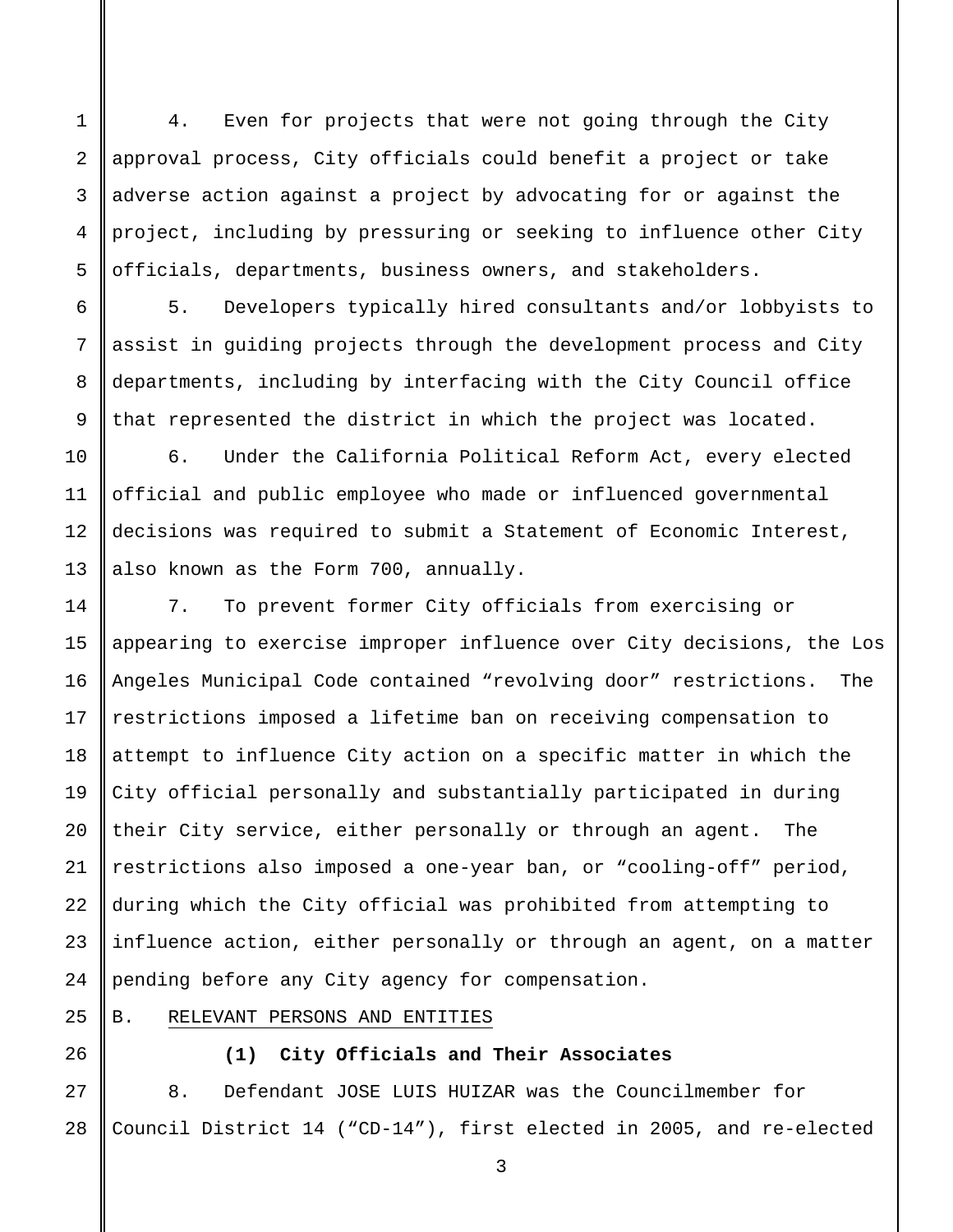4. Even for projects that were not going through the City approval process, City officials could benefit a project or take adverse action against a project by advocating for or against the project, including by pressuring or seeking to influence other City officials, departments, business owners, and stakeholders.

5. Developers typically hired consultants and/or lobbyists to assist in guiding projects through the development process and City departments, including by interfacing with the City Council office that represented the district in which the project was located.

6. Under the California Political Reform Act, every elected official and public employee who made or influenced governmental decisions was required to submit a Statement of Economic Interest, also known as the Form 700, annually.

7. To prevent former City officials from exercising or appearing to exercise improper influence over City decisions, the Los Angeles Municipal Code contained "revolving door" restrictions. The restrictions imposed a lifetime ban on receiving compensation to attempt to influence City action on a specific matter in which the City official personally and substantially participated in during their City service, either personally or through an agent. The restrictions also imposed a one-year ban, or "cooling-off" period, during which the City official was prohibited from attempting to influence action, either personally or through an agent, on a matter pending before any City agency for compensation.

## B. RELEVANT PERSONS AND ENTITIES

### (1) City Officials and Their Associates

8. Defendant JOSE LUIS HUIZAR was the Councilmember for Council District 14 ("CD-14"), first elected in 2005, and re-elected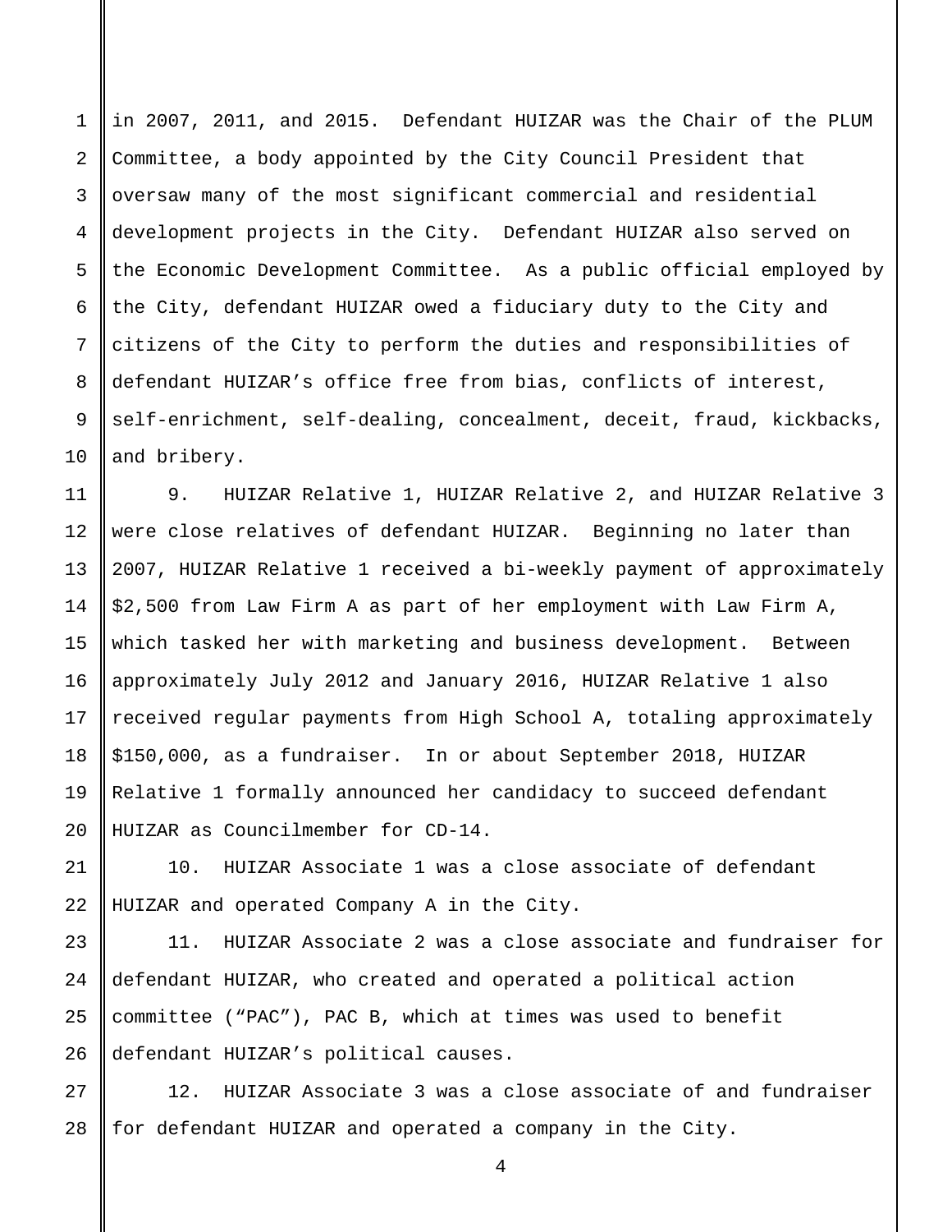in 2007, 2011, and 2015. Defendant HUIZAR was the Chair of the PLUM Committee, a body appointed by the City Council President that oversaw many of the most significant commercial and residential development projects in the City. Defendant HUIZAR also served on the Economic Development Committee. As a public official employed by the City, defendant HUIZAR owed a fiduciary duty to the City and citizens of the City to perform the duties and responsibilities of defendant HUIZAR's office free from bias, conflicts of interest, self-enrichment, self-dealing, concealment, deceit, fraud, kickbacks, and bribery.

9. HUIZAR Relative 1, HUIZAR Relative 2, and HUIZAR Relative 3 were close relatives of defendant HUIZAR. Beginning no later than 2007, HUIZAR Relative 1 received a bi-weekly payment of approximately $2,500 from Law Firm A as part of her employment with Law Firm A, which tasked her with marketing and business development. Between approximately July 2012 and January 2016, HUIZAR Relative 1 also received regular payments from High School A, totaling approximately $150,000, as a fundraiser. In or about September 2018, HUIZAR Relative 1 formally announced her candidacy to succeed defendant HUIZAR as Councilmember for CD-14.

10. HUIZAR Associate 1 was a close associate of defendant HUIZAR and operated Company A in the City.

11. HUIZAR Associate 2 was a close associate and fundraiser for defendant HUIZAR, who created and operated a political action committee ("PAC"), PAC B, which at times was used to benefit defendant HUIZAR's political causes.

12. HUIZAR Associate 3 was a close associate of and fundraiser for defendant HUIZAR and operated a company in the City.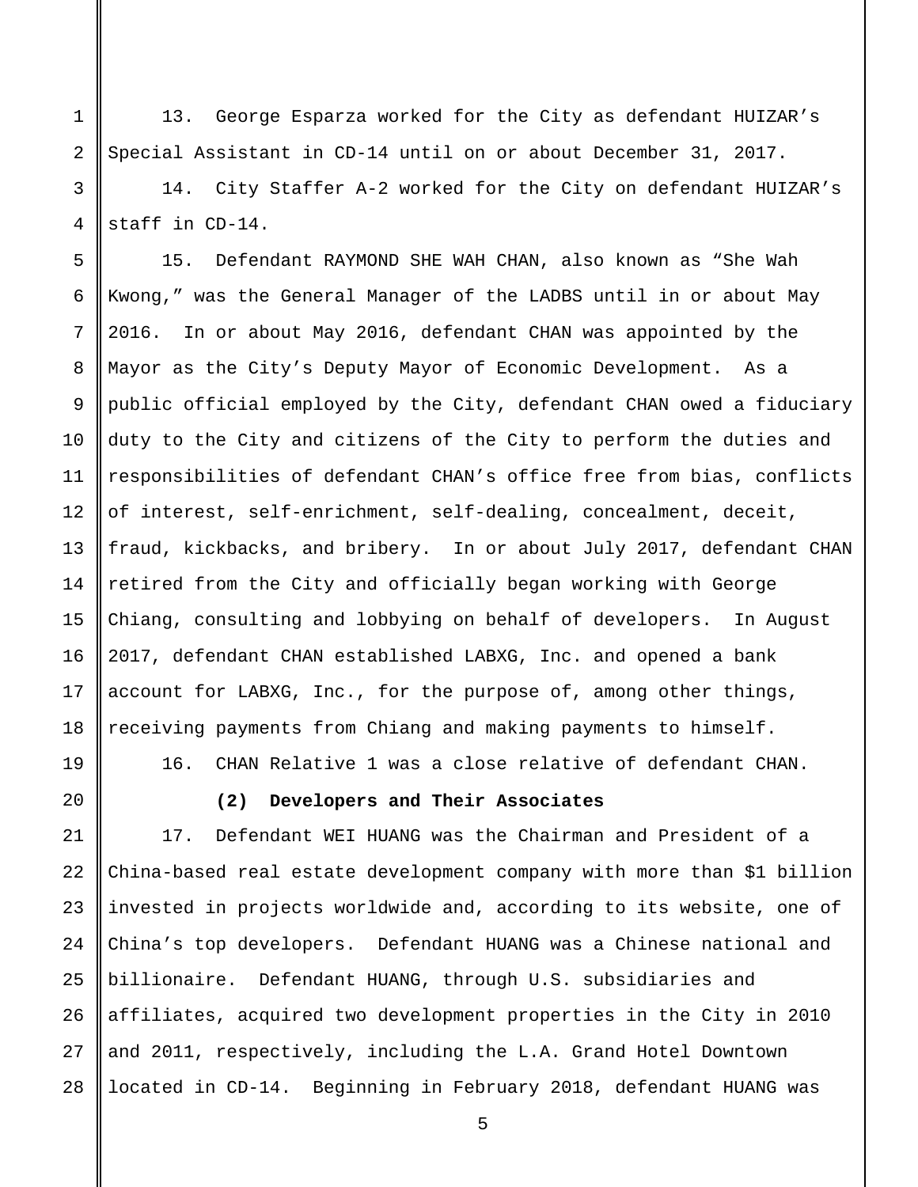13. George Esparza worked for the City as defendant HUIZAR's Special Assistant in CD-14 until on or about December 31, 2017.

14. City Staffer A-2 worked for the City on defendant HUIZAR's staff in CD-14.

15. Defendant RAYMOND SHE WAH CHAN, also known as "She Wah Kwong," was the General Manager of the LADBS until in or about May 2016. In or about May 2016, defendant CHAN was appointed by the Mayor as the City's Deputy Mayor of Economic Development. As a public official employed by the City, defendant CHAN owed a fiduciary duty to the City and citizens of the City to perform the duties and responsibilities of defendant CHAN's office free from bias, conflicts of interest, self-enrichment, self-dealing, concealment, deceit, fraud, kickbacks, and bribery. In or about July 2017, defendant CHAN retired from the City and officially began working with George Chiang, consulting and lobbying on behalf of developers. In August 2017, defendant CHAN established LABXG, Inc. and opened a bank account for LABXG, Inc., for the purpose of, among other things, receiving payments from Chiang and making payments to himself.

16. CHAN Relative 1 was a close relative of defendant CHAN.

**(2) Developers and Their Associates**

17. Defendant WEI HUANG was the Chairman and President of a China-based real estate development company with more than $1 billion invested in projects worldwide and, according to its website, one of China's top developers. Defendant HUANG was a Chinese national and billionaire. Defendant HUANG, through U.S. subsidiaries and affiliates, acquired two development properties in the City in 2010 and 2011, respectively, including the L.A. Grand Hotel Downtown located in CD-14. Beginning in February 2018, defendant HUANG was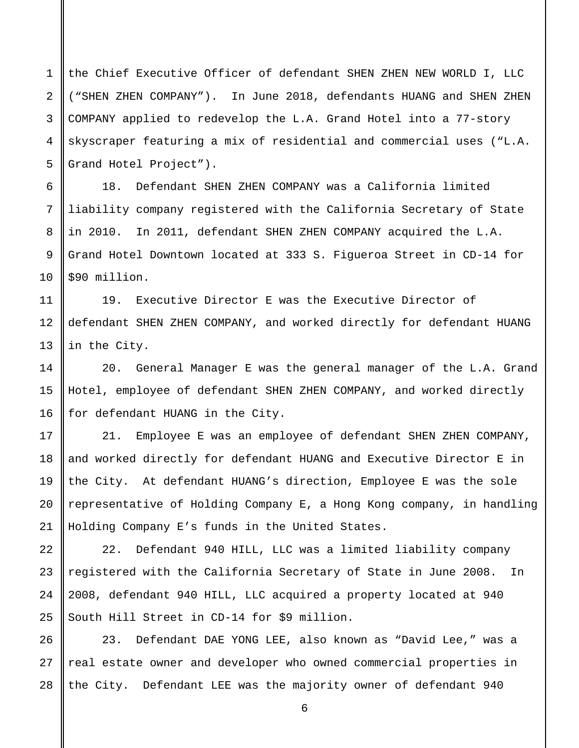the Chief Executive Officer of defendant SHEN ZHEN NEW WORLD I, LLC (“SHEN ZHEN COMPANY”). In June 2018, defendants HUANG and SHEN ZHEN COMPANY applied to redevelop the L.A. Grand Hotel into a 77-story skyscraper featuring a mix of residential and commercial uses (“L.A. Grand Hotel Project”).

18. Defendant SHEN ZHEN COMPANY was a California limited liability company registered with the California Secretary of State in 2010. In 2011, defendant SHEN ZHEN COMPANY acquired the L.A. Grand Hotel Downtown located at 333 S. Figueroa Street in CD-14 for $90 million.

19. Executive Director E was the Executive Director of defendant SHEN ZHEN COMPANY, and worked directly for defendant HUANG in the City.

20. General Manager E was the general manager of the L.A. Grand Hotel, employee of defendant SHEN ZHEN COMPANY, and worked directly for defendant HUANG in the City.

21. Employee E was an employee of defendant SHEN ZHEN COMPANY, and worked directly for defendant HUANG and Executive Director E in the City. At defendant HUANG’s direction, Employee E was the sole representative of Holding Company E, a Hong Kong company, in handling Holding Company E’s funds in the United States.

22. Defendant 940 HILL, LLC was a limited liability company registered with the California Secretary of State in June 2008. In 2008, defendant 940 HILL, LLC acquired a property located at 940 South Hill Street in CD-14 for $9 million.

23. Defendant DAE YONG LEE, also known as “David Lee,” was a real estate owner and developer who owned commercial properties in the City. Defendant LEE was the majority owner of defendant 940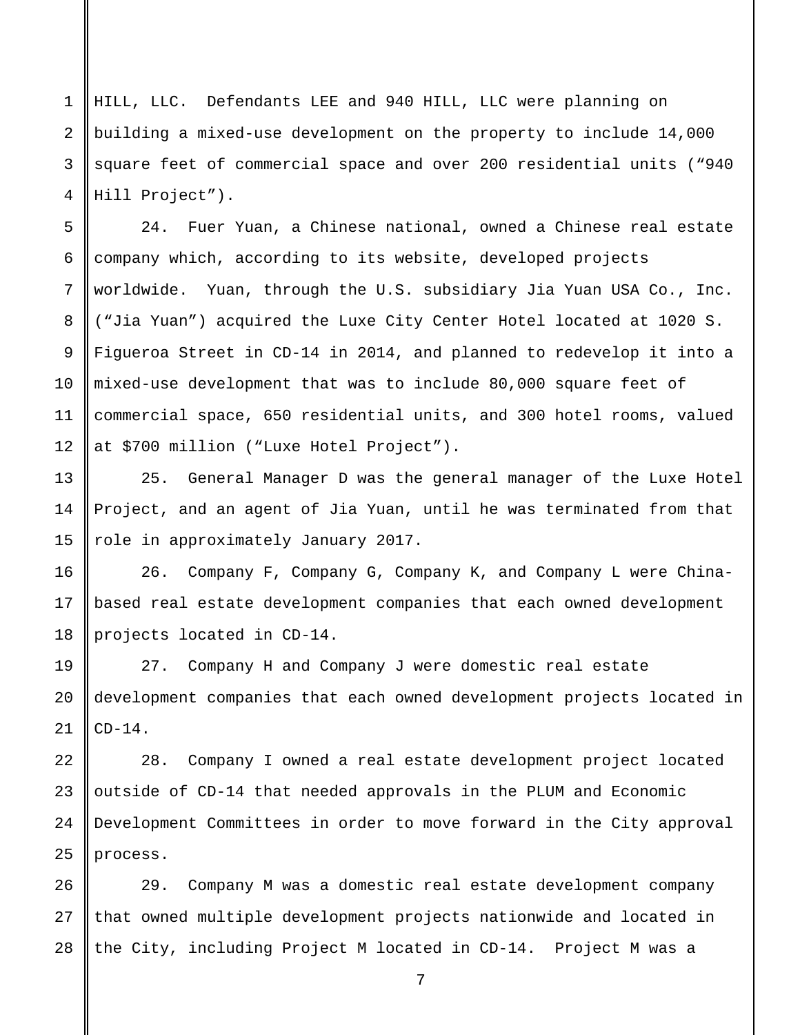HILL, LLC. Defendants LEE and 940 HILL, LLC were planning on building a mixed-use development on the property to include 14,000 square feet of commercial space and over 200 residential units ("940 Hill Project").

24. Fuer Yuan, a Chinese national, owned a Chinese real estate company which, according to its website, developed projects worldwide. Yuan, through the U.S. subsidiary Jia Yuan USA Co., Inc. ("Jia Yuan") acquired the Luxe City Center Hotel located at 1020 S. Figueroa Street in CD-14 in 2014, and planned to redevelop it into a mixed-use development that was to include 80,000 square feet of commercial space, 650 residential units, and 300 hotel rooms, valued at $700 million ("Luxe Hotel Project").

25. General Manager D was the general manager of the Luxe Hotel Project, and an agent of Jia Yuan, until he was terminated from that role in approximately January 2017.

26. Company F, Company G, Company K, and Company L were China-based real estate development companies that each owned development projects located in CD-14.

27. Company H and Company J were domestic real estate development companies that each owned development projects located in CD-14.

28. Company I owned a real estate development project located outside of CD-14 that needed approvals in the PLUM and Economic Development Committees in order to move forward in the City approval process.

29. Company M was a domestic real estate development company that owned multiple development projects nationwide and located in the City, including Project M located in CD-14. Project M was a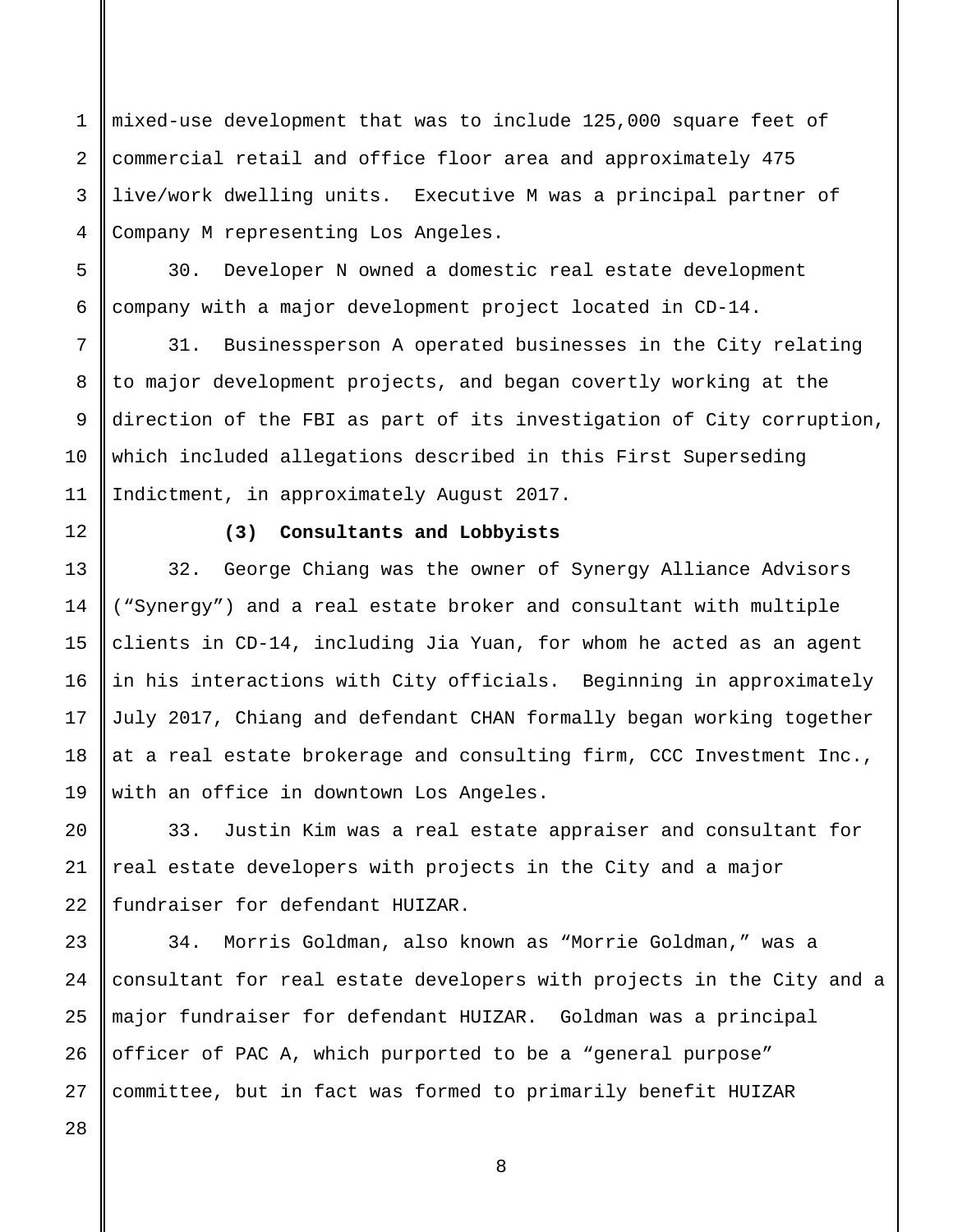mixed-use development that was to include 125,000 square feet of commercial retail and office floor area and approximately 475 live/work dwelling units. Executive M was a principal partner of Company M representing Los Angeles.

30. Developer N owned a domestic real estate development company with a major development project located in CD-14.

31. Businessperson A operated businesses in the City relating to major development projects, and began covertly working at the direction of the FBI as part of its investigation of City corruption, which included allegations described in this First Superseding Indictment, in approximately August 2017.

**(3) Consultants and Lobbyists**

32. George Chiang was the owner of Synergy Alliance Advisors ("Synergy") and a real estate broker and consultant with multiple clients in CD-14, including Jia Yuan, for whom he acted as an agent in his interactions with City officials. Beginning in approximately July 2017, Chiang and defendant CHAN formally began working together at a real estate brokerage and consulting firm, CCC Investment Inc., with an office in downtown Los Angeles.

33. Justin Kim was a real estate appraiser and consultant for real estate developers with projects in the City and a major fundraiser for defendant HUIZAR.

34. Morris Goldman, also known as "Morrie Goldman," was a consultant for real estate developers with projects in the City and a major fundraiser for defendant HUIZAR. Goldman was a principal officer of PAC A, which purported to be a "general purpose" committee, but in fact was formed to primarily benefit HUIZAR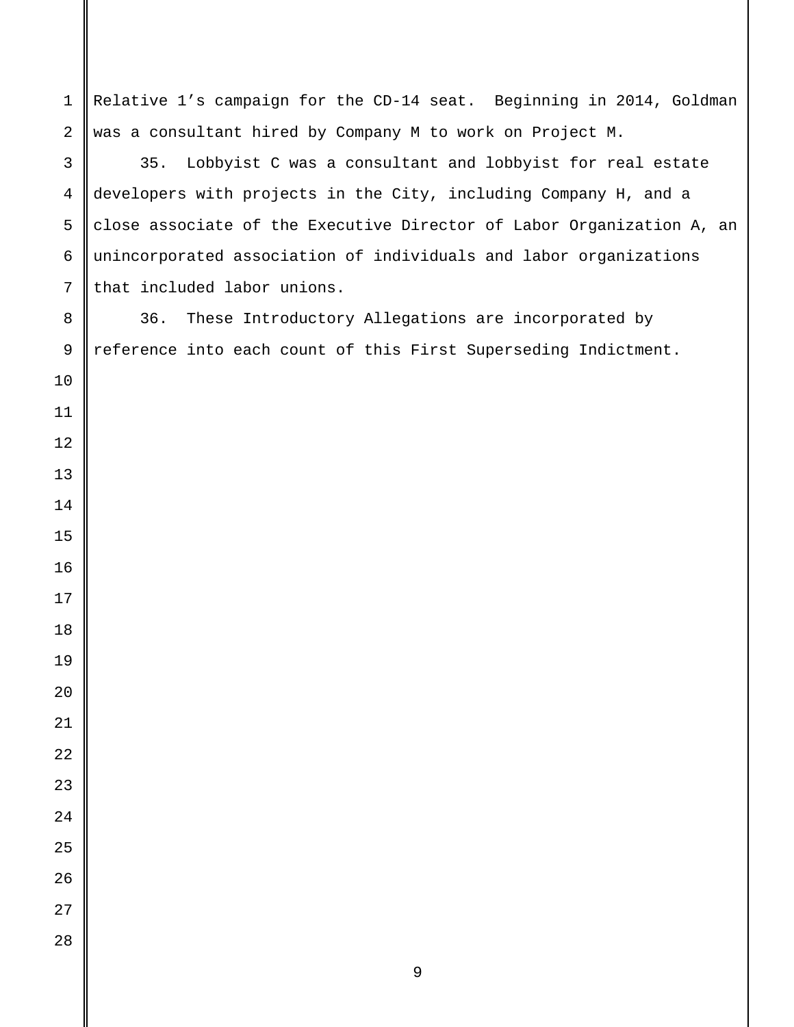Relative 1's campaign for the CD-14 seat. Beginning in 2014, Goldman was a consultant hired by Company M to work on Project M.

35. Lobbyist C was a consultant and lobbyist for real estate developers with projects in the City, including Company H, and a close associate of the Executive Director of Labor Organization A, an unincorporated association of individuals and labor organizations that included labor unions.

36. These Introductory Allegations are incorporated by reference into each count of this First Superseding Indictment.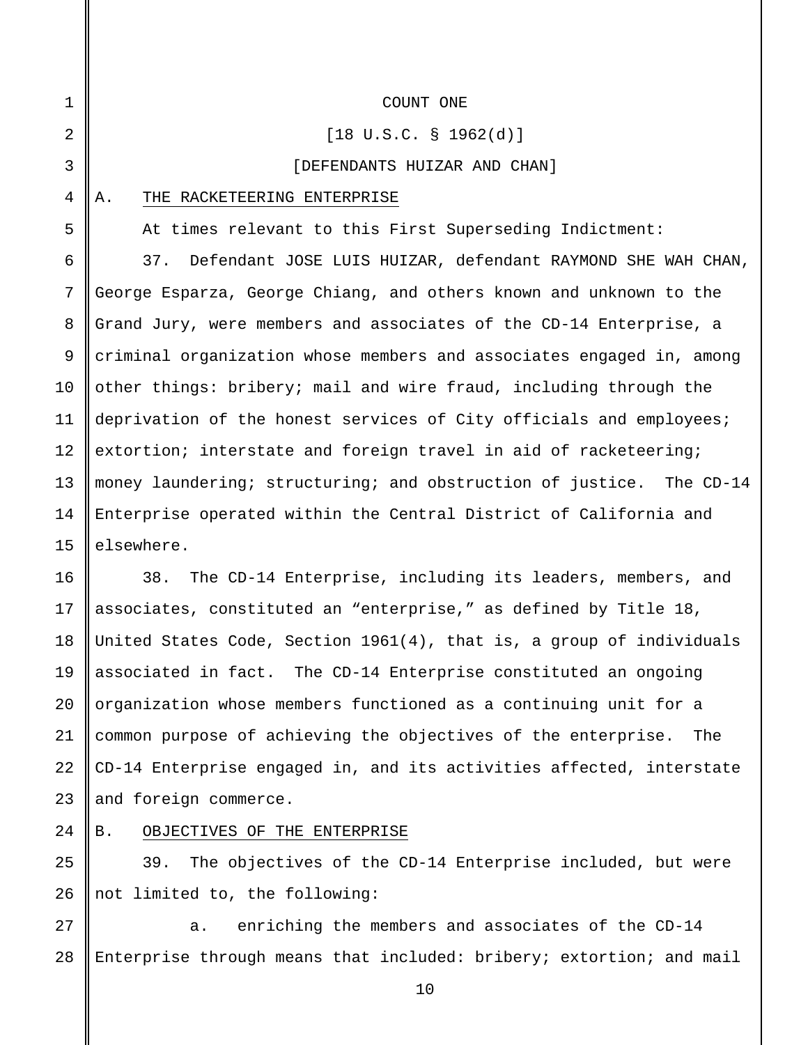COUNT ONE

[18 U.S.C. § 1962(d)]

[DEFENDANTS HUIZAR AND CHAN]

A. THE RACKETEERING ENTERPRISE

At times relevant to this First Superseding Indictment:

37. Defendant JOSE LUIS HUIZAR, defendant RAYMOND SHE WAH CHAN, George Esparza, George Chiang, and others known and unknown to the Grand Jury, were members and associates of the CD-14 Enterprise, a criminal organization whose members and associates engaged in, among other things: bribery; mail and wire fraud, including through the deprivation of the honest services of City officials and employees; extortion; interstate and foreign travel in aid of racketeering; money laundering; structuring; and obstruction of justice. The CD-14 Enterprise operated within the Central District of California and elsewhere.

38. The CD-14 Enterprise, including its leaders, members, and associates, constituted an "enterprise," as defined by Title 18, United States Code, Section 1961(4), that is, a group of individuals associated in fact. The CD-14 Enterprise constituted an ongoing organization whose members functioned as a continuing unit for a common purpose of achieving the objectives of the enterprise. The CD-14 Enterprise engaged in, and its activities affected, interstate and foreign commerce.

B. OBJECTIVES OF THE ENTERPRISE

39. The objectives of the CD-14 Enterprise included, but were not limited to, the following:

a. enriching the members and associates of the CD-14 Enterprise through means that included: bribery; extortion; and mail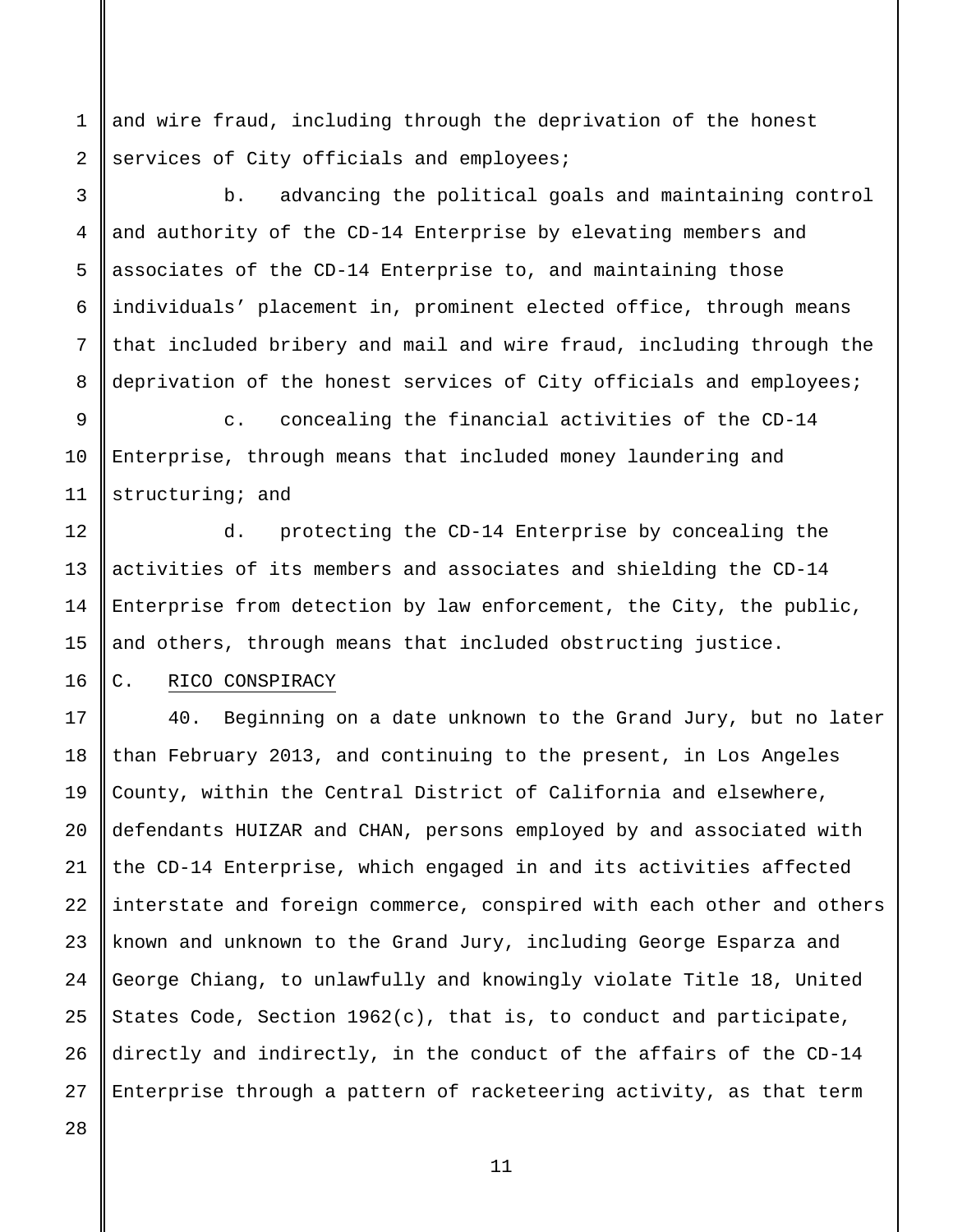and wire fraud, including through the deprivation of the honest services of City officials and employees;

b. advancing the political goals and maintaining control and authority of the CD-14 Enterprise by elevating members and associates of the CD-14 Enterprise to, and maintaining those individuals' placement in, prominent elected office, through means that included bribery and mail and wire fraud, including through the deprivation of the honest services of City officials and employees;

c. concealing the financial activities of the CD-14 Enterprise, through means that included money laundering and structuring; and

d. protecting the CD-14 Enterprise by concealing the activities of its members and associates and shielding the CD-14 Enterprise from detection by law enforcement, the City, the public, and others, through means that included obstructing justice.

## C. RICO CONSPIRACY

40. Beginning on a date unknown to the Grand Jury, but no later than February 2013, and continuing to the present, in Los Angeles County, within the Central District of California and elsewhere, defendants HUIZAR and CHAN, persons employed by and associated with the CD-14 Enterprise, which engaged in and its activities affected interstate and foreign commerce, conspired with each other and others known and unknown to the Grand Jury, including George Esparza and George Chiang, to unlawfully and knowingly violate Title 18, United States Code, Section 1962(c), that is, to conduct and participate, directly and indirectly, in the conduct of the affairs of the CD-14 Enterprise through a pattern of racketeering activity, as that term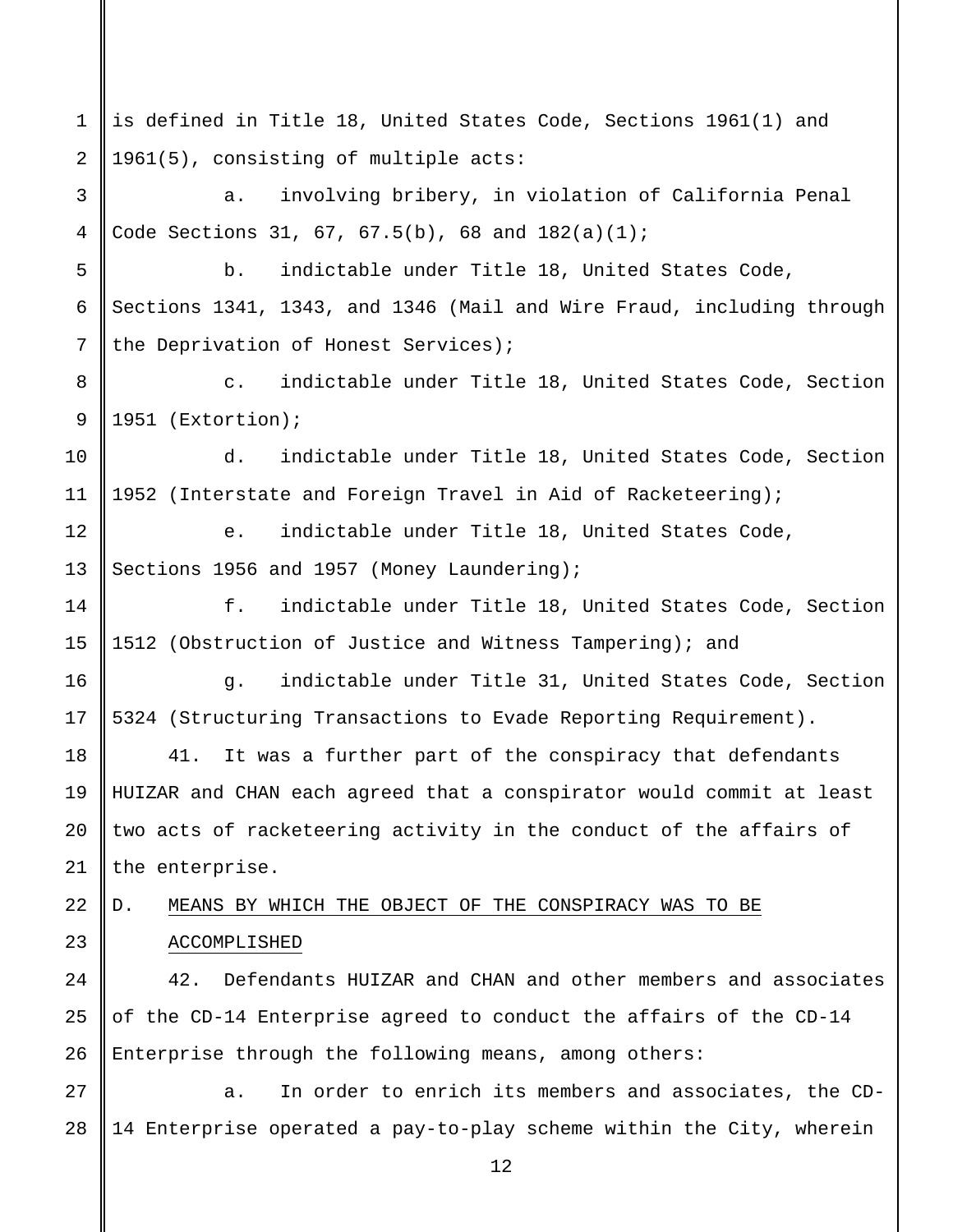is defined in Title 18, United States Code, Sections 1961(1) and 1961(5), consisting of multiple acts:

a. involving bribery, in violation of California Penal Code Sections 31, 67, 67.5(b), 68 and 182(a)(1);

b. indictable under Title 18, United States Code, Sections 1341, 1343, and 1346 (Mail and Wire Fraud, including through the Deprivation of Honest Services);

c. indictable under Title 18, United States Code, Section 1951 (Extortion);

d. indictable under Title 18, United States Code, Section 1952 (Interstate and Foreign Travel in Aid of Racketeering);

e. indictable under Title 18, United States Code, Sections 1956 and 1957 (Money Laundering);

f. indictable under Title 18, United States Code, Section 1512 (Obstruction of Justice and Witness Tampering); and

g. indictable under Title 31, United States Code, Section 5324 (Structuring Transactions to Evade Reporting Requirement).

41. It was a further part of the conspiracy that defendants HUIZAR and CHAN each agreed that a conspirator would commit at least two acts of racketeering activity in the conduct of the affairs of the enterprise.

## D. MEANS BY WHICH THE OBJECT OF THE CONSPIRACY WAS TO BE ACCOMPLISHED

42. Defendants HUIZAR and CHAN and other members and associates of the CD-14 Enterprise agreed to conduct the affairs of the CD-14 Enterprise through the following means, among others:

a. In order to enrich its members and associates, the CD-14 Enterprise operated a pay-to-play scheme within the City, wherein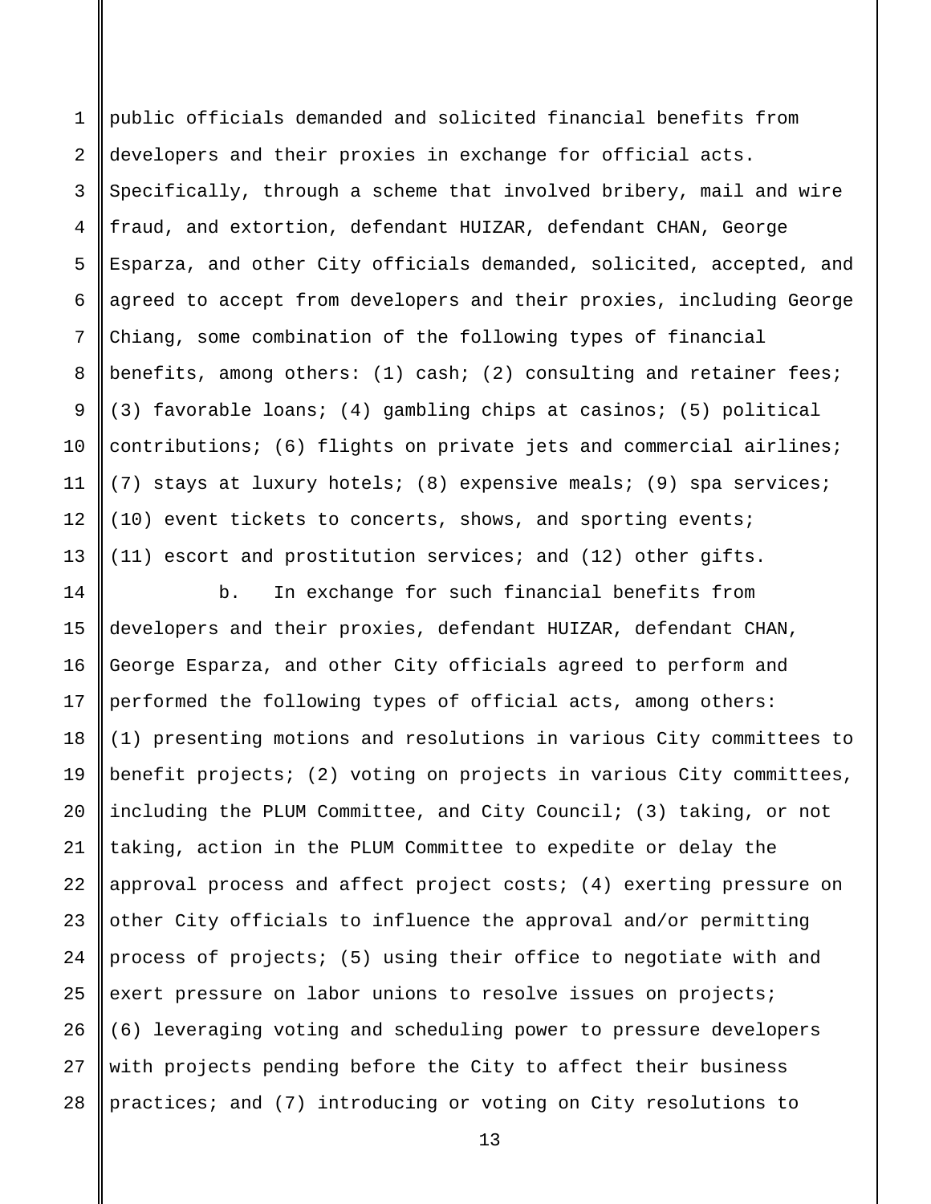public officials demanded and solicited financial benefits from developers and their proxies in exchange for official acts. Specifically, through a scheme that involved bribery, mail and wire fraud, and extortion, defendant HUIZAR, defendant CHAN, George Esparza, and other City officials demanded, solicited, accepted, and agreed to accept from developers and their proxies, including George Chiang, some combination of the following types of financial benefits, among others: (1) cash; (2) consulting and retainer fees; (3) favorable loans; (4) gambling chips at casinos; (5) political contributions; (6) flights on private jets and commercial airlines; (7) stays at luxury hotels; (8) expensive meals; (9) spa services; (10) event tickets to concerts, shows, and sporting events; (11) escort and prostitution services; and (12) other gifts.

b. In exchange for such financial benefits from developers and their proxies, defendant HUIZAR, defendant CHAN, George Esparza, and other City officials agreed to perform and performed the following types of official acts, among others: (1) presenting motions and resolutions in various City committees to benefit projects; (2) voting on projects in various City committees, including the PLUM Committee, and City Council; (3) taking, or not taking, action in the PLUM Committee to expedite or delay the approval process and affect project costs; (4) exerting pressure on other City officials to influence the approval and/or permitting process of projects; (5) using their office to negotiate with and exert pressure on labor unions to resolve issues on projects; (6) leveraging voting and scheduling power to pressure developers with projects pending before the City to affect their business practices; and (7) introducing or voting on City resolutions to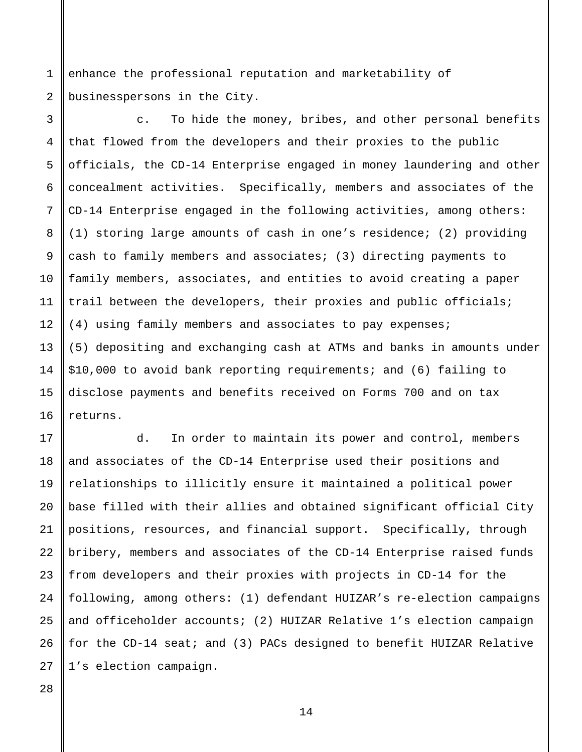enhance the professional reputation and marketability of businesspersons in the City.

c. To hide the money, bribes, and other personal benefits that flowed from the developers and their proxies to the public officials, the CD-14 Enterprise engaged in money laundering and other concealment activities. Specifically, members and associates of the CD-14 Enterprise engaged in the following activities, among others: (1) storing large amounts of cash in one's residence; (2) providing cash to family members and associates; (3) directing payments to family members, associates, and entities to avoid creating a paper trail between the developers, their proxies and public officials; (4) using family members and associates to pay expenses; (5) depositing and exchanging cash at ATMs and banks in amounts under $10,000 to avoid bank reporting requirements; and (6) failing to disclose payments and benefits received on Forms 700 and on tax returns.

d. In order to maintain its power and control, members and associates of the CD-14 Enterprise used their positions and relationships to illicitly ensure it maintained a political power base filled with their allies and obtained significant official City positions, resources, and financial support. Specifically, through bribery, members and associates of the CD-14 Enterprise raised funds from developers and their proxies with projects in CD-14 for the following, among others: (1) defendant HUIZAR's re-election campaigns and officeholder accounts; (2) HUIZAR Relative 1's election campaign for the CD-14 seat; and (3) PACs designed to benefit HUIZAR Relative 1's election campaign.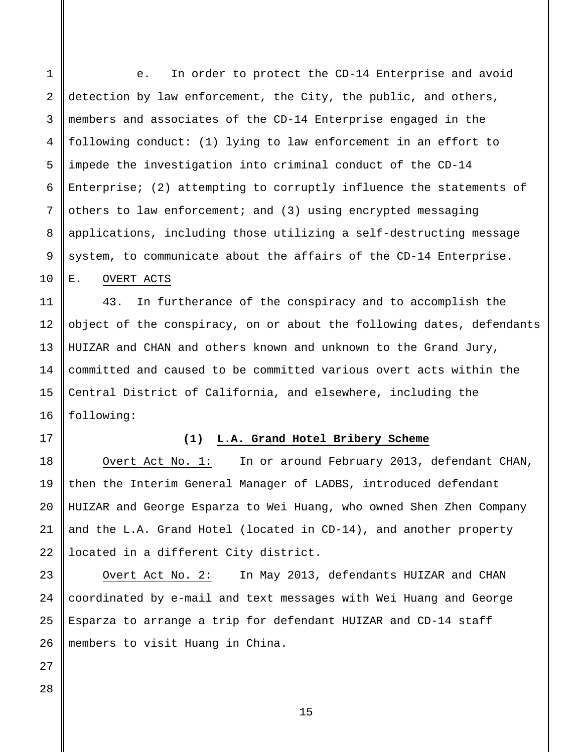e. In order to protect the CD-14 Enterprise and avoid detection by law enforcement, the City, the public, and others, members and associates of the CD-14 Enterprise engaged in the following conduct: (1) lying to law enforcement in an effort to impede the investigation into criminal conduct of the CD-14 Enterprise; (2) attempting to corruptly influence the statements of others to law enforcement; and (3) using encrypted messaging applications, including those utilizing a self-destructing message system, to communicate about the affairs of the CD-14 Enterprise.

E. OVERT ACTS

43. In furtherance of the conspiracy and to accomplish the object of the conspiracy, on or about the following dates, defendants HUIZAR and CHAN and others known and unknown to the Grand Jury, committed and caused to be committed various overt acts within the Central District of California, and elsewhere, including the following:

**(1) L.A. Grand Hotel Bribery Scheme**

Overt Act No. 1: In or around February 2013, defendant CHAN, then the Interim General Manager of LADBS, introduced defendant HUIZAR and George Esparza to Wei Huang, who owned Shen Zhen Company and the L.A. Grand Hotel (located in CD-14), and another property located in a different City district.

Overt Act No. 2: In May 2013, defendants HUIZAR and CHAN coordinated by e-mail and text messages with Wei Huang and George Esparza to arrange a trip for defendant HUIZAR and CD-14 staff members to visit Huang in China.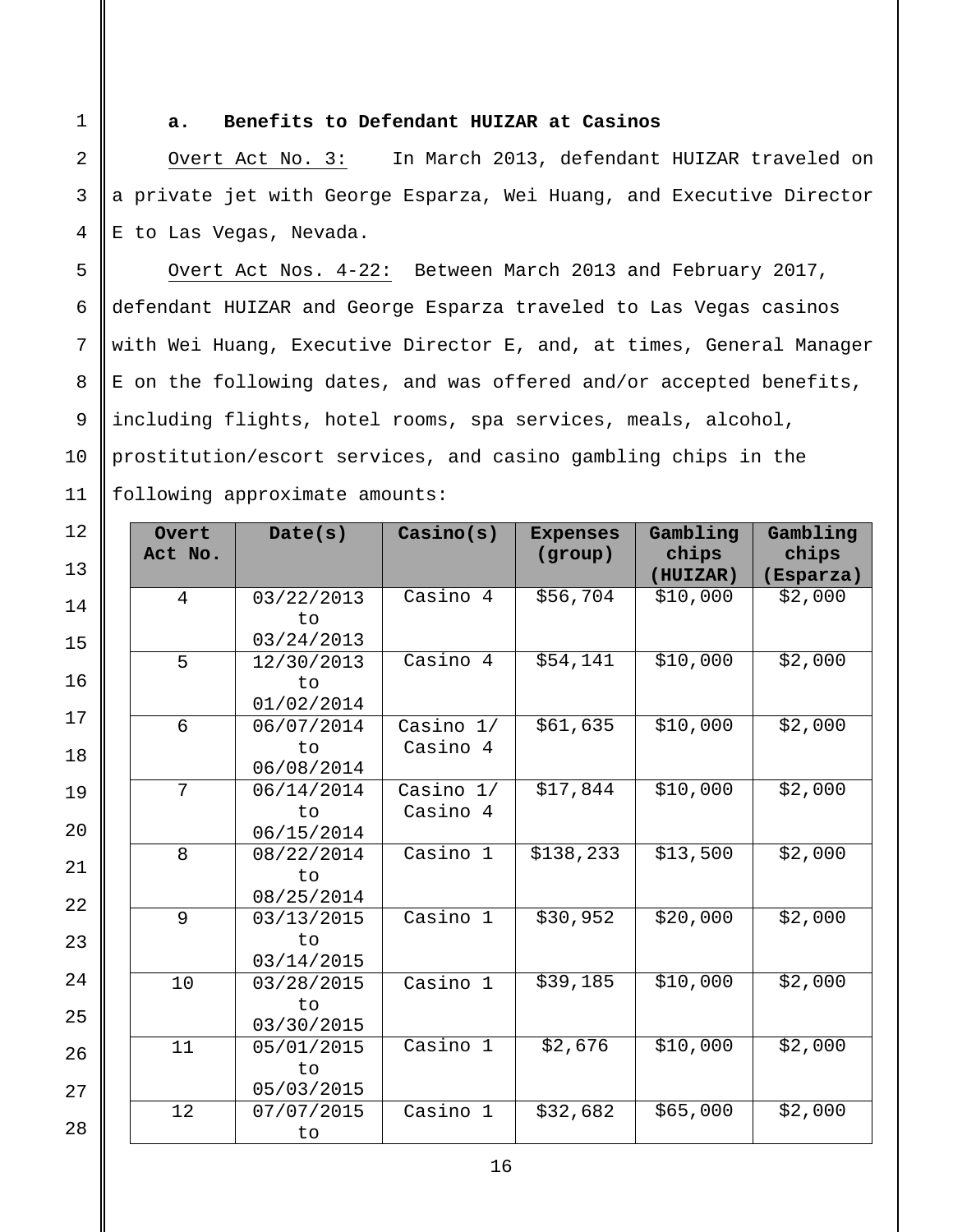**a. Benefits to Defendant HUIZAR at Casinos**

Overt Act No. 3: In March 2013, defendant HUIZAR traveled on a private jet with George Esparza, Wei Huang, and Executive Director E to Las Vegas, Nevada.

Overt Act Nos. 4-22: Between March 2013 and February 2017, defendant HUIZAR and George Esparza traveled to Las Vegas casinos with Wei Huang, Executive Director E, and, at times, General Manager E on the following dates, and was offered and/or accepted benefits, including flights, hotel rooms, spa services, meals, alcohol, prostitution/escort services, and casino gambling chips in the following approximate amounts:

| Overt Act No. | Date(s) | Casino(s) | Expenses (group) | Gambling chips (HUIZAR) | Gambling chips (Esparza) |
|---|---|---|---|---|---|
| 4 | 03/22/2013 to 03/24/2013 | Casino 4 | $56,704 | $10,000 | $2,000 |
| 5 | 12/30/2013 to 01/02/2014 | Casino 4 | $54,141 | $10,000 | $2,000 |
| 6 | 06/07/2014 to 06/08/2014 | Casino 1/ Casino 4 | $61,635 | $10,000 | $2,000 |
| 7 | 06/14/2014 to 06/15/2014 | Casino 1/ Casino 4 | $17,844 | $10,000 | $2,000 |
| 8 | 08/22/2014 to 08/25/2014 | Casino 1 | $138,233 | $13,500 | $2,000 |
| 9 | 03/13/2015 to 03/14/2015 | Casino 1 | $30,952 | $20,000 | $2,000 |
| 10 | 03/28/2015 to 03/30/2015 | Casino 1 | $39,185 | $10,000 | $2,000 |
| 11 | 05/01/2015 to 05/03/2015 | Casino 1 | $2,676 | $10,000 | $2,000 |
| 12 | 07/07/2015 to | Casino 1 | $32,682 | $65,000 | $2,000 |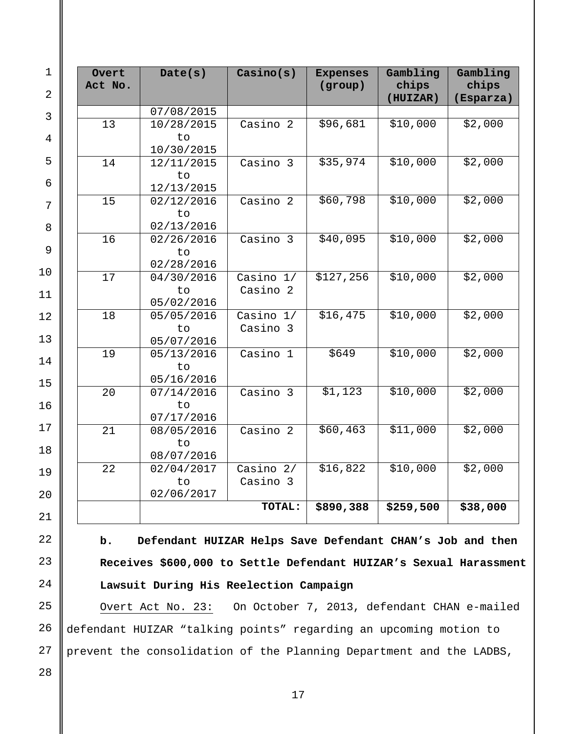| Overt Act No. | Date(s) | Casino(s) | Expenses (group) | Gambling chips (HUIZAR) | Gambling chips (Esparza) |
|---|---|---|---|---|---|
| | 07/08/2015 | | | | |
| 13 | 10/28/2015 to 10/30/2015 | Casino 2 | $96,681 | $10,000 | $2,000 |
| 14 | 12/11/2015 to 12/13/2015 | Casino 3 | $35,974 | $10,000 | $2,000 |
| 15 | 02/12/2016 to 02/13/2016 | Casino 2 | $60,798 | $10,000 | $2,000 |
| 16 | 02/26/2016 to 02/28/2016 | Casino 3 | $40,095 | $10,000 | $2,000 |
| 17 | 04/30/2016 to 05/02/2016 | Casino 1/ Casino 2 | $127,256 | $10,000 | $2,000 |
| 18 | 05/05/2016 to 05/07/2016 | Casino 1/ Casino 3 | $16,475 | $10,000 | $2,000 |
| 19 | 05/13/2016 to 05/16/2016 | Casino 1 | $649 | $10,000 | $2,000 |
| 20 | 07/14/2016 to 07/17/2016 | Casino 3 | $1,123 | $10,000 | $2,000 |
| 21 | 08/05/2016 to 08/07/2016 | Casino 2 | $60,463 | $11,000 | $2,000 |
| 22 | 02/04/2017 to 02/06/2017 | Casino 2/ Casino 3 | $16,822 | $10,000 | $2,000 |
| | | **TOTAL:** | **$890,388** | **$259,500** | **$38,000** |

**b. Defendant HUIZAR Helps Save Defendant CHAN's Job and then Receives $600,000 to Settle Defendant HUIZAR's Sexual Harassment Lawsuit During His Reelection Campaign**

Overt Act No. 23: On October 7, 2013, defendant CHAN e-mailed defendant HUIZAR "talking points" regarding an upcoming motion to prevent the consolidation of the Planning Department and the LADBS,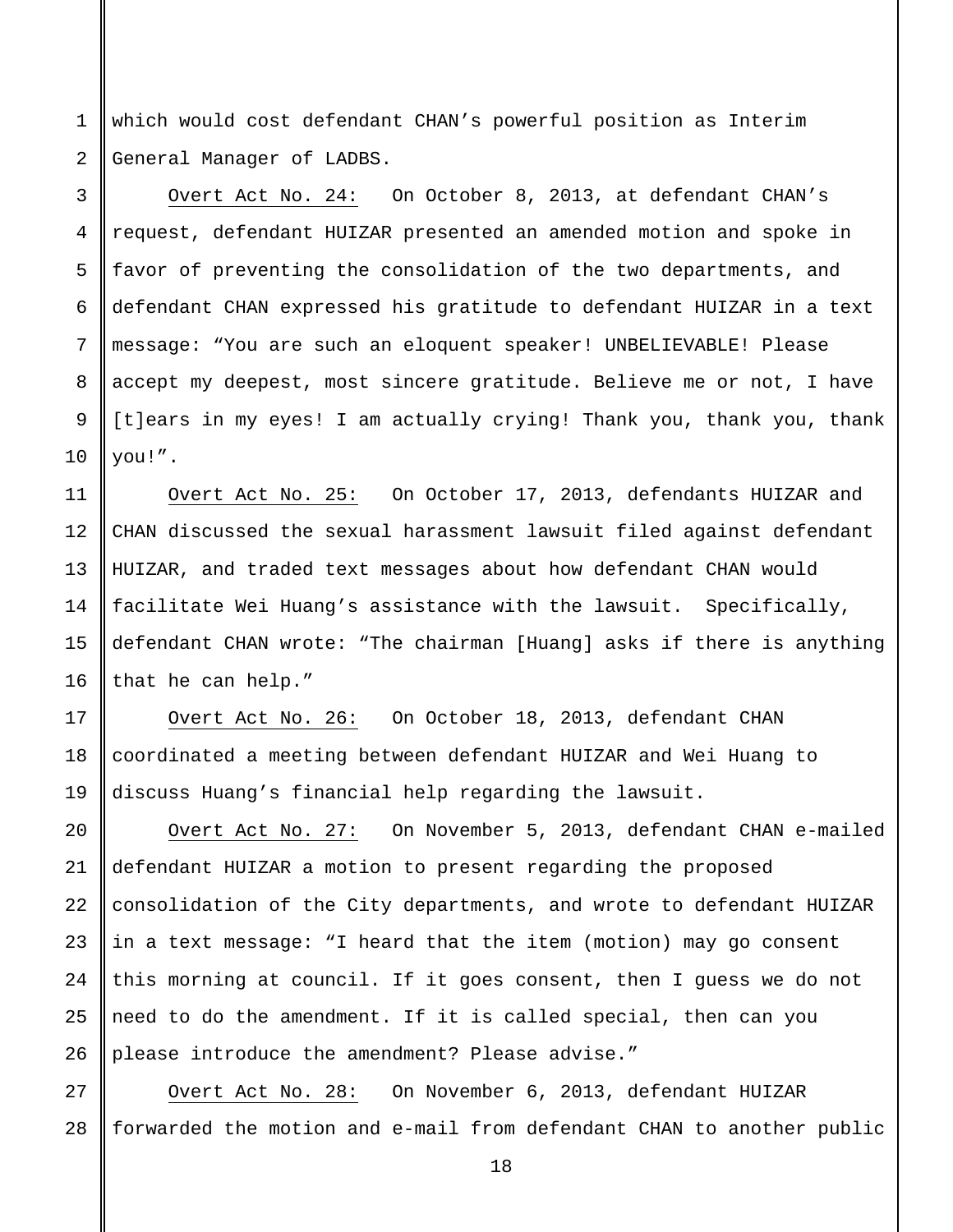which would cost defendant CHAN's powerful position as Interim General Manager of LADBS.

Overt Act No. 24: On October 8, 2013, at defendant CHAN's request, defendant HUIZAR presented an amended motion and spoke in favor of preventing the consolidation of the two departments, and defendant CHAN expressed his gratitude to defendant HUIZAR in a text message: "You are such an eloquent speaker! UNBELIEVABLE! Please accept my deepest, most sincere gratitude. Believe me or not, I have [t]ears in my eyes! I am actually crying! Thank you, thank you, thank you!".

Overt Act No. 25: On October 17, 2013, defendants HUIZAR and CHAN discussed the sexual harassment lawsuit filed against defendant HUIZAR, and traded text messages about how defendant CHAN would facilitate Wei Huang's assistance with the lawsuit. Specifically, defendant CHAN wrote: "The chairman [Huang] asks if there is anything that he can help."

Overt Act No. 26: On October 18, 2013, defendant CHAN coordinated a meeting between defendant HUIZAR and Wei Huang to discuss Huang's financial help regarding the lawsuit.

Overt Act No. 27: On November 5, 2013, defendant CHAN e-mailed defendant HUIZAR a motion to present regarding the proposed consolidation of the City departments, and wrote to defendant HUIZAR in a text message: "I heard that the item (motion) may go consent this morning at council. If it goes consent, then I guess we do not need to do the amendment. If it is called special, then can you please introduce the amendment? Please advise."

Overt Act No. 28: On November 6, 2013, defendant HUIZAR forwarded the motion and e-mail from defendant CHAN to another public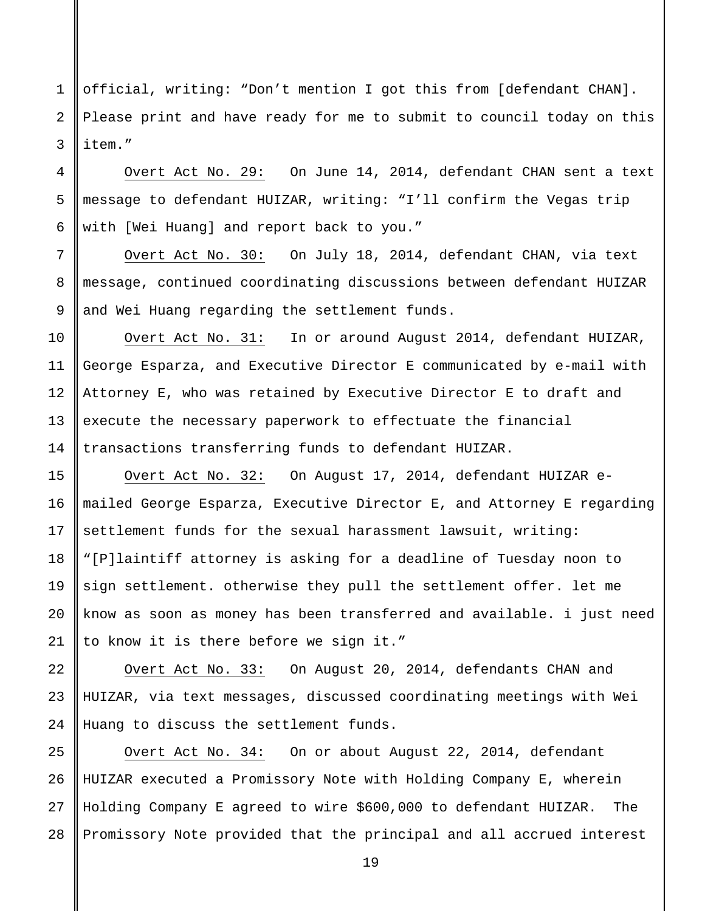official, writing: "Don't mention I got this from [defendant CHAN]. Please print and have ready for me to submit to council today on this item."

Overt Act No. 29: On June 14, 2014, defendant CHAN sent a text message to defendant HUIZAR, writing: "I'll confirm the Vegas trip with [Wei Huang] and report back to you."

Overt Act No. 30: On July 18, 2014, defendant CHAN, via text message, continued coordinating discussions between defendant HUIZAR and Wei Huang regarding the settlement funds.

Overt Act No. 31: In or around August 2014, defendant HUIZAR, George Esparza, and Executive Director E communicated by e-mail with Attorney E, who was retained by Executive Director E to draft and execute the necessary paperwork to effectuate the financial transactions transferring funds to defendant HUIZAR.

Overt Act No. 32: On August 17, 2014, defendant HUIZAR e-mailed George Esparza, Executive Director E, and Attorney E regarding settlement funds for the sexual harassment lawsuit, writing: "[P]laintiff attorney is asking for a deadline of Tuesday noon to sign settlement. otherwise they pull the settlement offer. let me know as soon as money has been transferred and available. i just need to know it is there before we sign it."

Overt Act No. 33: On August 20, 2014, defendants CHAN and HUIZAR, via text messages, discussed coordinating meetings with Wei Huang to discuss the settlement funds.

Overt Act No. 34: On or about August 22, 2014, defendant HUIZAR executed a Promissory Note with Holding Company E, wherein Holding Company E agreed to wire $600,000 to defendant HUIZAR. The Promissory Note provided that the principal and all accrued interest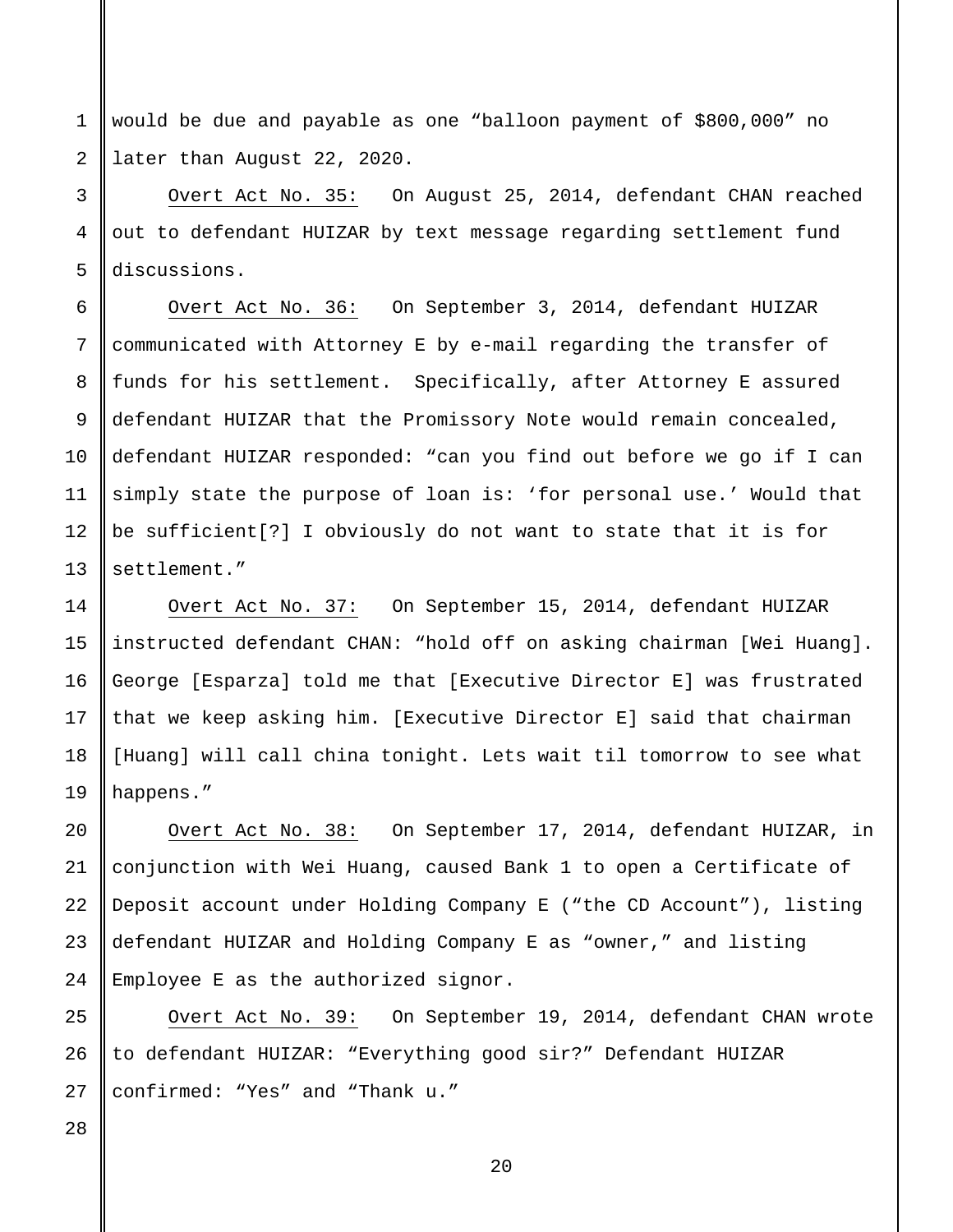would be due and payable as one “balloon payment of $800,000” no later than August 22, 2020.

Overt Act No. 35: On August 25, 2014, defendant CHAN reached out to defendant HUIZAR by text message regarding settlement fund discussions.

Overt Act No. 36: On September 3, 2014, defendant HUIZAR communicated with Attorney E by e-mail regarding the transfer of funds for his settlement. Specifically, after Attorney E assured defendant HUIZAR that the Promissory Note would remain concealed, defendant HUIZAR responded: “can you find out before we go if I can simply state the purpose of loan is: ‘for personal use.’ Would that be sufficient[?] I obviously do not want to state that it is for settlement.”

Overt Act No. 37: On September 15, 2014, defendant HUIZAR instructed defendant CHAN: “hold off on asking chairman [Wei Huang]. George [Esparza] told me that [Executive Director E] was frustrated that we keep asking him. [Executive Director E] said that chairman [Huang] will call china tonight. Lets wait til tomorrow to see what happens.”

Overt Act No. 38: On September 17, 2014, defendant HUIZAR, in conjunction with Wei Huang, caused Bank 1 to open a Certificate of Deposit account under Holding Company E (“the CD Account”), listing defendant HUIZAR and Holding Company E as “owner,” and listing Employee E as the authorized signor.

Overt Act No. 39: On September 19, 2014, defendant CHAN wrote to defendant HUIZAR: “Everything good sir?” Defendant HUIZAR confirmed: “Yes” and “Thank u.”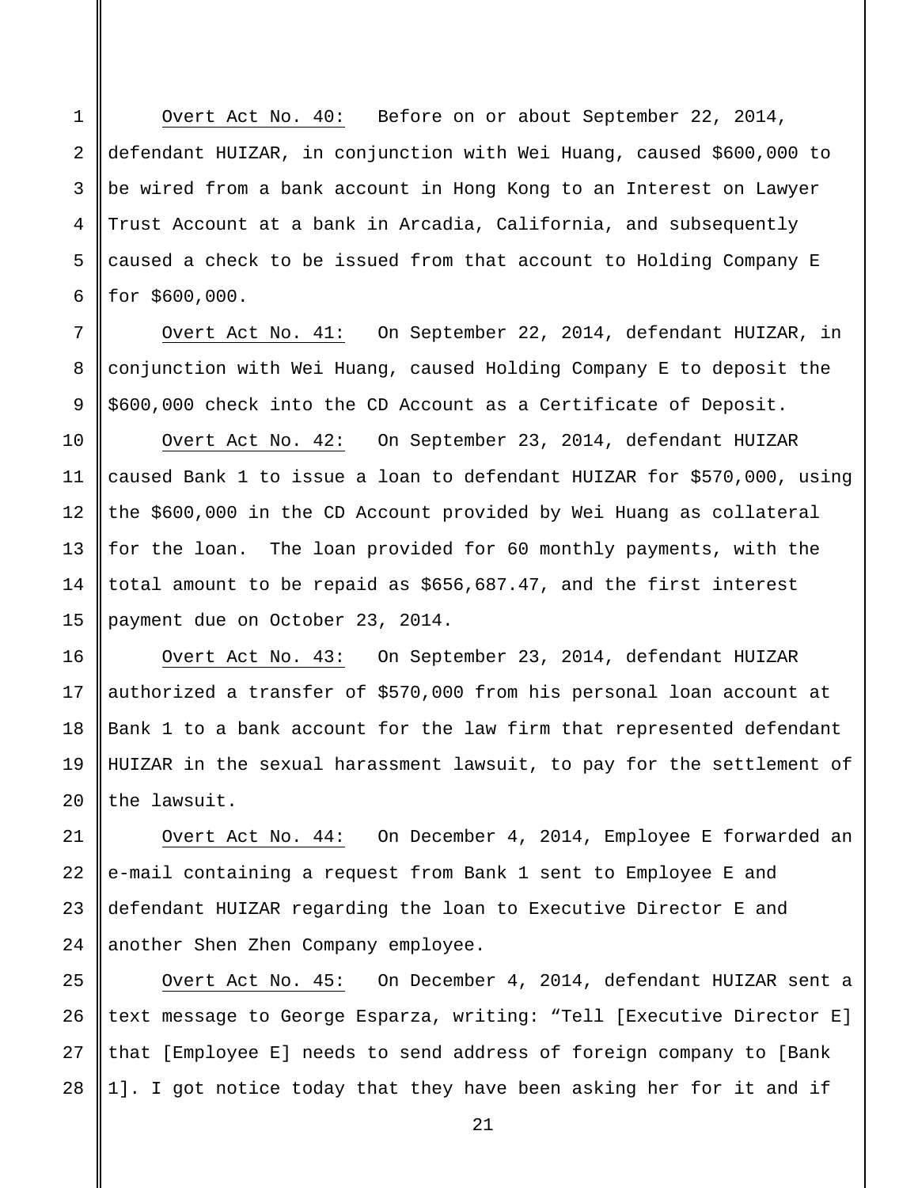<u>Overt Act No. 40:</u> Before on or about September 22, 2014, defendant HUIZAR, in conjunction with Wei Huang, caused $600,000 to be wired from a bank account in Hong Kong to an Interest on Lawyer Trust Account at a bank in Arcadia, California, and subsequently caused a check to be issued from that account to Holding Company E for $600,000.

<u>Overt Act No. 41:</u> On September 22, 2014, defendant HUIZAR, in conjunction with Wei Huang, caused Holding Company E to deposit the $600,000 check into the CD Account as a Certificate of Deposit.

<u>Overt Act No. 42:</u> On September 23, 2014, defendant HUIZAR caused Bank 1 to issue a loan to defendant HUIZAR for $570,000, using the $600,000 in the CD Account provided by Wei Huang as collateral for the loan. The loan provided for 60 monthly payments, with the total amount to be repaid as $656,687.47, and the first interest payment due on October 23, 2014.

<u>Overt Act No. 43:</u> On September 23, 2014, defendant HUIZAR authorized a transfer of $570,000 from his personal loan account at Bank 1 to a bank account for the law firm that represented defendant HUIZAR in the sexual harassment lawsuit, to pay for the settlement of the lawsuit.

<u>Overt Act No. 44:</u> On December 4, 2014, Employee E forwarded an e-mail containing a request from Bank 1 sent to Employee E and defendant HUIZAR regarding the loan to Executive Director E and another Shen Zhen Company employee.

<u>Overt Act No. 45:</u> On December 4, 2014, defendant HUIZAR sent a text message to George Esparza, writing: "Tell [Executive Director E] that [Employee E] needs to send address of foreign company to [Bank 1]. I got notice today that they have been asking her for it and if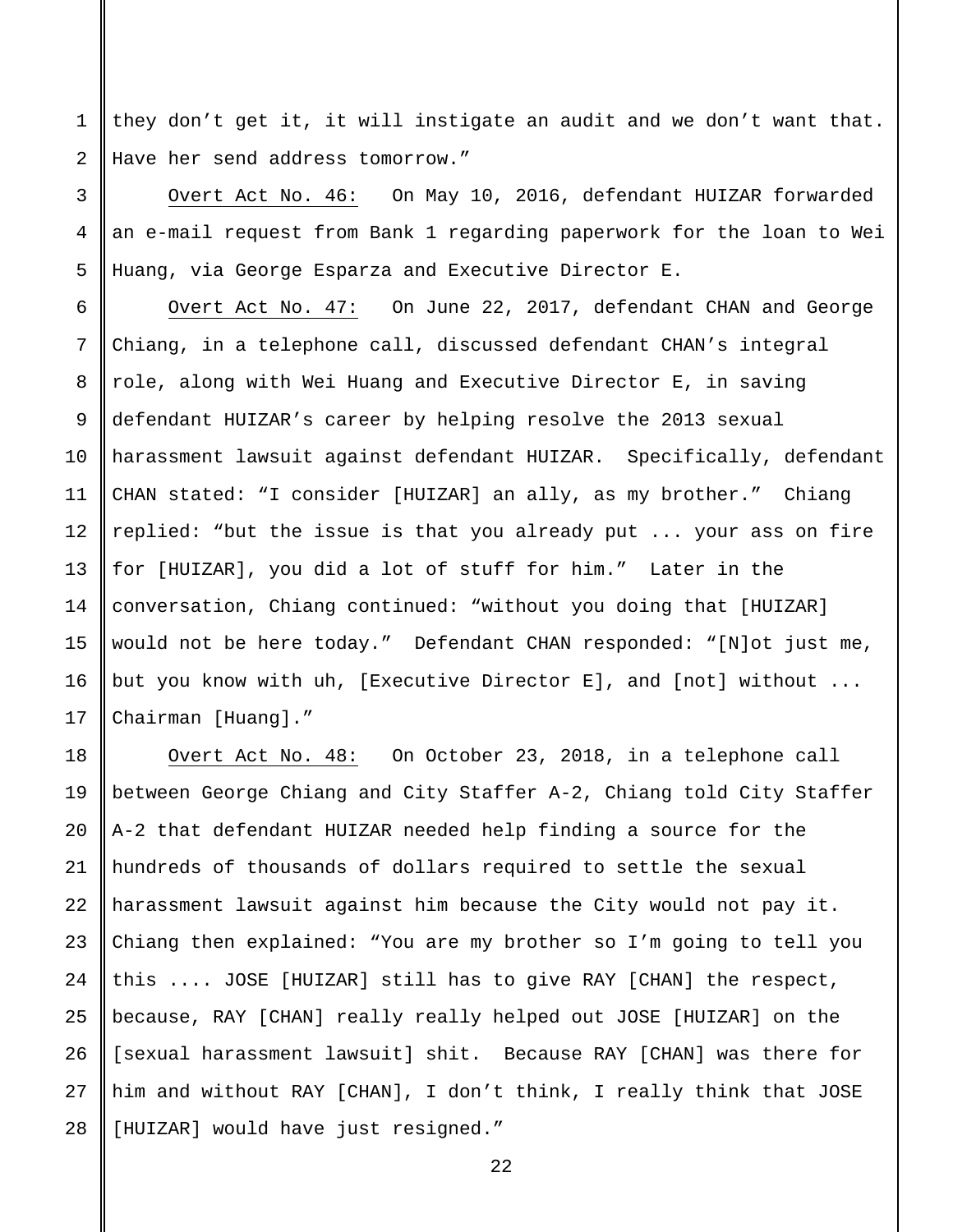they don’t get it, it will instigate an audit and we don’t want that. Have her send address tomorrow.”

Overt Act No. 46: On May 10, 2016, defendant HUIZAR forwarded an e-mail request from Bank 1 regarding paperwork for the loan to Wei Huang, via George Esparza and Executive Director E.

Overt Act No. 47: On June 22, 2017, defendant CHAN and George Chiang, in a telephone call, discussed defendant CHAN’s integral role, along with Wei Huang and Executive Director E, in saving defendant HUIZAR’s career by helping resolve the 2013 sexual harassment lawsuit against defendant HUIZAR. Specifically, defendant CHAN stated: “I consider [HUIZAR] an ally, as my brother.” Chiang replied: “but the issue is that you already put ... your ass on fire for [HUIZAR], you did a lot of stuff for him.” Later in the conversation, Chiang continued: “without you doing that [HUIZAR] would not be here today.” Defendant CHAN responded: “[N]ot just me, but you know with uh, [Executive Director E], and [not] without ... Chairman [Huang].”

Overt Act No. 48: On October 23, 2018, in a telephone call between George Chiang and City Staffer A-2, Chiang told City Staffer A-2 that defendant HUIZAR needed help finding a source for the hundreds of thousands of dollars required to settle the sexual harassment lawsuit against him because the City would not pay it. Chiang then explained: “You are my brother so I’m going to tell you this .... JOSE [HUIZAR] still has to give RAY [CHAN] the respect, because, RAY [CHAN] really really helped out JOSE [HUIZAR] on the [sexual harassment lawsuit] shit. Because RAY [CHAN] was there for him and without RAY [CHAN], I don’t think, I really think that JOSE [HUIZAR] would have just resigned.”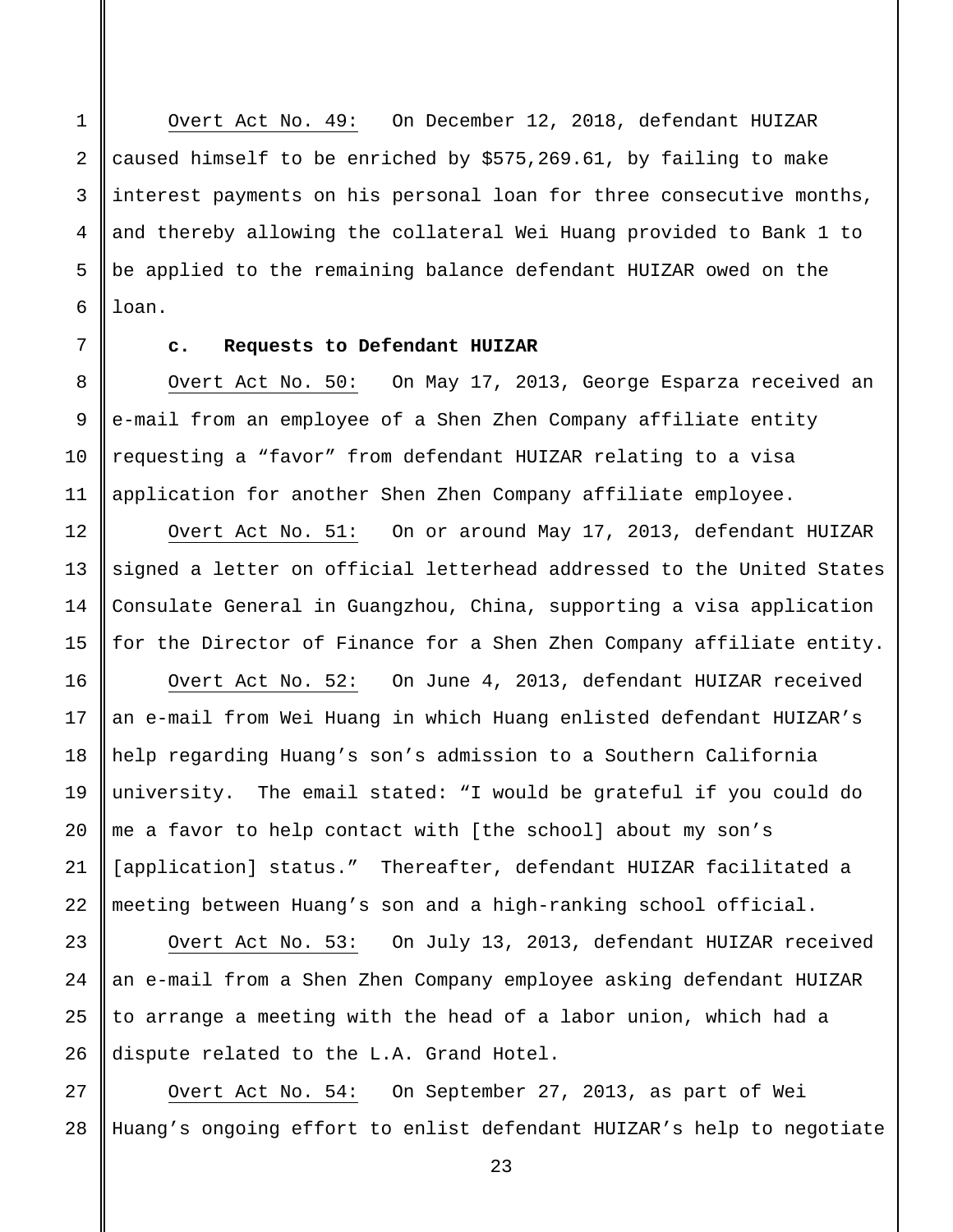Overt Act No. 49: On December 12, 2018, defendant HUIZAR caused himself to be enriched by $575,269.61, by failing to make interest payments on his personal loan for three consecutive months, and thereby allowing the collateral Wei Huang provided to Bank 1 to be applied to the remaining balance defendant HUIZAR owed on the loan.

**c. Requests to Defendant HUIZAR**

Overt Act No. 50: On May 17, 2013, George Esparza received an e-mail from an employee of a Shen Zhen Company affiliate entity requesting a "favor" from defendant HUIZAR relating to a visa application for another Shen Zhen Company affiliate employee.

Overt Act No. 51: On or around May 17, 2013, defendant HUIZAR signed a letter on official letterhead addressed to the United States Consulate General in Guangzhou, China, supporting a visa application for the Director of Finance for a Shen Zhen Company affiliate entity.

Overt Act No. 52: On June 4, 2013, defendant HUIZAR received an e-mail from Wei Huang in which Huang enlisted defendant HUIZAR's help regarding Huang's son's admission to a Southern California university. The email stated: "I would be grateful if you could do me a favor to help contact with [the school] about my son's [application] status." Thereafter, defendant HUIZAR facilitated a meeting between Huang's son and a high-ranking school official.

Overt Act No. 53: On July 13, 2013, defendant HUIZAR received an e-mail from a Shen Zhen Company employee asking defendant HUIZAR to arrange a meeting with the head of a labor union, which had a dispute related to the L.A. Grand Hotel.

Overt Act No. 54: On September 27, 2013, as part of Wei Huang's ongoing effort to enlist defendant HUIZAR's help to negotiate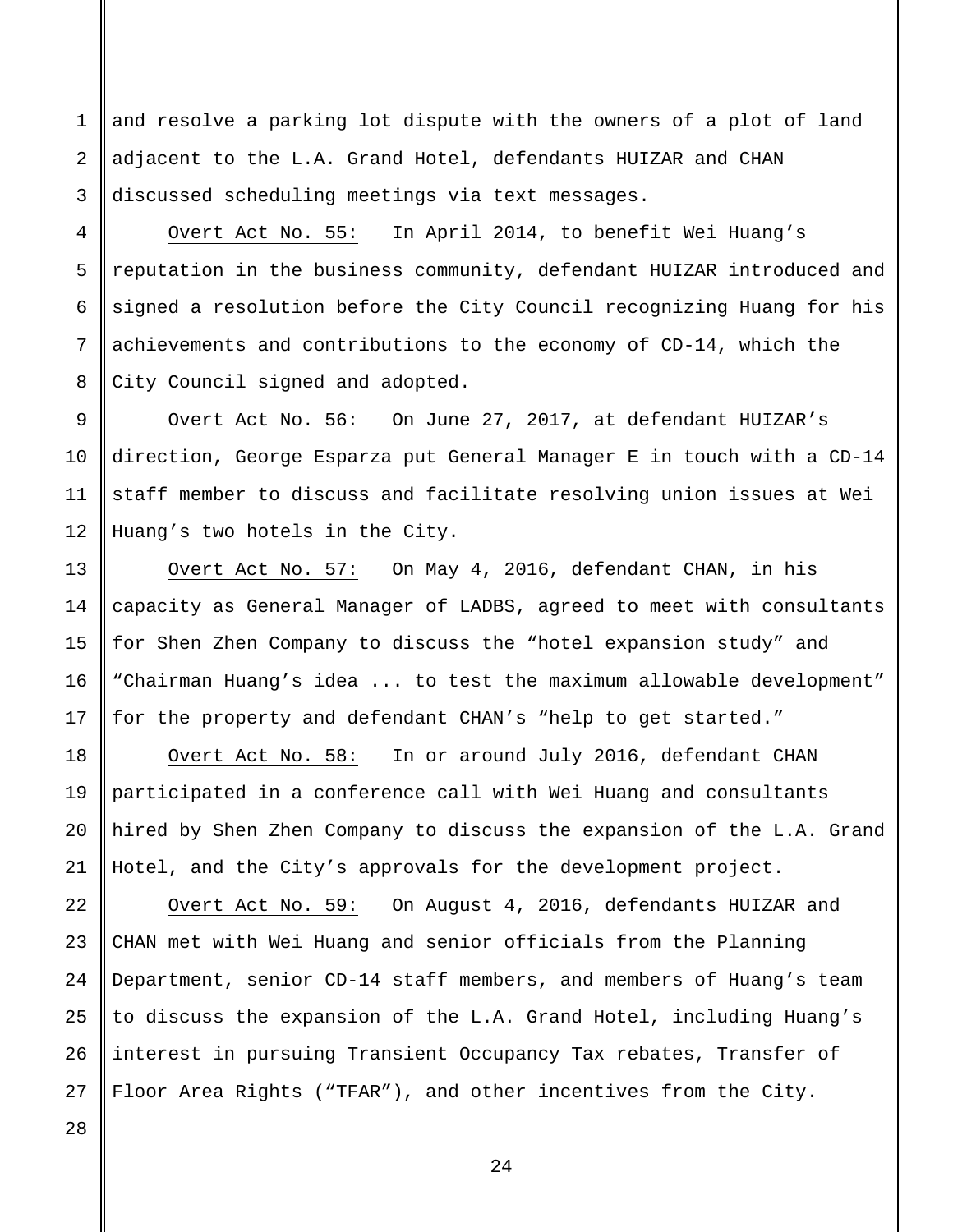and resolve a parking lot dispute with the owners of a plot of land adjacent to the L.A. Grand Hotel, defendants HUIZAR and CHAN discussed scheduling meetings via text messages.

Overt Act No. 55: In April 2014, to benefit Wei Huang's reputation in the business community, defendant HUIZAR introduced and signed a resolution before the City Council recognizing Huang for his achievements and contributions to the economy of CD-14, which the City Council signed and adopted.

Overt Act No. 56: On June 27, 2017, at defendant HUIZAR's direction, George Esparza put General Manager E in touch with a CD-14 staff member to discuss and facilitate resolving union issues at Wei Huang's two hotels in the City.

Overt Act No. 57: On May 4, 2016, defendant CHAN, in his capacity as General Manager of LADBS, agreed to meet with consultants for Shen Zhen Company to discuss the "hotel expansion study" and "Chairman Huang's idea ... to test the maximum allowable development" for the property and defendant CHAN's "help to get started."

Overt Act No. 58: In or around July 2016, defendant CHAN participated in a conference call with Wei Huang and consultants hired by Shen Zhen Company to discuss the expansion of the L.A. Grand Hotel, and the City's approvals for the development project.

Overt Act No. 59: On August 4, 2016, defendants HUIZAR and CHAN met with Wei Huang and senior officials from the Planning Department, senior CD-14 staff members, and members of Huang's team to discuss the expansion of the L.A. Grand Hotel, including Huang's interest in pursuing Transient Occupancy Tax rebates, Transfer of Floor Area Rights ("TFAR"), and other incentives from the City.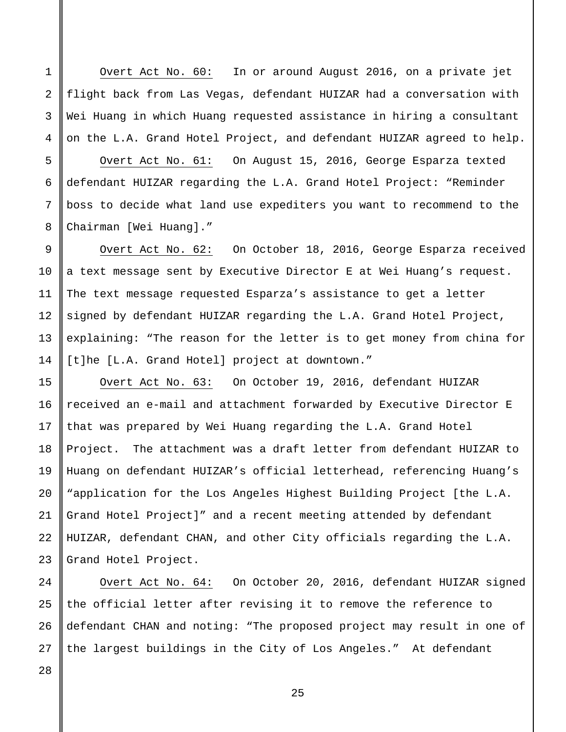<u>Overt Act No. 60:</u> In or around August 2016, on a private jet flight back from Las Vegas, defendant HUIZAR had a conversation with Wei Huang in which Huang requested assistance in hiring a consultant on the L.A. Grand Hotel Project, and defendant HUIZAR agreed to help.

<u>Overt Act No. 61:</u> On August 15, 2016, George Esparza texted defendant HUIZAR regarding the L.A. Grand Hotel Project: "Reminder boss to decide what land use expediters you want to recommend to the Chairman [Wei Huang]."

<u>Overt Act No. 62:</u> On October 18, 2016, George Esparza received a text message sent by Executive Director E at Wei Huang's request. The text message requested Esparza's assistance to get a letter signed by defendant HUIZAR regarding the L.A. Grand Hotel Project, explaining: "The reason for the letter is to get money from china for [t]he [L.A. Grand Hotel] project at downtown."

<u>Overt Act No. 63:</u> On October 19, 2016, defendant HUIZAR received an e-mail and attachment forwarded by Executive Director E that was prepared by Wei Huang regarding the L.A. Grand Hotel Project. The attachment was a draft letter from defendant HUIZAR to Huang on defendant HUIZAR's official letterhead, referencing Huang's "application for the Los Angeles Highest Building Project [the L.A. Grand Hotel Project]" and a recent meeting attended by defendant HUIZAR, defendant CHAN, and other City officials regarding the L.A. Grand Hotel Project.

<u>Overt Act No. 64:</u> On October 20, 2016, defendant HUIZAR signed the official letter after revising it to remove the reference to defendant CHAN and noting: "The proposed project may result in one of the largest buildings in the City of Los Angeles." At defendant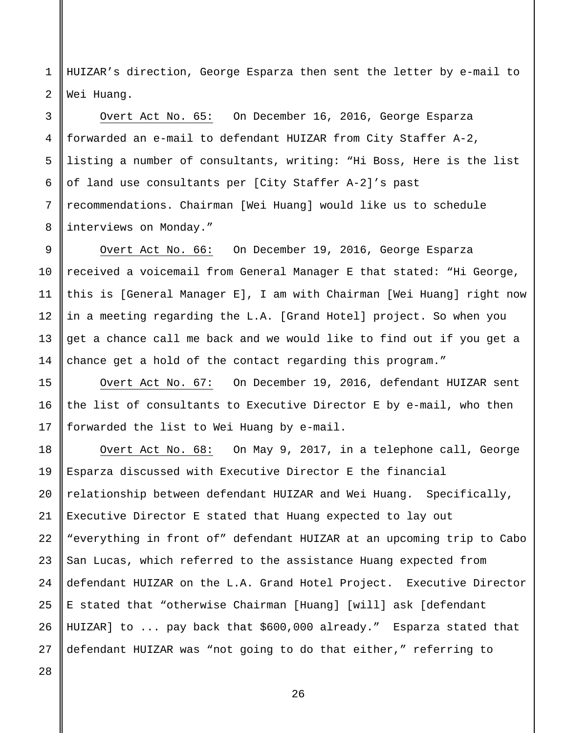HUIZAR's direction, George Esparza then sent the letter by e-mail to Wei Huang.

Overt Act No. 65: On December 16, 2016, George Esparza forwarded an e-mail to defendant HUIZAR from City Staffer A-2, listing a number of consultants, writing: "Hi Boss, Here is the list of land use consultants per [City Staffer A-2]'s past recommendations. Chairman [Wei Huang] would like us to schedule interviews on Monday."

Overt Act No. 66: On December 19, 2016, George Esparza received a voicemail from General Manager E that stated: "Hi George, this is [General Manager E], I am with Chairman [Wei Huang] right now in a meeting regarding the L.A. [Grand Hotel] project. So when you get a chance call me back and we would like to find out if you get a chance get a hold of the contact regarding this program."

Overt Act No. 67: On December 19, 2016, defendant HUIZAR sent the list of consultants to Executive Director E by e-mail, who then forwarded the list to Wei Huang by e-mail.

Overt Act No. 68: On May 9, 2017, in a telephone call, George Esparza discussed with Executive Director E the financial relationship between defendant HUIZAR and Wei Huang. Specifically, Executive Director E stated that Huang expected to lay out "everything in front of" defendant HUIZAR at an upcoming trip to Cabo San Lucas, which referred to the assistance Huang expected from defendant HUIZAR on the L.A. Grand Hotel Project. Executive Director E stated that "otherwise Chairman [Huang] [will] ask [defendant HUIZAR] to ... pay back that $600,000 already." Esparza stated that defendant HUIZAR was "not going to do that either," referring to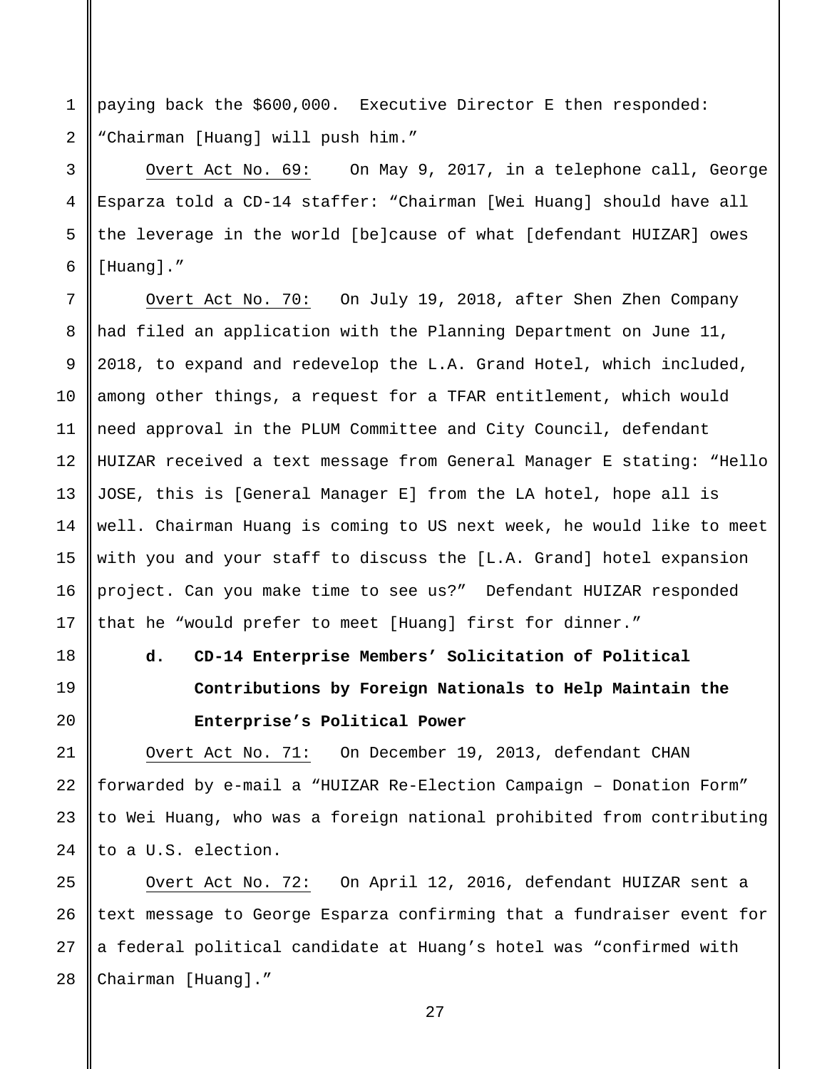paying back the $600,000. Executive Director E then responded: "Chairman [Huang] will push him."

Overt Act No. 69: On May 9, 2017, in a telephone call, George Esparza told a CD-14 staffer: "Chairman [Wei Huang] should have all the leverage in the world [be]cause of what [defendant HUIZAR] owes [Huang]."

Overt Act No. 70: On July 19, 2018, after Shen Zhen Company had filed an application with the Planning Department on June 11, 2018, to expand and redevelop the L.A. Grand Hotel, which included, among other things, a request for a TFAR entitlement, which would need approval in the PLUM Committee and City Council, defendant HUIZAR received a text message from General Manager E stating: "Hello JOSE, this is [General Manager E] from the LA hotel, hope all is well. Chairman Huang is coming to US next week, he would like to meet with you and your staff to discuss the [L.A. Grand] hotel expansion project. Can you make time to see us?" Defendant HUIZAR responded that he "would prefer to meet [Huang] first for dinner."

**d. CD-14 Enterprise Members' Solicitation of Political Contributions by Foreign Nationals to Help Maintain the Enterprise's Political Power**

Overt Act No. 71: On December 19, 2013, defendant CHAN forwarded by e-mail a "HUIZAR Re-Election Campaign – Donation Form" to Wei Huang, who was a foreign national prohibited from contributing to a U.S. election.

Overt Act No. 72: On April 12, 2016, defendant HUIZAR sent a text message to George Esparza confirming that a fundraiser event for a federal political candidate at Huang's hotel was "confirmed with Chairman [Huang]."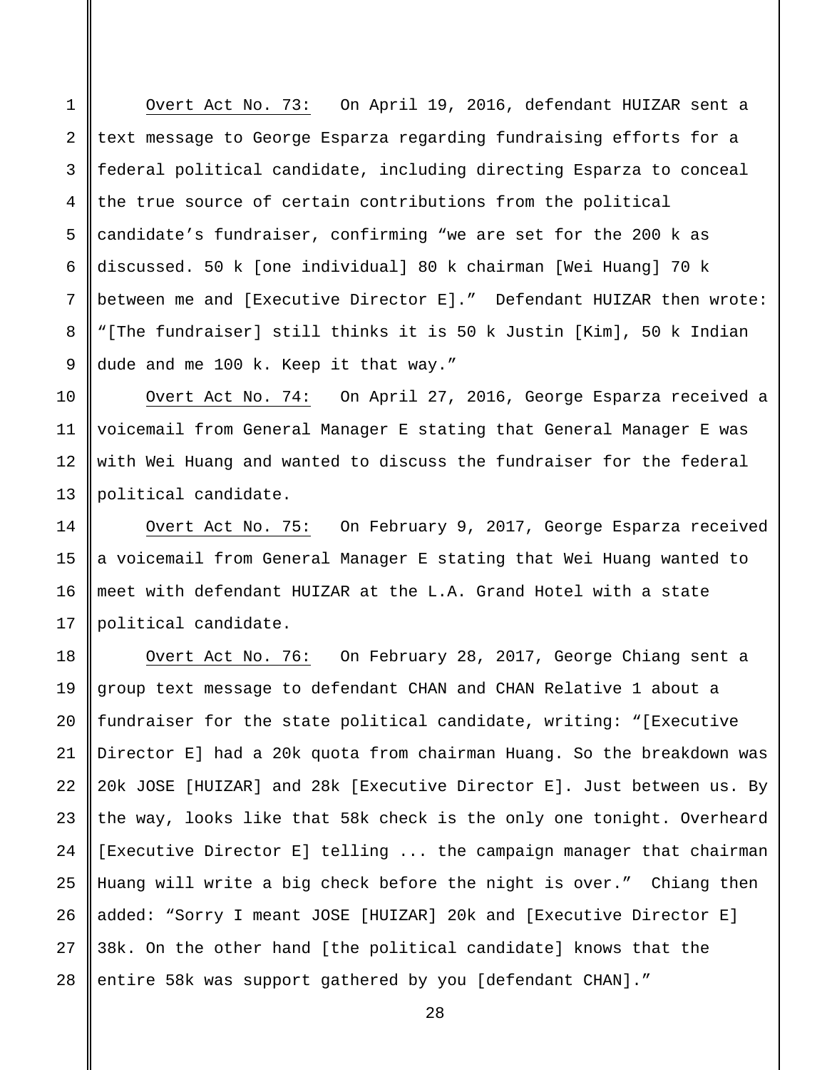Overt Act No. 73: On April 19, 2016, defendant HUIZAR sent a text message to George Esparza regarding fundraising efforts for a federal political candidate, including directing Esparza to conceal the true source of certain contributions from the political candidate's fundraiser, confirming "we are set for the 200 k as discussed. 50 k [one individual] 80 k chairman [Wei Huang] 70 k between me and [Executive Director E]." Defendant HUIZAR then wrote: "[The fundraiser] still thinks it is 50 k Justin [Kim], 50 k Indian dude and me 100 k. Keep it that way."

Overt Act No. 74: On April 27, 2016, George Esparza received a voicemail from General Manager E stating that General Manager E was with Wei Huang and wanted to discuss the fundraiser for the federal political candidate.

Overt Act No. 75: On February 9, 2017, George Esparza received a voicemail from General Manager E stating that Wei Huang wanted to meet with defendant HUIZAR at the L.A. Grand Hotel with a state political candidate.

Overt Act No. 76: On February 28, 2017, George Chiang sent a group text message to defendant CHAN and CHAN Relative 1 about a fundraiser for the state political candidate, writing: "[Executive Director E] had a 20k quota from chairman Huang. So the breakdown was 20k JOSE [HUIZAR] and 28k [Executive Director E]. Just between us. By the way, looks like that 58k check is the only one tonight. Overheard [Executive Director E] telling ... the campaign manager that chairman Huang will write a big check before the night is over." Chiang then added: "Sorry I meant JOSE [HUIZAR] 20k and [Executive Director E] 38k. On the other hand [the political candidate] knows that the entire 58k was support gathered by you [defendant CHAN]."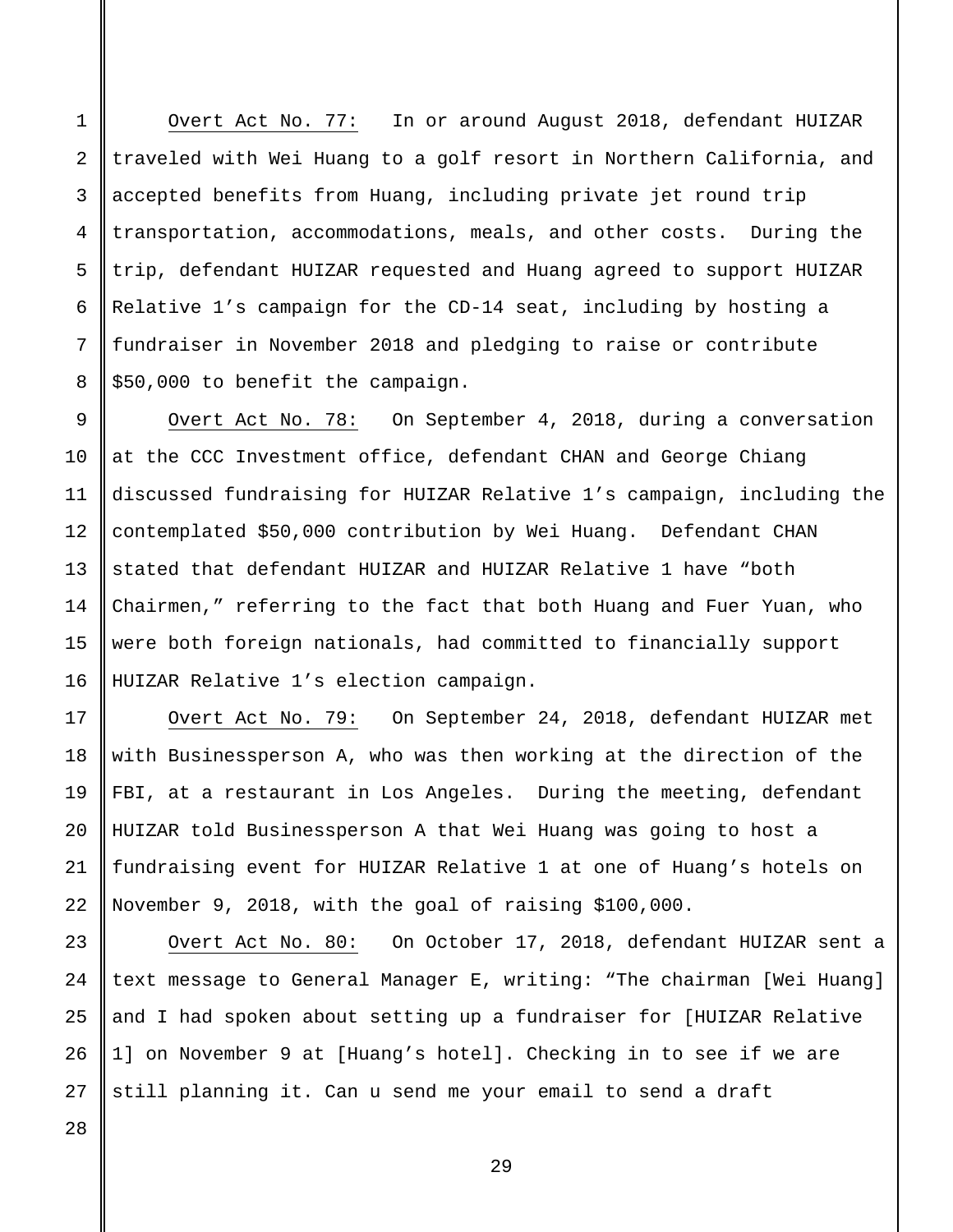Overt Act No. 77: In or around August 2018, defendant HUIZAR traveled with Wei Huang to a golf resort in Northern California, and accepted benefits from Huang, including private jet round trip transportation, accommodations, meals, and other costs. During the trip, defendant HUIZAR requested and Huang agreed to support HUIZAR Relative 1's campaign for the CD-14 seat, including by hosting a fundraiser in November 2018 and pledging to raise or contribute $50,000 to benefit the campaign.

Overt Act No. 78: On September 4, 2018, during a conversation at the CCC Investment office, defendant CHAN and George Chiang discussed fundraising for HUIZAR Relative 1's campaign, including the contemplated $50,000 contribution by Wei Huang. Defendant CHAN stated that defendant HUIZAR and HUIZAR Relative 1 have "both Chairmen," referring to the fact that both Huang and Fuer Yuan, who were both foreign nationals, had committed to financially support HUIZAR Relative 1's election campaign.

Overt Act No. 79: On September 24, 2018, defendant HUIZAR met with Businessperson A, who was then working at the direction of the FBI, at a restaurant in Los Angeles. During the meeting, defendant HUIZAR told Businessperson A that Wei Huang was going to host a fundraising event for HUIZAR Relative 1 at one of Huang's hotels on November 9, 2018, with the goal of raising $100,000.

Overt Act No. 80: On October 17, 2018, defendant HUIZAR sent a text message to General Manager E, writing: "The chairman [Wei Huang] and I had spoken about setting up a fundraiser for [HUIZAR Relative 1] on November 9 at [Huang's hotel]. Checking in to see if we are still planning it. Can u send me your email to send a draft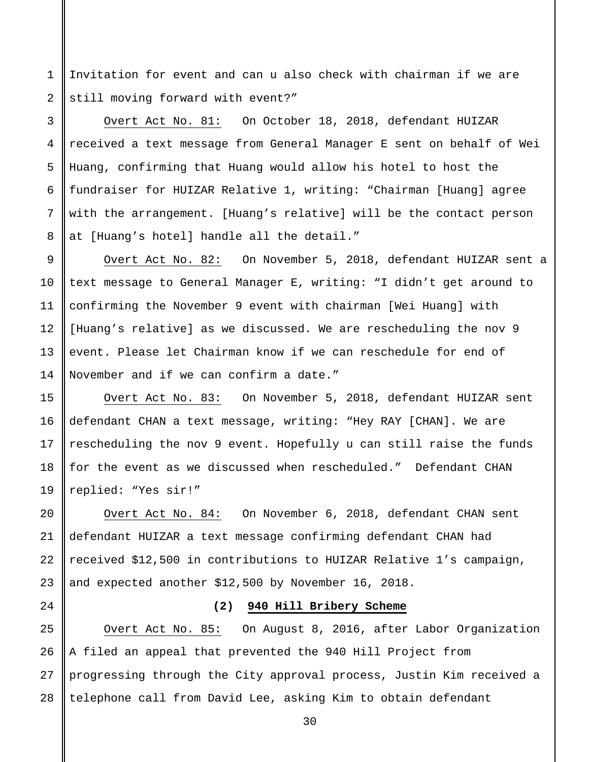Invitation for event and can u also check with chairman if we are still moving forward with event?"

Overt Act No. 81: On October 18, 2018, defendant HUIZAR received a text message from General Manager E sent on behalf of Wei Huang, confirming that Huang would allow his hotel to host the fundraiser for HUIZAR Relative 1, writing: "Chairman [Huang] agree with the arrangement. [Huang's relative] will be the contact person at [Huang's hotel] handle all the detail."

Overt Act No. 82: On November 5, 2018, defendant HUIZAR sent a text message to General Manager E, writing: "I didn't get around to confirming the November 9 event with chairman [Wei Huang] with [Huang's relative] as we discussed. We are rescheduling the nov 9 event. Please let Chairman know if we can reschedule for end of November and if we can confirm a date."

Overt Act No. 83: On November 5, 2018, defendant HUIZAR sent defendant CHAN a text message, writing: "Hey RAY [CHAN]. We are rescheduling the nov 9 event. Hopefully u can still raise the funds for the event as we discussed when rescheduled." Defendant CHAN replied: "Yes sir!"

Overt Act No. 84: On November 6, 2018, defendant CHAN sent defendant HUIZAR a text message confirming defendant CHAN had received $12,500 in contributions to HUIZAR Relative 1's campaign, and expected another $12,500 by November 16, 2018.

**(2) 940 Hill Bribery Scheme**

Overt Act No. 85: On August 8, 2016, after Labor Organization A filed an appeal that prevented the 940 Hill Project from progressing through the City approval process, Justin Kim received a telephone call from David Lee, asking Kim to obtain defendant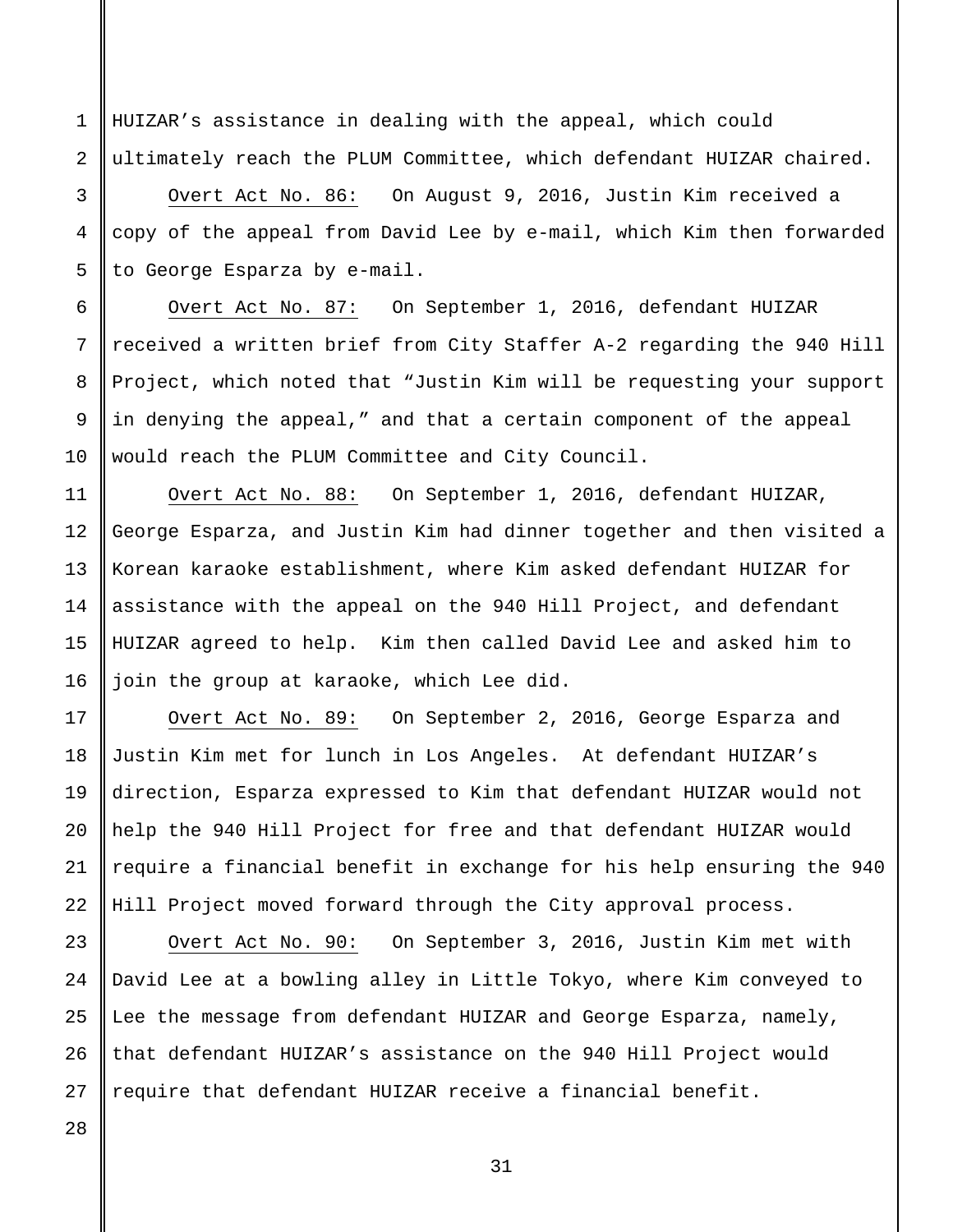HUIZAR's assistance in dealing with the appeal, which could ultimately reach the PLUM Committee, which defendant HUIZAR chaired.

Overt Act No. 86: On August 9, 2016, Justin Kim received a copy of the appeal from David Lee by e-mail, which Kim then forwarded to George Esparza by e-mail.

Overt Act No. 87: On September 1, 2016, defendant HUIZAR received a written brief from City Staffer A-2 regarding the 940 Hill Project, which noted that "Justin Kim will be requesting your support in denying the appeal," and that a certain component of the appeal would reach the PLUM Committee and City Council.

Overt Act No. 88: On September 1, 2016, defendant HUIZAR, George Esparza, and Justin Kim had dinner together and then visited a Korean karaoke establishment, where Kim asked defendant HUIZAR for assistance with the appeal on the 940 Hill Project, and defendant HUIZAR agreed to help. Kim then called David Lee and asked him to join the group at karaoke, which Lee did.

Overt Act No. 89: On September 2, 2016, George Esparza and Justin Kim met for lunch in Los Angeles. At defendant HUIZAR's direction, Esparza expressed to Kim that defendant HUIZAR would not help the 940 Hill Project for free and that defendant HUIZAR would require a financial benefit in exchange for his help ensuring the 940 Hill Project moved forward through the City approval process.

Overt Act No. 90: On September 3, 2016, Justin Kim met with David Lee at a bowling alley in Little Tokyo, where Kim conveyed to Lee the message from defendant HUIZAR and George Esparza, namely, that defendant HUIZAR's assistance on the 940 Hill Project would require that defendant HUIZAR receive a financial benefit.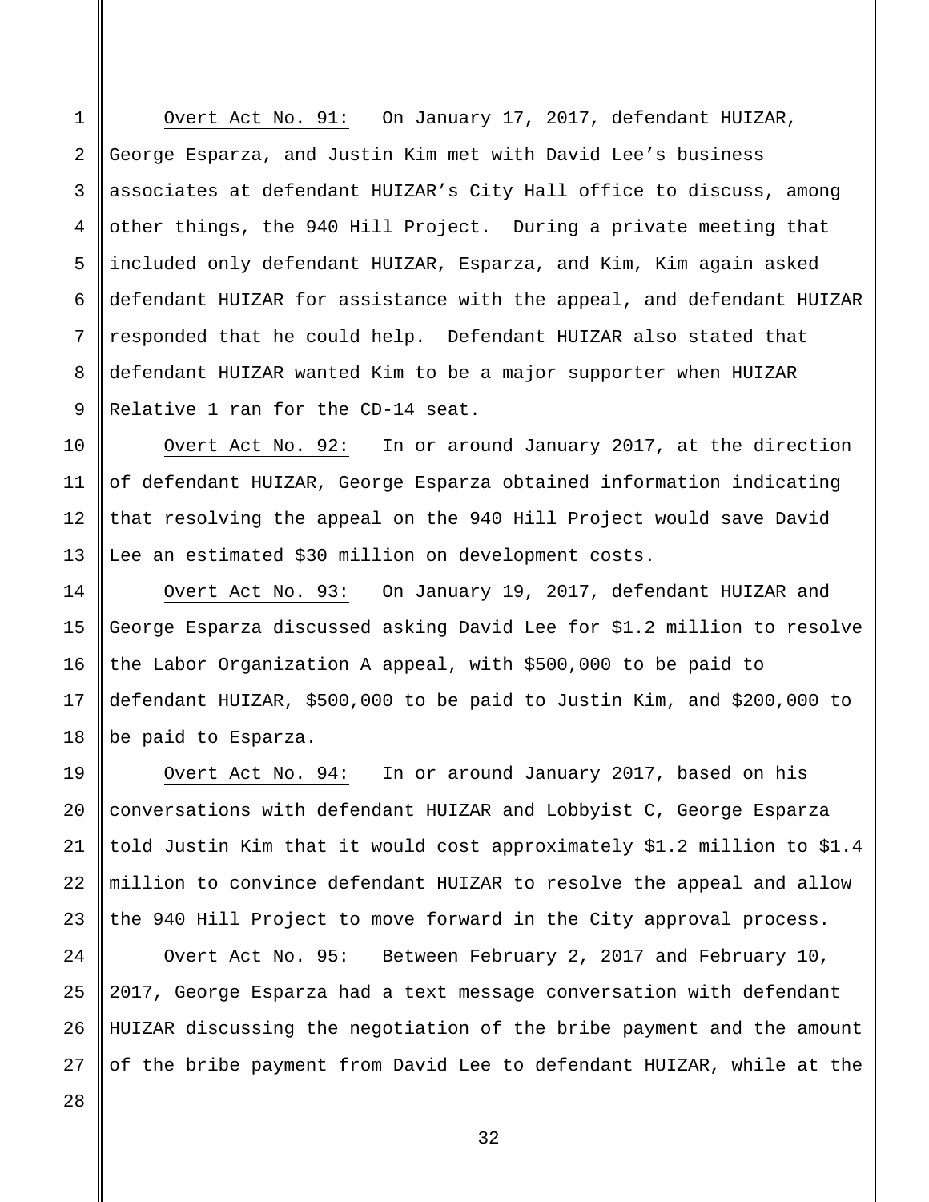Overt Act No. 91: On January 17, 2017, defendant HUIZAR, George Esparza, and Justin Kim met with David Lee's business associates at defendant HUIZAR's City Hall office to discuss, among other things, the 940 Hill Project. During a private meeting that included only defendant HUIZAR, Esparza, and Kim, Kim again asked defendant HUIZAR for assistance with the appeal, and defendant HUIZAR responded that he could help. Defendant HUIZAR also stated that defendant HUIZAR wanted Kim to be a major supporter when HUIZAR Relative 1 ran for the CD-14 seat.

Overt Act No. 92: In or around January 2017, at the direction of defendant HUIZAR, George Esparza obtained information indicating that resolving the appeal on the 940 Hill Project would save David Lee an estimated $30 million on development costs.

Overt Act No. 93: On January 19, 2017, defendant HUIZAR and George Esparza discussed asking David Lee for $1.2 million to resolve the Labor Organization A appeal, with $500,000 to be paid to defendant HUIZAR, $500,000 to be paid to Justin Kim, and $200,000 to be paid to Esparza.

Overt Act No. 94: In or around January 2017, based on his conversations with defendant HUIZAR and Lobbyist C, George Esparza told Justin Kim that it would cost approximately $1.2 million to $1.4 million to convince defendant HUIZAR to resolve the appeal and allow the 940 Hill Project to move forward in the City approval process.

Overt Act No. 95: Between February 2, 2017 and February 10, 2017, George Esparza had a text message conversation with defendant HUIZAR discussing the negotiation of the bribe payment and the amount of the bribe payment from David Lee to defendant HUIZAR, while at the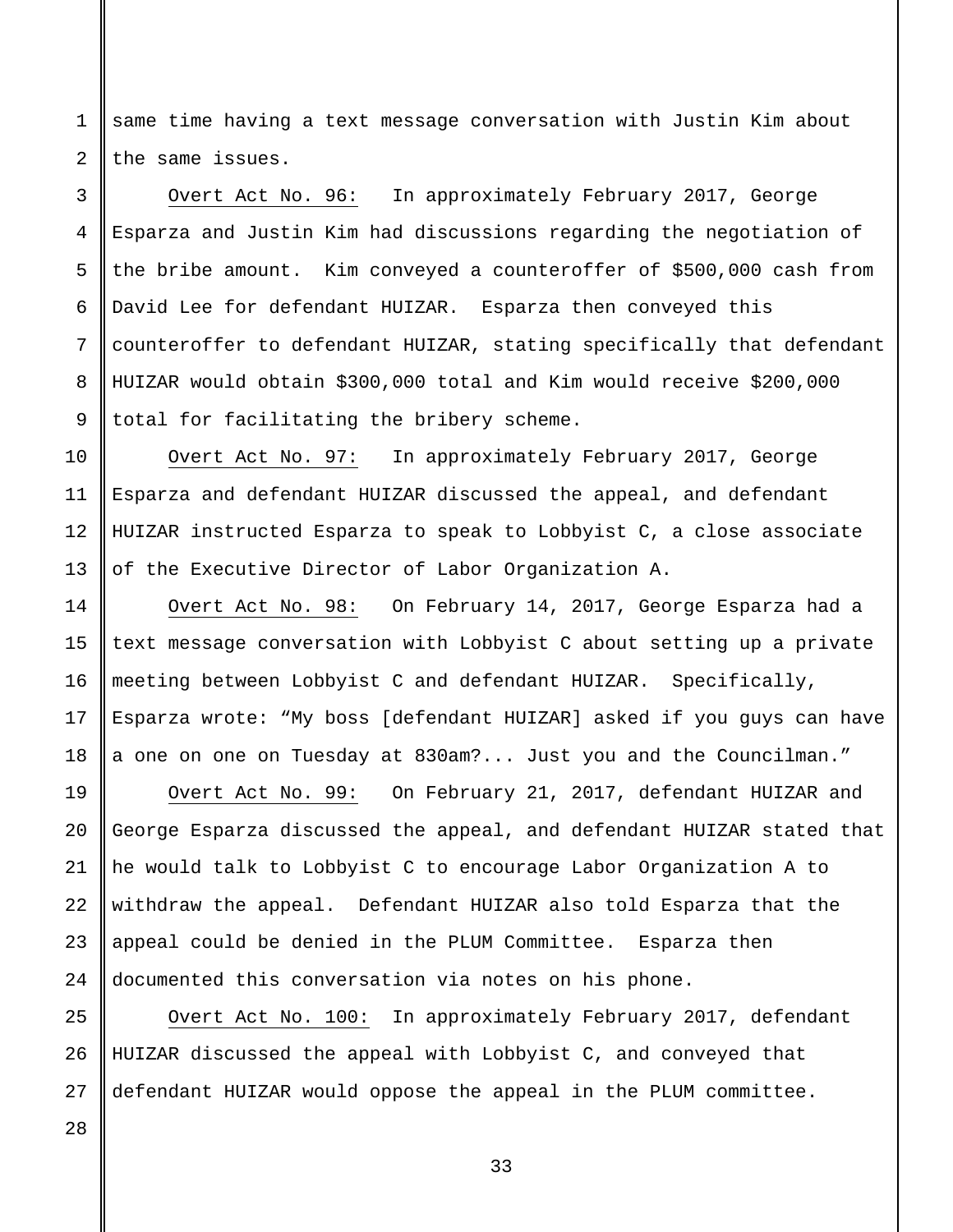same time having a text message conversation with Justin Kim about the same issues.

Overt Act No. 96: In approximately February 2017, George Esparza and Justin Kim had discussions regarding the negotiation of the bribe amount. Kim conveyed a counteroffer of $500,000 cash from David Lee for defendant HUIZAR. Esparza then conveyed this counteroffer to defendant HUIZAR, stating specifically that defendant HUIZAR would obtain $300,000 total and Kim would receive $200,000 total for facilitating the bribery scheme.

Overt Act No. 97: In approximately February 2017, George Esparza and defendant HUIZAR discussed the appeal, and defendant HUIZAR instructed Esparza to speak to Lobbyist C, a close associate of the Executive Director of Labor Organization A.

Overt Act No. 98: On February 14, 2017, George Esparza had a text message conversation with Lobbyist C about setting up a private meeting between Lobbyist C and defendant HUIZAR. Specifically, Esparza wrote: "My boss [defendant HUIZAR] asked if you guys can have a one on one on Tuesday at 830am?... Just you and the Councilman."

Overt Act No. 99: On February 21, 2017, defendant HUIZAR and George Esparza discussed the appeal, and defendant HUIZAR stated that he would talk to Lobbyist C to encourage Labor Organization A to withdraw the appeal. Defendant HUIZAR also told Esparza that the appeal could be denied in the PLUM Committee. Esparza then documented this conversation via notes on his phone.

Overt Act No. 100: In approximately February 2017, defendant HUIZAR discussed the appeal with Lobbyist C, and conveyed that defendant HUIZAR would oppose the appeal in the PLUM committee.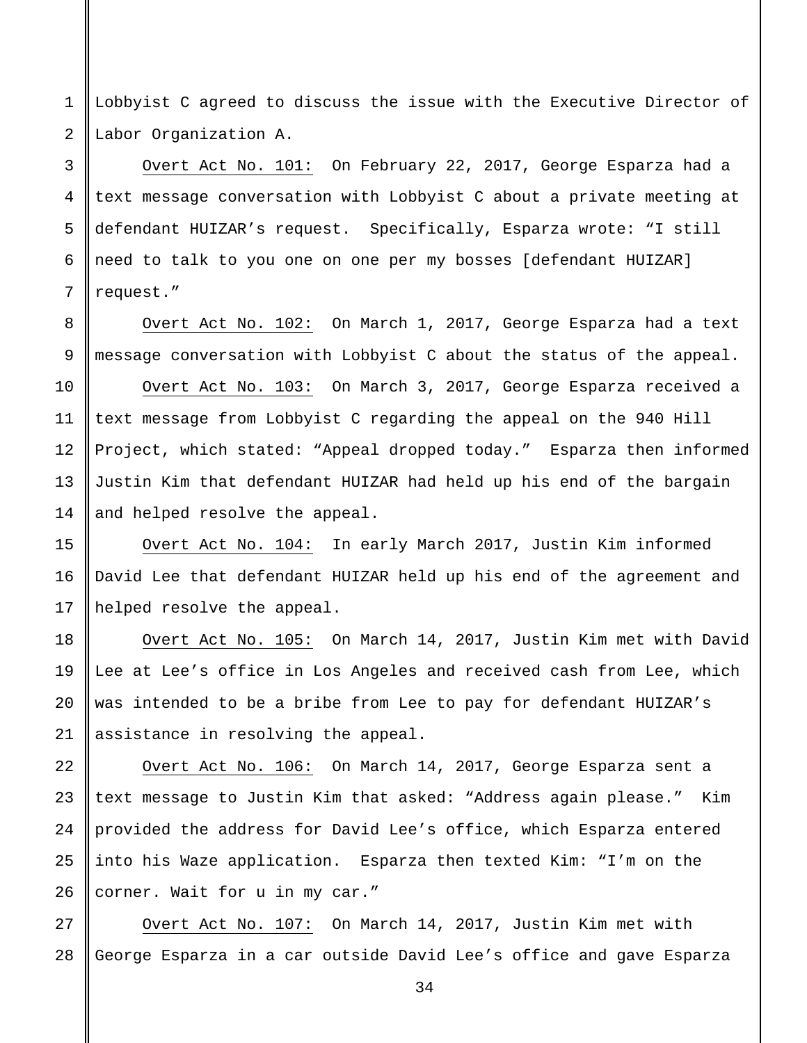Lobbyist C agreed to discuss the issue with the Executive Director of Labor Organization A.

Overt Act No. 101: On February 22, 2017, George Esparza had a text message conversation with Lobbyist C about a private meeting at defendant HUIZAR's request. Specifically, Esparza wrote: "I still need to talk to you one on one per my bosses [defendant HUIZAR] request."

Overt Act No. 102: On March 1, 2017, George Esparza had a text message conversation with Lobbyist C about the status of the appeal.

Overt Act No. 103: On March 3, 2017, George Esparza received a text message from Lobbyist C regarding the appeal on the 940 Hill Project, which stated: "Appeal dropped today." Esparza then informed Justin Kim that defendant HUIZAR had held up his end of the bargain and helped resolve the appeal.

Overt Act No. 104: In early March 2017, Justin Kim informed David Lee that defendant HUIZAR held up his end of the agreement and helped resolve the appeal.

Overt Act No. 105: On March 14, 2017, Justin Kim met with David Lee at Lee's office in Los Angeles and received cash from Lee, which was intended to be a bribe from Lee to pay for defendant HUIZAR's assistance in resolving the appeal.

Overt Act No. 106: On March 14, 2017, George Esparza sent a text message to Justin Kim that asked: "Address again please." Kim provided the address for David Lee's office, which Esparza entered into his Waze application. Esparza then texted Kim: "I'm on the corner. Wait for u in my car."

Overt Act No. 107: On March 14, 2017, Justin Kim met with George Esparza in a car outside David Lee's office and gave Esparza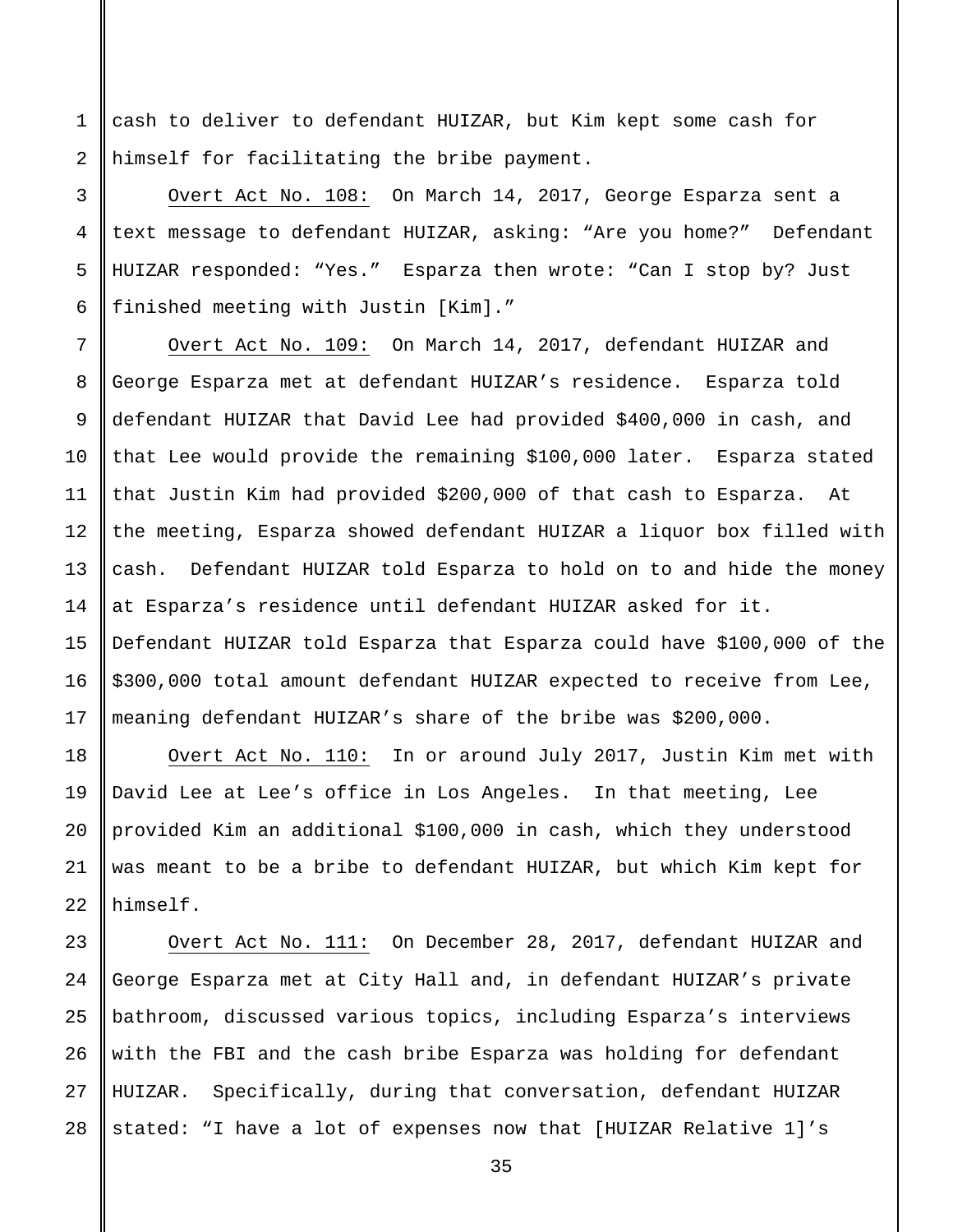cash to deliver to defendant HUIZAR, but Kim kept some cash for himself for facilitating the bribe payment.

Overt Act No. 108: On March 14, 2017, George Esparza sent a text message to defendant HUIZAR, asking: “Are you home?” Defendant HUIZAR responded: “Yes.” Esparza then wrote: “Can I stop by? Just finished meeting with Justin [Kim].”

Overt Act No. 109: On March 14, 2017, defendant HUIZAR and George Esparza met at defendant HUIZAR’s residence. Esparza told defendant HUIZAR that David Lee had provided $400,000 in cash, and that Lee would provide the remaining $100,000 later. Esparza stated that Justin Kim had provided $200,000 of that cash to Esparza. At the meeting, Esparza showed defendant HUIZAR a liquor box filled with cash. Defendant HUIZAR told Esparza to hold on to and hide the money at Esparza’s residence until defendant HUIZAR asked for it. Defendant HUIZAR told Esparza that Esparza could have $100,000 of the $300,000 total amount defendant HUIZAR expected to receive from Lee, meaning defendant HUIZAR’s share of the bribe was $200,000.

Overt Act No. 110: In or around July 2017, Justin Kim met with David Lee at Lee’s office in Los Angeles. In that meeting, Lee provided Kim an additional $100,000 in cash, which they understood was meant to be a bribe to defendant HUIZAR, but which Kim kept for himself.

Overt Act No. 111: On December 28, 2017, defendant HUIZAR and George Esparza met at City Hall and, in defendant HUIZAR’s private bathroom, discussed various topics, including Esparza’s interviews with the FBI and the cash bribe Esparza was holding for defendant HUIZAR. Specifically, during that conversation, defendant HUIZAR stated: “I have a lot of expenses now that [HUIZAR Relative 1]’s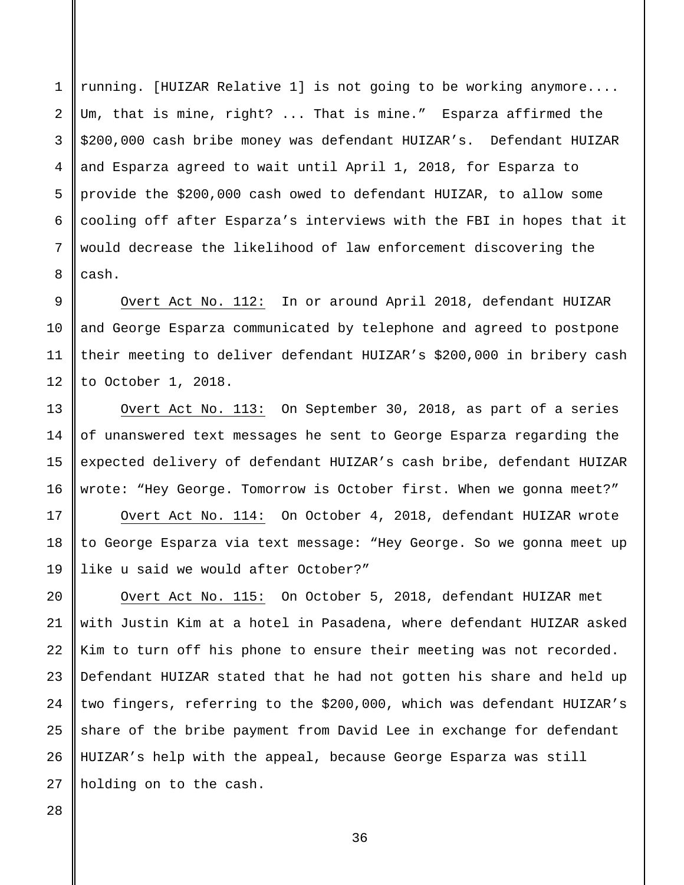running. [HUIZAR Relative 1] is not going to be working anymore.... Um, that is mine, right? ... That is mine." Esparza affirmed the $200,000 cash bribe money was defendant HUIZAR's. Defendant HUIZAR and Esparza agreed to wait until April 1, 2018, for Esparza to provide the $200,000 cash owed to defendant HUIZAR, to allow some cooling off after Esparza's interviews with the FBI in hopes that it would decrease the likelihood of law enforcement discovering the cash.

Overt Act No. 112: In or around April 2018, defendant HUIZAR and George Esparza communicated by telephone and agreed to postpone their meeting to deliver defendant HUIZAR's $200,000 in bribery cash to October 1, 2018.

Overt Act No. 113: On September 30, 2018, as part of a series of unanswered text messages he sent to George Esparza regarding the expected delivery of defendant HUIZAR's cash bribe, defendant HUIZAR wrote: "Hey George. Tomorrow is October first. When we gonna meet?"

Overt Act No. 114: On October 4, 2018, defendant HUIZAR wrote to George Esparza via text message: "Hey George. So we gonna meet up like u said we would after October?"

Overt Act No. 115: On October 5, 2018, defendant HUIZAR met with Justin Kim at a hotel in Pasadena, where defendant HUIZAR asked Kim to turn off his phone to ensure their meeting was not recorded. Defendant HUIZAR stated that he had not gotten his share and held up two fingers, referring to the $200,000, which was defendant HUIZAR's share of the bribe payment from David Lee in exchange for defendant HUIZAR's help with the appeal, because George Esparza was still holding on to the cash.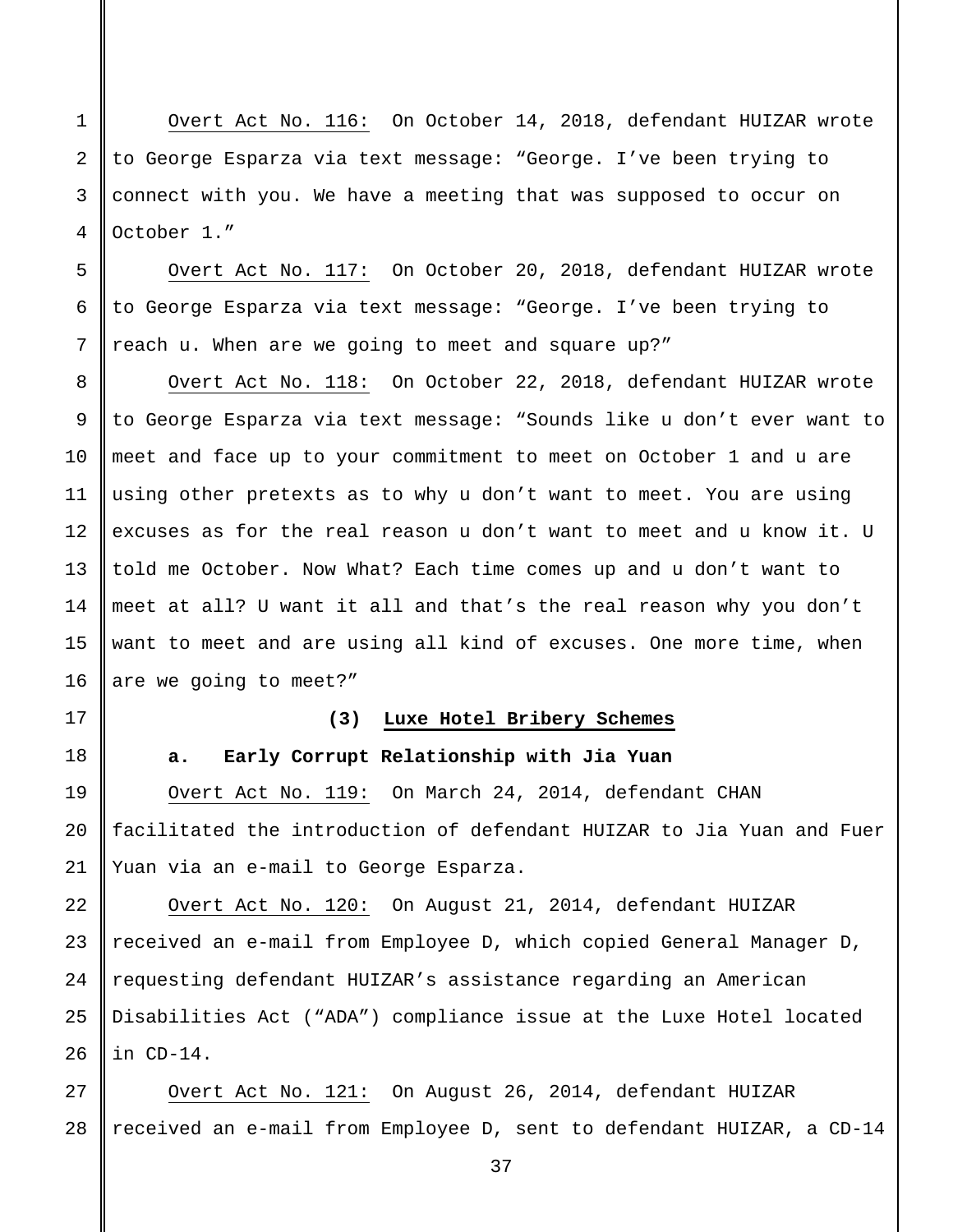Overt Act No. 116: On October 14, 2018, defendant HUIZAR wrote to George Esparza via text message: "George. I've been trying to connect with you. We have a meeting that was supposed to occur on October 1."

Overt Act No. 117: On October 20, 2018, defendant HUIZAR wrote to George Esparza via text message: "George. I've been trying to reach u. When are we going to meet and square up?"

Overt Act No. 118: On October 22, 2018, defendant HUIZAR wrote to George Esparza via text message: "Sounds like u don't ever want to meet and face up to your commitment to meet on October 1 and u are using other pretexts as to why u don't want to meet. You are using excuses as for the real reason u don't want to meet and u know it. U told me October. Now What? Each time comes up and u don't want to meet at all? U want it all and that's the real reason why you don't want to meet and are using all kind of excuses. One more time, when are we going to meet?"

### (3) Luxe Hotel Bribery Schemes

#### a. Early Corrupt Relationship with Jia Yuan

Overt Act No. 119: On March 24, 2014, defendant CHAN facilitated the introduction of defendant HUIZAR to Jia Yuan and Fuer Yuan via an e-mail to George Esparza.

Overt Act No. 120: On August 21, 2014, defendant HUIZAR received an e-mail from Employee D, which copied General Manager D, requesting defendant HUIZAR's assistance regarding an American Disabilities Act ("ADA") compliance issue at the Luxe Hotel located in CD-14.

Overt Act No. 121: On August 26, 2014, defendant HUIZAR received an e-mail from Employee D, sent to defendant HUIZAR, a CD-14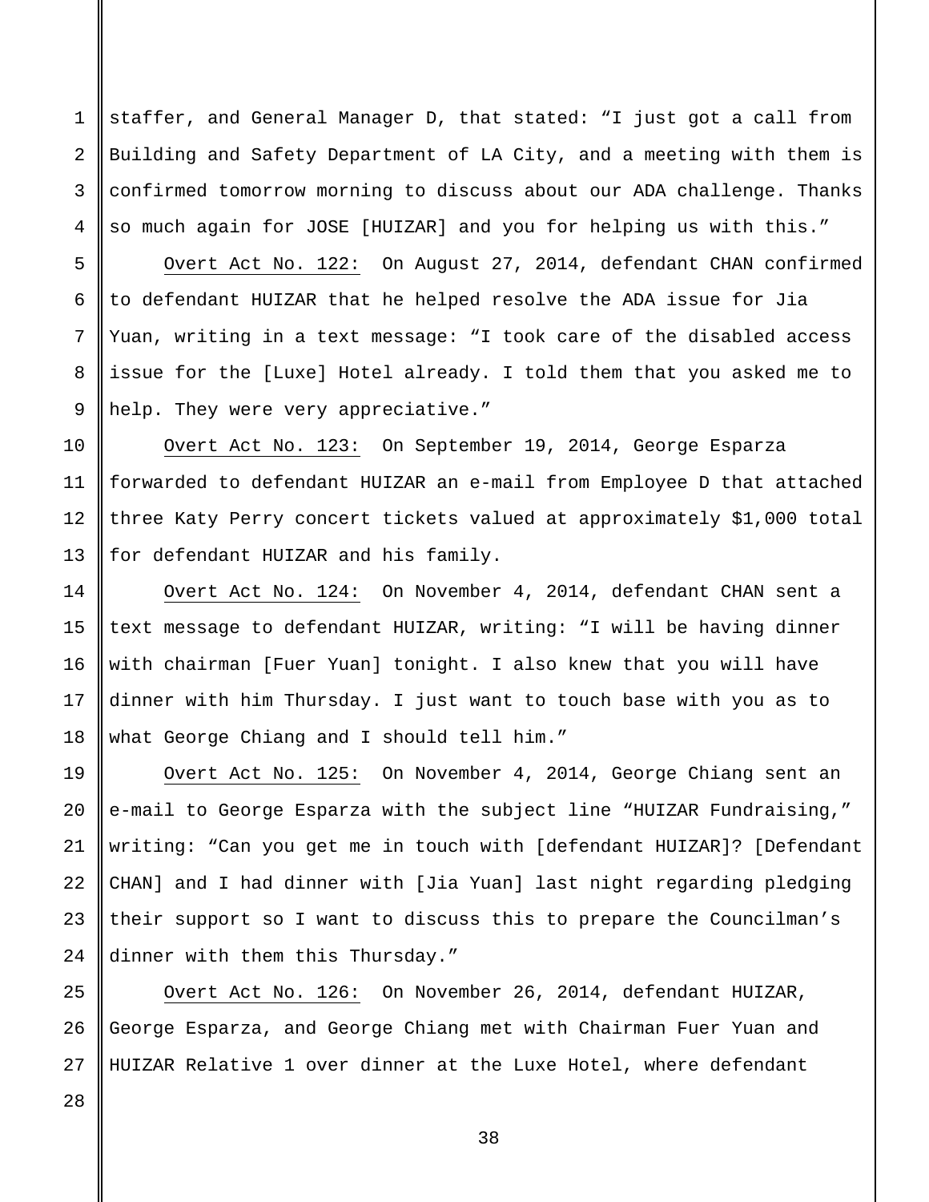staffer, and General Manager D, that stated: “I just got a call from Building and Safety Department of LA City, and a meeting with them is confirmed tomorrow morning to discuss about our ADA challenge. Thanks so much again for JOSE [HUIZAR] and you for helping us with this.”

Overt Act No. 122: On August 27, 2014, defendant CHAN confirmed to defendant HUIZAR that he helped resolve the ADA issue for Jia Yuan, writing in a text message: “I took care of the disabled access issue for the [Luxe] Hotel already. I told them that you asked me to help. They were very appreciative.”

Overt Act No. 123: On September 19, 2014, George Esparza forwarded to defendant HUIZAR an e-mail from Employee D that attached three Katy Perry concert tickets valued at approximately $1,000 total for defendant HUIZAR and his family.

Overt Act No. 124: On November 4, 2014, defendant CHAN sent a text message to defendant HUIZAR, writing: “I will be having dinner with chairman [Fuer Yuan] tonight. I also knew that you will have dinner with him Thursday. I just want to touch base with you as to what George Chiang and I should tell him.”

Overt Act No. 125: On November 4, 2014, George Chiang sent an e-mail to George Esparza with the subject line “HUIZAR Fundraising,” writing: “Can you get me in touch with [defendant HUIZAR]? [Defendant CHAN] and I had dinner with [Jia Yuan] last night regarding pledging their support so I want to discuss this to prepare the Councilman’s dinner with them this Thursday.”

Overt Act No. 126: On November 26, 2014, defendant HUIZAR, George Esparza, and George Chiang met with Chairman Fuer Yuan and HUIZAR Relative 1 over dinner at the Luxe Hotel, where defendant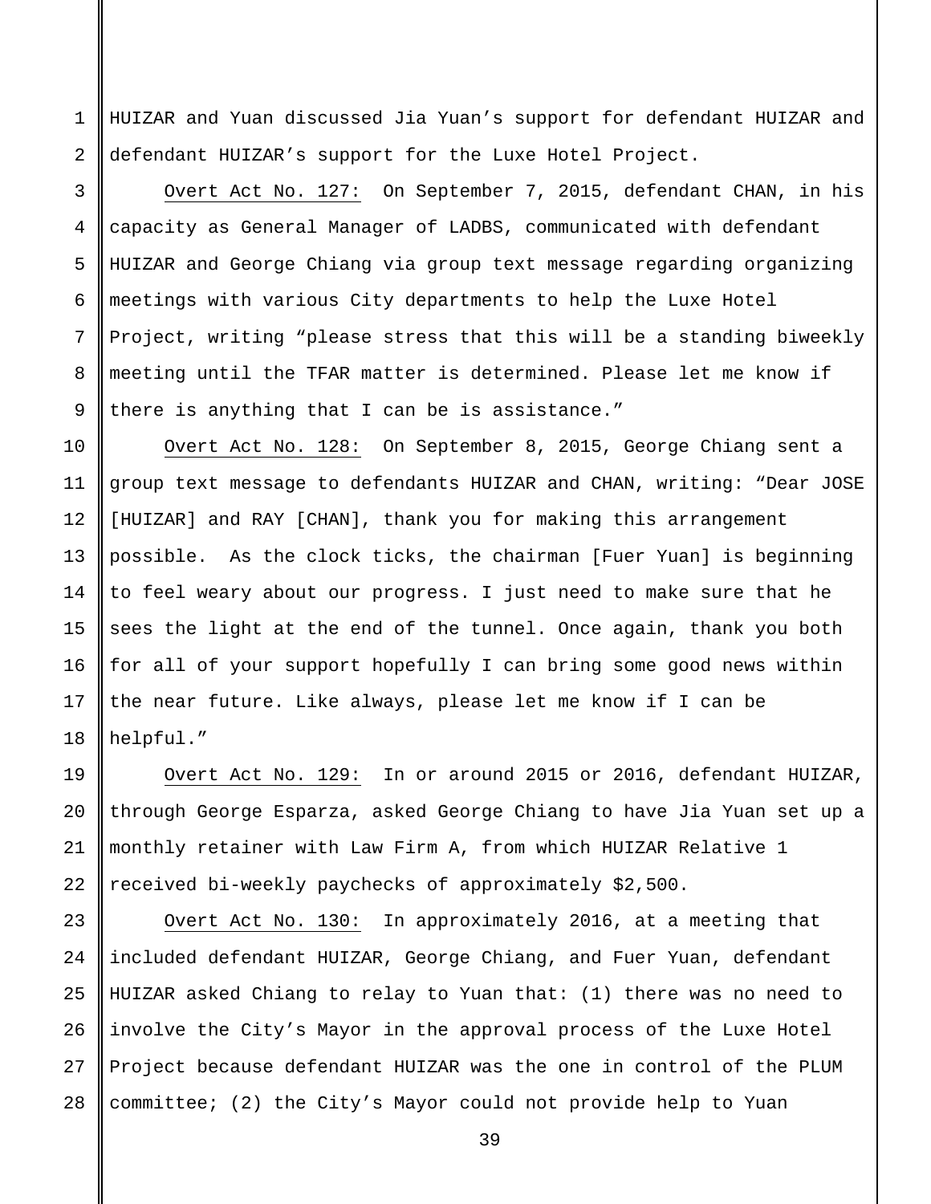HUIZAR and Yuan discussed Jia Yuan's support for defendant HUIZAR and defendant HUIZAR's support for the Luxe Hotel Project.

Overt Act No. 127: On September 7, 2015, defendant CHAN, in his capacity as General Manager of LADBS, communicated with defendant HUIZAR and George Chiang via group text message regarding organizing meetings with various City departments to help the Luxe Hotel Project, writing "please stress that this will be a standing biweekly meeting until the TFAR matter is determined. Please let me know if there is anything that I can be is assistance."

Overt Act No. 128: On September 8, 2015, George Chiang sent a group text message to defendants HUIZAR and CHAN, writing: "Dear JOSE [HUIZAR] and RAY [CHAN], thank you for making this arrangement possible. As the clock ticks, the chairman [Fuer Yuan] is beginning to feel weary about our progress. I just need to make sure that he sees the light at the end of the tunnel. Once again, thank you both for all of your support hopefully I can bring some good news within the near future. Like always, please let me know if I can be helpful."

Overt Act No. 129: In or around 2015 or 2016, defendant HUIZAR, through George Esparza, asked George Chiang to have Jia Yuan set up a monthly retainer with Law Firm A, from which HUIZAR Relative 1 received bi-weekly paychecks of approximately $2,500.

Overt Act No. 130: In approximately 2016, at a meeting that included defendant HUIZAR, George Chiang, and Fuer Yuan, defendant HUIZAR asked Chiang to relay to Yuan that: (1) there was no need to involve the City's Mayor in the approval process of the Luxe Hotel Project because defendant HUIZAR was the one in control of the PLUM committee; (2) the City's Mayor could not provide help to Yuan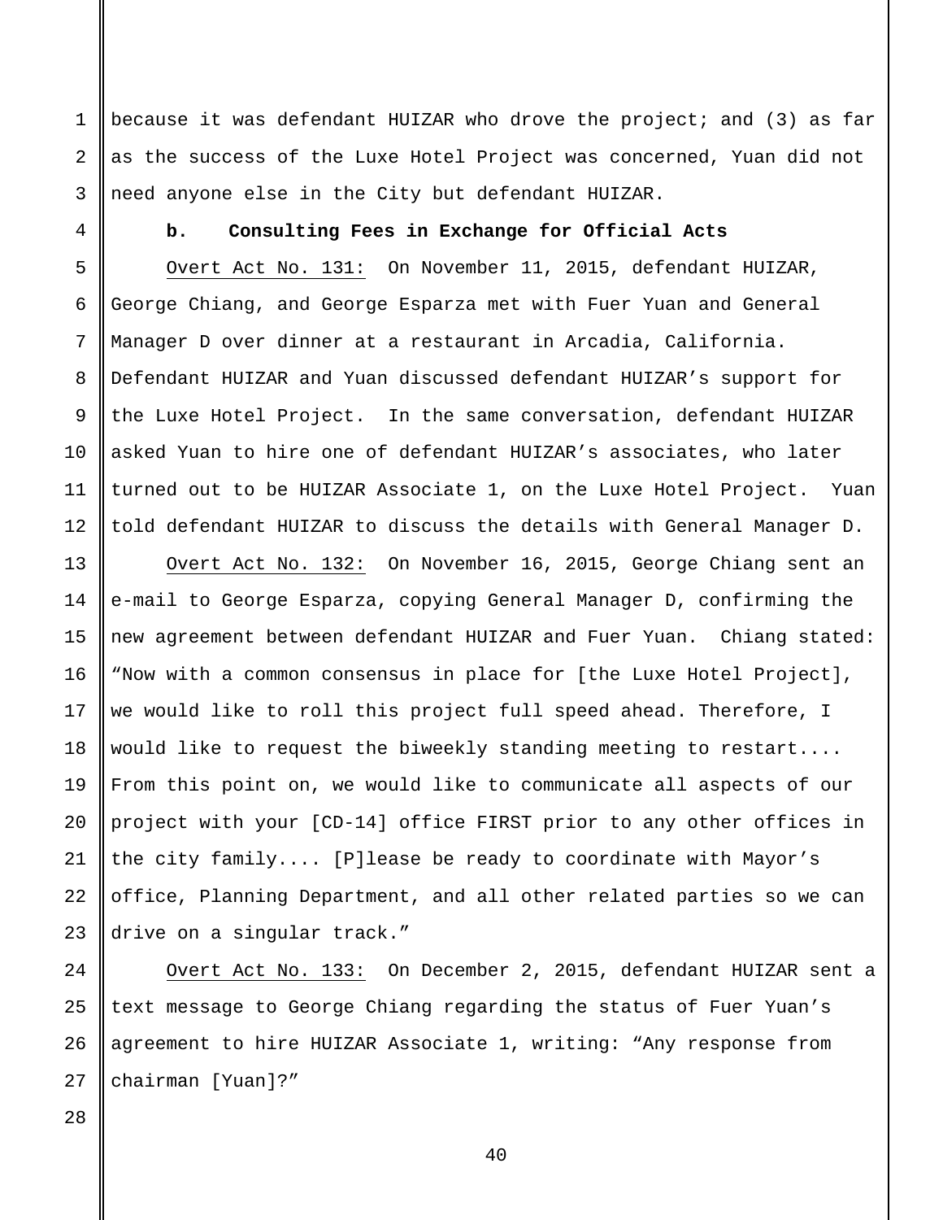because it was defendant HUIZAR who drove the project; and (3) as far as the success of the Luxe Hotel Project was concerned, Yuan did not need anyone else in the City but defendant HUIZAR.

**b. Consulting Fees in Exchange for Official Acts**

Overt Act No. 131: On November 11, 2015, defendant HUIZAR, George Chiang, and George Esparza met with Fuer Yuan and General Manager D over dinner at a restaurant in Arcadia, California. Defendant HUIZAR and Yuan discussed defendant HUIZAR's support for the Luxe Hotel Project. In the same conversation, defendant HUIZAR asked Yuan to hire one of defendant HUIZAR's associates, who later turned out to be HUIZAR Associate 1, on the Luxe Hotel Project. Yuan told defendant HUIZAR to discuss the details with General Manager D.

Overt Act No. 132: On November 16, 2015, George Chiang sent an e-mail to George Esparza, copying General Manager D, confirming the new agreement between defendant HUIZAR and Fuer Yuan. Chiang stated: "Now with a common consensus in place for [the Luxe Hotel Project], we would like to roll this project full speed ahead. Therefore, I would like to request the biweekly standing meeting to restart.... From this point on, we would like to communicate all aspects of our project with your [CD-14] office FIRST prior to any other offices in the city family.... [P]lease be ready to coordinate with Mayor's office, Planning Department, and all other related parties so we can drive on a singular track."

Overt Act No. 133: On December 2, 2015, defendant HUIZAR sent a text message to George Chiang regarding the status of Fuer Yuan's agreement to hire HUIZAR Associate 1, writing: "Any response from chairman [Yuan]?"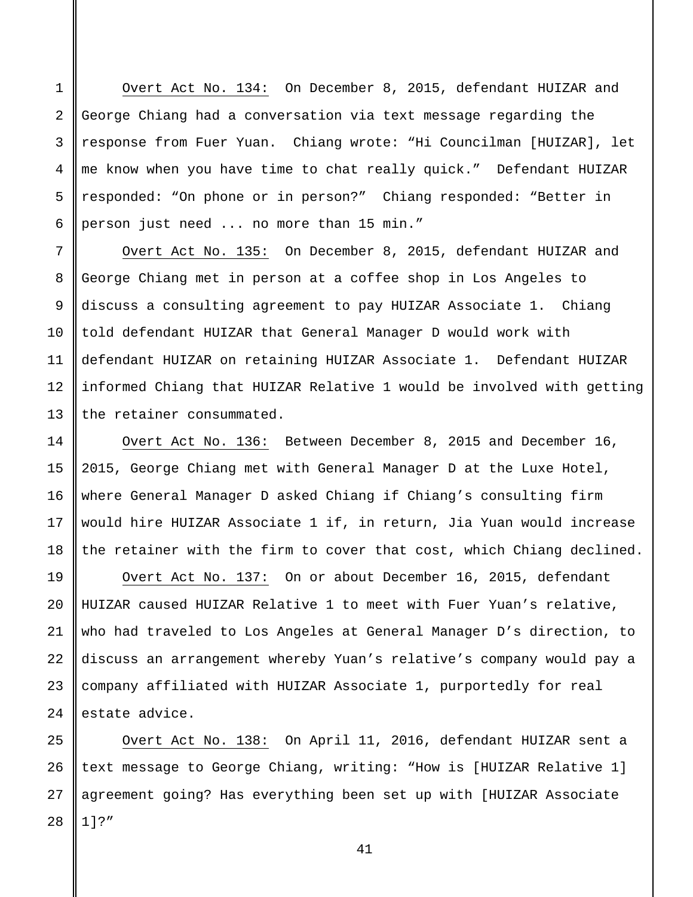<u>Overt Act No. 134:</u> On December 8, 2015, defendant HUIZAR and George Chiang had a conversation via text message regarding the response from Fuer Yuan. Chiang wrote: “Hi Councilman [HUIZAR], let me know when you have time to chat really quick.” Defendant HUIZAR responded: “On phone or in person?” Chiang responded: “Better in person just need ... no more than 15 min.”

<u>Overt Act No. 135:</u> On December 8, 2015, defendant HUIZAR and George Chiang met in person at a coffee shop in Los Angeles to discuss a consulting agreement to pay HUIZAR Associate 1. Chiang told defendant HUIZAR that General Manager D would work with defendant HUIZAR on retaining HUIZAR Associate 1. Defendant HUIZAR informed Chiang that HUIZAR Relative 1 would be involved with getting the retainer consummated.

<u>Overt Act No. 136:</u> Between December 8, 2015 and December 16, 2015, George Chiang met with General Manager D at the Luxe Hotel, where General Manager D asked Chiang if Chiang’s consulting firm would hire HUIZAR Associate 1 if, in return, Jia Yuan would increase the retainer with the firm to cover that cost, which Chiang declined.

<u>Overt Act No. 137:</u> On or about December 16, 2015, defendant HUIZAR caused HUIZAR Relative 1 to meet with Fuer Yuan’s relative, who had traveled to Los Angeles at General Manager D’s direction, to discuss an arrangement whereby Yuan’s relative’s company would pay a company affiliated with HUIZAR Associate 1, purportedly for real estate advice.

<u>Overt Act No. 138:</u> On April 11, 2016, defendant HUIZAR sent a text message to George Chiang, writing: “How is [HUIZAR Relative 1] agreement going? Has everything been set up with [HUIZAR Associate 1]?”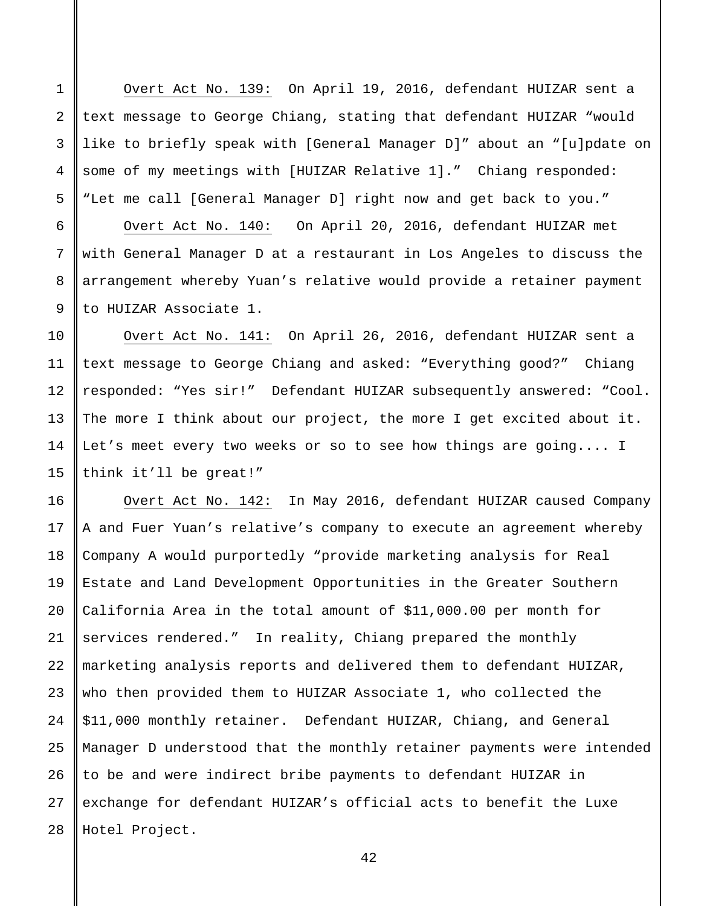Overt Act No. 139: On April 19, 2016, defendant HUIZAR sent a text message to George Chiang, stating that defendant HUIZAR "would like to briefly speak with [General Manager D]" about an "[u]pdate on some of my meetings with [HUIZAR Relative 1]." Chiang responded: "Let me call [General Manager D] right now and get back to you."

Overt Act No. 140: On April 20, 2016, defendant HUIZAR met with General Manager D at a restaurant in Los Angeles to discuss the arrangement whereby Yuan's relative would provide a retainer payment to HUIZAR Associate 1.

Overt Act No. 141: On April 26, 2016, defendant HUIZAR sent a text message to George Chiang and asked: "Everything good?" Chiang responded: "Yes sir!" Defendant HUIZAR subsequently answered: "Cool. The more I think about our project, the more I get excited about it. Let's meet every two weeks or so to see how things are going.... I think it'll be great!"

Overt Act No. 142: In May 2016, defendant HUIZAR caused Company A and Fuer Yuan's relative's company to execute an agreement whereby Company A would purportedly "provide marketing analysis for Real Estate and Land Development Opportunities in the Greater Southern California Area in the total amount of $11,000.00 per month for services rendered." In reality, Chiang prepared the monthly marketing analysis reports and delivered them to defendant HUIZAR, who then provided them to HUIZAR Associate 1, who collected the $11,000 monthly retainer. Defendant HUIZAR, Chiang, and General Manager D understood that the monthly retainer payments were intended to be and were indirect bribe payments to defendant HUIZAR in exchange for defendant HUIZAR's official acts to benefit the Luxe Hotel Project.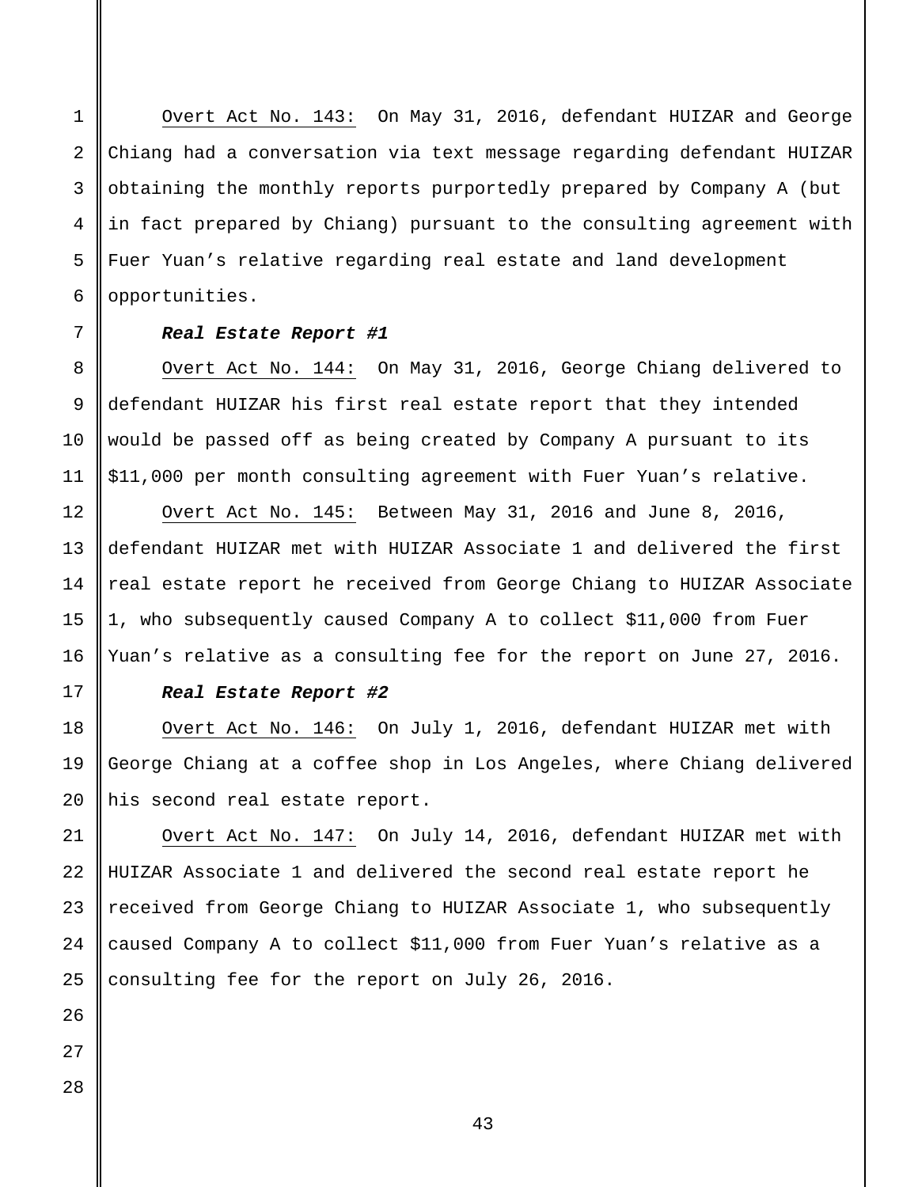Overt Act No. 143: On May 31, 2016, defendant HUIZAR and George Chiang had a conversation via text message regarding defendant HUIZAR obtaining the monthly reports purportedly prepared by Company A (but in fact prepared by Chiang) pursuant to the consulting agreement with Fuer Yuan's relative regarding real estate and land development opportunities.

***Real Estate Report #1***

Overt Act No. 144: On May 31, 2016, George Chiang delivered to defendant HUIZAR his first real estate report that they intended would be passed off as being created by Company A pursuant to its $11,000 per month consulting agreement with Fuer Yuan's relative.

Overt Act No. 145: Between May 31, 2016 and June 8, 2016, defendant HUIZAR met with HUIZAR Associate 1 and delivered the first real estate report he received from George Chiang to HUIZAR Associate 1, who subsequently caused Company A to collect $11,000 from Fuer Yuan's relative as a consulting fee for the report on June 27, 2016.

***Real Estate Report #2***

Overt Act No. 146: On July 1, 2016, defendant HUIZAR met with George Chiang at a coffee shop in Los Angeles, where Chiang delivered his second real estate report.

Overt Act No. 147: On July 14, 2016, defendant HUIZAR met with HUIZAR Associate 1 and delivered the second real estate report he received from George Chiang to HUIZAR Associate 1, who subsequently caused Company A to collect $11,000 from Fuer Yuan's relative as a consulting fee for the report on July 26, 2016.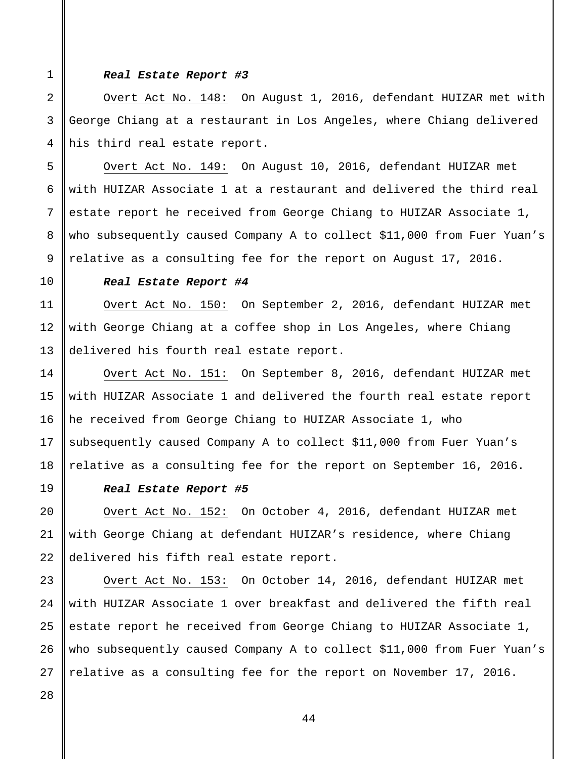***Real Estate Report #3***

Overt Act No. 148: On August 1, 2016, defendant HUIZAR met with George Chiang at a restaurant in Los Angeles, where Chiang delivered his third real estate report.

Overt Act No. 149: On August 10, 2016, defendant HUIZAR met with HUIZAR Associate 1 at a restaurant and delivered the third real estate report he received from George Chiang to HUIZAR Associate 1, who subsequently caused Company A to collect $11,000 from Fuer Yuan's relative as a consulting fee for the report on August 17, 2016.

***Real Estate Report #4***

Overt Act No. 150: On September 2, 2016, defendant HUIZAR met with George Chiang at a coffee shop in Los Angeles, where Chiang delivered his fourth real estate report.

Overt Act No. 151: On September 8, 2016, defendant HUIZAR met with HUIZAR Associate 1 and delivered the fourth real estate report he received from George Chiang to HUIZAR Associate 1, who subsequently caused Company A to collect $11,000 from Fuer Yuan's relative as a consulting fee for the report on September 16, 2016.

***Real Estate Report #5***

Overt Act No. 152: On October 4, 2016, defendant HUIZAR met with George Chiang at defendant HUIZAR's residence, where Chiang delivered his fifth real estate report.

Overt Act No. 153: On October 14, 2016, defendant HUIZAR met with HUIZAR Associate 1 over breakfast and delivered the fifth real estate report he received from George Chiang to HUIZAR Associate 1, who subsequently caused Company A to collect $11,000 from Fuer Yuan's relative as a consulting fee for the report on November 17, 2016.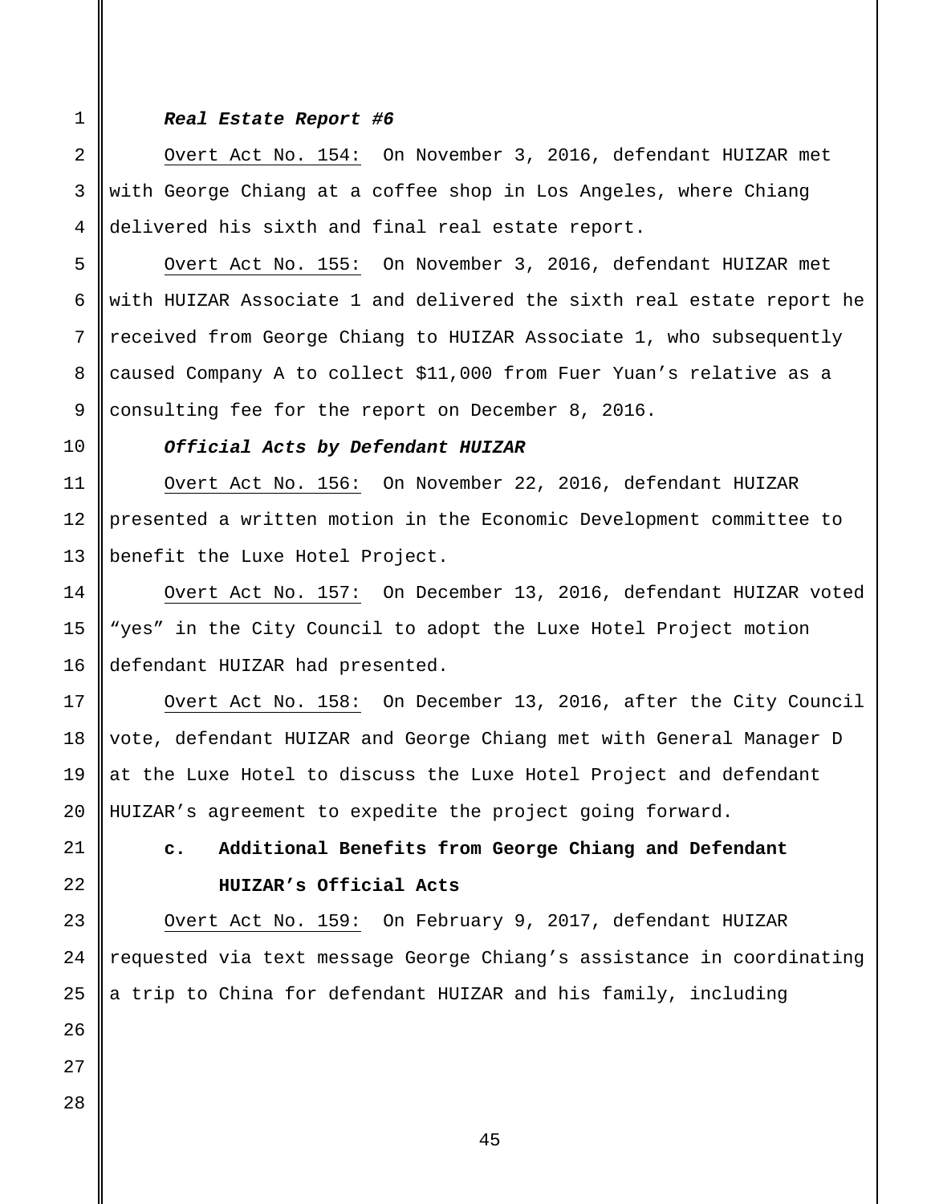***Real Estate Report #6***

Overt Act No. 154: On November 3, 2016, defendant HUIZAR met with George Chiang at a coffee shop in Los Angeles, where Chiang delivered his sixth and final real estate report.

Overt Act No. 155: On November 3, 2016, defendant HUIZAR met with HUIZAR Associate 1 and delivered the sixth real estate report he received from George Chiang to HUIZAR Associate 1, who subsequently caused Company A to collect $11,000 from Fuer Yuan's relative as a consulting fee for the report on December 8, 2016.

***Official Acts by Defendant HUIZAR***

Overt Act No. 156: On November 22, 2016, defendant HUIZAR presented a written motion in the Economic Development committee to benefit the Luxe Hotel Project.

Overt Act No. 157: On December 13, 2016, defendant HUIZAR voted "yes" in the City Council to adopt the Luxe Hotel Project motion defendant HUIZAR had presented.

Overt Act No. 158: On December 13, 2016, after the City Council vote, defendant HUIZAR and George Chiang met with General Manager D at the Luxe Hotel to discuss the Luxe Hotel Project and defendant HUIZAR's agreement to expedite the project going forward.

**c. Additional Benefits from George Chiang and Defendant HUIZAR's Official Acts**

Overt Act No. 159: On February 9, 2017, defendant HUIZAR requested via text message George Chiang's assistance in coordinating a trip to China for defendant HUIZAR and his family, including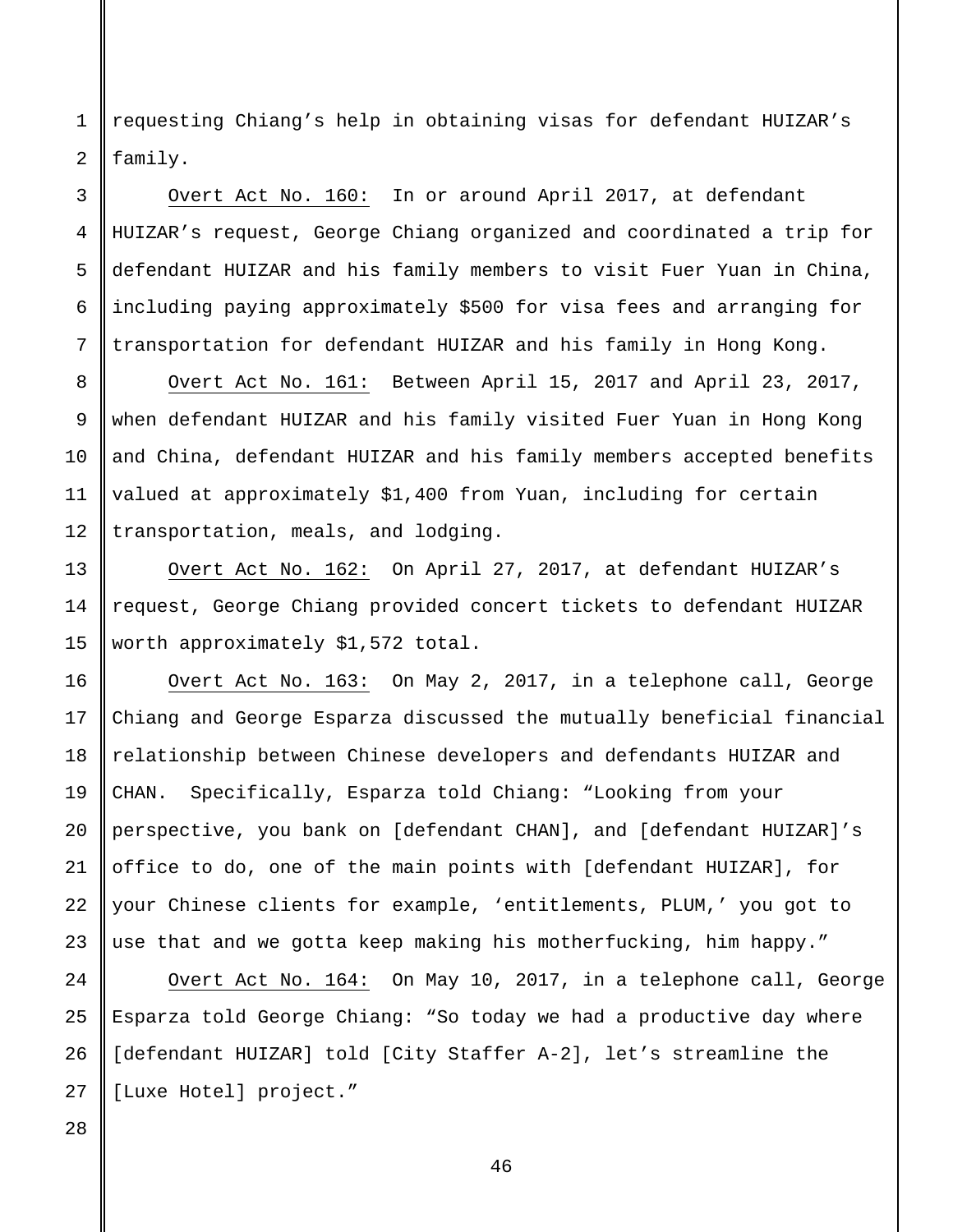requesting Chiang's help in obtaining visas for defendant HUIZAR's family.

Overt Act No. 160: In or around April 2017, at defendant HUIZAR's request, George Chiang organized and coordinated a trip for defendant HUIZAR and his family members to visit Fuer Yuan in China, including paying approximately $500 for visa fees and arranging for transportation for defendant HUIZAR and his family in Hong Kong.

Overt Act No. 161: Between April 15, 2017 and April 23, 2017, when defendant HUIZAR and his family visited Fuer Yuan in Hong Kong and China, defendant HUIZAR and his family members accepted benefits valued at approximately $1,400 from Yuan, including for certain transportation, meals, and lodging.

Overt Act No. 162: On April 27, 2017, at defendant HUIZAR's request, George Chiang provided concert tickets to defendant HUIZAR worth approximately $1,572 total.

Overt Act No. 163: On May 2, 2017, in a telephone call, George Chiang and George Esparza discussed the mutually beneficial financial relationship between Chinese developers and defendants HUIZAR and CHAN. Specifically, Esparza told Chiang: "Looking from your perspective, you bank on [defendant CHAN], and [defendant HUIZAR]'s office to do, one of the main points with [defendant HUIZAR], for your Chinese clients for example, 'entitlements, PLUM,' you got to use that and we gotta keep making his motherfucking, him happy."

Overt Act No. 164: On May 10, 2017, in a telephone call, George Esparza told George Chiang: "So today we had a productive day where [defendant HUIZAR] told [City Staffer A-2], let's streamline the [Luxe Hotel] project."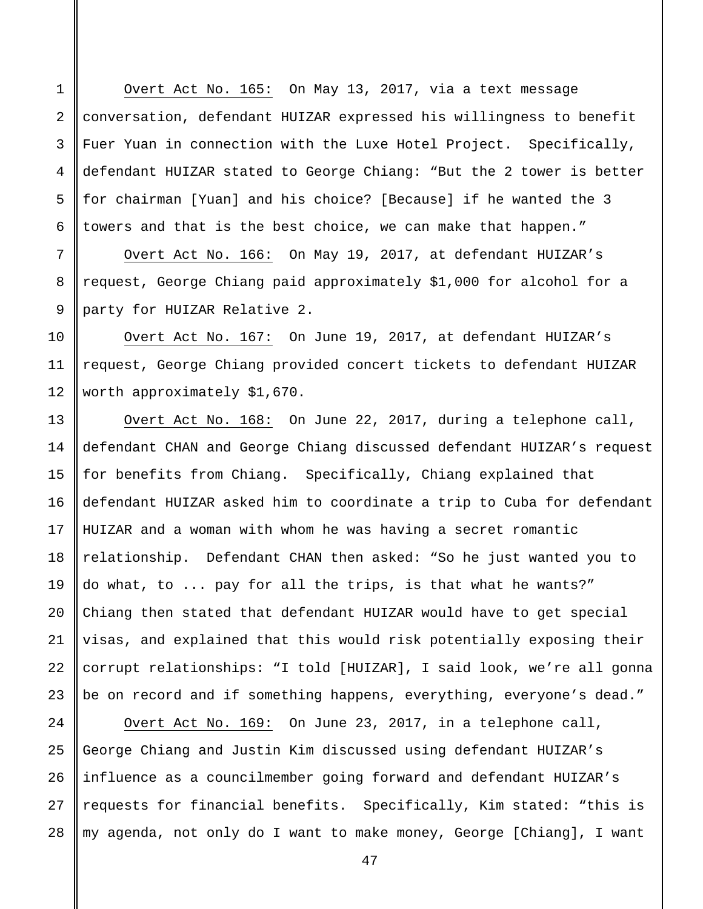Overt Act No. 165: On May 13, 2017, via a text message conversation, defendant HUIZAR expressed his willingness to benefit Fuer Yuan in connection with the Luxe Hotel Project. Specifically, defendant HUIZAR stated to George Chiang: "But the 2 tower is better for chairman [Yuan] and his choice? [Because] if he wanted the 3 towers and that is the best choice, we can make that happen."

Overt Act No. 166: On May 19, 2017, at defendant HUIZAR's request, George Chiang paid approximately $1,000 for alcohol for a party for HUIZAR Relative 2.

Overt Act No. 167: On June 19, 2017, at defendant HUIZAR's request, George Chiang provided concert tickets to defendant HUIZAR worth approximately $1,670.

Overt Act No. 168: On June 22, 2017, during a telephone call, defendant CHAN and George Chiang discussed defendant HUIZAR's request for benefits from Chiang. Specifically, Chiang explained that defendant HUIZAR asked him to coordinate a trip to Cuba for defendant HUIZAR and a woman with whom he was having a secret romantic relationship. Defendant CHAN then asked: "So he just wanted you to do what, to ... pay for all the trips, is that what he wants?" Chiang then stated that defendant HUIZAR would have to get special visas, and explained that this would risk potentially exposing their corrupt relationships: "I told [HUIZAR], I said look, we're all gonna be on record and if something happens, everything, everyone's dead."

Overt Act No. 169: On June 23, 2017, in a telephone call, George Chiang and Justin Kim discussed using defendant HUIZAR's influence as a councilmember going forward and defendant HUIZAR's requests for financial benefits. Specifically, Kim stated: "this is my agenda, not only do I want to make money, George [Chiang], I want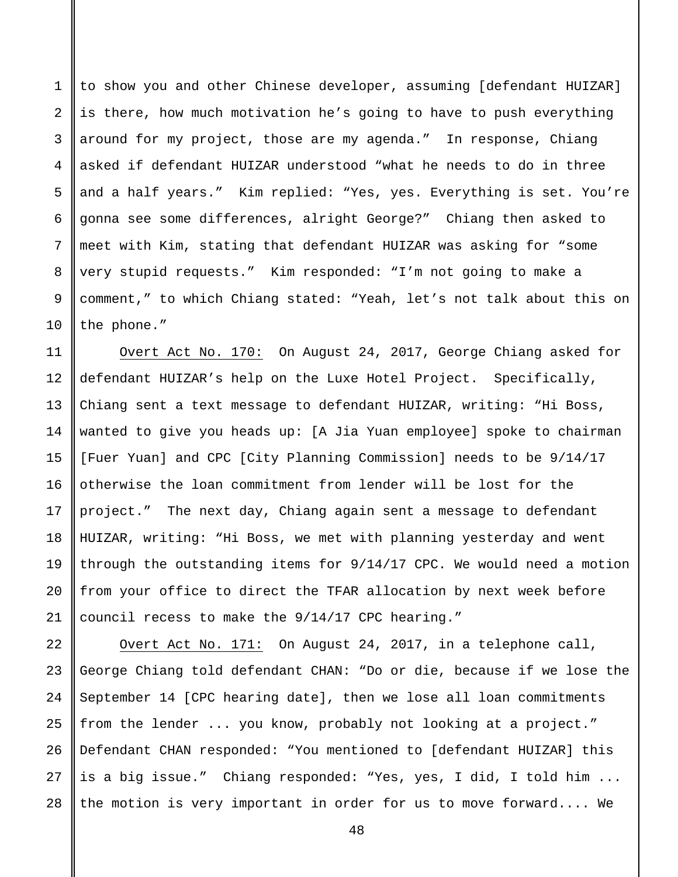to show you and other Chinese developer, assuming [defendant HUIZAR] is there, how much motivation he's going to have to push everything around for my project, those are my agenda." In response, Chiang asked if defendant HUIZAR understood "what he needs to do in three and a half years." Kim replied: "Yes, yes. Everything is set. You're gonna see some differences, alright George?" Chiang then asked to meet with Kim, stating that defendant HUIZAR was asking for "some very stupid requests." Kim responded: "I'm not going to make a comment," to which Chiang stated: "Yeah, let's not talk about this on the phone."

<u>Overt Act No. 170:</u> On August 24, 2017, George Chiang asked for defendant HUIZAR's help on the Luxe Hotel Project. Specifically, Chiang sent a text message to defendant HUIZAR, writing: "Hi Boss, wanted to give you heads up: [A Jia Yuan employee] spoke to chairman [Fuer Yuan] and CPC [City Planning Commission] needs to be 9/14/17 otherwise the loan commitment from lender will be lost for the project." The next day, Chiang again sent a message to defendant HUIZAR, writing: "Hi Boss, we met with planning yesterday and went through the outstanding items for 9/14/17 CPC. We would need a motion from your office to direct the TFAR allocation by next week before council recess to make the 9/14/17 CPC hearing."

<u>Overt Act No. 171:</u> On August 24, 2017, in a telephone call, George Chiang told defendant CHAN: "Do or die, because if we lose the September 14 [CPC hearing date], then we lose all loan commitments from the lender ... you know, probably not looking at a project." Defendant CHAN responded: "You mentioned to [defendant HUIZAR] this is a big issue." Chiang responded: "Yes, yes, I did, I told him ... the motion is very important in order for us to move forward.... We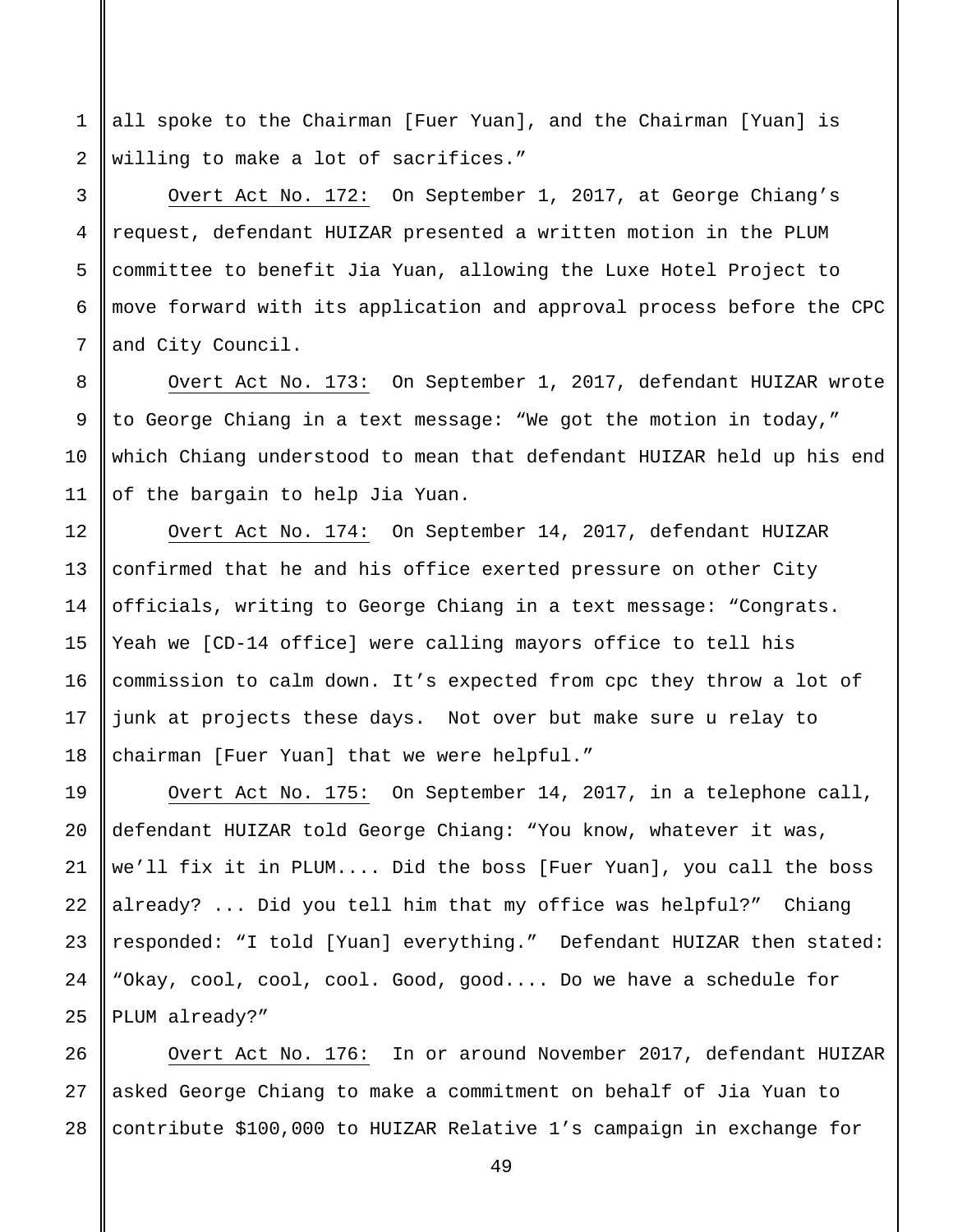all spoke to the Chairman [Fuer Yuan], and the Chairman [Yuan] is willing to make a lot of sacrifices."

Overt Act No. 172: On September 1, 2017, at George Chiang's request, defendant HUIZAR presented a written motion in the PLUM committee to benefit Jia Yuan, allowing the Luxe Hotel Project to move forward with its application and approval process before the CPC and City Council.

Overt Act No. 173: On September 1, 2017, defendant HUIZAR wrote to George Chiang in a text message: "We got the motion in today," which Chiang understood to mean that defendant HUIZAR held up his end of the bargain to help Jia Yuan.

Overt Act No. 174: On September 14, 2017, defendant HUIZAR confirmed that he and his office exerted pressure on other City officials, writing to George Chiang in a text message: "Congrats. Yeah we [CD-14 office] were calling mayors office to tell his commission to calm down. It's expected from cpc they throw a lot of junk at projects these days. Not over but make sure u relay to chairman [Fuer Yuan] that we were helpful."

Overt Act No. 175: On September 14, 2017, in a telephone call, defendant HUIZAR told George Chiang: "You know, whatever it was, we'll fix it in PLUM.... Did the boss [Fuer Yuan], you call the boss already? ... Did you tell him that my office was helpful?" Chiang responded: "I told [Yuan] everything." Defendant HUIZAR then stated: "Okay, cool, cool, cool. Good, good.... Do we have a schedule for PLUM already?"

Overt Act No. 176: In or around November 2017, defendant HUIZAR asked George Chiang to make a commitment on behalf of Jia Yuan to contribute $100,000 to HUIZAR Relative 1's campaign in exchange for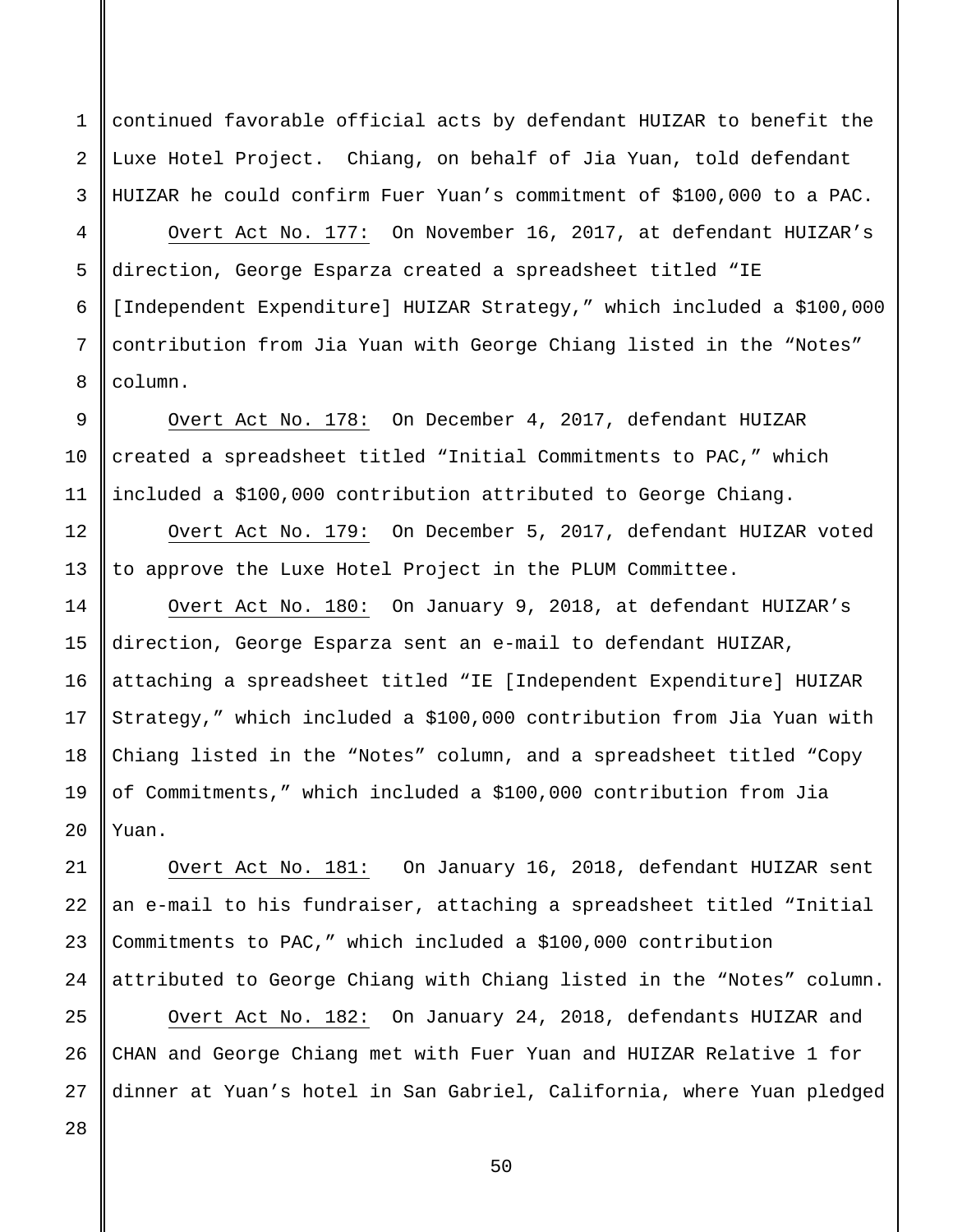continued favorable official acts by defendant HUIZAR to benefit the Luxe Hotel Project. Chiang, on behalf of Jia Yuan, told defendant HUIZAR he could confirm Fuer Yuan's commitment of $100,000 to a PAC.

<u>Overt Act No. 177:</u> On November 16, 2017, at defendant HUIZAR's direction, George Esparza created a spreadsheet titled "IE [Independent Expenditure] HUIZAR Strategy," which included a $100,000 contribution from Jia Yuan with George Chiang listed in the "Notes" column.

<u>Overt Act No. 178:</u> On December 4, 2017, defendant HUIZAR created a spreadsheet titled "Initial Commitments to PAC," which included a $100,000 contribution attributed to George Chiang.

<u>Overt Act No. 179:</u> On December 5, 2017, defendant HUIZAR voted to approve the Luxe Hotel Project in the PLUM Committee.

<u>Overt Act No. 180:</u> On January 9, 2018, at defendant HUIZAR's direction, George Esparza sent an e-mail to defendant HUIZAR, attaching a spreadsheet titled "IE [Independent Expenditure] HUIZAR Strategy," which included a $100,000 contribution from Jia Yuan with Chiang listed in the "Notes" column, and a spreadsheet titled "Copy of Commitments," which included a $100,000 contribution from Jia Yuan.

<u>Overt Act No. 181:</u> On January 16, 2018, defendant HUIZAR sent an e-mail to his fundraiser, attaching a spreadsheet titled "Initial Commitments to PAC," which included a $100,000 contribution attributed to George Chiang with Chiang listed in the "Notes" column.

<u>Overt Act No. 182:</u> On January 24, 2018, defendants HUIZAR and CHAN and George Chiang met with Fuer Yuan and HUIZAR Relative 1 for dinner at Yuan's hotel in San Gabriel, California, where Yuan pledged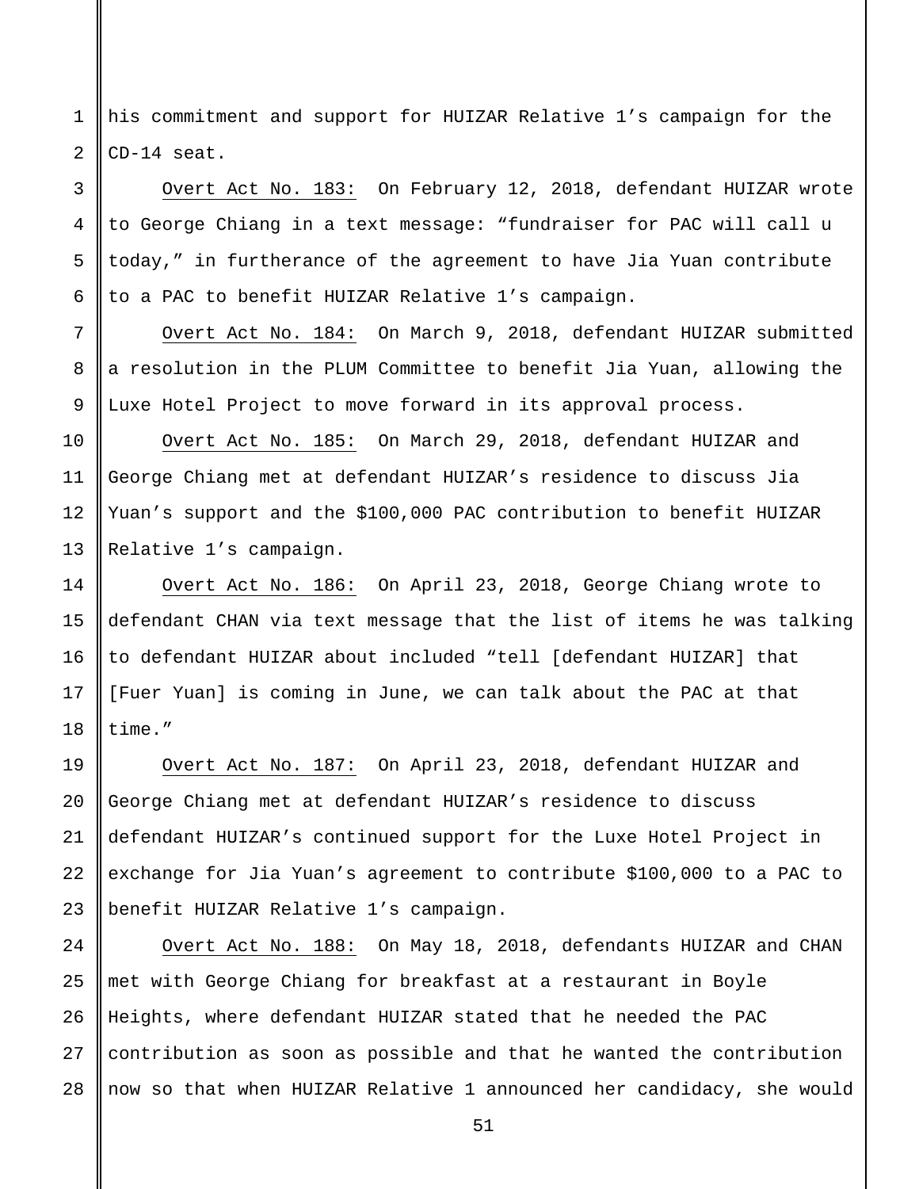his commitment and support for HUIZAR Relative 1's campaign for the CD-14 seat.

<u>Overt Act No. 183:</u> On February 12, 2018, defendant HUIZAR wrote to George Chiang in a text message: "fundraiser for PAC will call u today," in furtherance of the agreement to have Jia Yuan contribute to a PAC to benefit HUIZAR Relative 1's campaign.

<u>Overt Act No. 184:</u> On March 9, 2018, defendant HUIZAR submitted a resolution in the PLUM Committee to benefit Jia Yuan, allowing the Luxe Hotel Project to move forward in its approval process.

<u>Overt Act No. 185:</u> On March 29, 2018, defendant HUIZAR and George Chiang met at defendant HUIZAR's residence to discuss Jia Yuan's support and the $100,000 PAC contribution to benefit HUIZAR Relative 1's campaign.

<u>Overt Act No. 186:</u> On April 23, 2018, George Chiang wrote to defendant CHAN via text message that the list of items he was talking to defendant HUIZAR about included "tell [defendant HUIZAR] that [Fuer Yuan] is coming in June, we can talk about the PAC at that time."

<u>Overt Act No. 187:</u> On April 23, 2018, defendant HUIZAR and George Chiang met at defendant HUIZAR's residence to discuss defendant HUIZAR's continued support for the Luxe Hotel Project in exchange for Jia Yuan's agreement to contribute $100,000 to a PAC to benefit HUIZAR Relative 1's campaign.

<u>Overt Act No. 188:</u> On May 18, 2018, defendants HUIZAR and CHAN met with George Chiang for breakfast at a restaurant in Boyle Heights, where defendant HUIZAR stated that he needed the PAC contribution as soon as possible and that he wanted the contribution now so that when HUIZAR Relative 1 announced her candidacy, she would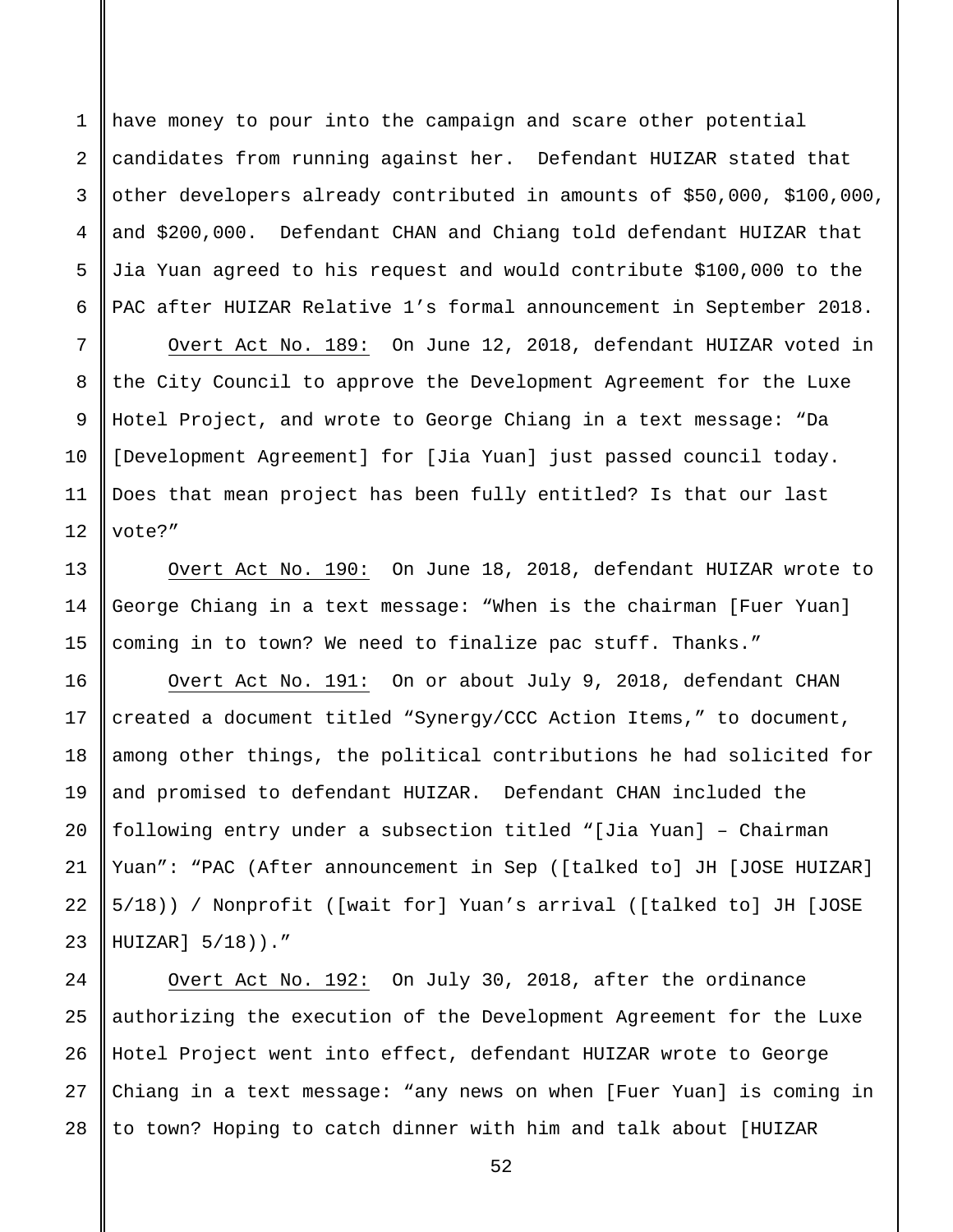have money to pour into the campaign and scare other potential candidates from running against her. Defendant HUIZAR stated that other developers already contributed in amounts of $50,000, $100,000, and $200,000. Defendant CHAN and Chiang told defendant HUIZAR that Jia Yuan agreed to his request and would contribute $100,000 to the PAC after HUIZAR Relative 1's formal announcement in September 2018.

Overt Act No. 189: On June 12, 2018, defendant HUIZAR voted in the City Council to approve the Development Agreement for the Luxe Hotel Project, and wrote to George Chiang in a text message: "Da [Development Agreement] for [Jia Yuan] just passed council today. Does that mean project has been fully entitled? Is that our last vote?"

Overt Act No. 190: On June 18, 2018, defendant HUIZAR wrote to George Chiang in a text message: "When is the chairman [Fuer Yuan] coming in to town? We need to finalize pac stuff. Thanks."

Overt Act No. 191: On or about July 9, 2018, defendant CHAN created a document titled "Synergy/CCC Action Items," to document, among other things, the political contributions he had solicited for and promised to defendant HUIZAR. Defendant CHAN included the following entry under a subsection titled "[Jia Yuan] – Chairman Yuan": "PAC (After announcement in Sep ([talked to] JH [JOSE HUIZAR] 5/18)) / Nonprofit ([wait for] Yuan's arrival ([talked to] JH [JOSE HUIZAR] 5/18))."

Overt Act No. 192: On July 30, 2018, after the ordinance authorizing the execution of the Development Agreement for the Luxe Hotel Project went into effect, defendant HUIZAR wrote to George Chiang in a text message: "any news on when [Fuer Yuan] is coming in to town? Hoping to catch dinner with him and talk about [HUIZAR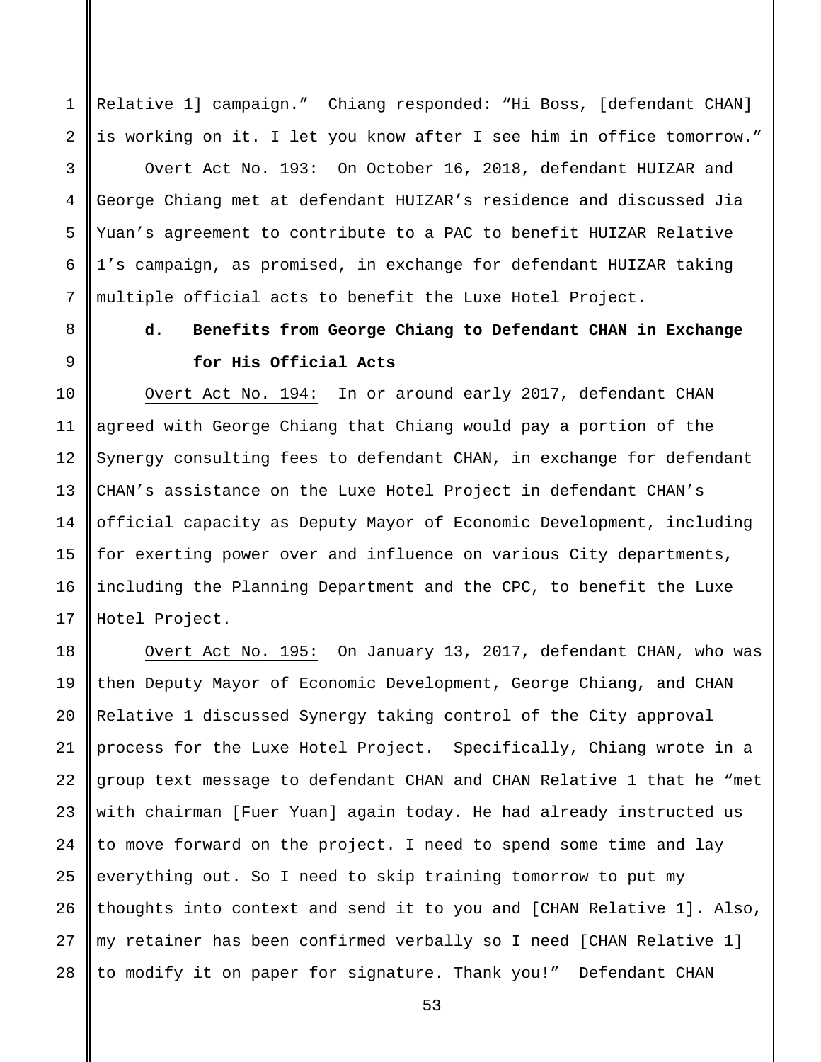Relative 1] campaign." Chiang responded: "Hi Boss, [defendant CHAN] is working on it. I let you know after I see him in office tomorrow."

Overt Act No. 193: On October 16, 2018, defendant HUIZAR and George Chiang met at defendant HUIZAR's residence and discussed Jia Yuan's agreement to contribute to a PAC to benefit HUIZAR Relative 1's campaign, as promised, in exchange for defendant HUIZAR taking multiple official acts to benefit the Luxe Hotel Project.

**d. Benefits from George Chiang to Defendant CHAN in Exchange for His Official Acts**

Overt Act No. 194: In or around early 2017, defendant CHAN agreed with George Chiang that Chiang would pay a portion of the Synergy consulting fees to defendant CHAN, in exchange for defendant CHAN's assistance on the Luxe Hotel Project in defendant CHAN's official capacity as Deputy Mayor of Economic Development, including for exerting power over and influence on various City departments, including the Planning Department and the CPC, to benefit the Luxe Hotel Project.

Overt Act No. 195: On January 13, 2017, defendant CHAN, who was then Deputy Mayor of Economic Development, George Chiang, and CHAN Relative 1 discussed Synergy taking control of the City approval process for the Luxe Hotel Project. Specifically, Chiang wrote in a group text message to defendant CHAN and CHAN Relative 1 that he "met with chairman [Fuer Yuan] again today. He had already instructed us to move forward on the project. I need to spend some time and lay everything out. So I need to skip training tomorrow to put my thoughts into context and send it to you and [CHAN Relative 1]. Also, my retainer has been confirmed verbally so I need [CHAN Relative 1] to modify it on paper for signature. Thank you!" Defendant CHAN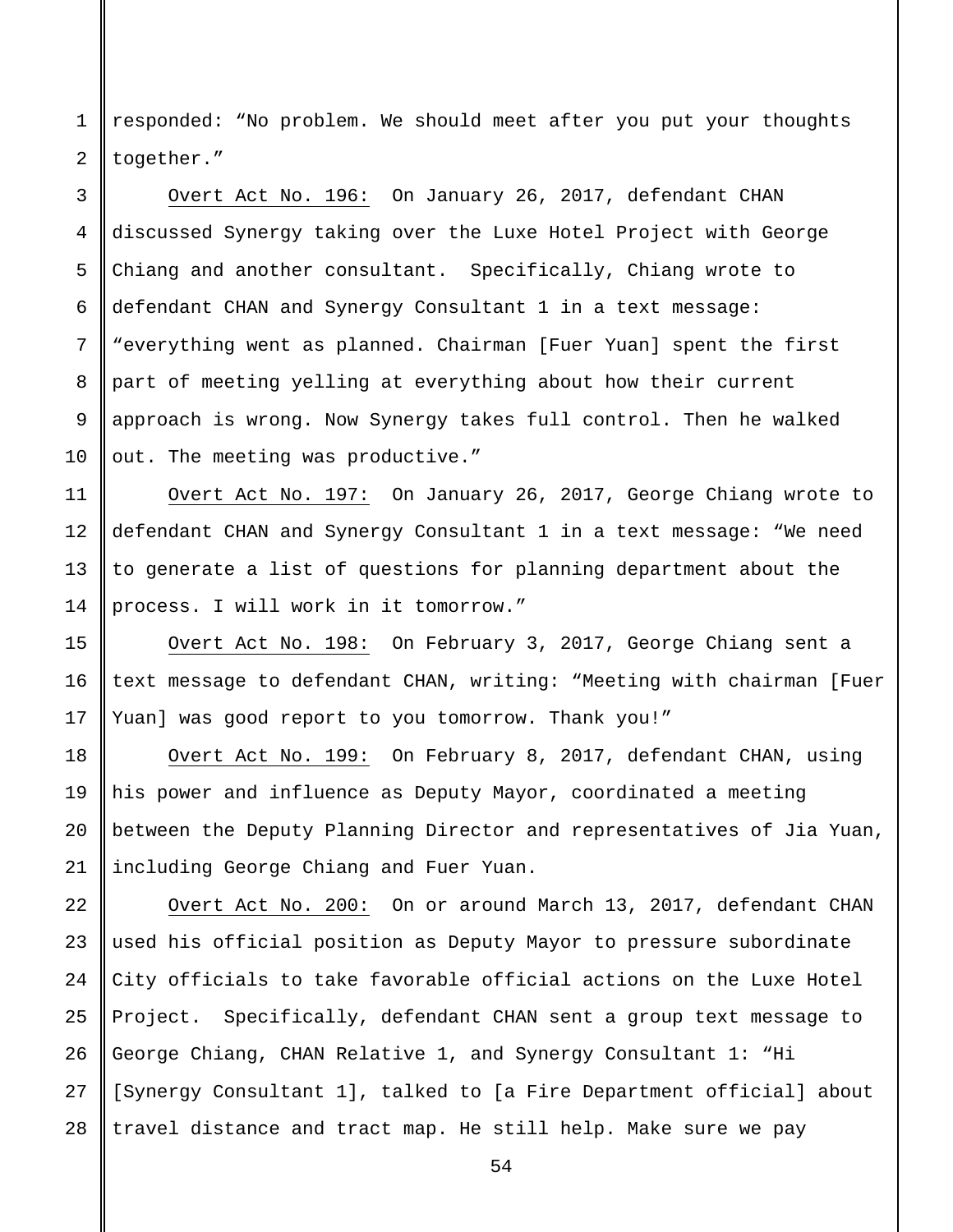responded: “No problem. We should meet after you put your thoughts together.”

Overt Act No. 196: On January 26, 2017, defendant CHAN discussed Synergy taking over the Luxe Hotel Project with George Chiang and another consultant. Specifically, Chiang wrote to defendant CHAN and Synergy Consultant 1 in a text message: “everything went as planned. Chairman [Fuer Yuan] spent the first part of meeting yelling at everything about how their current approach is wrong. Now Synergy takes full control. Then he walked out. The meeting was productive.”

Overt Act No. 197: On January 26, 2017, George Chiang wrote to defendant CHAN and Synergy Consultant 1 in a text message: “We need to generate a list of questions for planning department about the process. I will work in it tomorrow.”

Overt Act No. 198: On February 3, 2017, George Chiang sent a text message to defendant CHAN, writing: “Meeting with chairman [Fuer Yuan] was good report to you tomorrow. Thank you!”

Overt Act No. 199: On February 8, 2017, defendant CHAN, using his power and influence as Deputy Mayor, coordinated a meeting between the Deputy Planning Director and representatives of Jia Yuan, including George Chiang and Fuer Yuan.

Overt Act No. 200: On or around March 13, 2017, defendant CHAN used his official position as Deputy Mayor to pressure subordinate City officials to take favorable official actions on the Luxe Hotel Project. Specifically, defendant CHAN sent a group text message to George Chiang, CHAN Relative 1, and Synergy Consultant 1: “Hi [Synergy Consultant 1], talked to [a Fire Department official] about travel distance and tract map. He still help. Make sure we pay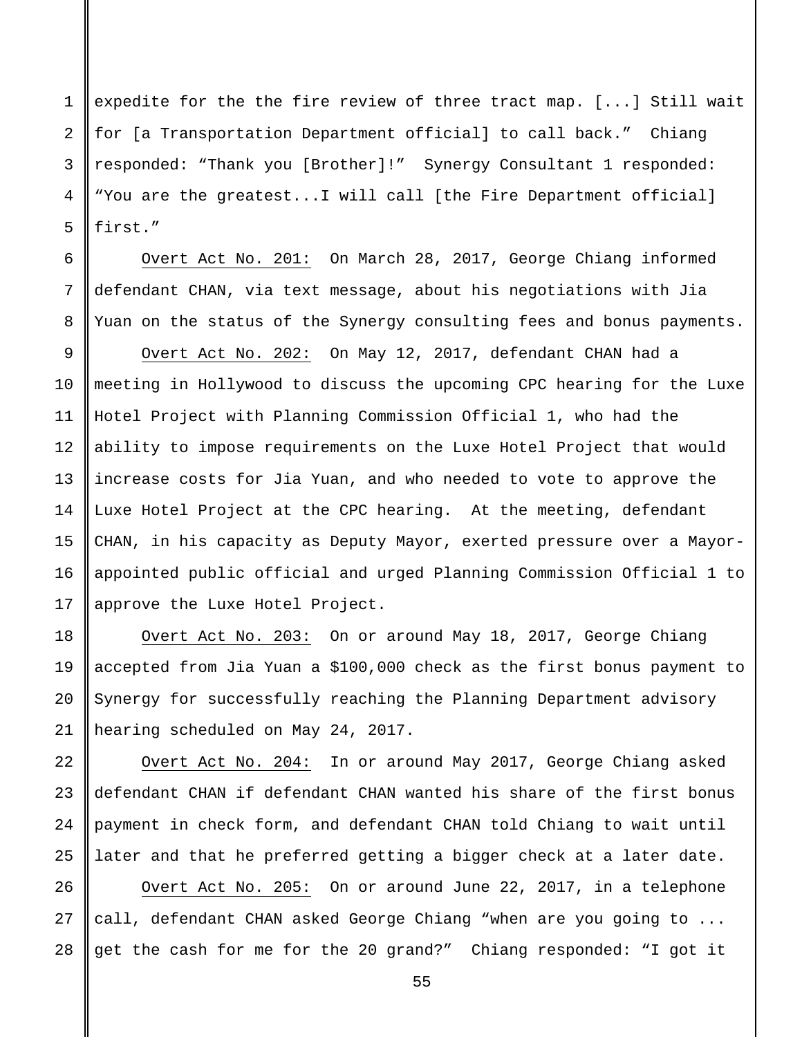expedite for the the fire review of three tract map. [...] Still wait for [a Transportation Department official] to call back." Chiang responded: "Thank you [Brother]!" Synergy Consultant 1 responded: "You are the greatest...I will call [the Fire Department official] first."

Overt Act No. 201: On March 28, 2017, George Chiang informed defendant CHAN, via text message, about his negotiations with Jia Yuan on the status of the Synergy consulting fees and bonus payments.

Overt Act No. 202: On May 12, 2017, defendant CHAN had a meeting in Hollywood to discuss the upcoming CPC hearing for the Luxe Hotel Project with Planning Commission Official 1, who had the ability to impose requirements on the Luxe Hotel Project that would increase costs for Jia Yuan, and who needed to vote to approve the Luxe Hotel Project at the CPC hearing. At the meeting, defendant CHAN, in his capacity as Deputy Mayor, exerted pressure over a Mayor-appointed public official and urged Planning Commission Official 1 to approve the Luxe Hotel Project.

Overt Act No. 203: On or around May 18, 2017, George Chiang accepted from Jia Yuan a $100,000 check as the first bonus payment to Synergy for successfully reaching the Planning Department advisory hearing scheduled on May 24, 2017.

Overt Act No. 204: In or around May 2017, George Chiang asked defendant CHAN if defendant CHAN wanted his share of the first bonus payment in check form, and defendant CHAN told Chiang to wait until later and that he preferred getting a bigger check at a later date.

Overt Act No. 205: On or around June 22, 2017, in a telephone call, defendant CHAN asked George Chiang "when are you going to ... get the cash for me for the 20 grand?" Chiang responded: "I got it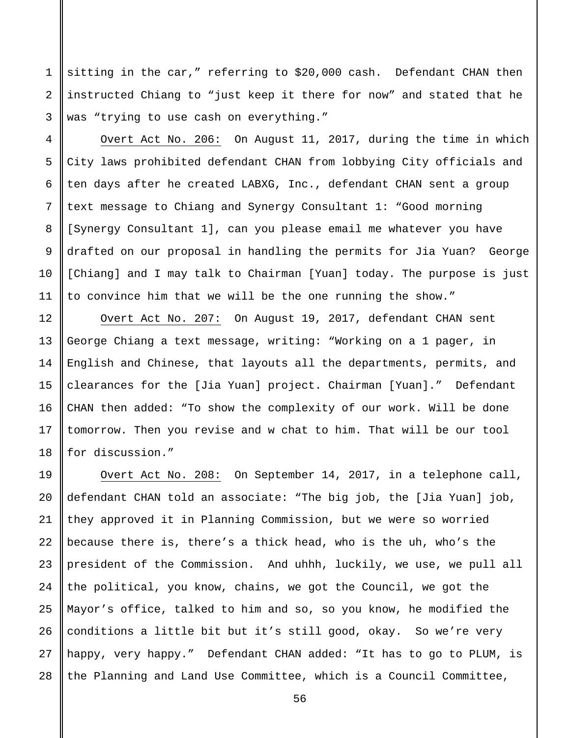sitting in the car," referring to $20,000 cash. Defendant CHAN then instructed Chiang to "just keep it there for now" and stated that he was "trying to use cash on everything."

Overt Act No. 206: On August 11, 2017, during the time in which City laws prohibited defendant CHAN from lobbying City officials and ten days after he created LABXG, Inc., defendant CHAN sent a group text message to Chiang and Synergy Consultant 1: "Good morning [Synergy Consultant 1], can you please email me whatever you have drafted on our proposal in handling the permits for Jia Yuan? George [Chiang] and I may talk to Chairman [Yuan] today. The purpose is just to convince him that we will be the one running the show."

Overt Act No. 207: On August 19, 2017, defendant CHAN sent George Chiang a text message, writing: "Working on a 1 pager, in English and Chinese, that layouts all the departments, permits, and clearances for the [Jia Yuan] project. Chairman [Yuan]." Defendant CHAN then added: "To show the complexity of our work. Will be done tomorrow. Then you revise and w chat to him. That will be our tool for discussion."

Overt Act No. 208: On September 14, 2017, in a telephone call, defendant CHAN told an associate: "The big job, the [Jia Yuan] job, they approved it in Planning Commission, but we were so worried because there is, there's a thick head, who is the uh, who's the president of the Commission. And uhhh, luckily, we use, we pull all the political, you know, chains, we got the Council, we got the Mayor's office, talked to him and so, so you know, he modified the conditions a little bit but it's still good, okay. So we're very happy, very happy." Defendant CHAN added: "It has to go to PLUM, is the Planning and Land Use Committee, which is a Council Committee,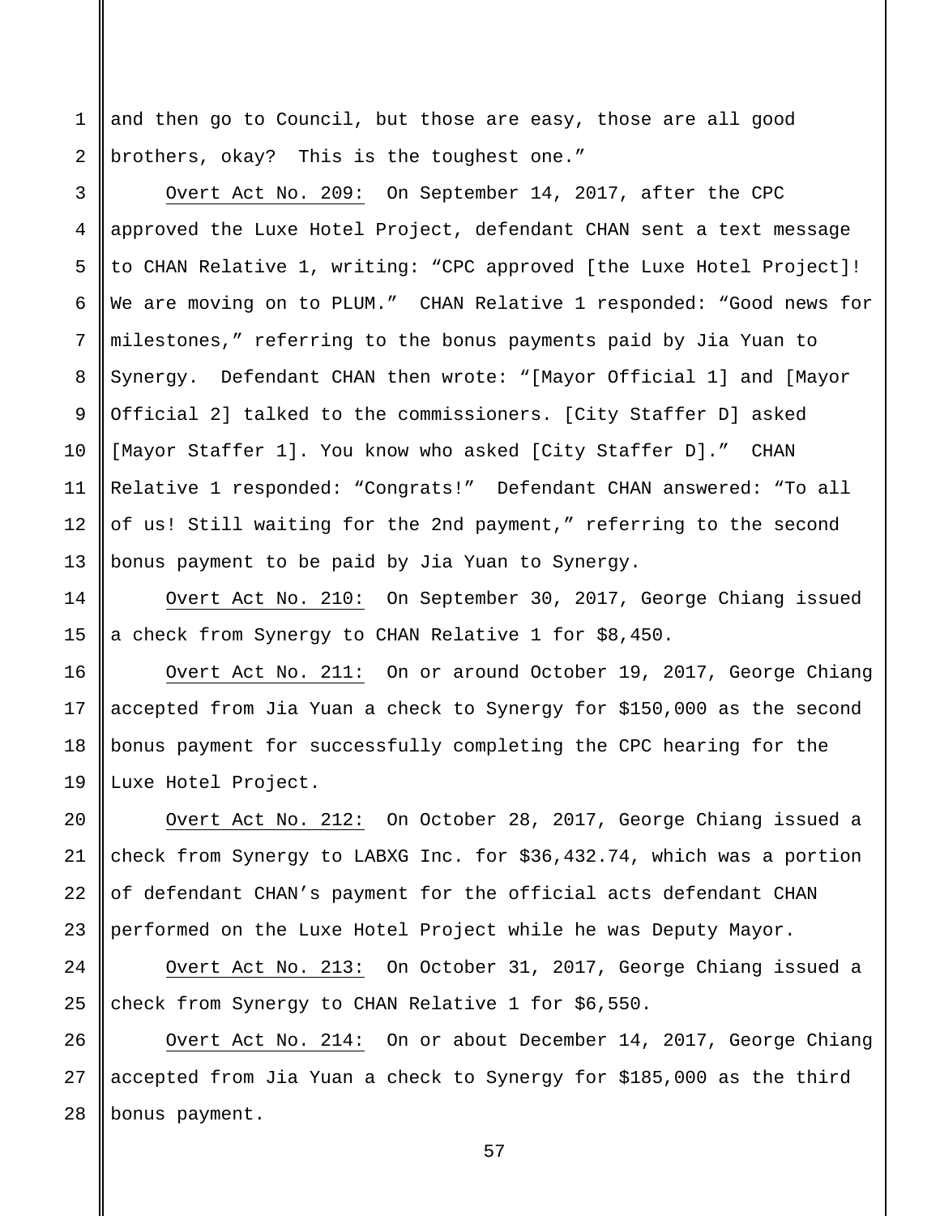and then go to Council, but those are easy, those are all good brothers, okay? This is the toughest one."

<u>Overt Act No. 209:</u> On September 14, 2017, after the CPC approved the Luxe Hotel Project, defendant CHAN sent a text message to CHAN Relative 1, writing: "CPC approved [the Luxe Hotel Project]! We are moving on to PLUM." CHAN Relative 1 responded: "Good news for milestones," referring to the bonus payments paid by Jia Yuan to Synergy. Defendant CHAN then wrote: "[Mayor Official 1] and [Mayor Official 2] talked to the commissioners. [City Staffer D] asked [Mayor Staffer 1]. You know who asked [City Staffer D]." CHAN Relative 1 responded: "Congrats!" Defendant CHAN answered: "To all of us! Still waiting for the 2nd payment," referring to the second bonus payment to be paid by Jia Yuan to Synergy.

<u>Overt Act No. 210:</u> On September 30, 2017, George Chiang issued a check from Synergy to CHAN Relative 1 for $8,450.

<u>Overt Act No. 211:</u> On or around October 19, 2017, George Chiang accepted from Jia Yuan a check to Synergy for $150,000 as the second bonus payment for successfully completing the CPC hearing for the Luxe Hotel Project.

<u>Overt Act No. 212:</u> On October 28, 2017, George Chiang issued a check from Synergy to LABXG Inc. for $36,432.74, which was a portion of defendant CHAN's payment for the official acts defendant CHAN performed on the Luxe Hotel Project while he was Deputy Mayor.

<u>Overt Act No. 213:</u> On October 31, 2017, George Chiang issued a check from Synergy to CHAN Relative 1 for $6,550.

<u>Overt Act No. 214:</u> On or about December 14, 2017, George Chiang accepted from Jia Yuan a check to Synergy for $185,000 as the third bonus payment.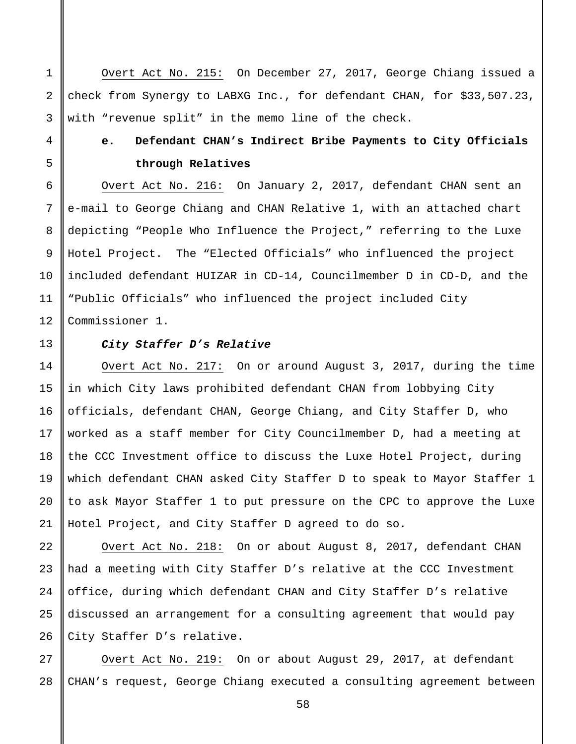<u>Overt Act No. 215:</u> On December 27, 2017, George Chiang issued a check from Synergy to LABXG Inc., for defendant CHAN, for $33,507.23, with "revenue split" in the memo line of the check.

**e. Defendant CHAN's Indirect Bribe Payments to City Officials through Relatives**

<u>Overt Act No. 216:</u> On January 2, 2017, defendant CHAN sent an e-mail to George Chiang and CHAN Relative 1, with an attached chart depicting "People Who Influence the Project," referring to the Luxe Hotel Project. The "Elected Officials" who influenced the project included defendant HUIZAR in CD-14, Councilmember D in CD-D, and the "Public Officials" who influenced the project included City Commissioner 1.

***City Staffer D's Relative***

<u>Overt Act No. 217:</u> On or around August 3, 2017, during the time in which City laws prohibited defendant CHAN from lobbying City officials, defendant CHAN, George Chiang, and City Staffer D, who worked as a staff member for City Councilmember D, had a meeting at the CCC Investment office to discuss the Luxe Hotel Project, during which defendant CHAN asked City Staffer D to speak to Mayor Staffer 1 to ask Mayor Staffer 1 to put pressure on the CPC to approve the Luxe Hotel Project, and City Staffer D agreed to do so.

<u>Overt Act No. 218:</u> On or about August 8, 2017, defendant CHAN had a meeting with City Staffer D's relative at the CCC Investment office, during which defendant CHAN and City Staffer D's relative discussed an arrangement for a consulting agreement that would pay City Staffer D's relative.

<u>Overt Act No. 219:</u> On or about August 29, 2017, at defendant CHAN's request, George Chiang executed a consulting agreement between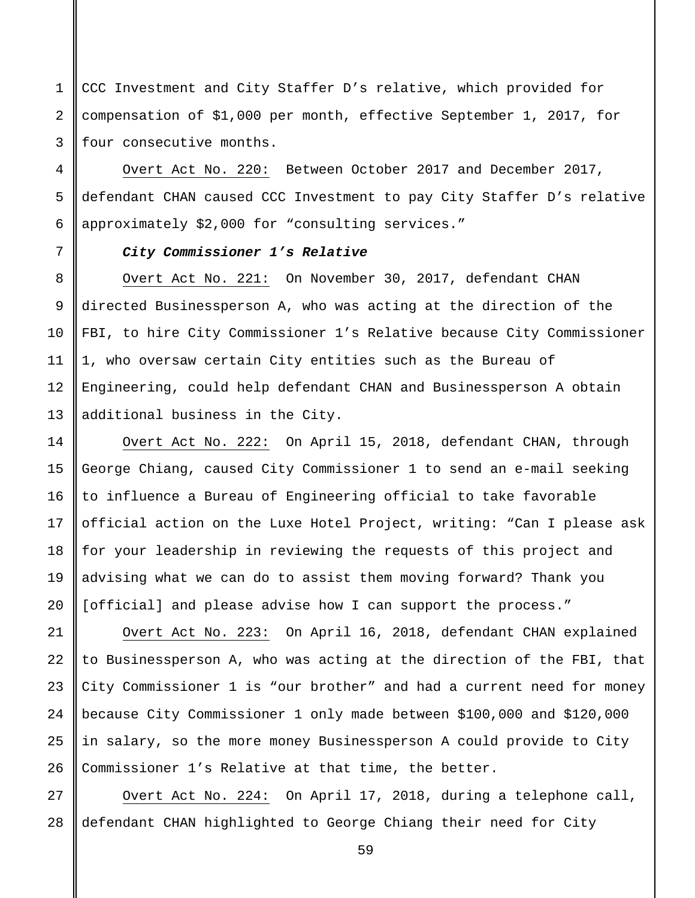CCC Investment and City Staffer D's relative, which provided for compensation of $1,000 per month, effective September 1, 2017, for four consecutive months.

Overt Act No. 220: Between October 2017 and December 2017, defendant CHAN caused CCC Investment to pay City Staffer D's relative approximately $2,000 for "consulting services."

***City Commissioner 1's Relative***

Overt Act No. 221: On November 30, 2017, defendant CHAN directed Businessperson A, who was acting at the direction of the FBI, to hire City Commissioner 1's Relative because City Commissioner 1, who oversaw certain City entities such as the Bureau of Engineering, could help defendant CHAN and Businessperson A obtain additional business in the City.

Overt Act No. 222: On April 15, 2018, defendant CHAN, through George Chiang, caused City Commissioner 1 to send an e-mail seeking to influence a Bureau of Engineering official to take favorable official action on the Luxe Hotel Project, writing: "Can I please ask for your leadership in reviewing the requests of this project and advising what we can do to assist them moving forward? Thank you [official] and please advise how I can support the process."

Overt Act No. 223: On April 16, 2018, defendant CHAN explained to Businessperson A, who was acting at the direction of the FBI, that City Commissioner 1 is "our brother" and had a current need for money because City Commissioner 1 only made between $100,000 and $120,000 in salary, so the more money Businessperson A could provide to City Commissioner 1's Relative at that time, the better.

Overt Act No. 224: On April 17, 2018, during a telephone call, defendant CHAN highlighted to George Chiang their need for City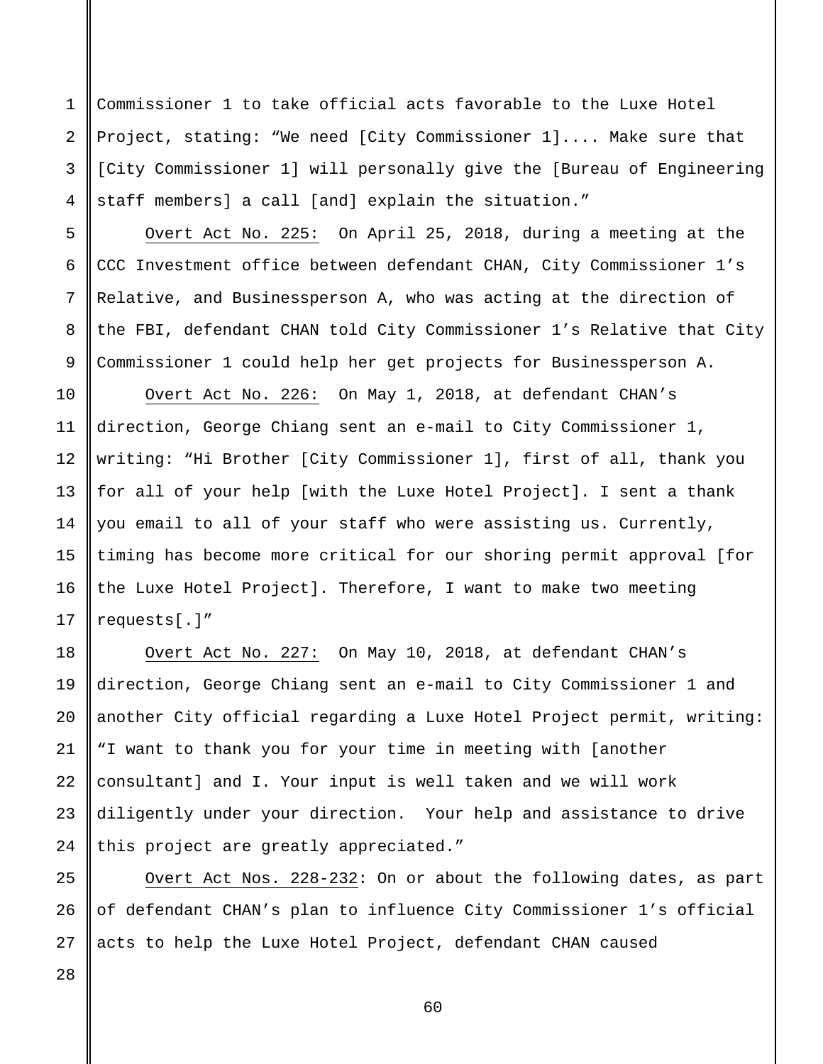Commissioner 1 to take official acts favorable to the Luxe Hotel Project, stating: "We need [City Commissioner 1].... Make sure that [City Commissioner 1] will personally give the [Bureau of Engineering staff members] a call [and] explain the situation."

Overt Act No. 225: On April 25, 2018, during a meeting at the CCC Investment office between defendant CHAN, City Commissioner 1's Relative, and Businessperson A, who was acting at the direction of the FBI, defendant CHAN told City Commissioner 1's Relative that City Commissioner 1 could help her get projects for Businessperson A.

Overt Act No. 226: On May 1, 2018, at defendant CHAN's direction, George Chiang sent an e-mail to City Commissioner 1, writing: "Hi Brother [City Commissioner 1], first of all, thank you for all of your help [with the Luxe Hotel Project]. I sent a thank you email to all of your staff who were assisting us. Currently, timing has become more critical for our shoring permit approval [for the Luxe Hotel Project]. Therefore, I want to make two meeting requests[.]"

Overt Act No. 227: On May 10, 2018, at defendant CHAN's direction, George Chiang sent an e-mail to City Commissioner 1 and another City official regarding a Luxe Hotel Project permit, writing: "I want to thank you for your time in meeting with [another consultant] and I. Your input is well taken and we will work diligently under your direction. Your help and assistance to drive this project are greatly appreciated."

Overt Act Nos. 228-232: On or about the following dates, as part of defendant CHAN's plan to influence City Commissioner 1's official acts to help the Luxe Hotel Project, defendant CHAN caused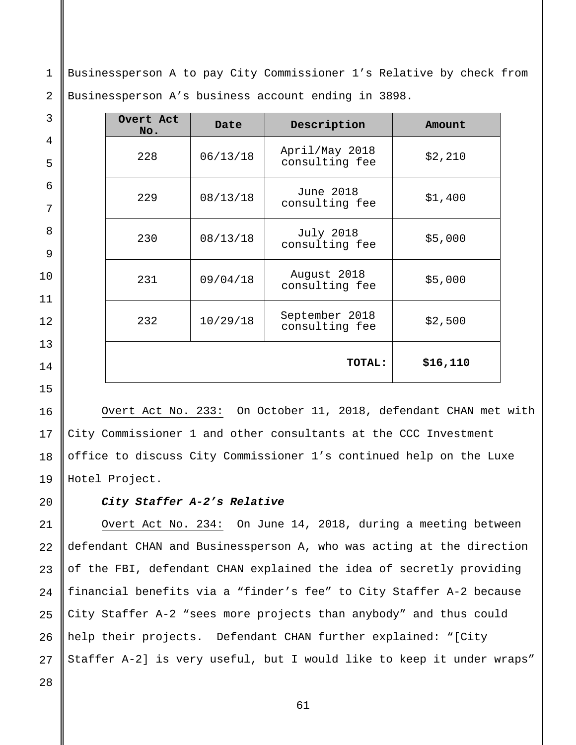Businessperson A to pay City Commissioner 1's Relative by check from Businessperson A's business account ending in 3898.

| Overt Act No. | Date | Description | Amount |
|---|---|---|---|
| 228 | 06/13/18 | April/May 2018 consulting fee | $2,210 |
| 229 | 08/13/18 | June 2018 consulting fee | $1,400 |
| 230 | 08/13/18 | July 2018 consulting fee | $5,000 |
| 231 | 09/04/18 | August 2018 consulting fee | $5,000 |
| 232 | 10/29/18 | September 2018 consulting fee | $2,500 |
| | | **TOTAL:** | **$16,110** |

Overt Act No. 233: On October 11, 2018, defendant CHAN met with City Commissioner 1 and other consultants at the CCC Investment office to discuss City Commissioner 1's continued help on the Luxe Hotel Project.

***City Staffer A-2's Relative***

Overt Act No. 234: On June 14, 2018, during a meeting between defendant CHAN and Businessperson A, who was acting at the direction of the FBI, defendant CHAN explained the idea of secretly providing financial benefits via a "finder's fee" to City Staffer A-2 because City Staffer A-2 "sees more projects than anybody" and thus could help their projects. Defendant CHAN further explained: "[City Staffer A-2] is very useful, but I would like to keep it under wraps"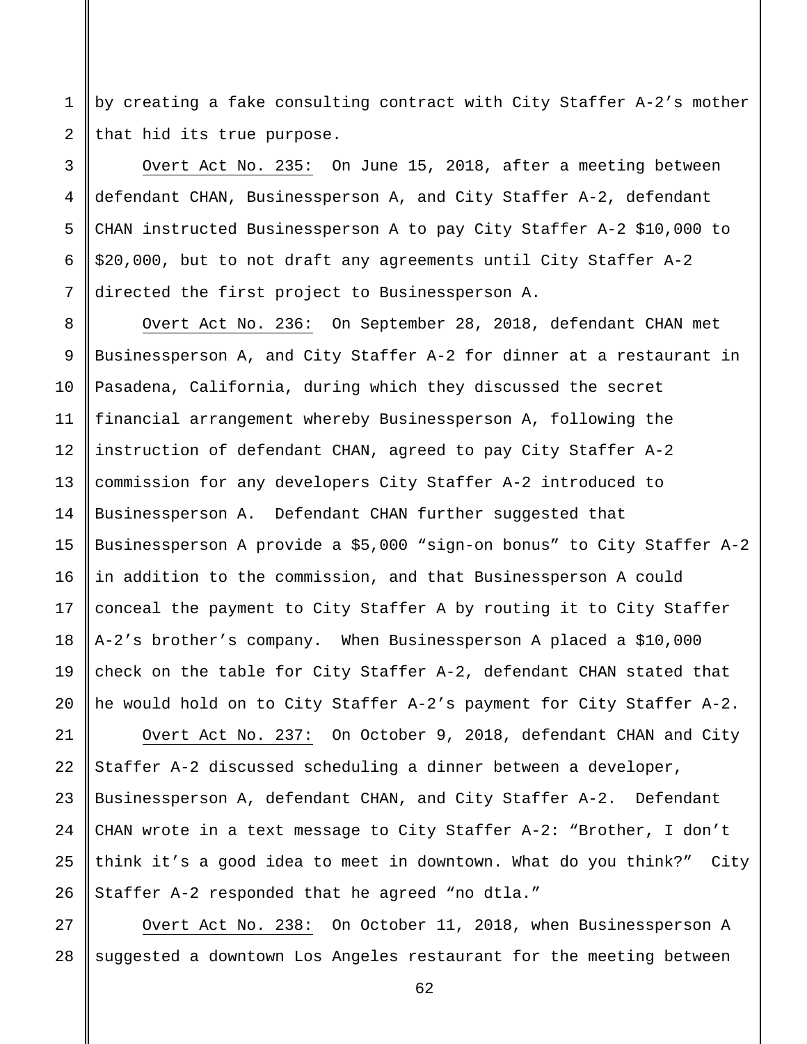by creating a fake consulting contract with City Staffer A-2's mother that hid its true purpose.

Overt Act No. 235: On June 15, 2018, after a meeting between defendant CHAN, Businessperson A, and City Staffer A-2, defendant CHAN instructed Businessperson A to pay City Staffer A-2 $10,000 to $20,000, but to not draft any agreements until City Staffer A-2 directed the first project to Businessperson A.

Overt Act No. 236: On September 28, 2018, defendant CHAN met Businessperson A, and City Staffer A-2 for dinner at a restaurant in Pasadena, California, during which they discussed the secret financial arrangement whereby Businessperson A, following the instruction of defendant CHAN, agreed to pay City Staffer A-2 commission for any developers City Staffer A-2 introduced to Businessperson A. Defendant CHAN further suggested that Businessperson A provide a $5,000 "sign-on bonus" to City Staffer A-2 in addition to the commission, and that Businessperson A could conceal the payment to City Staffer A by routing it to City Staffer A-2's brother's company. When Businessperson A placed a $10,000 check on the table for City Staffer A-2, defendant CHAN stated that he would hold on to City Staffer A-2's payment for City Staffer A-2.

Overt Act No. 237: On October 9, 2018, defendant CHAN and City Staffer A-2 discussed scheduling a dinner between a developer, Businessperson A, defendant CHAN, and City Staffer A-2. Defendant CHAN wrote in a text message to City Staffer A-2: "Brother, I don't think it's a good idea to meet in downtown. What do you think?" City Staffer A-2 responded that he agreed "no dtla."

Overt Act No. 238: On October 11, 2018, when Businessperson A suggested a downtown Los Angeles restaurant for the meeting between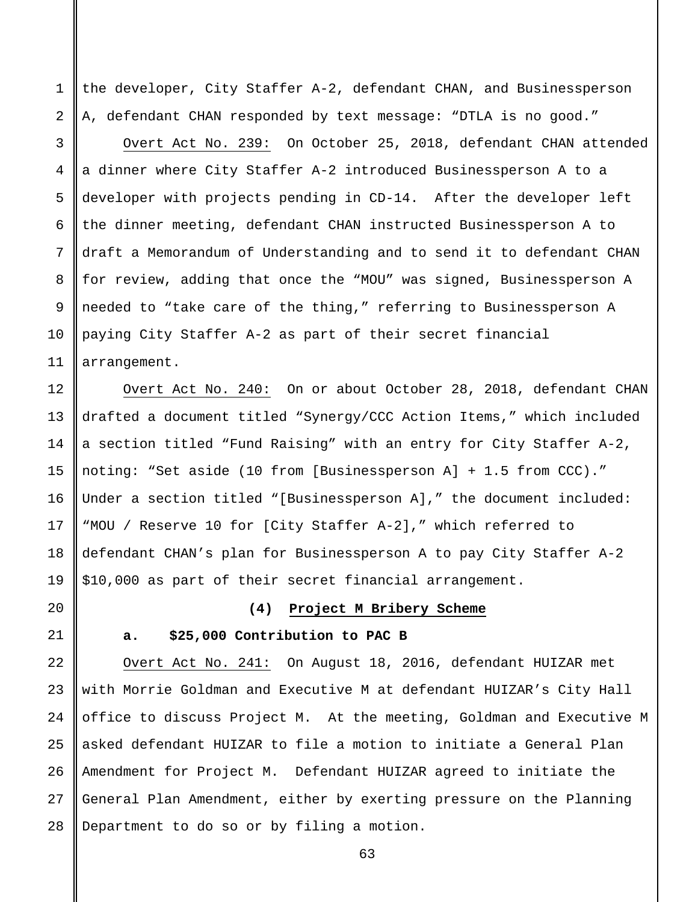the developer, City Staffer A-2, defendant CHAN, and Businessperson A, defendant CHAN responded by text message: “DTLA is no good.”

Overt Act No. 239: On October 25, 2018, defendant CHAN attended a dinner where City Staffer A-2 introduced Businessperson A to a developer with projects pending in CD-14. After the developer left the dinner meeting, defendant CHAN instructed Businessperson A to draft a Memorandum of Understanding and to send it to defendant CHAN for review, adding that once the “MOU” was signed, Businessperson A needed to “take care of the thing,” referring to Businessperson A paying City Staffer A-2 as part of their secret financial arrangement.

Overt Act No. 240: On or about October 28, 2018, defendant CHAN drafted a document titled “Synergy/CCC Action Items,” which included a section titled “Fund Raising” with an entry for City Staffer A-2, noting: “Set aside (10 from [Businessperson A] + 1.5 from CCC).” Under a section titled “[Businessperson A],” the document included: “MOU / Reserve 10 for [City Staffer A-2],” which referred to defendant CHAN’s plan for Businessperson A to pay City Staffer A-2 $10,000 as part of their secret financial arrangement.

### (4) Project M Bribery Scheme

#### a. $25,000 Contribution to PAC B

Overt Act No. 241: On August 18, 2016, defendant HUIZAR met with Morrie Goldman and Executive M at defendant HUIZAR’s City Hall office to discuss Project M. At the meeting, Goldman and Executive M asked defendant HUIZAR to file a motion to initiate a General Plan Amendment for Project M. Defendant HUIZAR agreed to initiate the General Plan Amendment, either by exerting pressure on the Planning Department to do so or by filing a motion.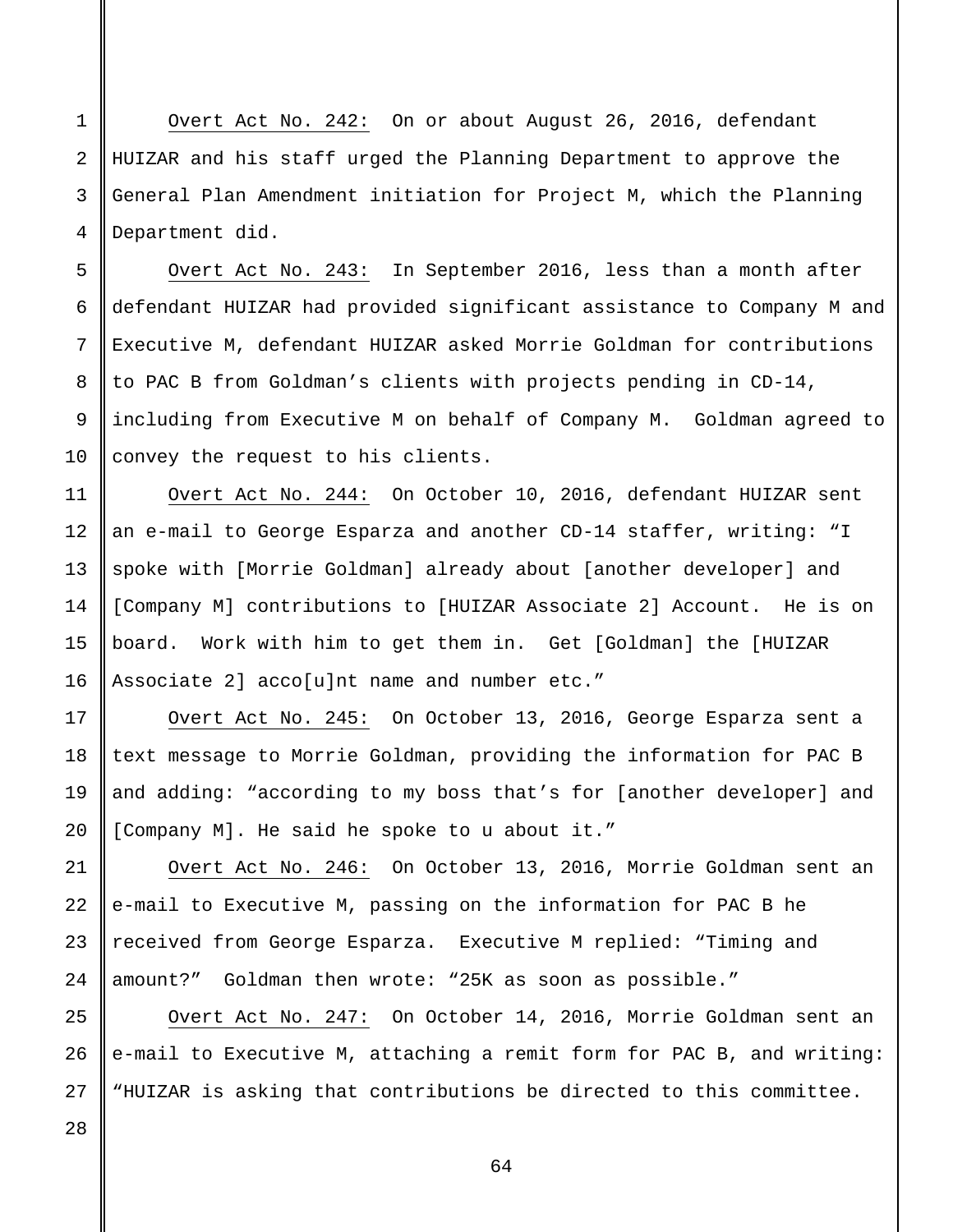Overt Act No. 242: On or about August 26, 2016, defendant HUIZAR and his staff urged the Planning Department to approve the General Plan Amendment initiation for Project M, which the Planning Department did.

Overt Act No. 243: In September 2016, less than a month after defendant HUIZAR had provided significant assistance to Company M and Executive M, defendant HUIZAR asked Morrie Goldman for contributions to PAC B from Goldman's clients with projects pending in CD-14, including from Executive M on behalf of Company M. Goldman agreed to convey the request to his clients.

Overt Act No. 244: On October 10, 2016, defendant HUIZAR sent an e-mail to George Esparza and another CD-14 staffer, writing: "I spoke with [Morrie Goldman] already about [another developer] and [Company M] contributions to [HUIZAR Associate 2] Account. He is on board. Work with him to get them in. Get [Goldman] the [HUIZAR Associate 2] acco[u]nt name and number etc."

Overt Act No. 245: On October 13, 2016, George Esparza sent a text message to Morrie Goldman, providing the information for PAC B and adding: "according to my boss that's for [another developer] and [Company M]. He said he spoke to u about it."

Overt Act No. 246: On October 13, 2016, Morrie Goldman sent an e-mail to Executive M, passing on the information for PAC B he received from George Esparza. Executive M replied: "Timing and amount?" Goldman then wrote: "25K as soon as possible."

Overt Act No. 247: On October 14, 2016, Morrie Goldman sent an e-mail to Executive M, attaching a remit form for PAC B, and writing: "HUIZAR is asking that contributions be directed to this committee.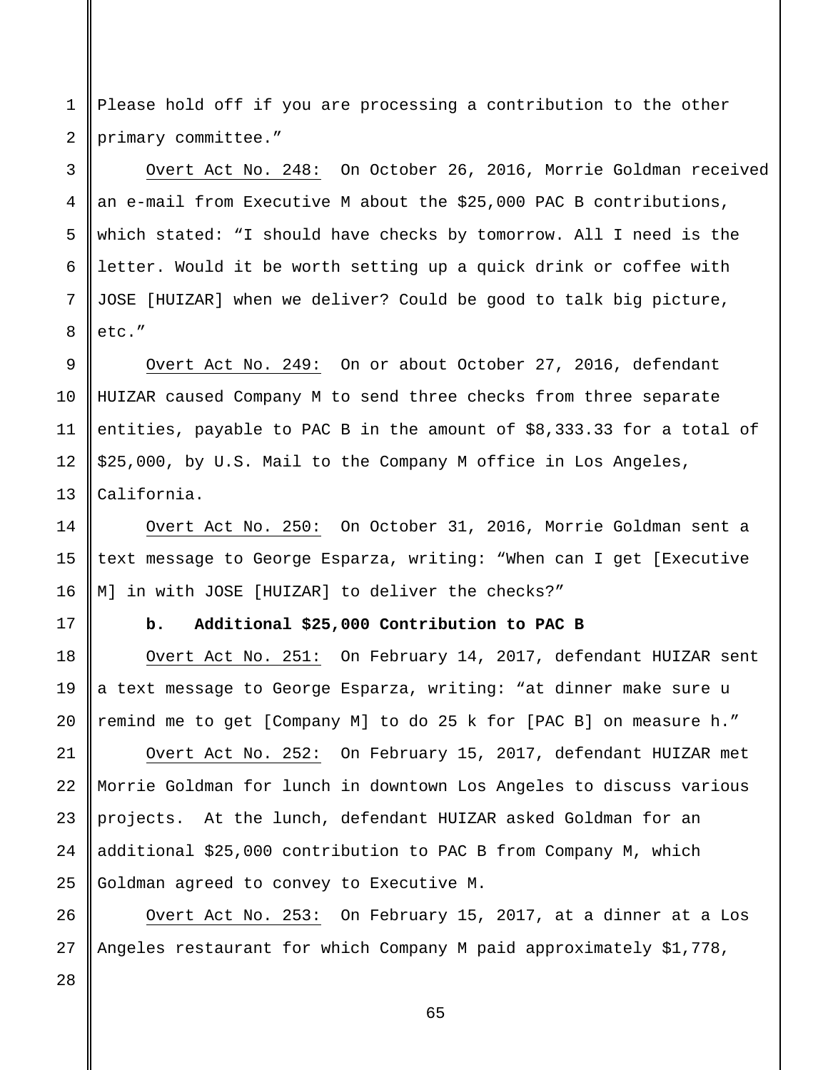Please hold off if you are processing a contribution to the other primary committee."

Overt Act No. 248: On October 26, 2016, Morrie Goldman received an e-mail from Executive M about the $25,000 PAC B contributions, which stated: "I should have checks by tomorrow. All I need is the letter. Would it be worth setting up a quick drink or coffee with JOSE [HUIZAR] when we deliver? Could be good to talk big picture, etc."

Overt Act No. 249: On or about October 27, 2016, defendant HUIZAR caused Company M to send three checks from three separate entities, payable to PAC B in the amount of $8,333.33 for a total of $25,000, by U.S. Mail to the Company M office in Los Angeles, California.

Overt Act No. 250: On October 31, 2016, Morrie Goldman sent a text message to George Esparza, writing: "When can I get [Executive M] in with JOSE [HUIZAR] to deliver the checks?"

**b. Additional $25,000 Contribution to PAC B**

Overt Act No. 251: On February 14, 2017, defendant HUIZAR sent a text message to George Esparza, writing: "at dinner make sure u remind me to get [Company M] to do 25 k for [PAC B] on measure h."

Overt Act No. 252: On February 15, 2017, defendant HUIZAR met Morrie Goldman for lunch in downtown Los Angeles to discuss various projects. At the lunch, defendant HUIZAR asked Goldman for an additional $25,000 contribution to PAC B from Company M, which Goldman agreed to convey to Executive M.

Overt Act No. 253: On February 15, 2017, at a dinner at a Los Angeles restaurant for which Company M paid approximately $1,778,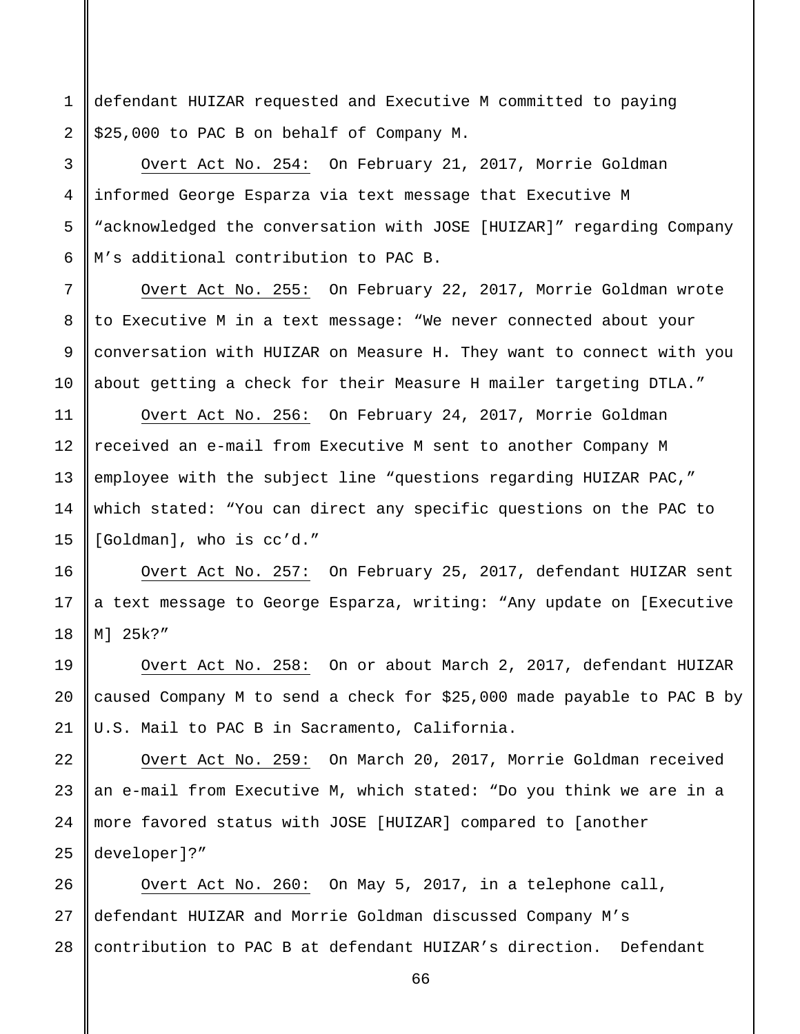defendant HUIZAR requested and Executive M committed to paying $25,000 to PAC B on behalf of Company M.

Overt Act No. 254: On February 21, 2017, Morrie Goldman informed George Esparza via text message that Executive M "acknowledged the conversation with JOSE [HUIZAR]" regarding Company M's additional contribution to PAC B.

Overt Act No. 255: On February 22, 2017, Morrie Goldman wrote to Executive M in a text message: "We never connected about your conversation with HUIZAR on Measure H. They want to connect with you about getting a check for their Measure H mailer targeting DTLA."

Overt Act No. 256: On February 24, 2017, Morrie Goldman received an e-mail from Executive M sent to another Company M employee with the subject line "questions regarding HUIZAR PAC," which stated: "You can direct any specific questions on the PAC to [Goldman], who is cc'd."

Overt Act No. 257: On February 25, 2017, defendant HUIZAR sent a text message to George Esparza, writing: "Any update on [Executive M] 25k?"

Overt Act No. 258: On or about March 2, 2017, defendant HUIZAR caused Company M to send a check for $25,000 made payable to PAC B by U.S. Mail to PAC B in Sacramento, California.

Overt Act No. 259: On March 20, 2017, Morrie Goldman received an e-mail from Executive M, which stated: "Do you think we are in a more favored status with JOSE [HUIZAR] compared to [another developer]?"

Overt Act No. 260: On May 5, 2017, in a telephone call, defendant HUIZAR and Morrie Goldman discussed Company M's contribution to PAC B at defendant HUIZAR's direction. Defendant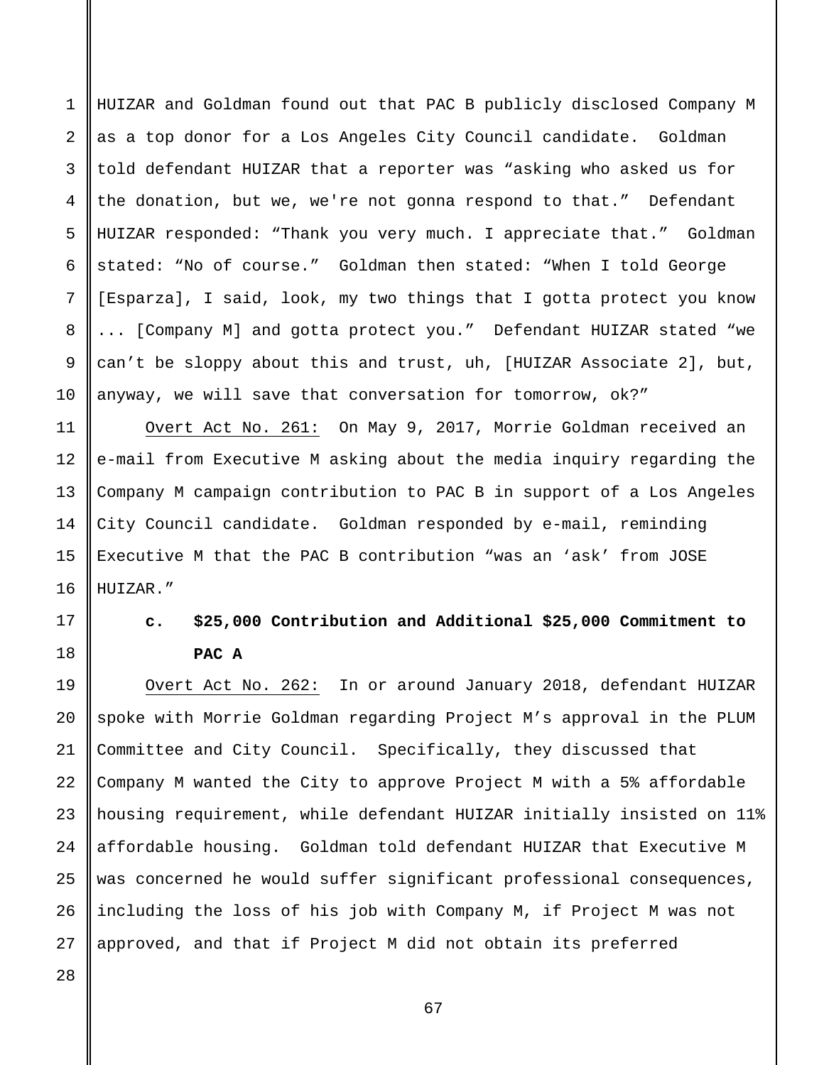HUIZAR and Goldman found out that PAC B publicly disclosed Company M as a top donor for a Los Angeles City Council candidate. Goldman told defendant HUIZAR that a reporter was "asking who asked us for the donation, but we, we're not gonna respond to that." Defendant HUIZAR responded: "Thank you very much. I appreciate that." Goldman stated: "No of course." Goldman then stated: "When I told George [Esparza], I said, look, my two things that I gotta protect you know ... [Company M] and gotta protect you." Defendant HUIZAR stated "we can't be sloppy about this and trust, uh, [HUIZAR Associate 2], but, anyway, we will save that conversation for tomorrow, ok?"

Overt Act No. 261: On May 9, 2017, Morrie Goldman received an e-mail from Executive M asking about the media inquiry regarding the Company M campaign contribution to PAC B in support of a Los Angeles City Council candidate. Goldman responded by e-mail, reminding Executive M that the PAC B contribution "was an 'ask' from JOSE HUIZAR."

**c. $25,000 Contribution and Additional $25,000 Commitment to PAC A**

Overt Act No. 262: In or around January 2018, defendant HUIZAR spoke with Morrie Goldman regarding Project M's approval in the PLUM Committee and City Council. Specifically, they discussed that Company M wanted the City to approve Project M with a 5% affordable housing requirement, while defendant HUIZAR initially insisted on 11% affordable housing. Goldman told defendant HUIZAR that Executive M was concerned he would suffer significant professional consequences, including the loss of his job with Company M, if Project M was not approved, and that if Project M did not obtain its preferred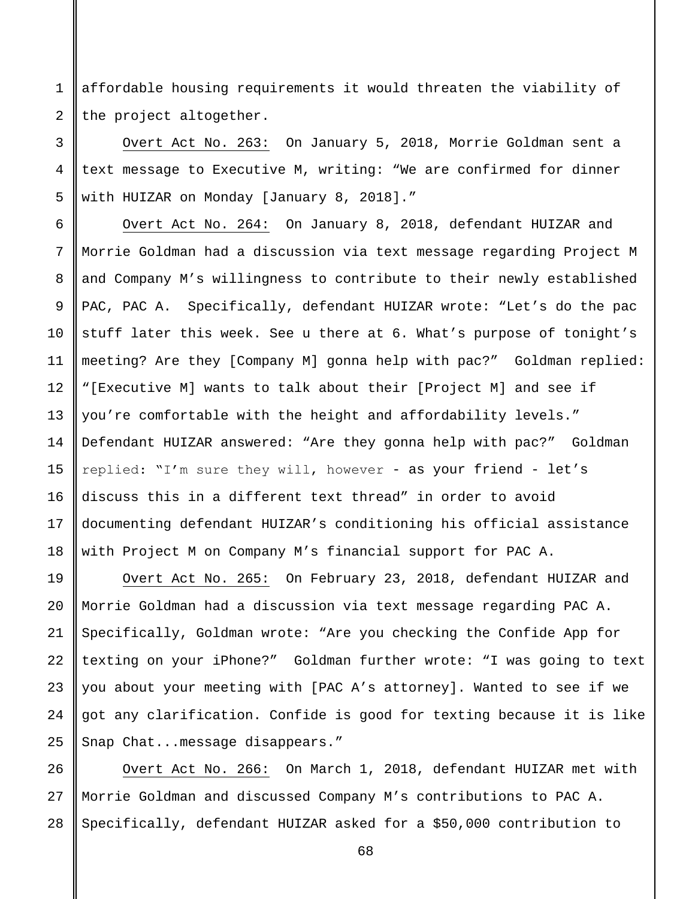affordable housing requirements it would threaten the viability of the project altogether.

Overt Act No. 263: On January 5, 2018, Morrie Goldman sent a text message to Executive M, writing: "We are confirmed for dinner with HUIZAR on Monday [January 8, 2018]."

Overt Act No. 264: On January 8, 2018, defendant HUIZAR and Morrie Goldman had a discussion via text message regarding Project M and Company M's willingness to contribute to their newly established PAC, PAC A. Specifically, defendant HUIZAR wrote: "Let's do the pac stuff later this week. See u there at 6. What's purpose of tonight's meeting? Are they [Company M] gonna help with pac?" Goldman replied: "[Executive M] wants to talk about their [Project M] and see if you're comfortable with the height and affordability levels." Defendant HUIZAR answered: "Are they gonna help with pac?" Goldman replied: "I'm sure they will, however - as your friend - let's discuss this in a different text thread" in order to avoid documenting defendant HUIZAR's conditioning his official assistance with Project M on Company M's financial support for PAC A.

Overt Act No. 265: On February 23, 2018, defendant HUIZAR and Morrie Goldman had a discussion via text message regarding PAC A. Specifically, Goldman wrote: "Are you checking the Confide App for texting on your iPhone?" Goldman further wrote: "I was going to text you about your meeting with [PAC A's attorney]. Wanted to see if we got any clarification. Confide is good for texting because it is like Snap Chat...message disappears."

Overt Act No. 266: On March 1, 2018, defendant HUIZAR met with Morrie Goldman and discussed Company M's contributions to PAC A. Specifically, defendant HUIZAR asked for a $50,000 contribution to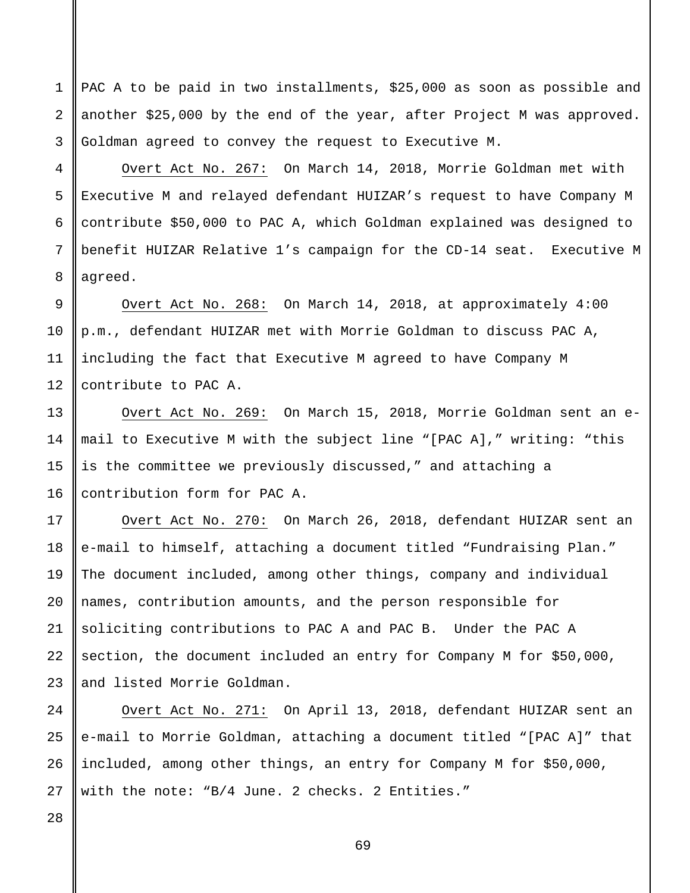PAC A to be paid in two installments, $25,000 as soon as possible and another $25,000 by the end of the year, after Project M was approved. Goldman agreed to convey the request to Executive M.

Overt Act No. 267: On March 14, 2018, Morrie Goldman met with Executive M and relayed defendant HUIZAR's request to have Company M contribute $50,000 to PAC A, which Goldman explained was designed to benefit HUIZAR Relative 1's campaign for the CD-14 seat. Executive M agreed.

Overt Act No. 268: On March 14, 2018, at approximately 4:00 p.m., defendant HUIZAR met with Morrie Goldman to discuss PAC A, including the fact that Executive M agreed to have Company M contribute to PAC A.

Overt Act No. 269: On March 15, 2018, Morrie Goldman sent an e-mail to Executive M with the subject line "[PAC A]," writing: "this is the committee we previously discussed," and attaching a contribution form for PAC A.

Overt Act No. 270: On March 26, 2018, defendant HUIZAR sent an e-mail to himself, attaching a document titled "Fundraising Plan." The document included, among other things, company and individual names, contribution amounts, and the person responsible for soliciting contributions to PAC A and PAC B. Under the PAC A section, the document included an entry for Company M for $50,000, and listed Morrie Goldman.

Overt Act No. 271: On April 13, 2018, defendant HUIZAR sent an e-mail to Morrie Goldman, attaching a document titled "[PAC A]" that included, among other things, an entry for Company M for $50,000, with the note: "B/4 June. 2 checks. 2 Entities."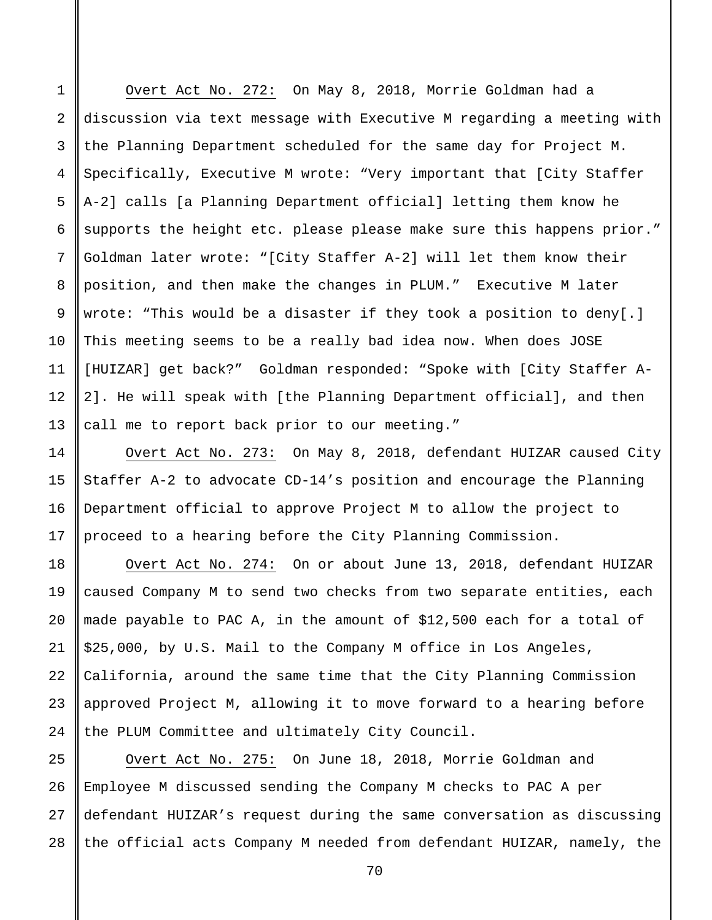Overt Act No. 272: On May 8, 2018, Morrie Goldman had a discussion via text message with Executive M regarding a meeting with the Planning Department scheduled for the same day for Project M. Specifically, Executive M wrote: "Very important that [City Staffer A-2] calls [a Planning Department official] letting them know he supports the height etc. please please make sure this happens prior." Goldman later wrote: "[City Staffer A-2] will let them know their position, and then make the changes in PLUM." Executive M later wrote: "This would be a disaster if they took a position to deny[.] This meeting seems to be a really bad idea now. When does JOSE [HUIZAR] get back?" Goldman responded: "Spoke with [City Staffer A-2]. He will speak with [the Planning Department official], and then call me to report back prior to our meeting."

Overt Act No. 273: On May 8, 2018, defendant HUIZAR caused City Staffer A-2 to advocate CD-14's position and encourage the Planning Department official to approve Project M to allow the project to proceed to a hearing before the City Planning Commission.

Overt Act No. 274: On or about June 13, 2018, defendant HUIZAR caused Company M to send two checks from two separate entities, each made payable to PAC A, in the amount of $12,500 each for a total of $25,000, by U.S. Mail to the Company M office in Los Angeles, California, around the same time that the City Planning Commission approved Project M, allowing it to move forward to a hearing before the PLUM Committee and ultimately City Council.

Overt Act No. 275: On June 18, 2018, Morrie Goldman and Employee M discussed sending the Company M checks to PAC A per defendant HUIZAR's request during the same conversation as discussing the official acts Company M needed from defendant HUIZAR, namely, the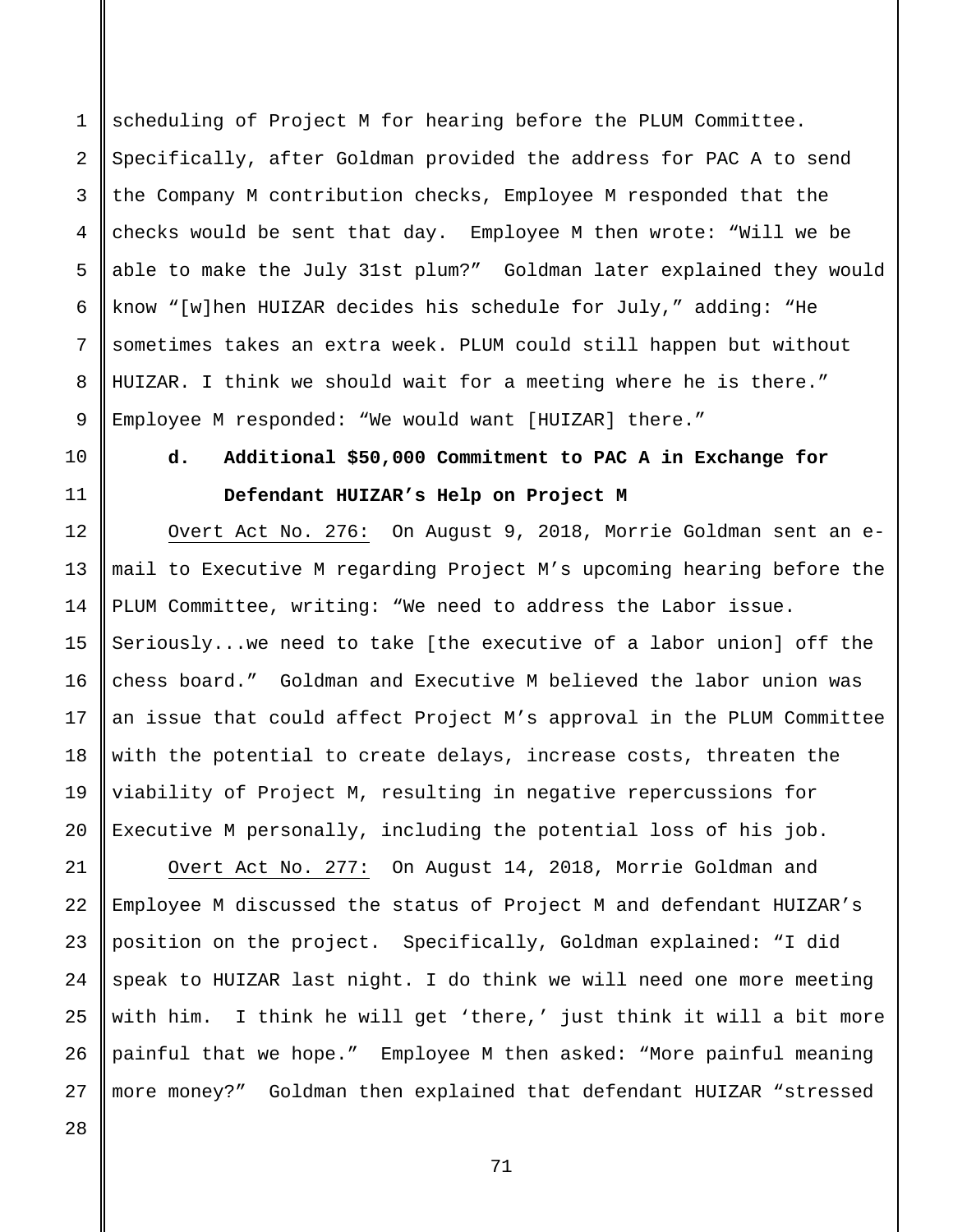scheduling of Project M for hearing before the PLUM Committee. Specifically, after Goldman provided the address for PAC A to send the Company M contribution checks, Employee M responded that the checks would be sent that day. Employee M then wrote: "Will we be able to make the July 31st plum?" Goldman later explained they would know "[w]hen HUIZAR decides his schedule for July," adding: "He sometimes takes an extra week. PLUM could still happen but without HUIZAR. I think we should wait for a meeting where he is there." Employee M responded: "We would want [HUIZAR] there."

**d. Additional $50,000 Commitment to PAC A in Exchange for Defendant HUIZAR's Help on Project M**

Overt Act No. 276: On August 9, 2018, Morrie Goldman sent an e-mail to Executive M regarding Project M's upcoming hearing before the PLUM Committee, writing: "We need to address the Labor issue. Seriously...we need to take [the executive of a labor union] off the chess board." Goldman and Executive M believed the labor union was an issue that could affect Project M's approval in the PLUM Committee with the potential to create delays, increase costs, threaten the viability of Project M, resulting in negative repercussions for Executive M personally, including the potential loss of his job.

Overt Act No. 277: On August 14, 2018, Morrie Goldman and Employee M discussed the status of Project M and defendant HUIZAR's position on the project. Specifically, Goldman explained: "I did speak to HUIZAR last night. I do think we will need one more meeting with him. I think he will get 'there,' just think it will a bit more painful that we hope." Employee M then asked: "More painful meaning more money?" Goldman then explained that defendant HUIZAR "stressed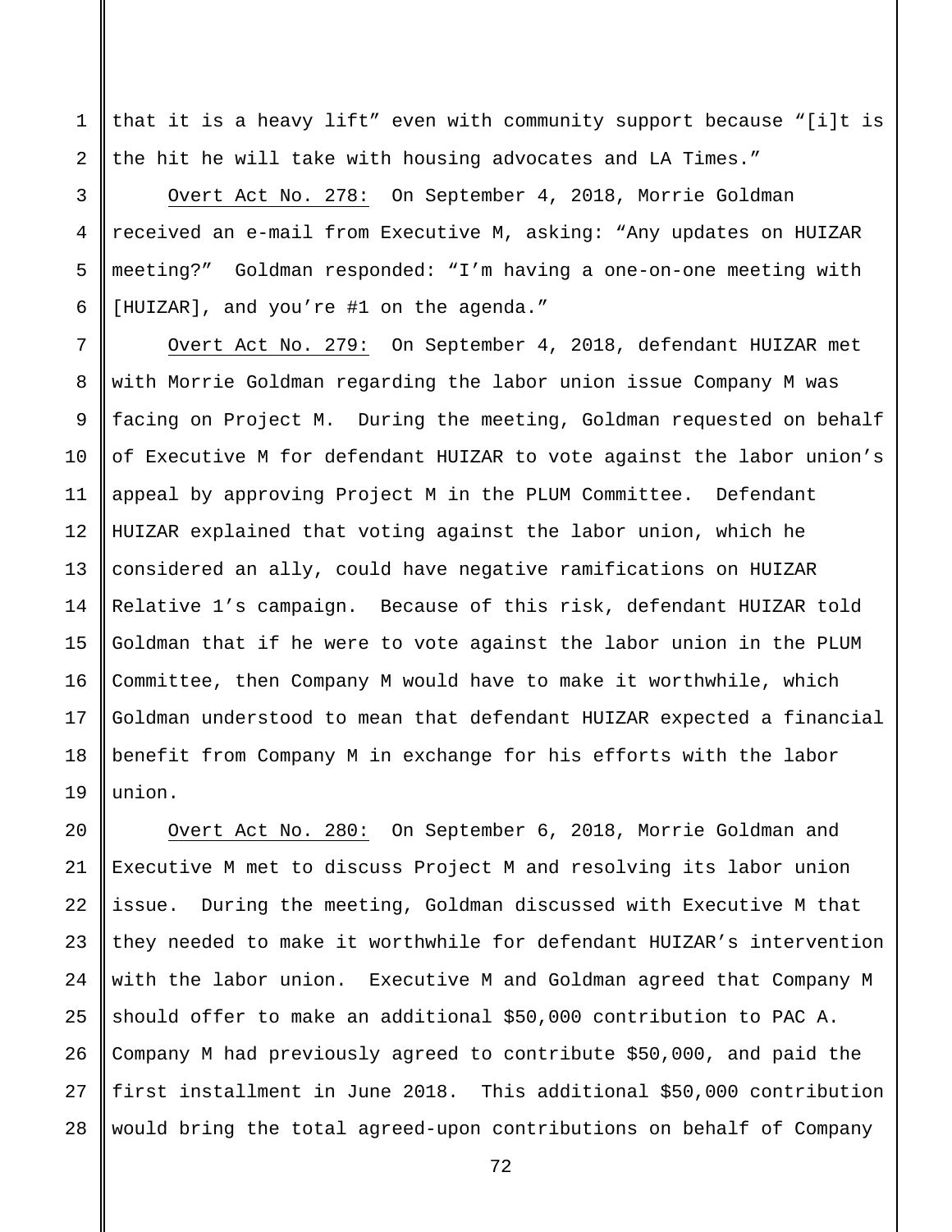that it is a heavy lift" even with community support because "[i]t is the hit he will take with housing advocates and LA Times."

Overt Act No. 278: On September 4, 2018, Morrie Goldman received an e-mail from Executive M, asking: "Any updates on HUIZAR meeting?" Goldman responded: "I'm having a one-on-one meeting with [HUIZAR], and you're #1 on the agenda."

Overt Act No. 279: On September 4, 2018, defendant HUIZAR met with Morrie Goldman regarding the labor union issue Company M was facing on Project M. During the meeting, Goldman requested on behalf of Executive M for defendant HUIZAR to vote against the labor union's appeal by approving Project M in the PLUM Committee. Defendant HUIZAR explained that voting against the labor union, which he considered an ally, could have negative ramifications on HUIZAR Relative 1's campaign. Because of this risk, defendant HUIZAR told Goldman that if he were to vote against the labor union in the PLUM Committee, then Company M would have to make it worthwhile, which Goldman understood to mean that defendant HUIZAR expected a financial benefit from Company M in exchange for his efforts with the labor union.

Overt Act No. 280: On September 6, 2018, Morrie Goldman and Executive M met to discuss Project M and resolving its labor union issue. During the meeting, Goldman discussed with Executive M that they needed to make it worthwhile for defendant HUIZAR's intervention with the labor union. Executive M and Goldman agreed that Company M should offer to make an additional $50,000 contribution to PAC A. Company M had previously agreed to contribute $50,000, and paid the first installment in June 2018. This additional $50,000 contribution would bring the total agreed-upon contributions on behalf of Company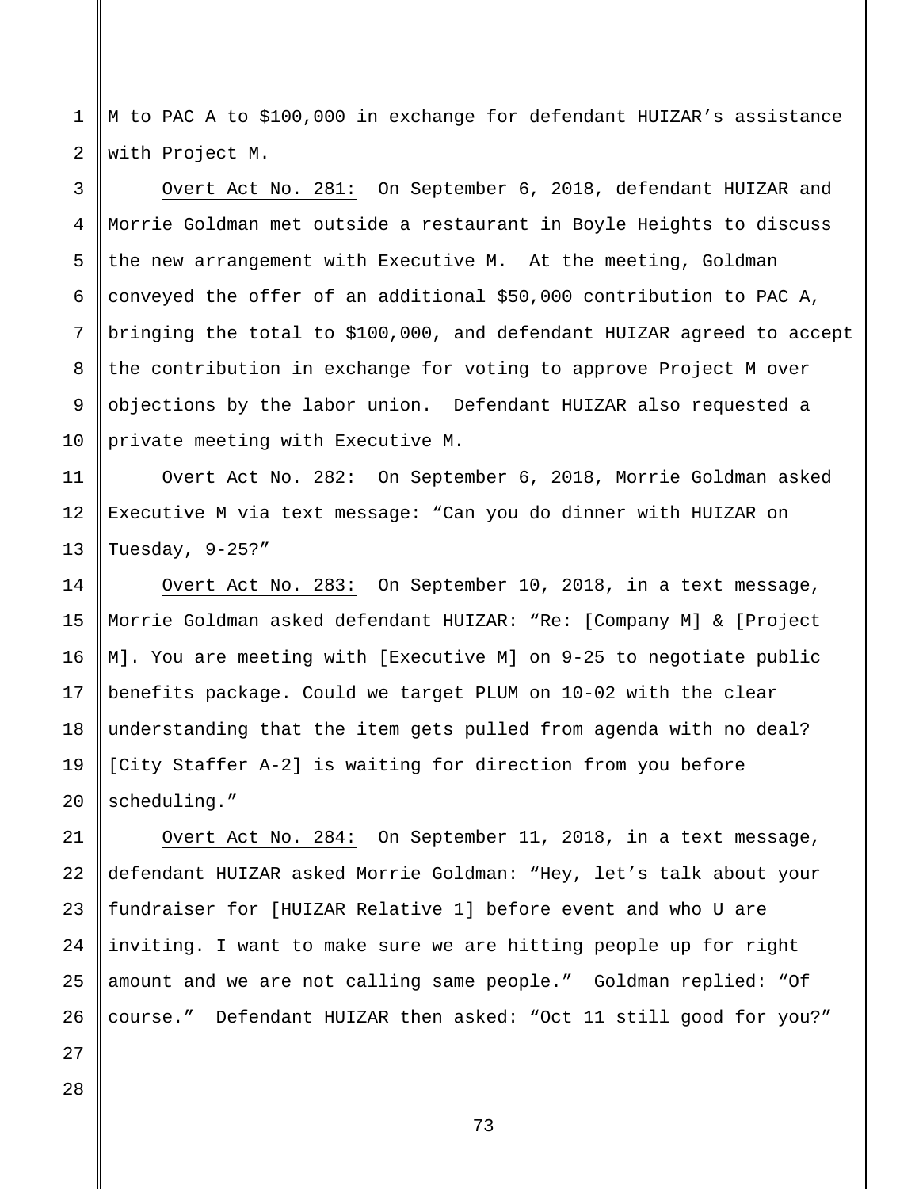M to PAC A to $100,000 in exchange for defendant HUIZAR's assistance with Project M.

Overt Act No. 281: On September 6, 2018, defendant HUIZAR and Morrie Goldman met outside a restaurant in Boyle Heights to discuss the new arrangement with Executive M. At the meeting, Goldman conveyed the offer of an additional $50,000 contribution to PAC A, bringing the total to $100,000, and defendant HUIZAR agreed to accept the contribution in exchange for voting to approve Project M over objections by the labor union. Defendant HUIZAR also requested a private meeting with Executive M.

Overt Act No. 282: On September 6, 2018, Morrie Goldman asked Executive M via text message: "Can you do dinner with HUIZAR on Tuesday, 9-25?"

Overt Act No. 283: On September 10, 2018, in a text message, Morrie Goldman asked defendant HUIZAR: "Re: [Company M] & [Project M]. You are meeting with [Executive M] on 9-25 to negotiate public benefits package. Could we target PLUM on 10-02 with the clear understanding that the item gets pulled from agenda with no deal? [City Staffer A-2] is waiting for direction from you before scheduling."

Overt Act No. 284: On September 11, 2018, in a text message, defendant HUIZAR asked Morrie Goldman: "Hey, let's talk about your fundraiser for [HUIZAR Relative 1] before event and who U are inviting. I want to make sure we are hitting people up for right amount and we are not calling same people." Goldman replied: "Of course." Defendant HUIZAR then asked: "Oct 11 still good for you?"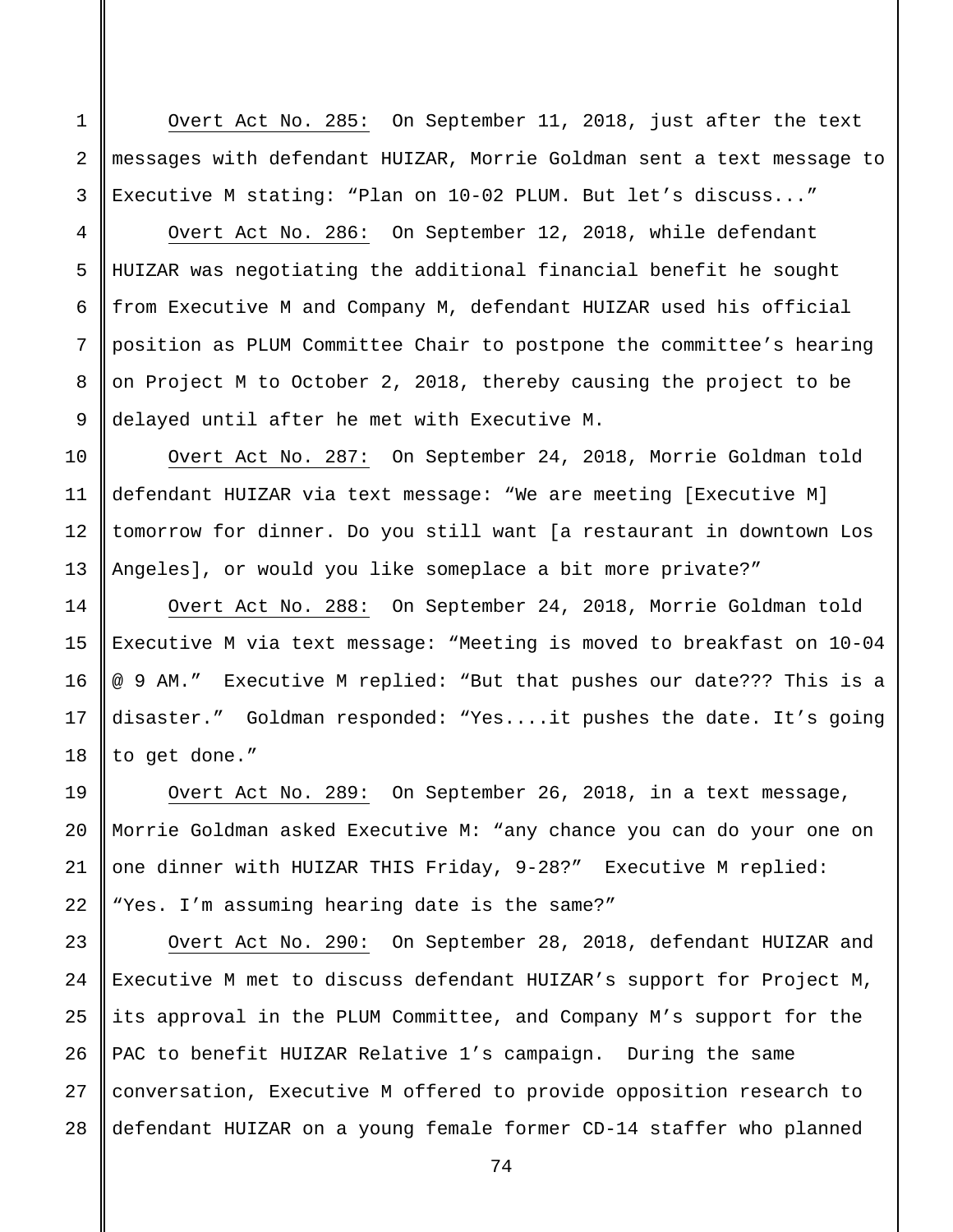Overt Act No. 285: On September 11, 2018, just after the text messages with defendant HUIZAR, Morrie Goldman sent a text message to Executive M stating: "Plan on 10-02 PLUM. But let's discuss..."

Overt Act No. 286: On September 12, 2018, while defendant HUIZAR was negotiating the additional financial benefit he sought from Executive M and Company M, defendant HUIZAR used his official position as PLUM Committee Chair to postpone the committee's hearing on Project M to October 2, 2018, thereby causing the project to be delayed until after he met with Executive M.

Overt Act No. 287: On September 24, 2018, Morrie Goldman told defendant HUIZAR via text message: "We are meeting [Executive M] tomorrow for dinner. Do you still want [a restaurant in downtown Los Angeles], or would you like someplace a bit more private?"

Overt Act No. 288: On September 24, 2018, Morrie Goldman told Executive M via text message: "Meeting is moved to breakfast on 10-04 @ 9 AM." Executive M replied: "But that pushes our date??? This is a disaster." Goldman responded: "Yes....it pushes the date. It's going to get done."

Overt Act No. 289: On September 26, 2018, in a text message, Morrie Goldman asked Executive M: "any chance you can do your one on one dinner with HUIZAR THIS Friday, 9-28?" Executive M replied: "Yes. I'm assuming hearing date is the same?"

Overt Act No. 290: On September 28, 2018, defendant HUIZAR and Executive M met to discuss defendant HUIZAR's support for Project M, its approval in the PLUM Committee, and Company M's support for the PAC to benefit HUIZAR Relative 1's campaign. During the same conversation, Executive M offered to provide opposition research to defendant HUIZAR on a young female former CD-14 staffer who planned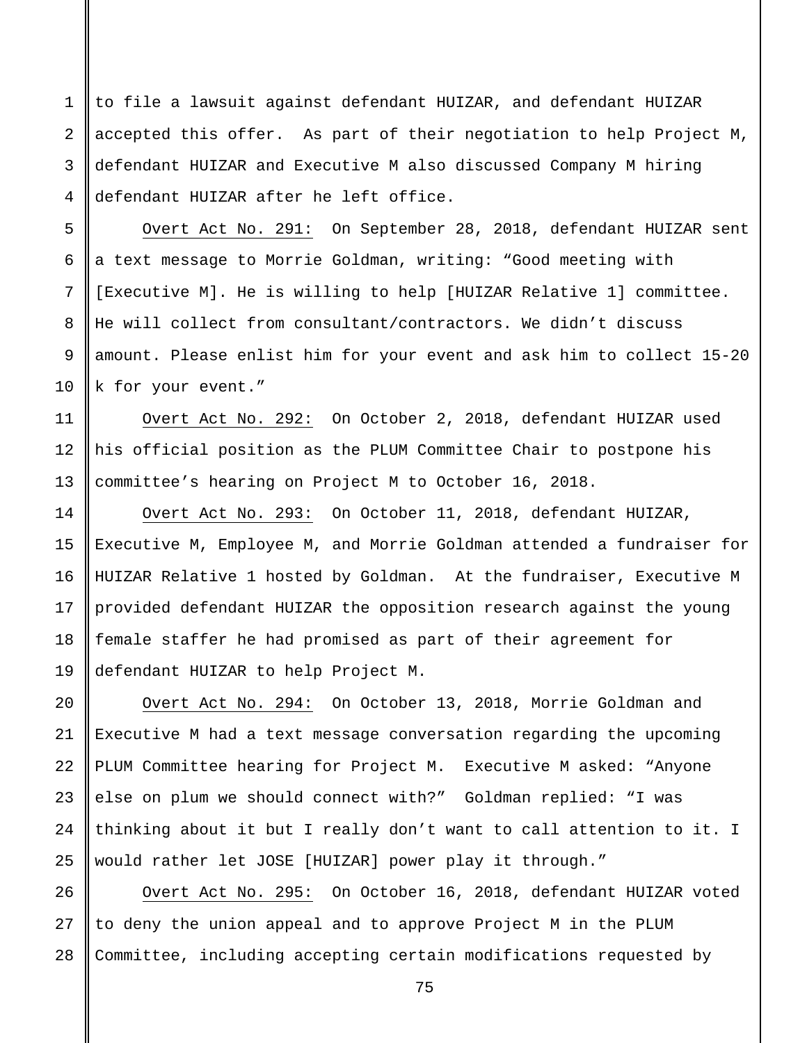to file a lawsuit against defendant HUIZAR, and defendant HUIZAR accepted this offer. As part of their negotiation to help Project M, defendant HUIZAR and Executive M also discussed Company M hiring defendant HUIZAR after he left office.

Overt Act No. 291: On September 28, 2018, defendant HUIZAR sent a text message to Morrie Goldman, writing: "Good meeting with [Executive M]. He is willing to help [HUIZAR Relative 1] committee. He will collect from consultant/contractors. We didn't discuss amount. Please enlist him for your event and ask him to collect 15-20 k for your event."

Overt Act No. 292: On October 2, 2018, defendant HUIZAR used his official position as the PLUM Committee Chair to postpone his committee's hearing on Project M to October 16, 2018.

Overt Act No. 293: On October 11, 2018, defendant HUIZAR, Executive M, Employee M, and Morrie Goldman attended a fundraiser for HUIZAR Relative 1 hosted by Goldman. At the fundraiser, Executive M provided defendant HUIZAR the opposition research against the young female staffer he had promised as part of their agreement for defendant HUIZAR to help Project M.

Overt Act No. 294: On October 13, 2018, Morrie Goldman and Executive M had a text message conversation regarding the upcoming PLUM Committee hearing for Project M. Executive M asked: "Anyone else on plum we should connect with?" Goldman replied: "I was thinking about it but I really don't want to call attention to it. I would rather let JOSE [HUIZAR] power play it through."

Overt Act No. 295: On October 16, 2018, defendant HUIZAR voted to deny the union appeal and to approve Project M in the PLUM Committee, including accepting certain modifications requested by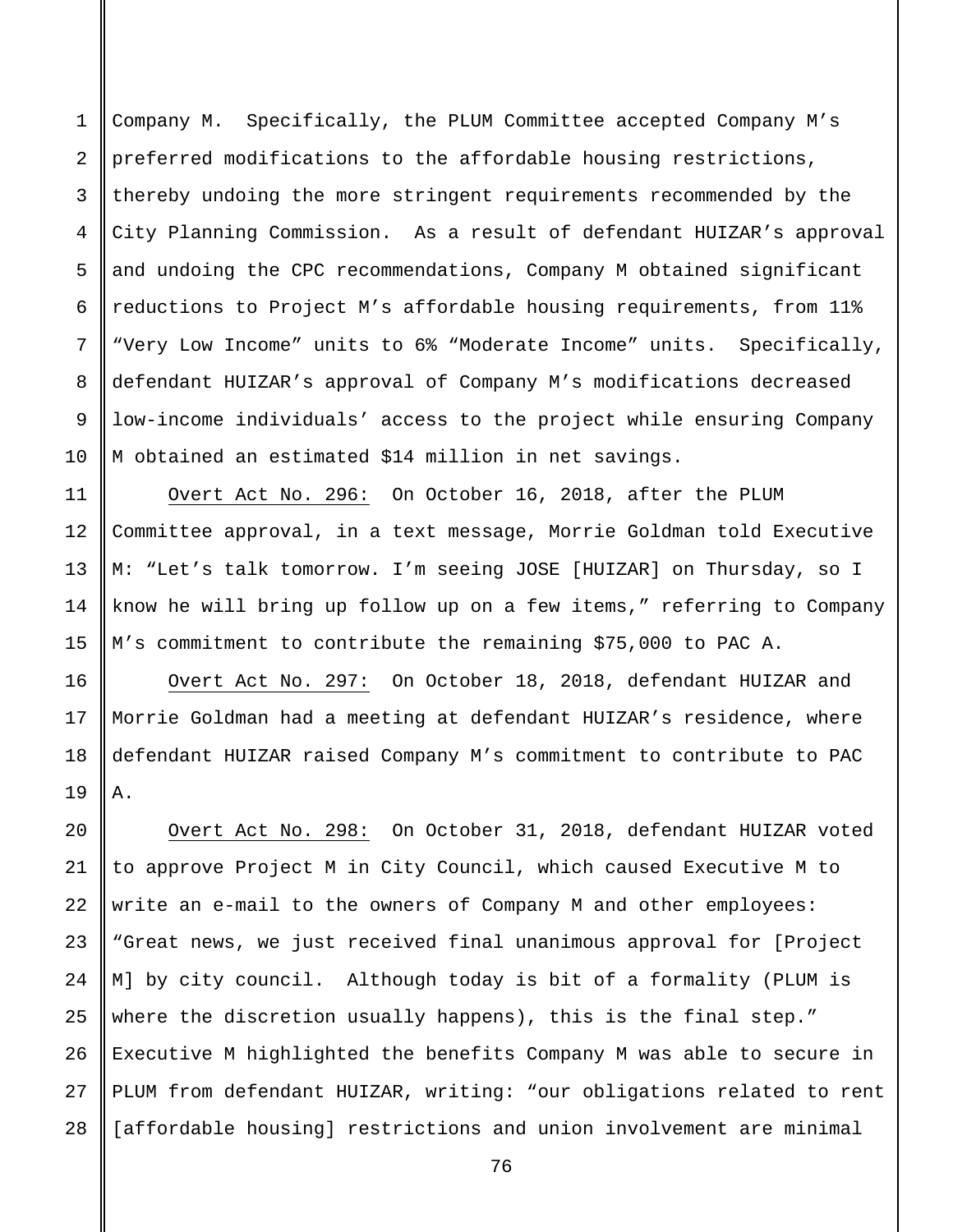Company M. Specifically, the PLUM Committee accepted Company M's preferred modifications to the affordable housing restrictions, thereby undoing the more stringent requirements recommended by the City Planning Commission. As a result of defendant HUIZAR's approval and undoing the CPC recommendations, Company M obtained significant reductions to Project M's affordable housing requirements, from 11% "Very Low Income" units to 6% "Moderate Income" units. Specifically, defendant HUIZAR's approval of Company M's modifications decreased low-income individuals' access to the project while ensuring Company M obtained an estimated $14 million in net savings.

<u>Overt Act No. 296:</u> On October 16, 2018, after the PLUM Committee approval, in a text message, Morrie Goldman told Executive M: "Let's talk tomorrow. I'm seeing JOSE [HUIZAR] on Thursday, so I know he will bring up follow up on a few items," referring to Company M's commitment to contribute the remaining $75,000 to PAC A.

<u>Overt Act No. 297:</u> On October 18, 2018, defendant HUIZAR and Morrie Goldman had a meeting at defendant HUIZAR's residence, where defendant HUIZAR raised Company M's commitment to contribute to PAC A.

<u>Overt Act No. 298:</u> On October 31, 2018, defendant HUIZAR voted to approve Project M in City Council, which caused Executive M to write an e-mail to the owners of Company M and other employees: "Great news, we just received final unanimous approval for [Project M] by city council. Although today is bit of a formality (PLUM is where the discretion usually happens), this is the final step." Executive M highlighted the benefits Company M was able to secure in PLUM from defendant HUIZAR, writing: "our obligations related to rent [affordable housing] restrictions and union involvement are minimal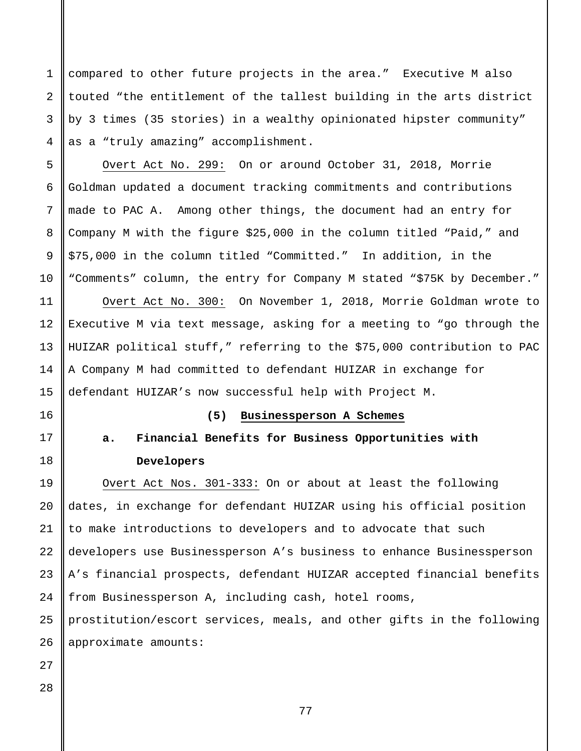compared to other future projects in the area." Executive M also touted "the entitlement of the tallest building in the arts district by 3 times (35 stories) in a wealthy opinionated hipster community" as a "truly amazing" accomplishment.

Overt Act No. 299: On or around October 31, 2018, Morrie Goldman updated a document tracking commitments and contributions made to PAC A. Among other things, the document had an entry for Company M with the figure $25,000 in the column titled "Paid," and $75,000 in the column titled "Committed." In addition, in the "Comments" column, the entry for Company M stated "$75K by December."

Overt Act No. 300: On November 1, 2018, Morrie Goldman wrote to Executive M via text message, asking for a meeting to "go through the HUIZAR political stuff," referring to the $75,000 contribution to PAC A Company M had committed to defendant HUIZAR in exchange for defendant HUIZAR's now successful help with Project M.

### (5) Businessperson A Schemes

#### a. Financial Benefits for Business Opportunities with Developers

Overt Act Nos. 301-333: On or about at least the following dates, in exchange for defendant HUIZAR using his official position to make introductions to developers and to advocate that such developers use Businessperson A's business to enhance Businessperson A's financial prospects, defendant HUIZAR accepted financial benefits from Businessperson A, including cash, hotel rooms, prostitution/escort services, meals, and other gifts in the following approximate amounts: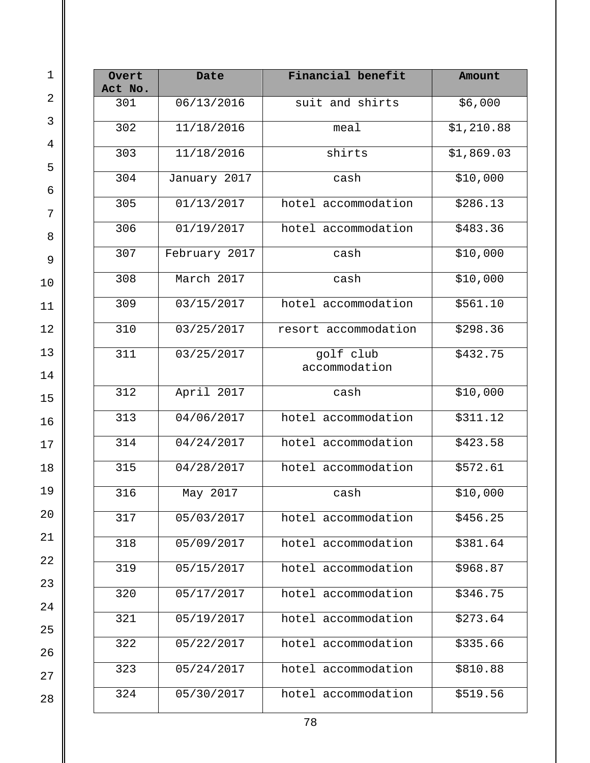| Overt Act No. | Date | Financial benefit | Amount |
|---|---|---|---|
| 301 | 06/13/2016 | suit and shirts | $6,000 |
| 302 | 11/18/2016 | meal | $1,210.88 |
| 303 | 11/18/2016 | shirts | $1,869.03 |
| 304 | January 2017 | cash | $10,000 |
| 305 | 01/13/2017 | hotel accommodation | $286.13 |
| 306 | 01/19/2017 | hotel accommodation | $483.36 |
| 307 | February 2017 | cash | $10,000 |
| 308 | March 2017 | cash | $10,000 |
| 309 | 03/15/2017 | hotel accommodation | $561.10 |
| 310 | 03/25/2017 | resort accommodation | $298.36 |
| 311 | 03/25/2017 | golf club accommodation | $432.75 |
| 312 | April 2017 | cash | $10,000 |
| 313 | 04/06/2017 | hotel accommodation | $311.12 |
| 314 | 04/24/2017 | hotel accommodation | $423.58 |
| 315 | 04/28/2017 | hotel accommodation | $572.61 |
| 316 | May 2017 | cash | $10,000 |
| 317 | 05/03/2017 | hotel accommodation | $456.25 |
| 318 | 05/09/2017 | hotel accommodation | $381.64 |
| 319 | 05/15/2017 | hotel accommodation | $968.87 |
| 320 | 05/17/2017 | hotel accommodation | $346.75 |
| 321 | 05/19/2017 | hotel accommodation | $273.64 |
| 322 | 05/22/2017 | hotel accommodation | $335.66 |
| 323 | 05/24/2017 | hotel accommodation | $810.88 |
| 324 | 05/30/2017 | hotel accommodation | $519.56 |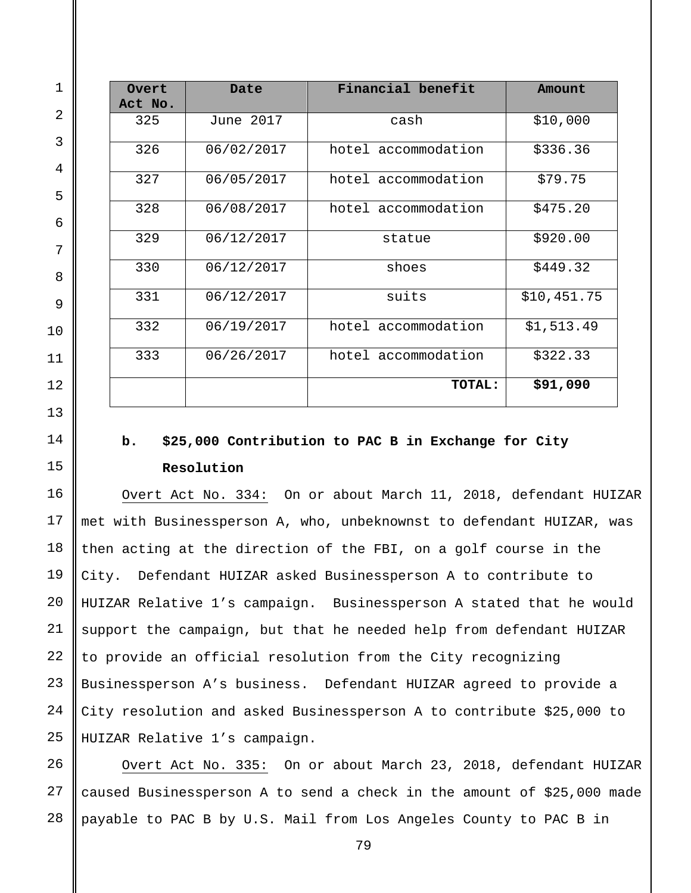| Overt Act No. | Date | Financial benefit | Amount |
|---|---|---|---|
| 325 | June 2017 | cash | $10,000 |
| 326 | 06/02/2017 | hotel accommodation | $336.36 |
| 327 | 06/05/2017 | hotel accommodation | $79.75 |
| 328 | 06/08/2017 | hotel accommodation | $475.20 |
| 329 | 06/12/2017 | statue | $920.00 |
| 330 | 06/12/2017 | shoes | $449.32 |
| 331 | 06/12/2017 | suits | $10,451.75 |
| 332 | 06/19/2017 | hotel accommodation | $1,513.49 |
| 333 | 06/26/2017 | hotel accommodation | $322.33 |
| | | **TOTAL:** | **$91,090** |

**b. $25,000 Contribution to PAC B in Exchange for City Resolution**

Overt Act No. 334: On or about March 11, 2018, defendant HUIZAR met with Businessperson A, who, unbeknownst to defendant HUIZAR, was then acting at the direction of the FBI, on a golf course in the City. Defendant HUIZAR asked Businessperson A to contribute to HUIZAR Relative 1's campaign. Businessperson A stated that he would support the campaign, but that he needed help from defendant HUIZAR to provide an official resolution from the City recognizing Businessperson A's business. Defendant HUIZAR agreed to provide a City resolution and asked Businessperson A to contribute $25,000 to HUIZAR Relative 1's campaign.

Overt Act No. 335: On or about March 23, 2018, defendant HUIZAR caused Businessperson A to send a check in the amount of $25,000 made payable to PAC B by U.S. Mail from Los Angeles County to PAC B in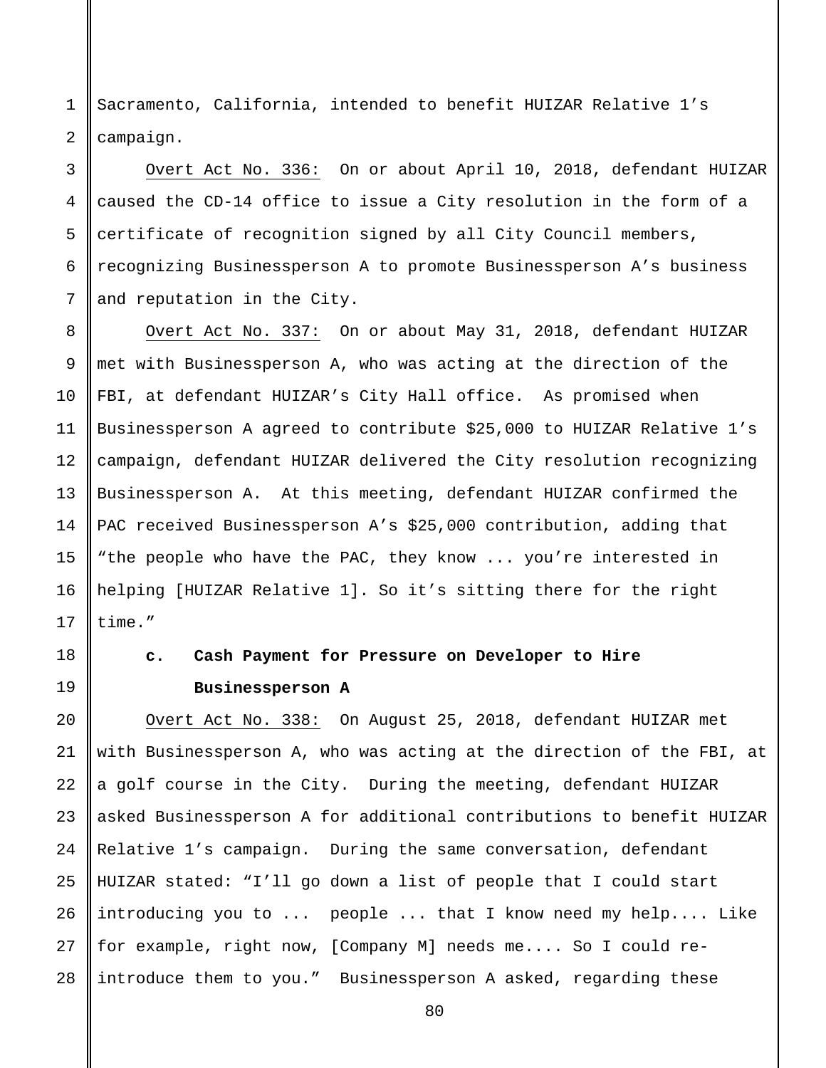Sacramento, California, intended to benefit HUIZAR Relative 1's campaign.

Overt Act No. 336: On or about April 10, 2018, defendant HUIZAR caused the CD-14 office to issue a City resolution in the form of a certificate of recognition signed by all City Council members, recognizing Businessperson A to promote Businessperson A's business and reputation in the City.

Overt Act No. 337: On or about May 31, 2018, defendant HUIZAR met with Businessperson A, who was acting at the direction of the FBI, at defendant HUIZAR's City Hall office. As promised when Businessperson A agreed to contribute $25,000 to HUIZAR Relative 1's campaign, defendant HUIZAR delivered the City resolution recognizing Businessperson A. At this meeting, defendant HUIZAR confirmed the PAC received Businessperson A's $25,000 contribution, adding that "the people who have the PAC, they know ... you're interested in helping [HUIZAR Relative 1]. So it's sitting there for the right time."

**c. Cash Payment for Pressure on Developer to Hire Businessperson A**

Overt Act No. 338: On August 25, 2018, defendant HUIZAR met with Businessperson A, who was acting at the direction of the FBI, at a golf course in the City. During the meeting, defendant HUIZAR asked Businessperson A for additional contributions to benefit HUIZAR Relative 1's campaign. During the same conversation, defendant HUIZAR stated: "I'll go down a list of people that I could start introducing you to ... people ... that I know need my help.... Like for example, right now, [Company M] needs me.... So I could re-introduce them to you." Businessperson A asked, regarding these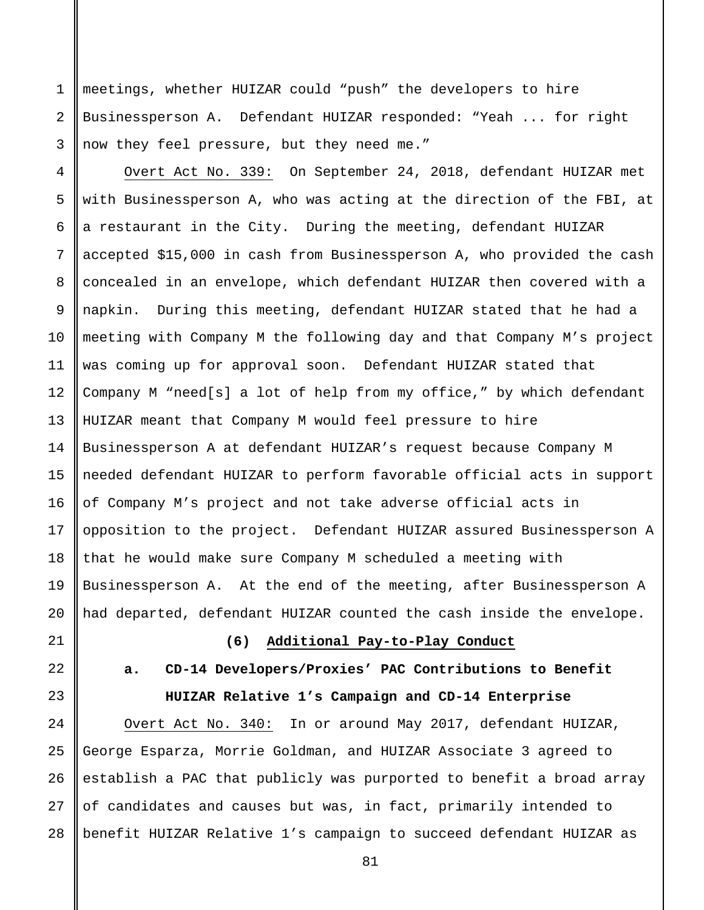meetings, whether HUIZAR could "push" the developers to hire Businessperson A. Defendant HUIZAR responded: "Yeah ... for right now they feel pressure, but they need me."

Overt Act No. 339: On September 24, 2018, defendant HUIZAR met with Businessperson A, who was acting at the direction of the FBI, at a restaurant in the City. During the meeting, defendant HUIZAR accepted $15,000 in cash from Businessperson A, who provided the cash concealed in an envelope, which defendant HUIZAR then covered with a napkin. During this meeting, defendant HUIZAR stated that he had a meeting with Company M the following day and that Company M's project was coming up for approval soon. Defendant HUIZAR stated that Company M "need[s] a lot of help from my office," by which defendant HUIZAR meant that Company M would feel pressure to hire Businessperson A at defendant HUIZAR's request because Company M needed defendant HUIZAR to perform favorable official acts in support of Company M's project and not take adverse official acts in opposition to the project. Defendant HUIZAR assured Businessperson A that he would make sure Company M scheduled a meeting with Businessperson A. At the end of the meeting, after Businessperson A had departed, defendant HUIZAR counted the cash inside the envelope.

**(6) Additional Pay-to-Play Conduct**

**a. CD-14 Developers/Proxies' PAC Contributions to Benefit HUIZAR Relative 1's Campaign and CD-14 Enterprise**

Overt Act No. 340: In or around May 2017, defendant HUIZAR, George Esparza, Morrie Goldman, and HUIZAR Associate 3 agreed to establish a PAC that publicly was purported to benefit a broad array of candidates and causes but was, in fact, primarily intended to benefit HUIZAR Relative 1's campaign to succeed defendant HUIZAR as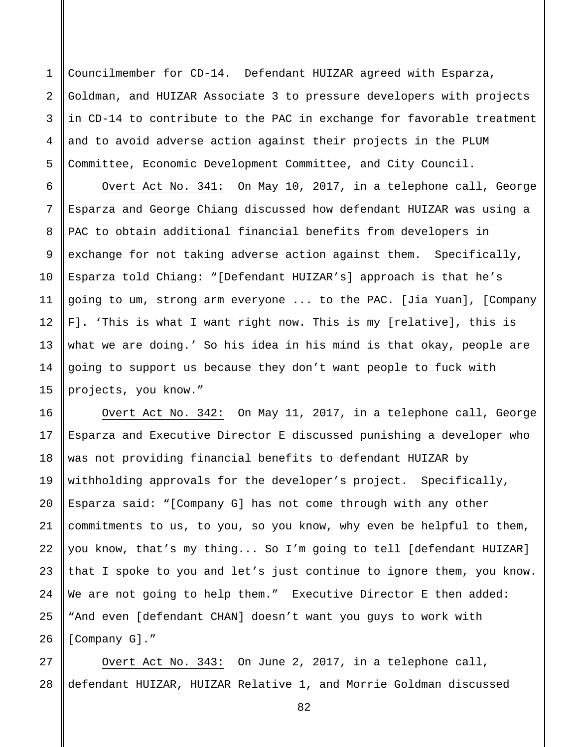Councilmember for CD-14. Defendant HUIZAR agreed with Esparza, Goldman, and HUIZAR Associate 3 to pressure developers with projects in CD-14 to contribute to the PAC in exchange for favorable treatment and to avoid adverse action against their projects in the PLUM Committee, Economic Development Committee, and City Council.

Overt Act No. 341: On May 10, 2017, in a telephone call, George Esparza and George Chiang discussed how defendant HUIZAR was using a PAC to obtain additional financial benefits from developers in exchange for not taking adverse action against them. Specifically, Esparza told Chiang: "[Defendant HUIZAR's] approach is that he's going to um, strong arm everyone ... to the PAC. [Jia Yuan], [Company F]. 'This is what I want right now. This is my [relative], this is what we are doing.' So his idea in his mind is that okay, people are going to support us because they don't want people to fuck with projects, you know."

Overt Act No. 342: On May 11, 2017, in a telephone call, George Esparza and Executive Director E discussed punishing a developer who was not providing financial benefits to defendant HUIZAR by withholding approvals for the developer's project. Specifically, Esparza said: "[Company G] has not come through with any other commitments to us, to you, so you know, why even be helpful to them, you know, that's my thing... So I'm going to tell [defendant HUIZAR] that I spoke to you and let's just continue to ignore them, you know. We are not going to help them." Executive Director E then added: "And even [defendant CHAN] doesn't want you guys to work with [Company G]."

Overt Act No. 343: On June 2, 2017, in a telephone call, defendant HUIZAR, HUIZAR Relative 1, and Morrie Goldman discussed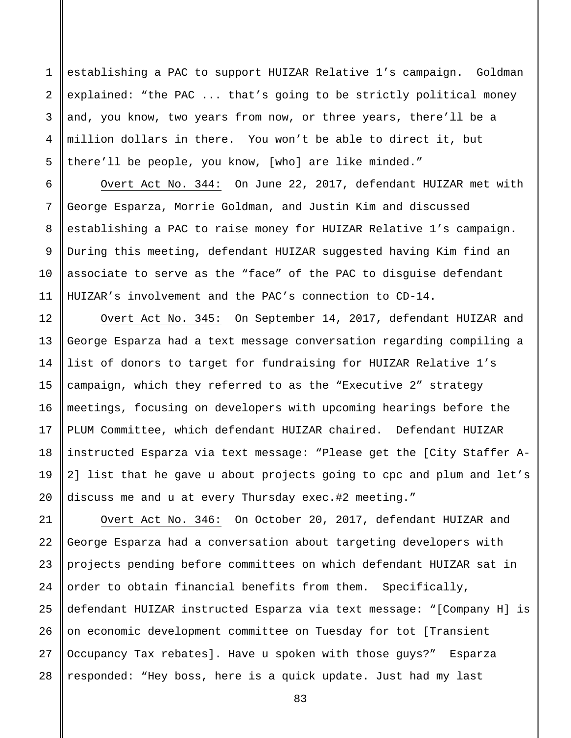establishing a PAC to support HUIZAR Relative 1's campaign. Goldman explained: "the PAC ... that's going to be strictly political money and, you know, two years from now, or three years, there'll be a million dollars in there. You won't be able to direct it, but there'll be people, you know, [who] are like minded."

<u>Overt Act No. 344:</u> On June 22, 2017, defendant HUIZAR met with George Esparza, Morrie Goldman, and Justin Kim and discussed establishing a PAC to raise money for HUIZAR Relative 1's campaign. During this meeting, defendant HUIZAR suggested having Kim find an associate to serve as the "face" of the PAC to disguise defendant HUIZAR's involvement and the PAC's connection to CD-14.

<u>Overt Act No. 345:</u> On September 14, 2017, defendant HUIZAR and George Esparza had a text message conversation regarding compiling a list of donors to target for fundraising for HUIZAR Relative 1's campaign, which they referred to as the "Executive 2" strategy meetings, focusing on developers with upcoming hearings before the PLUM Committee, which defendant HUIZAR chaired. Defendant HUIZAR instructed Esparza via text message: "Please get the [City Staffer A-2] list that he gave u about projects going to cpc and plum and let's discuss me and u at every Thursday exec.#2 meeting."

<u>Overt Act No. 346:</u> On October 20, 2017, defendant HUIZAR and George Esparza had a conversation about targeting developers with projects pending before committees on which defendant HUIZAR sat in order to obtain financial benefits from them. Specifically, defendant HUIZAR instructed Esparza via text message: "[Company H] is on economic development committee on Tuesday for tot [Transient Occupancy Tax rebates]. Have u spoken with those guys?" Esparza responded: "Hey boss, here is a quick update. Just had my last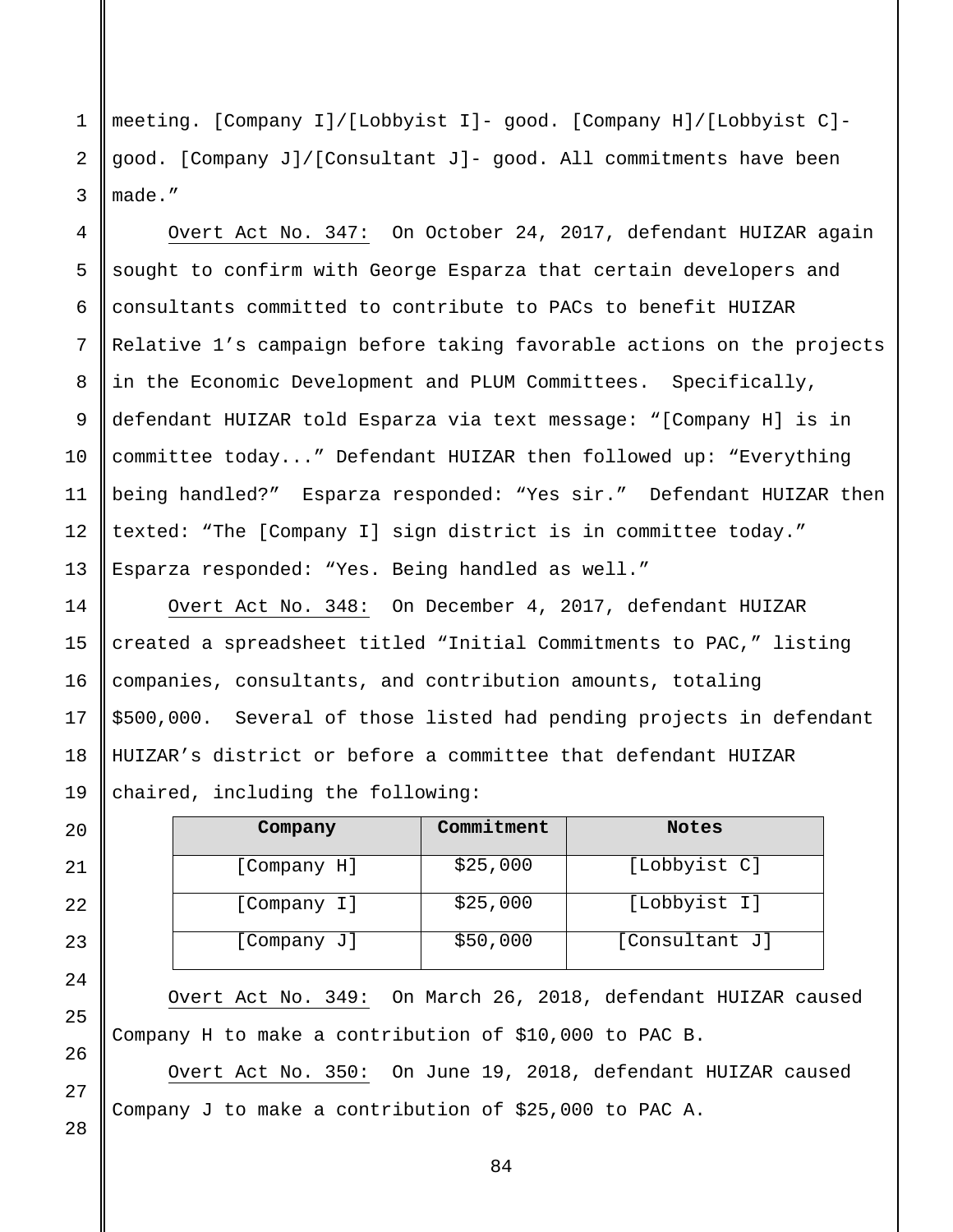meeting. [Company I]/[Lobbyist I]- good. [Company H]/[Lobbyist C]- good. [Company J]/[Consultant J]- good. All commitments have been made."

Overt Act No. 347: On October 24, 2017, defendant HUIZAR again sought to confirm with George Esparza that certain developers and consultants committed to contribute to PACs to benefit HUIZAR Relative 1's campaign before taking favorable actions on the projects in the Economic Development and PLUM Committees. Specifically, defendant HUIZAR told Esparza via text message: "[Company H] is in committee today..." Defendant HUIZAR then followed up: "Everything being handled?" Esparza responded: "Yes sir." Defendant HUIZAR then texted: "The [Company I] sign district is in committee today." Esparza responded: "Yes. Being handled as well."

Overt Act No. 348: On December 4, 2017, defendant HUIZAR created a spreadsheet titled "Initial Commitments to PAC," listing companies, consultants, and contribution amounts, totaling $500,000. Several of those listed had pending projects in defendant HUIZAR's district or before a committee that defendant HUIZAR chaired, including the following:

| Company | Commitment | Notes |
|---|---|---|
| [Company H] | $25,000 | [Lobbyist C] |
| [Company I] | $25,000 | [Lobbyist I] |
| [Company J] | $50,000 | [Consultant J] |

Overt Act No. 349: On March 26, 2018, defendant HUIZAR caused Company H to make a contribution of $10,000 to PAC B.

Overt Act No. 350: On June 19, 2018, defendant HUIZAR caused Company J to make a contribution of $25,000 to PAC A.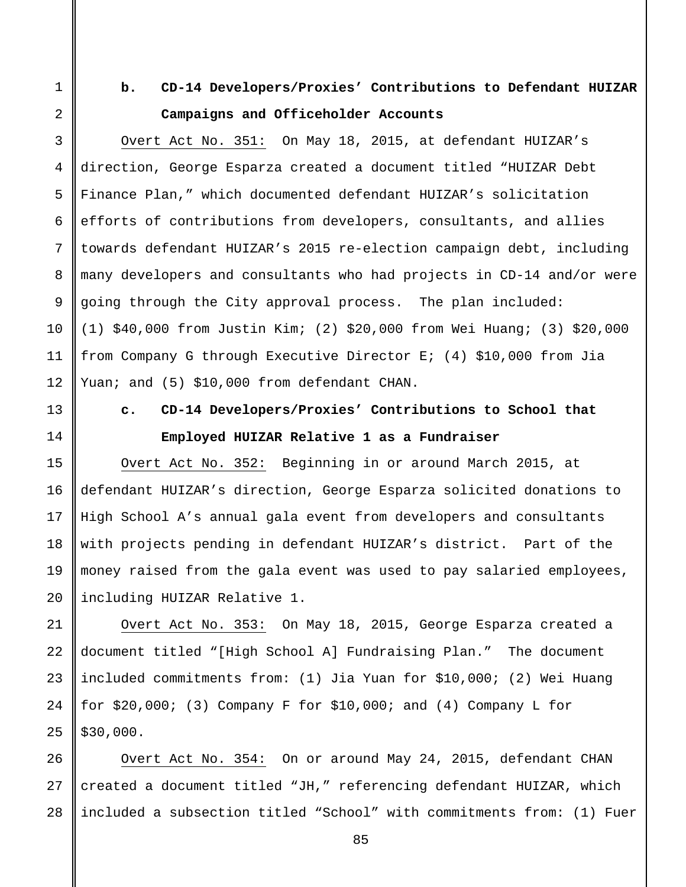### b. CD-14 Developers/Proxies' Contributions to Defendant HUIZAR Campaigns and Officeholder Accounts

Overt Act No. 351: On May 18, 2015, at defendant HUIZAR's direction, George Esparza created a document titled "HUIZAR Debt Finance Plan," which documented defendant HUIZAR's solicitation efforts of contributions from developers, consultants, and allies towards defendant HUIZAR's 2015 re-election campaign debt, including many developers and consultants who had projects in CD-14 and/or were going through the City approval process. The plan included: (1) $40,000 from Justin Kim; (2) $20,000 from Wei Huang; (3) $20,000 from Company G through Executive Director E; (4) $10,000 from Jia Yuan; and (5) $10,000 from defendant CHAN.

### c. CD-14 Developers/Proxies' Contributions to School that Employed HUIZAR Relative 1 as a Fundraiser

Overt Act No. 352: Beginning in or around March 2015, at defendant HUIZAR's direction, George Esparza solicited donations to High School A's annual gala event from developers and consultants with projects pending in defendant HUIZAR's district. Part of the money raised from the gala event was used to pay salaried employees, including HUIZAR Relative 1.

Overt Act No. 353: On May 18, 2015, George Esparza created a document titled "[High School A] Fundraising Plan." The document included commitments from: (1) Jia Yuan for $10,000; (2) Wei Huang for $20,000; (3) Company F for $10,000; and (4) Company L for $30,000.

Overt Act No. 354: On or around May 24, 2015, defendant CHAN created a document titled "JH," referencing defendant HUIZAR, which included a subsection titled "School" with commitments from: (1) Fuer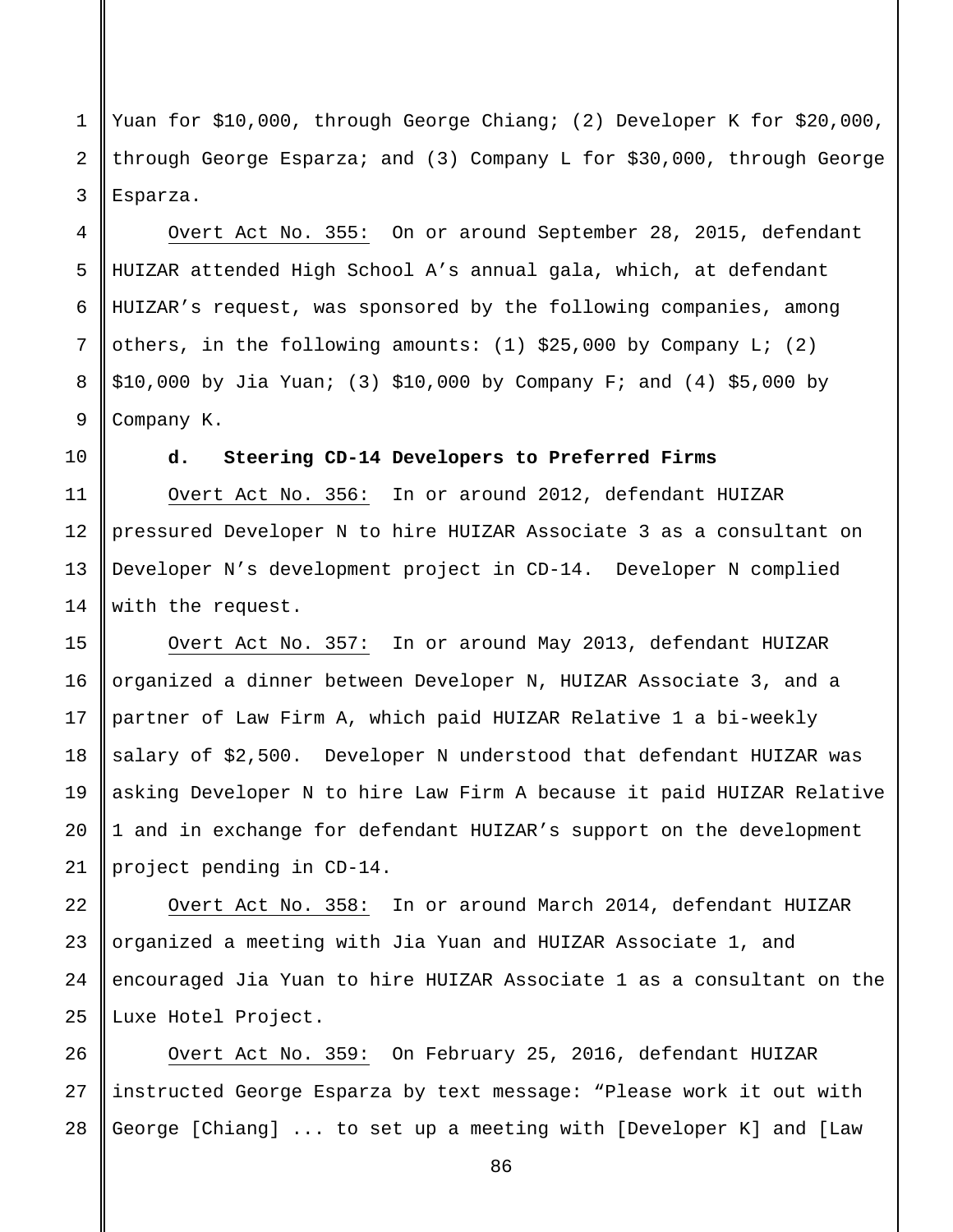Yuan for $10,000, through George Chiang; (2) Developer K for $20,000, through George Esparza; and (3) Company L for $30,000, through George Esparza.

<u>Overt Act No. 355:</u> On or around September 28, 2015, defendant HUIZAR attended High School A's annual gala, which, at defendant HUIZAR's request, was sponsored by the following companies, among others, in the following amounts: (1) $25,000 by Company L; (2) $10,000 by Jia Yuan; (3) $10,000 by Company F; and (4) $5,000 by Company K.

**d. Steering CD-14 Developers to Preferred Firms**

<u>Overt Act No. 356:</u> In or around 2012, defendant HUIZAR pressured Developer N to hire HUIZAR Associate 3 as a consultant on Developer N's development project in CD-14. Developer N complied with the request.

<u>Overt Act No. 357:</u> In or around May 2013, defendant HUIZAR organized a dinner between Developer N, HUIZAR Associate 3, and a partner of Law Firm A, which paid HUIZAR Relative 1 a bi-weekly salary of $2,500. Developer N understood that defendant HUIZAR was asking Developer N to hire Law Firm A because it paid HUIZAR Relative 1 and in exchange for defendant HUIZAR's support on the development project pending in CD-14.

<u>Overt Act No. 358:</u> In or around March 2014, defendant HUIZAR organized a meeting with Jia Yuan and HUIZAR Associate 1, and encouraged Jia Yuan to hire HUIZAR Associate 1 as a consultant on the Luxe Hotel Project.

<u>Overt Act No. 359:</u> On February 25, 2016, defendant HUIZAR instructed George Esparza by text message: "Please work it out with George [Chiang] ... to set up a meeting with [Developer K] and [Law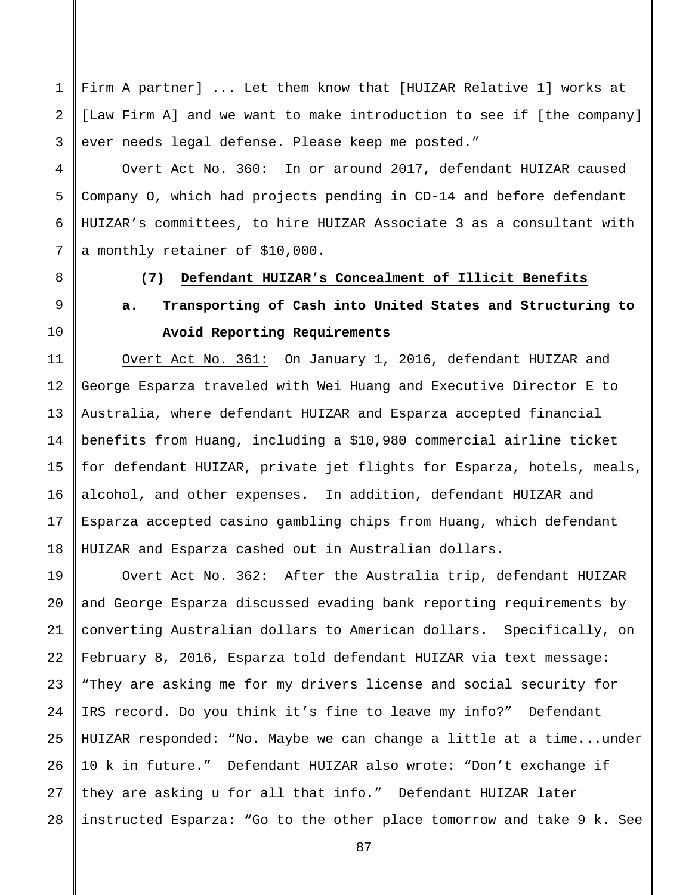Firm A partner] ... Let them know that [HUIZAR Relative 1] works at [Law Firm A] and we want to make introduction to see if [the company] ever needs legal defense. Please keep me posted."

Overt Act No. 360: In or around 2017, defendant HUIZAR caused Company O, which had projects pending in CD-14 and before defendant HUIZAR's committees, to hire HUIZAR Associate 3 as a consultant with a monthly retainer of $10,000.

**(7) Defendant HUIZAR's Concealment of Illicit Benefits**

**a. Transporting of Cash into United States and Structuring to Avoid Reporting Requirements**

Overt Act No. 361: On January 1, 2016, defendant HUIZAR and George Esparza traveled with Wei Huang and Executive Director E to Australia, where defendant HUIZAR and Esparza accepted financial benefits from Huang, including a $10,980 commercial airline ticket for defendant HUIZAR, private jet flights for Esparza, hotels, meals, alcohol, and other expenses. In addition, defendant HUIZAR and Esparza accepted casino gambling chips from Huang, which defendant HUIZAR and Esparza cashed out in Australian dollars.

Overt Act No. 362: After the Australia trip, defendant HUIZAR and George Esparza discussed evading bank reporting requirements by converting Australian dollars to American dollars. Specifically, on February 8, 2016, Esparza told defendant HUIZAR via text message: "They are asking me for my drivers license and social security for IRS record. Do you think it's fine to leave my info?" Defendant HUIZAR responded: "No. Maybe we can change a little at a time...under 10 k in future." Defendant HUIZAR also wrote: "Don't exchange if they are asking u for all that info." Defendant HUIZAR later instructed Esparza: "Go to the other place tomorrow and take 9 k. See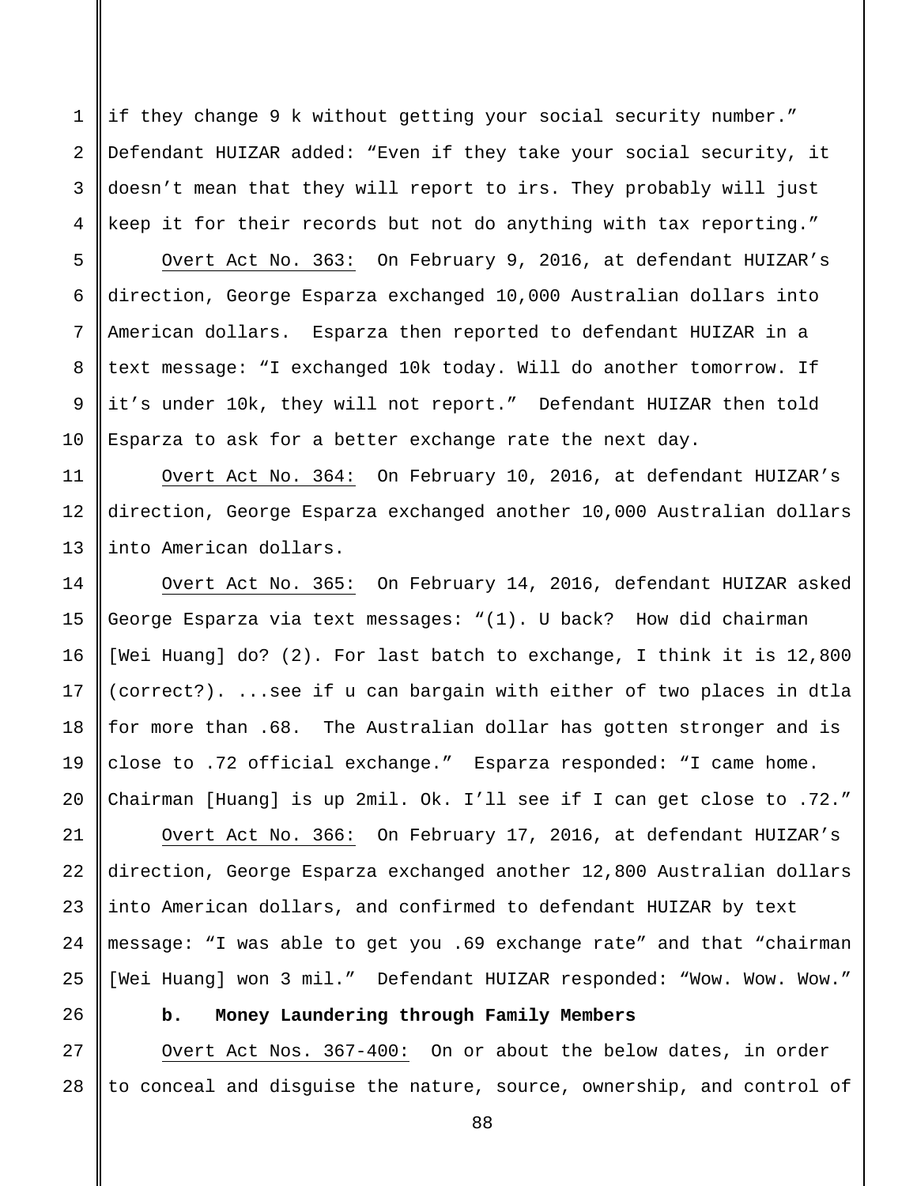if they change 9 k without getting your social security number." Defendant HUIZAR added: "Even if they take your social security, it doesn't mean that they will report to irs. They probably will just keep it for their records but not do anything with tax reporting."

Overt Act No. 363: On February 9, 2016, at defendant HUIZAR's direction, George Esparza exchanged 10,000 Australian dollars into American dollars. Esparza then reported to defendant HUIZAR in a text message: "I exchanged 10k today. Will do another tomorrow. If it's under 10k, they will not report." Defendant HUIZAR then told Esparza to ask for a better exchange rate the next day.

Overt Act No. 364: On February 10, 2016, at defendant HUIZAR's direction, George Esparza exchanged another 10,000 Australian dollars into American dollars.

Overt Act No. 365: On February 14, 2016, defendant HUIZAR asked George Esparza via text messages: "(1). U back? How did chairman [Wei Huang] do? (2). For last batch to exchange, I think it is 12,800 (correct?). ...see if u can bargain with either of two places in dtla for more than .68. The Australian dollar has gotten stronger and is close to .72 official exchange." Esparza responded: "I came home. Chairman [Huang] is up 2mil. Ok. I'll see if I can get close to .72."

Overt Act No. 366: On February 17, 2016, at defendant HUIZAR's direction, George Esparza exchanged another 12,800 Australian dollars into American dollars, and confirmed to defendant HUIZAR by text message: "I was able to get you .69 exchange rate" and that "chairman [Wei Huang] won 3 mil." Defendant HUIZAR responded: "Wow. Wow. Wow."

**b. Money Laundering through Family Members**

Overt Act Nos. 367-400: On or about the below dates, in order to conceal and disguise the nature, source, ownership, and control of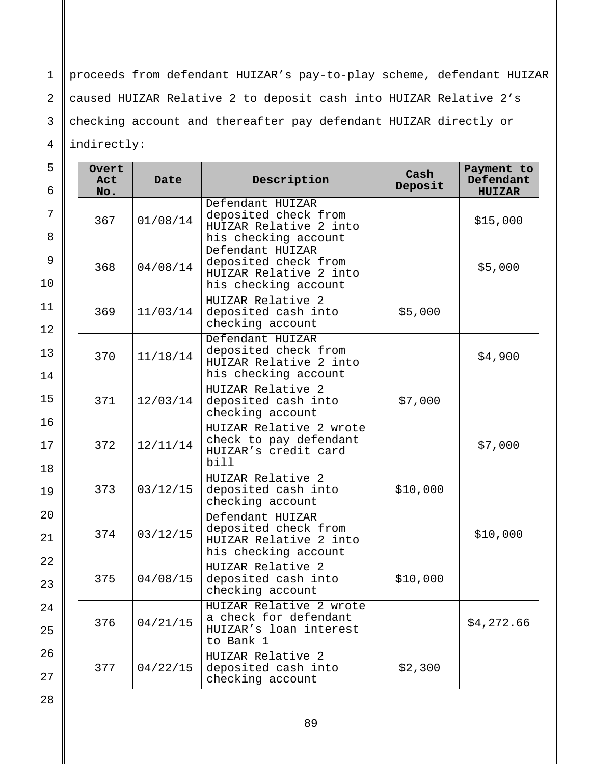proceeds from defendant HUIZAR's pay-to-play scheme, defendant HUIZAR caused HUIZAR Relative 2 to deposit cash into HUIZAR Relative 2's checking account and thereafter pay defendant HUIZAR directly or indirectly:

| Overt Act No. | Date | Description | Cash Deposit | Payment to Defendant HUIZAR |
|---|---|---|---|---|
| 367 | 01/08/14 | Defendant HUIZAR deposited check from HUIZAR Relative 2 into his checking account | | $15,000 |
| 368 | 04/08/14 | Defendant HUIZAR deposited check from HUIZAR Relative 2 into his checking account | | $5,000 |
| 369 | 11/03/14 | HUIZAR Relative 2 deposited cash into checking account | $5,000 | |
| 370 | 11/18/14 | Defendant HUIZAR deposited check from HUIZAR Relative 2 into his checking account | | $4,900 |
| 371 | 12/03/14 | HUIZAR Relative 2 deposited cash into checking account | $7,000 | |
| 372 | 12/11/14 | HUIZAR Relative 2 wrote check to pay defendant HUIZAR's credit card bill | | $7,000 |
| 373 | 03/12/15 | HUIZAR Relative 2 deposited cash into checking account | $10,000 | |
| 374 | 03/12/15 | Defendant HUIZAR deposited check from HUIZAR Relative 2 into his checking account | | $10,000 |
| 375 | 04/08/15 | HUIZAR Relative 2 deposited cash into checking account | $10,000 | |
| 376 | 04/21/15 | HUIZAR Relative 2 wrote a check for defendant HUIZAR's loan interest to Bank 1 | | $4,272.66 |
| 377 | 04/22/15 | HUIZAR Relative 2 deposited cash into checking account | $2,300 | |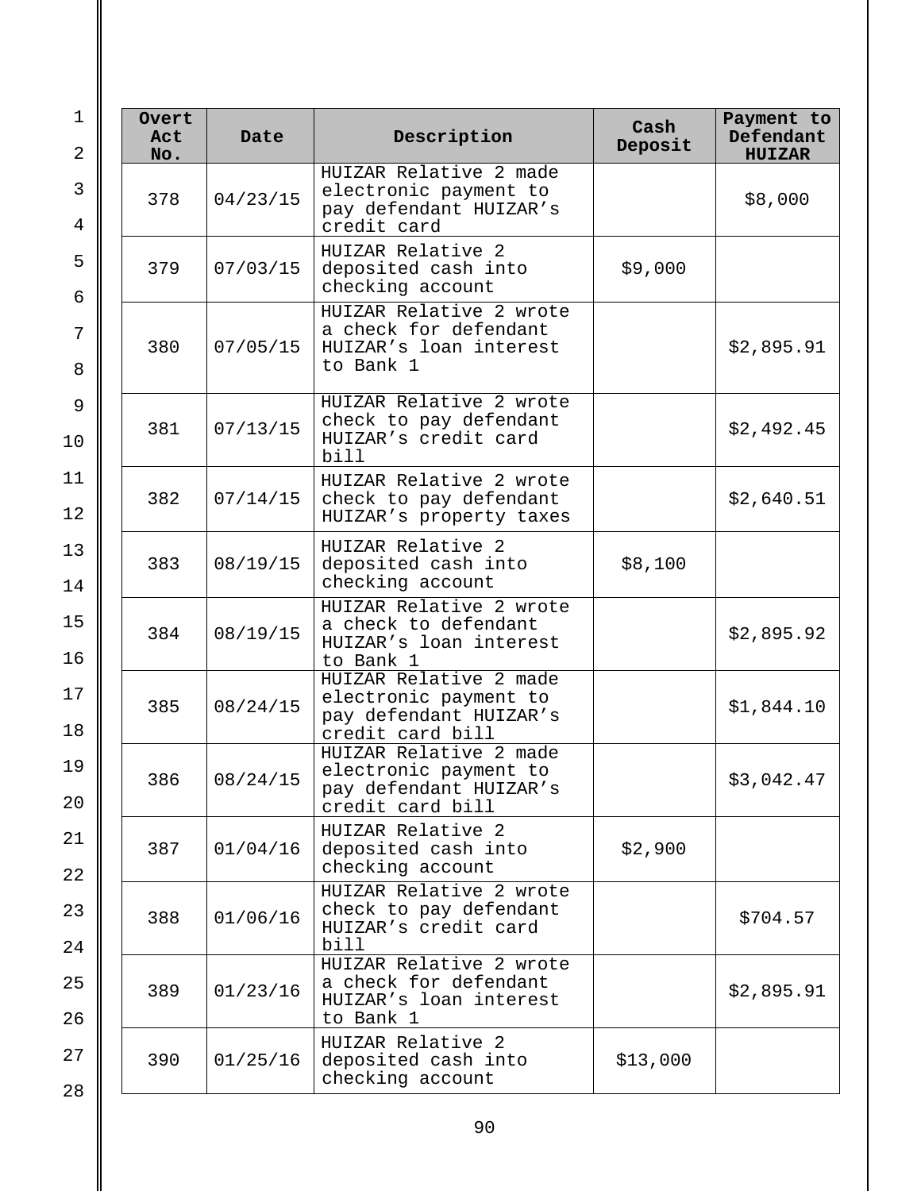| Overt Act No. | Date | Description | Cash Deposit | Payment to Defendant HUIZAR |
|---|---|---|---|---|
| 378 | 04/23/15 | HUIZAR Relative 2 made electronic payment to pay defendant HUIZAR’s credit card | | $8,000 |
| 379 | 07/03/15 | HUIZAR Relative 2 deposited cash into checking account | $9,000 | |
| 380 | 07/05/15 | HUIZAR Relative 2 wrote a check for defendant HUIZAR’s loan interest to Bank 1 | | $2,895.91 |
| 381 | 07/13/15 | HUIZAR Relative 2 wrote check to pay defendant HUIZAR’s credit card bill | | $2,492.45 |
| 382 | 07/14/15 | HUIZAR Relative 2 wrote check to pay defendant HUIZAR’s property taxes | | $2,640.51 |
| 383 | 08/19/15 | HUIZAR Relative 2 deposited cash into checking account | $8,100 | |
| 384 | 08/19/15 | HUIZAR Relative 2 wrote a check to defendant HUIZAR’s loan interest to Bank 1 | | $2,895.92 |
| 385 | 08/24/15 | HUIZAR Relative 2 made electronic payment to pay defendant HUIZAR’s credit card bill | | $1,844.10 |
| 386 | 08/24/15 | HUIZAR Relative 2 made electronic payment to pay defendant HUIZAR’s credit card bill | | $3,042.47 |
| 387 | 01/04/16 | HUIZAR Relative 2 deposited cash into checking account | $2,900 | |
| 388 | 01/06/16 | HUIZAR Relative 2 wrote check to pay defendant HUIZAR’s credit card bill | | $704.57 |
| 389 | 01/23/16 | HUIZAR Relative 2 wrote a check for defendant HUIZAR’s loan interest to Bank 1 | | $2,895.91 |
| 390 | 01/25/16 | HUIZAR Relative 2 deposited cash into checking account | $13,000 | |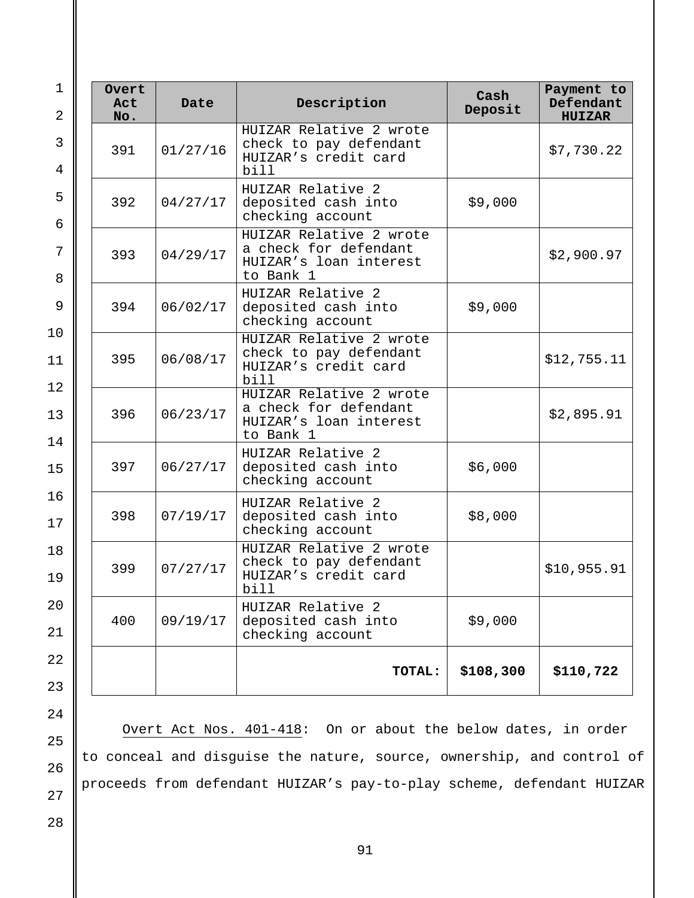| Overt Act No. | Date | Description | Cash Deposit | Payment to Defendant HUIZAR |
|---|---|---|---|---|
| 391 | 01/27/16 | HUIZAR Relative 2 wrote check to pay defendant HUIZAR's credit card bill | | $7,730.22 |
| 392 | 04/27/17 | HUIZAR Relative 2 deposited cash into checking account | $9,000 | |
| 393 | 04/29/17 | HUIZAR Relative 2 wrote a check for defendant HUIZAR's loan interest to Bank 1 | | $2,900.97 |
| 394 | 06/02/17 | HUIZAR Relative 2 deposited cash into checking account | $9,000 | |
| 395 | 06/08/17 | HUIZAR Relative 2 wrote check to pay defendant HUIZAR's credit card bill | | $12,755.11 |
| 396 | 06/23/17 | HUIZAR Relative 2 wrote a check for defendant HUIZAR's loan interest to Bank 1 | | $2,895.91 |
| 397 | 06/27/17 | HUIZAR Relative 2 deposited cash into checking account | $6,000 | |
| 398 | 07/19/17 | HUIZAR Relative 2 deposited cash into checking account | $8,000 | |
| 399 | 07/27/17 | HUIZAR Relative 2 wrote check to pay defendant HUIZAR's credit card bill | | $10,955.91 |
| 400 | 09/19/17 | HUIZAR Relative 2 deposited cash into checking account | $9,000 | |
| | | **TOTAL:** | **$108,300** | **$110,722** |

Overt Act Nos. 401-418: On or about the below dates, in order to conceal and disguise the nature, source, ownership, and control of proceeds from defendant HUIZAR's pay-to-play scheme, defendant HUIZAR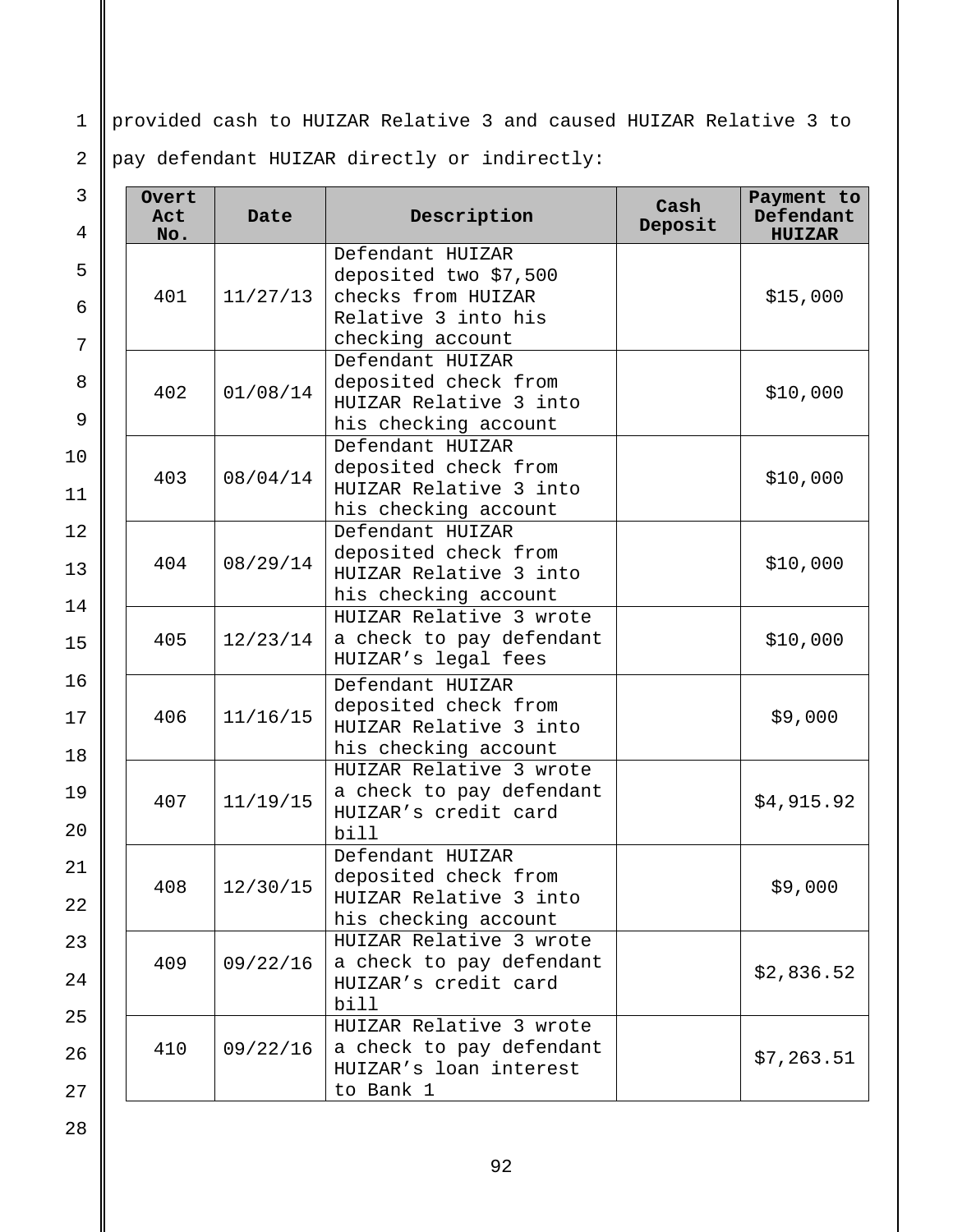provided cash to HUIZAR Relative 3 and caused HUIZAR Relative 3 to pay defendant HUIZAR directly or indirectly:

| Overt Act No. | Date | Description | Cash Deposit | Payment to Defendant HUIZAR |
|---|---|---|---|---|
| 401 | 11/27/13 | Defendant HUIZAR deposited two $7,500 checks from HUIZAR Relative 3 into his checking account | | $15,000 |
| 402 | 01/08/14 | Defendant HUIZAR deposited check from HUIZAR Relative 3 into his checking account | | $10,000 |
| 403 | 08/04/14 | Defendant HUIZAR deposited check from HUIZAR Relative 3 into his checking account | | $10,000 |
| 404 | 08/29/14 | Defendant HUIZAR deposited check from HUIZAR Relative 3 into his checking account | | $10,000 |
| 405 | 12/23/14 | HUIZAR Relative 3 wrote a check to pay defendant HUIZAR's legal fees | | $10,000 |
| 406 | 11/16/15 | Defendant HUIZAR deposited check from HUIZAR Relative 3 into his checking account | | $9,000 |
| 407 | 11/19/15 | HUIZAR Relative 3 wrote a check to pay defendant HUIZAR's credit card bill | | $4,915.92 |
| 408 | 12/30/15 | Defendant HUIZAR deposited check from HUIZAR Relative 3 into his checking account | | $9,000 |
| 409 | 09/22/16 | HUIZAR Relative 3 wrote a check to pay defendant HUIZAR's credit card bill | | $2,836.52 |
| 410 | 09/22/16 | HUIZAR Relative 3 wrote a check to pay defendant HUIZAR's loan interest to Bank 1 | | $7,263.51 |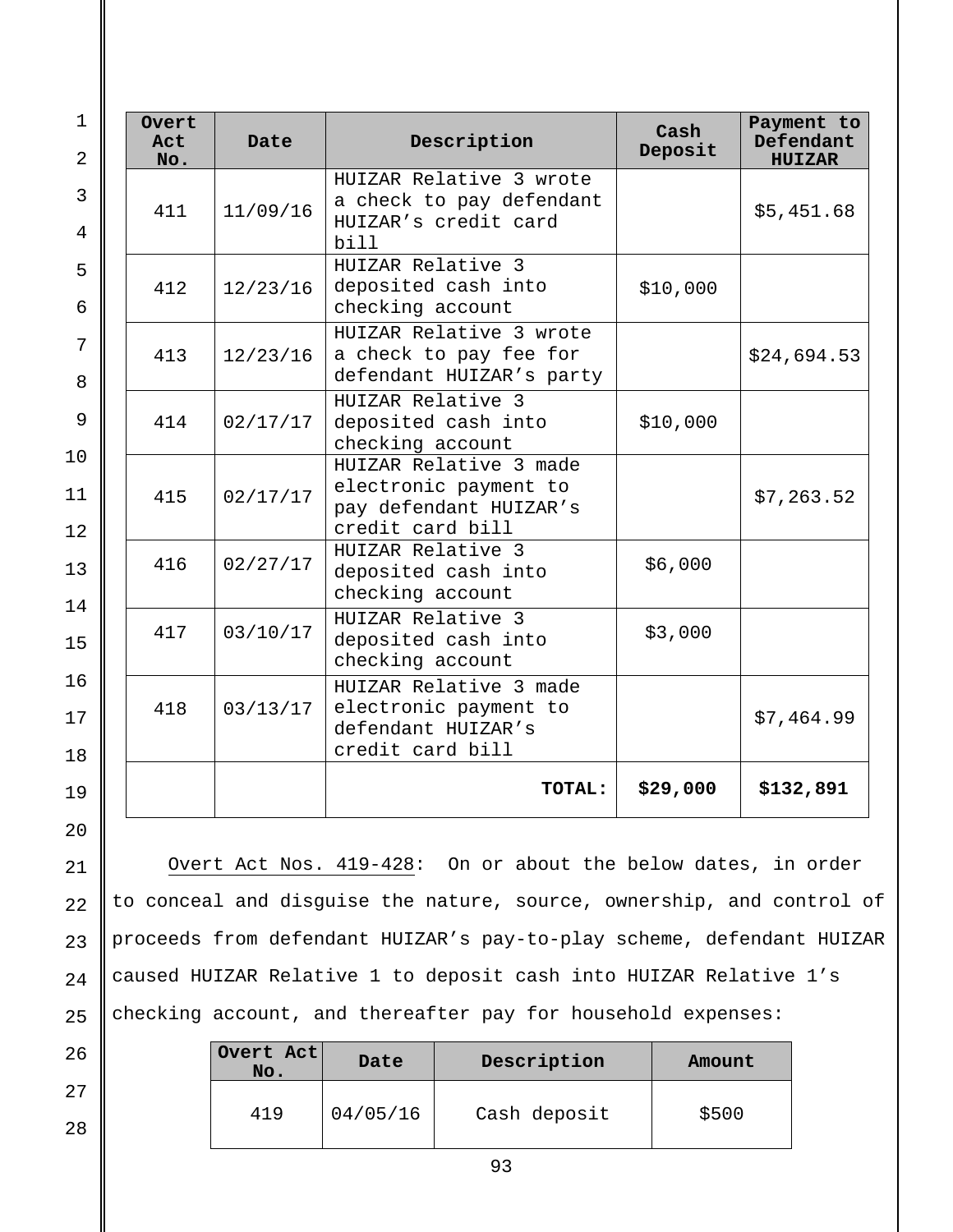| Overt Act No. | Date | Description | Cash Deposit | Payment to Defendant HUIZAR |
|---|---|---|---|---|
| 411 | 11/09/16 | HUIZAR Relative 3 wrote a check to pay defendant HUIZAR's credit card bill | | $5,451.68 |
| 412 | 12/23/16 | HUIZAR Relative 3 deposited cash into checking account | $10,000 | |
| 413 | 12/23/16 | HUIZAR Relative 3 wrote a check to pay fee for defendant HUIZAR's party | | $24,694.53 |
| 414 | 02/17/17 | HUIZAR Relative 3 deposited cash into checking account | $10,000 | |
| 415 | 02/17/17 | HUIZAR Relative 3 made electronic payment to pay defendant HUIZAR's credit card bill | | $7,263.52 |
| 416 | 02/27/17 | HUIZAR Relative 3 deposited cash into checking account | $6,000 | |
| 417 | 03/10/17 | HUIZAR Relative 3 deposited cash into checking account | $3,000 | |
| 418 | 03/13/17 | HUIZAR Relative 3 made electronic payment to defendant HUIZAR's credit card bill | | $7,464.99 |
| | | **TOTAL:** | **$29,000** | **$132,891** |

Overt Act Nos. 419-428: On or about the below dates, in order to conceal and disguise the nature, source, ownership, and control of proceeds from defendant HUIZAR's pay-to-play scheme, defendant HUIZAR caused HUIZAR Relative 1 to deposit cash into HUIZAR Relative 1's checking account, and thereafter pay for household expenses:

| Overt Act No. | Date | Description | Amount |
|---|---|---|---|
| 419 | 04/05/16 | Cash deposit | $500 |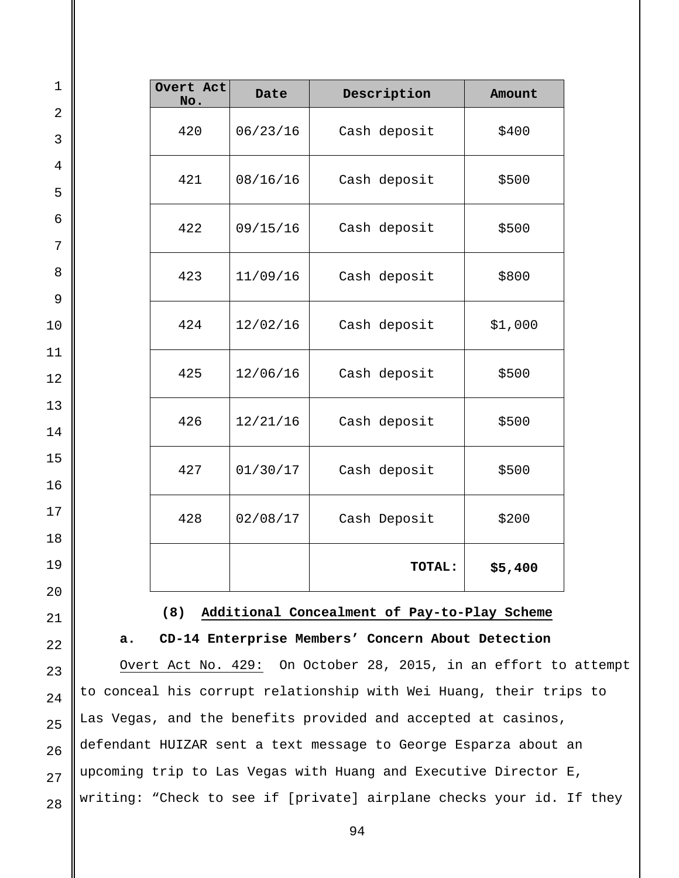| Overt Act No. | Date | Description | Amount |
|---|---|---|---|
| 420 | 06/23/16 | Cash deposit | $400 |
| 421 | 08/16/16 | Cash deposit | $500 |
| 422 | 09/15/16 | Cash deposit | $500 |
| 423 | 11/09/16 | Cash deposit | $800 |
| 424 | 12/02/16 | Cash deposit | $1,000 |
| 425 | 12/06/16 | Cash deposit | $500 |
| 426 | 12/21/16 | Cash deposit | $500 |
| 427 | 01/30/17 | Cash deposit | $500 |
| 428 | 02/08/17 | Cash Deposit | $200 |
| | | **TOTAL:** | **$5,400** |

**(8) Additional Concealment of Pay-to-Play Scheme**

**a. CD-14 Enterprise Members' Concern About Detection**

Overt Act No. 429: On October 28, 2015, in an effort to attempt to conceal his corrupt relationship with Wei Huang, their trips to Las Vegas, and the benefits provided and accepted at casinos, defendant HUIZAR sent a text message to George Esparza about an upcoming trip to Las Vegas with Huang and Executive Director E, writing: "Check to see if [private] airplane checks your id. If they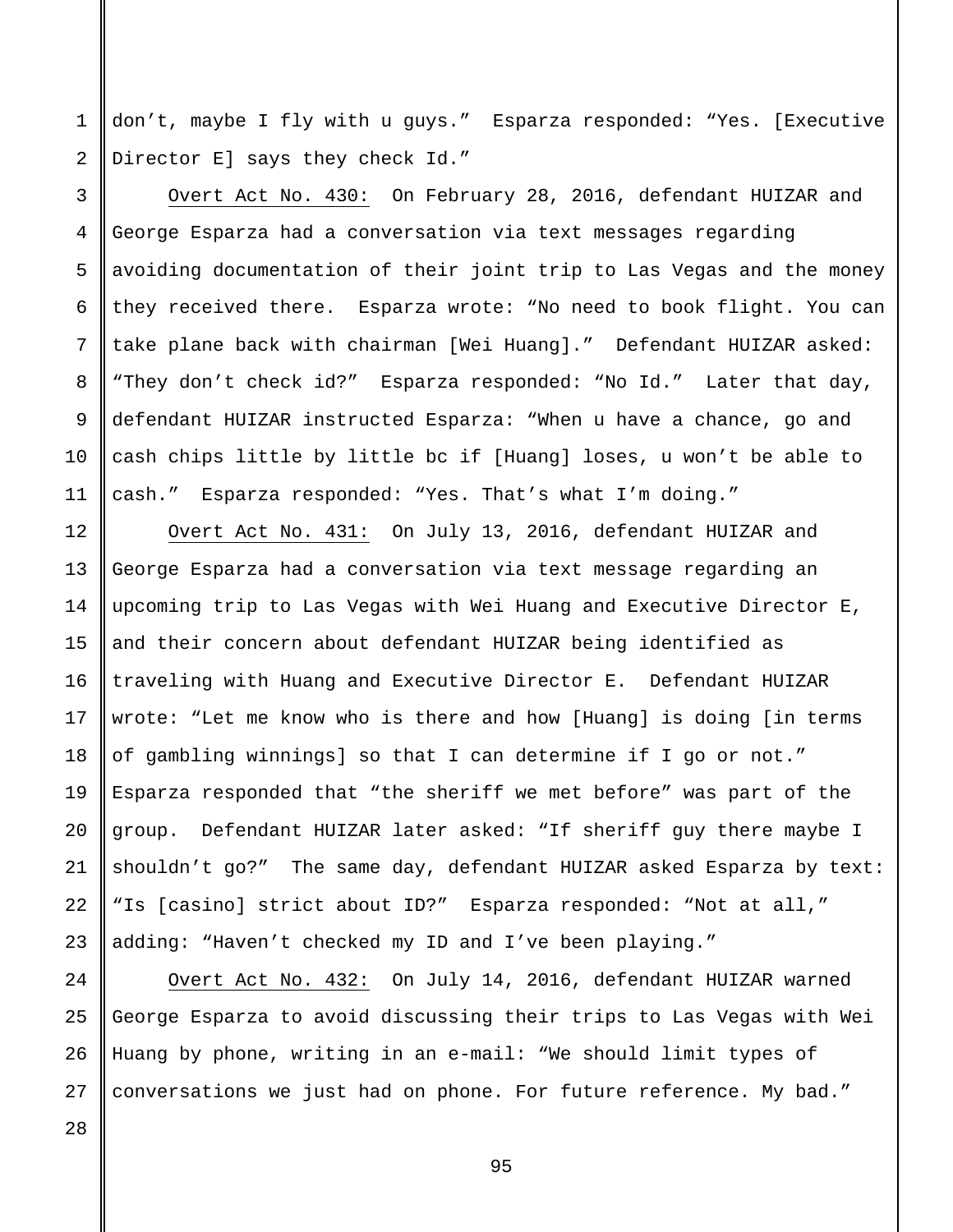don't, maybe I fly with u guys." Esparza responded: "Yes. [Executive Director E] says they check Id."

Overt Act No. 430: On February 28, 2016, defendant HUIZAR and George Esparza had a conversation via text messages regarding avoiding documentation of their joint trip to Las Vegas and the money they received there. Esparza wrote: "No need to book flight. You can take plane back with chairman [Wei Huang]." Defendant HUIZAR asked: "They don't check id?" Esparza responded: "No Id." Later that day, defendant HUIZAR instructed Esparza: "When u have a chance, go and cash chips little by little bc if [Huang] loses, u won't be able to cash." Esparza responded: "Yes. That's what I'm doing."

Overt Act No. 431: On July 13, 2016, defendant HUIZAR and George Esparza had a conversation via text message regarding an upcoming trip to Las Vegas with Wei Huang and Executive Director E, and their concern about defendant HUIZAR being identified as traveling with Huang and Executive Director E. Defendant HUIZAR wrote: "Let me know who is there and how [Huang] is doing [in terms of gambling winnings] so that I can determine if I go or not." Esparza responded that "the sheriff we met before" was part of the group. Defendant HUIZAR later asked: "If sheriff guy there maybe I shouldn't go?" The same day, defendant HUIZAR asked Esparza by text: "Is [casino] strict about ID?" Esparza responded: "Not at all," adding: "Haven't checked my ID and I've been playing."

Overt Act No. 432: On July 14, 2016, defendant HUIZAR warned George Esparza to avoid discussing their trips to Las Vegas with Wei Huang by phone, writing in an e-mail: "We should limit types of conversations we just had on phone. For future reference. My bad."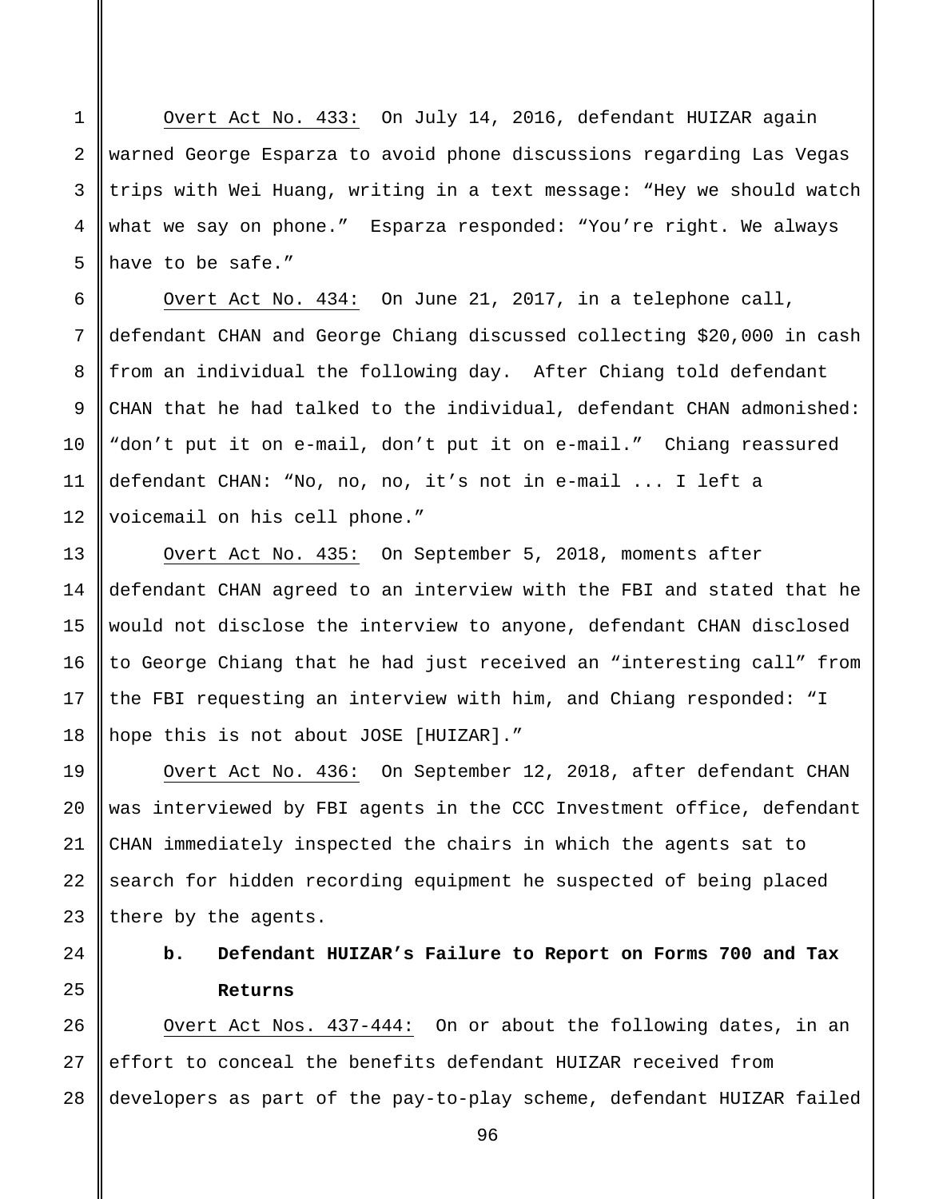Overt Act No. 433: On July 14, 2016, defendant HUIZAR again warned George Esparza to avoid phone discussions regarding Las Vegas trips with Wei Huang, writing in a text message: “Hey we should watch what we say on phone.” Esparza responded: “You’re right. We always have to be safe.”

Overt Act No. 434: On June 21, 2017, in a telephone call, defendant CHAN and George Chiang discussed collecting $20,000 in cash from an individual the following day. After Chiang told defendant CHAN that he had talked to the individual, defendant CHAN admonished: “don’t put it on e-mail, don’t put it on e-mail.” Chiang reassured defendant CHAN: “No, no, no, it’s not in e-mail ... I left a voicemail on his cell phone.”

Overt Act No. 435: On September 5, 2018, moments after defendant CHAN agreed to an interview with the FBI and stated that he would not disclose the interview to anyone, defendant CHAN disclosed to George Chiang that he had just received an “interesting call” from the FBI requesting an interview with him, and Chiang responded: “I hope this is not about JOSE [HUIZAR].”

Overt Act No. 436: On September 12, 2018, after defendant CHAN was interviewed by FBI agents in the CCC Investment office, defendant CHAN immediately inspected the chairs in which the agents sat to search for hidden recording equipment he suspected of being placed there by the agents.

**b. Defendant HUIZAR’s Failure to Report on Forms 700 and Tax Returns**

Overt Act Nos. 437-444: On or about the following dates, in an effort to conceal the benefits defendant HUIZAR received from developers as part of the pay-to-play scheme, defendant HUIZAR failed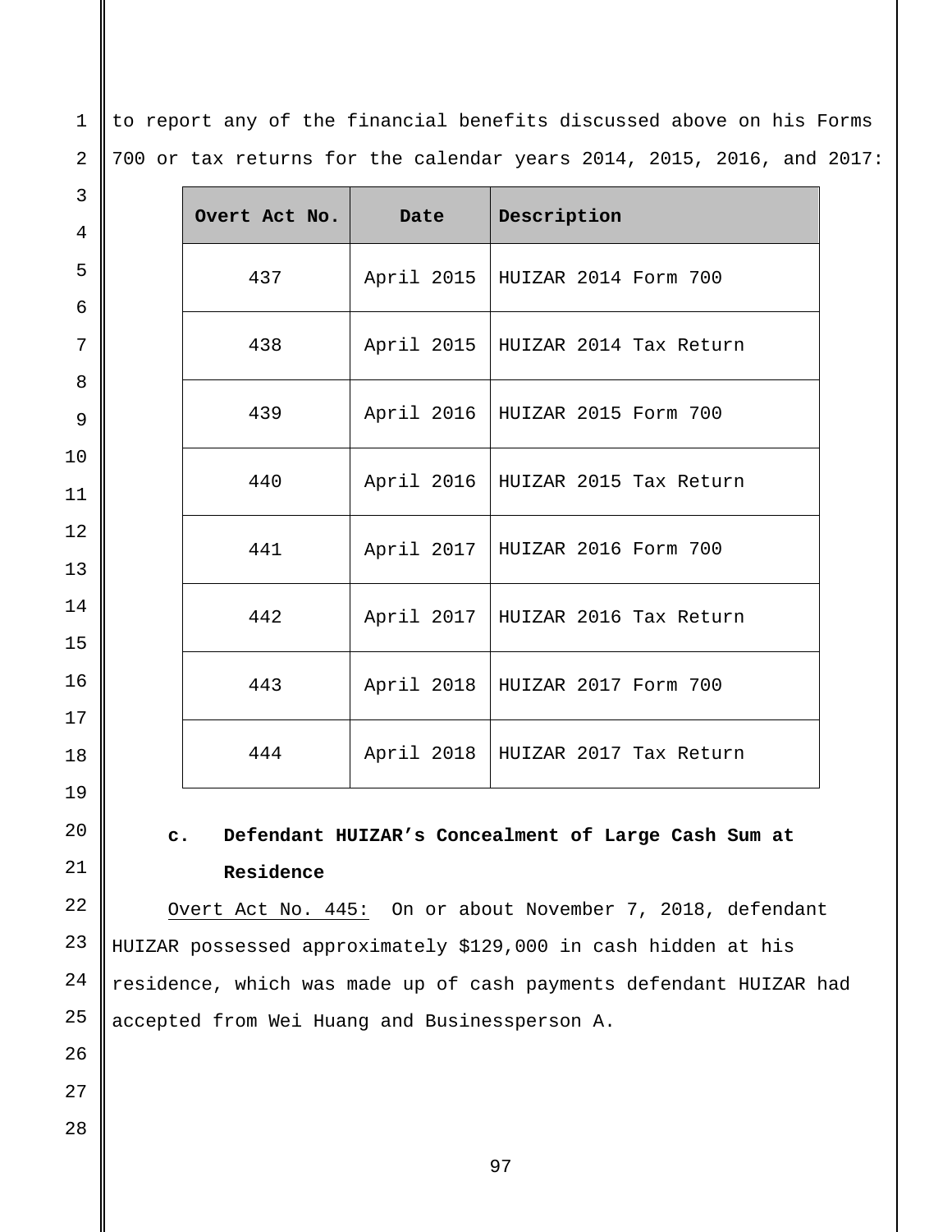to report any of the financial benefits discussed above on his Forms 700 or tax returns for the calendar years 2014, 2015, 2016, and 2017:

| Overt Act No. | Date | Description |
|---|---|---|
| 437 | April 2015 | HUIZAR 2014 Form 700 |
| 438 | April 2015 | HUIZAR 2014 Tax Return |
| 439 | April 2016 | HUIZAR 2015 Form 700 |
| 440 | April 2016 | HUIZAR 2015 Tax Return |
| 441 | April 2017 | HUIZAR 2016 Form 700 |
| 442 | April 2017 | HUIZAR 2016 Tax Return |
| 443 | April 2018 | HUIZAR 2017 Form 700 |
| 444 | April 2018 | HUIZAR 2017 Tax Return |

**c. Defendant HUIZAR's Concealment of Large Cash Sum at Residence**

Overt Act No. 445: On or about November 7, 2018, defendant HUIZAR possessed approximately $129,000 in cash hidden at his residence, which was made up of cash payments defendant HUIZAR had accepted from Wei Huang and Businessperson A.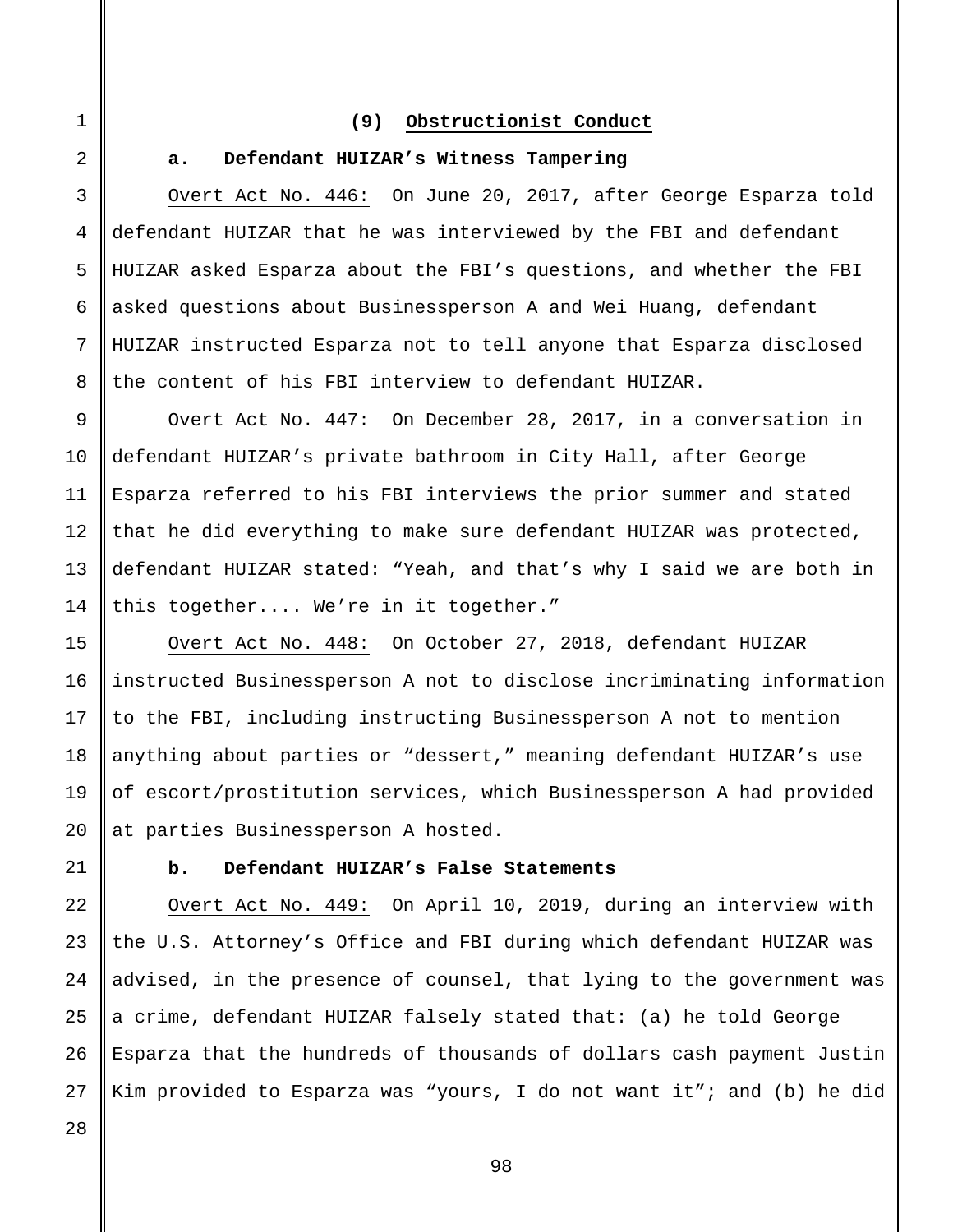**(9) Obstructionist Conduct**

**a. Defendant HUIZAR's Witness Tampering**

Overt Act No. 446: On June 20, 2017, after George Esparza told defendant HUIZAR that he was interviewed by the FBI and defendant HUIZAR asked Esparza about the FBI's questions, and whether the FBI asked questions about Businessperson A and Wei Huang, defendant HUIZAR instructed Esparza not to tell anyone that Esparza disclosed the content of his FBI interview to defendant HUIZAR.

Overt Act No. 447: On December 28, 2017, in a conversation in defendant HUIZAR's private bathroom in City Hall, after George Esparza referred to his FBI interviews the prior summer and stated that he did everything to make sure defendant HUIZAR was protected, defendant HUIZAR stated: "Yeah, and that's why I said we are both in this together.... We're in it together."

Overt Act No. 448: On October 27, 2018, defendant HUIZAR instructed Businessperson A not to disclose incriminating information to the FBI, including instructing Businessperson A not to mention anything about parties or "dessert," meaning defendant HUIZAR's use of escort/prostitution services, which Businessperson A had provided at parties Businessperson A hosted.

**b. Defendant HUIZAR's False Statements**

Overt Act No. 449: On April 10, 2019, during an interview with the U.S. Attorney's Office and FBI during which defendant HUIZAR was advised, in the presence of counsel, that lying to the government was a crime, defendant HUIZAR falsely stated that: (a) he told George Esparza that the hundreds of thousands of dollars cash payment Justin Kim provided to Esparza was "yours, I do not want it"; and (b) he did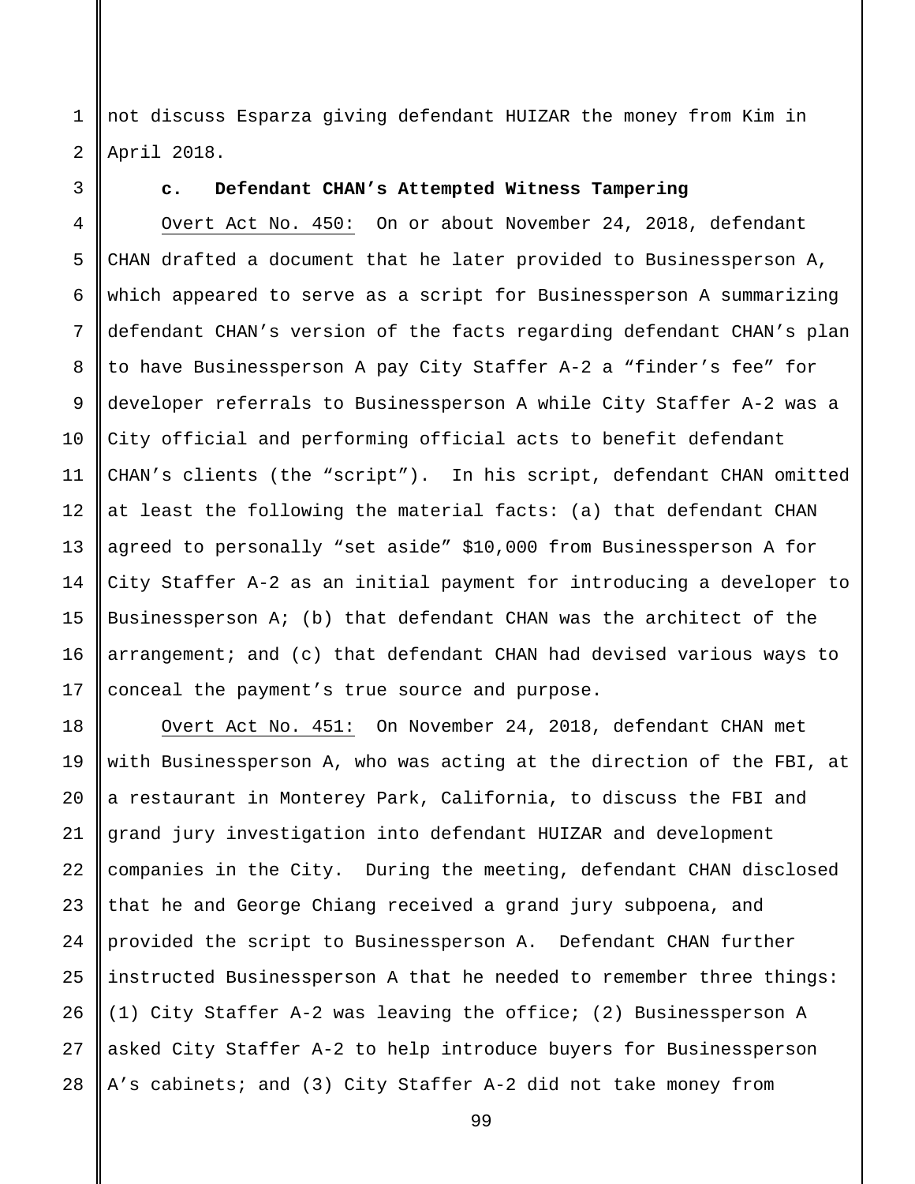not discuss Esparza giving defendant HUIZAR the money from Kim in April 2018.

**c. Defendant CHAN's Attempted Witness Tampering**

Overt Act No. 450: On or about November 24, 2018, defendant CHAN drafted a document that he later provided to Businessperson A, which appeared to serve as a script for Businessperson A summarizing defendant CHAN's version of the facts regarding defendant CHAN's plan to have Businessperson A pay City Staffer A-2 a "finder's fee" for developer referrals to Businessperson A while City Staffer A-2 was a City official and performing official acts to benefit defendant CHAN's clients (the "script"). In his script, defendant CHAN omitted at least the following the material facts: (a) that defendant CHAN agreed to personally "set aside" $10,000 from Businessperson A for City Staffer A-2 as an initial payment for introducing a developer to Businessperson A; (b) that defendant CHAN was the architect of the arrangement; and (c) that defendant CHAN had devised various ways to conceal the payment's true source and purpose.

Overt Act No. 451: On November 24, 2018, defendant CHAN met with Businessperson A, who was acting at the direction of the FBI, at a restaurant in Monterey Park, California, to discuss the FBI and grand jury investigation into defendant HUIZAR and development companies in the City. During the meeting, defendant CHAN disclosed that he and George Chiang received a grand jury subpoena, and provided the script to Businessperson A. Defendant CHAN further instructed Businessperson A that he needed to remember three things: (1) City Staffer A-2 was leaving the office; (2) Businessperson A asked City Staffer A-2 to help introduce buyers for Businessperson A's cabinets; and (3) City Staffer A-2 did not take money from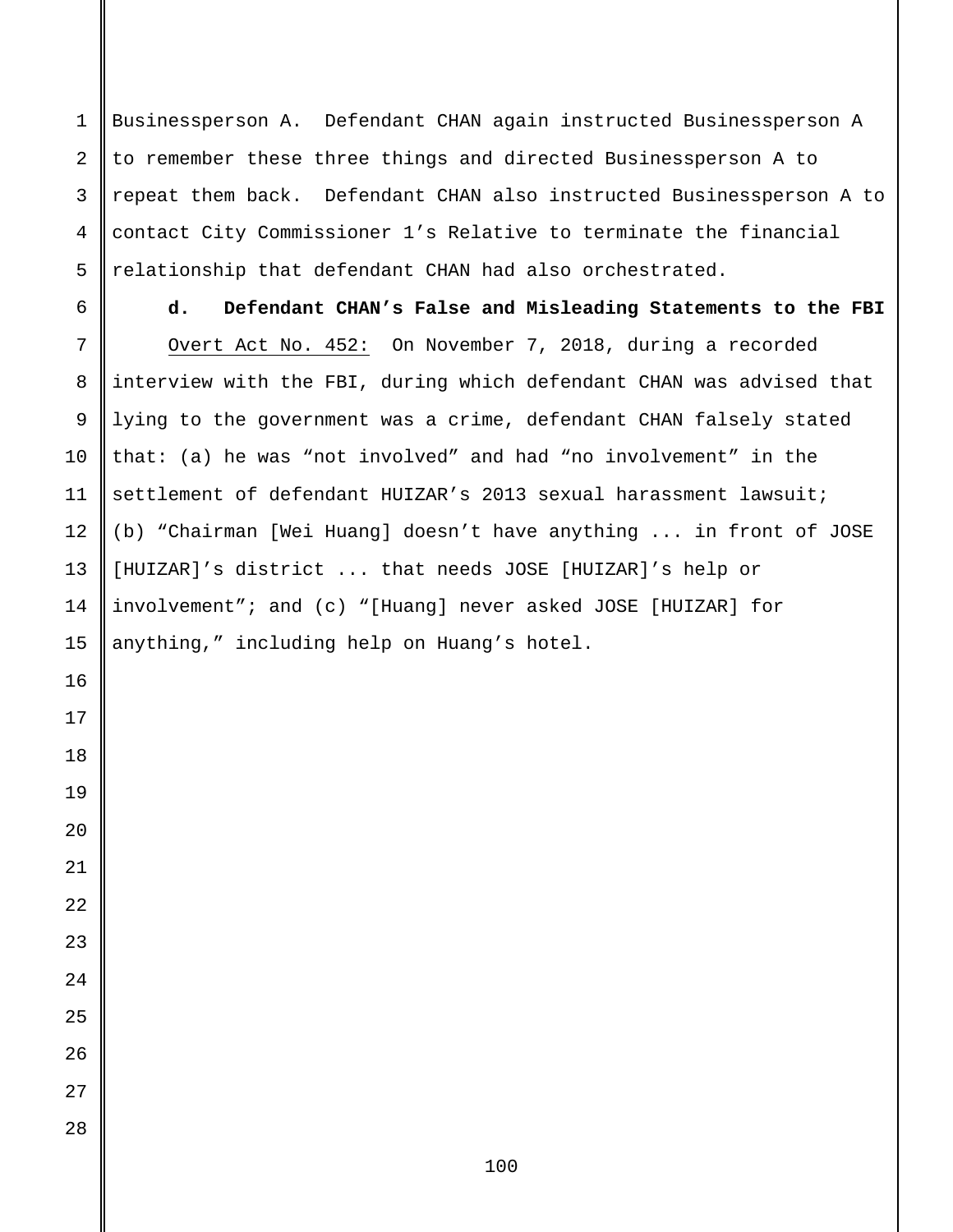Businessperson A. Defendant CHAN again instructed Businessperson A to remember these three things and directed Businessperson A to repeat them back. Defendant CHAN also instructed Businessperson A to contact City Commissioner 1's Relative to terminate the financial relationship that defendant CHAN had also orchestrated.

**d. Defendant CHAN's False and Misleading Statements to the FBI**

Overt Act No. 452: On November 7, 2018, during a recorded interview with the FBI, during which defendant CHAN was advised that lying to the government was a crime, defendant CHAN falsely stated that: (a) he was "not involved" and had "no involvement" in the settlement of defendant HUIZAR's 2013 sexual harassment lawsuit; (b) "Chairman [Wei Huang] doesn't have anything ... in front of JOSE [HUIZAR]'s district ... that needs JOSE [HUIZAR]'s help or involvement"; and (c) "[Huang] never asked JOSE [HUIZAR] for anything," including help on Huang's hotel.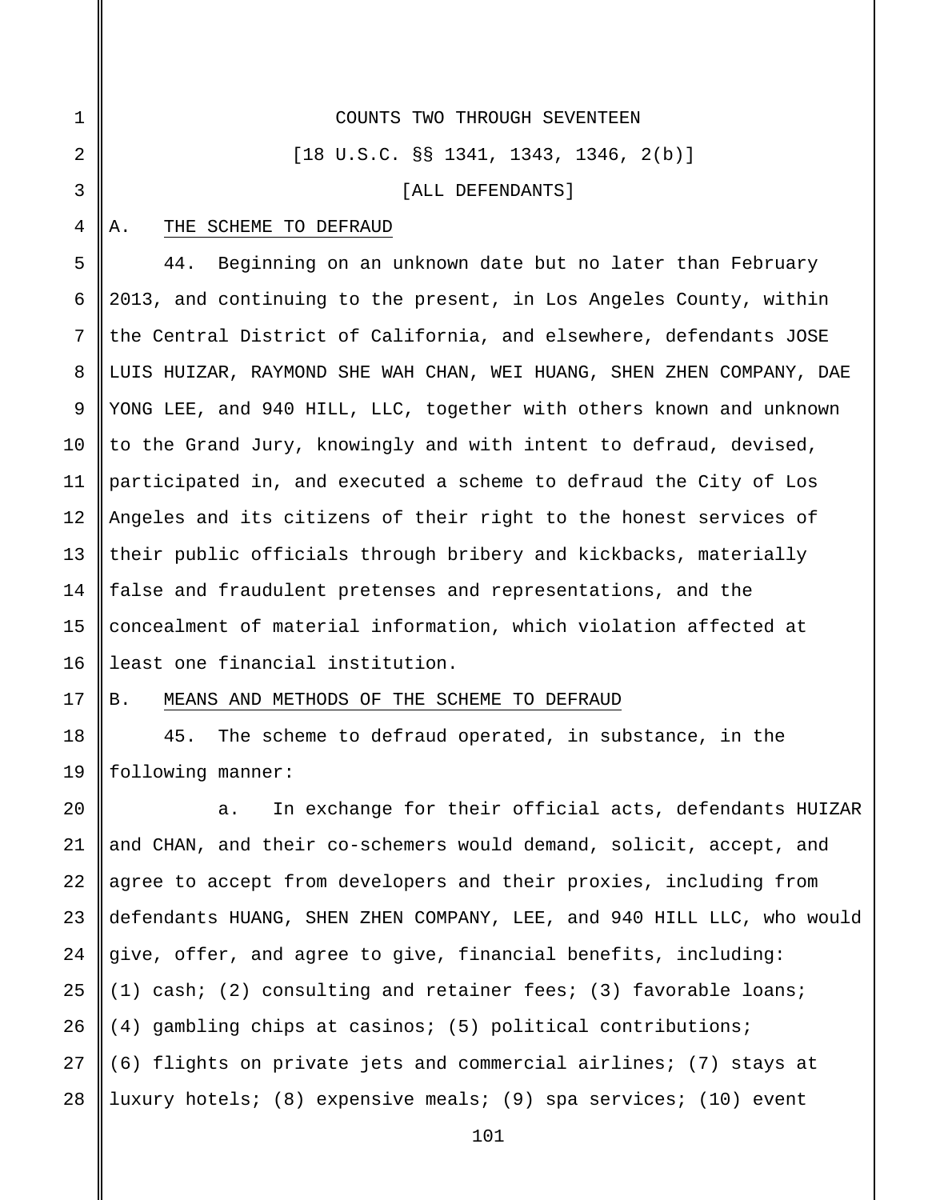COUNTS TWO THROUGH SEVENTEEN

[18 U.S.C. §§ 1341, 1343, 1346, 2(b)]

[ALL DEFENDANTS]

A. THE SCHEME TO DEFRAUD

44. Beginning on an unknown date but no later than February 2013, and continuing to the present, in Los Angeles County, within the Central District of California, and elsewhere, defendants JOSE LUIS HUIZAR, RAYMOND SHE WAH CHAN, WEI HUANG, SHEN ZHEN COMPANY, DAE YONG LEE, and 940 HILL, LLC, together with others known and unknown to the Grand Jury, knowingly and with intent to defraud, devised, participated in, and executed a scheme to defraud the City of Los Angeles and its citizens of their right to the honest services of their public officials through bribery and kickbacks, materially false and fraudulent pretenses and representations, and the concealment of material information, which violation affected at least one financial institution.

B. MEANS AND METHODS OF THE SCHEME TO DEFRAUD

45. The scheme to defraud operated, in substance, in the following manner:

a. In exchange for their official acts, defendants HUIZAR and CHAN, and their co-schemers would demand, solicit, accept, and agree to accept from developers and their proxies, including from defendants HUANG, SHEN ZHEN COMPANY, LEE, and 940 HILL LLC, who would give, offer, and agree to give, financial benefits, including: (1) cash; (2) consulting and retainer fees; (3) favorable loans; (4) gambling chips at casinos; (5) political contributions; (6) flights on private jets and commercial airlines; (7) stays at luxury hotels; (8) expensive meals; (9) spa services; (10) event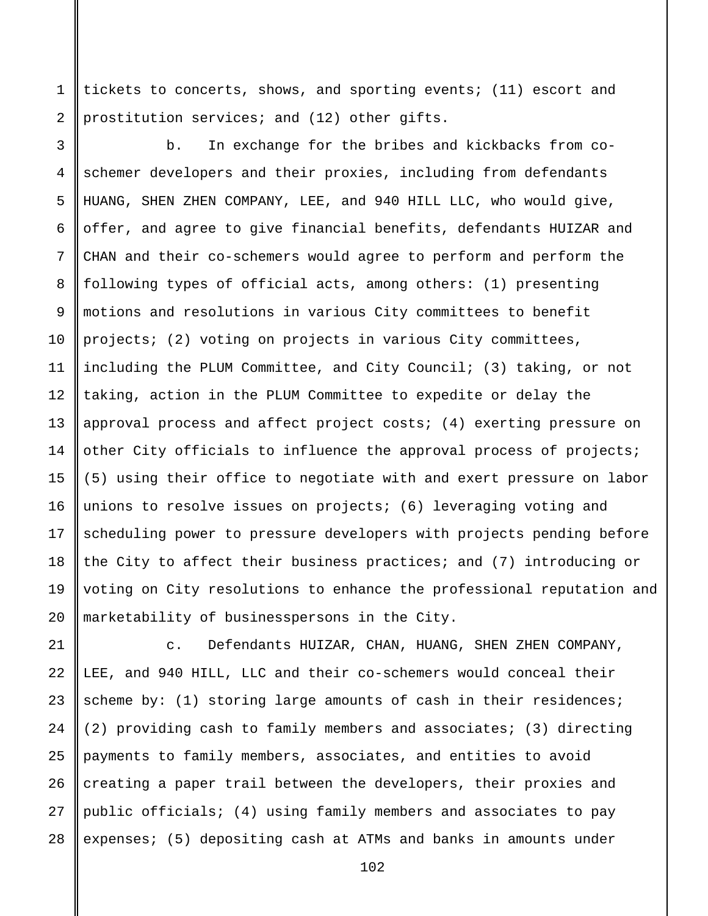tickets to concerts, shows, and sporting events; (11) escort and prostitution services; and (12) other gifts.

b. In exchange for the bribes and kickbacks from co-schemer developers and their proxies, including from defendants HUANG, SHEN ZHEN COMPANY, LEE, and 940 HILL LLC, who would give, offer, and agree to give financial benefits, defendants HUIZAR and CHAN and their co-schemers would agree to perform and perform the following types of official acts, among others: (1) presenting motions and resolutions in various City committees to benefit projects; (2) voting on projects in various City committees, including the PLUM Committee, and City Council; (3) taking, or not taking, action in the PLUM Committee to expedite or delay the approval process and affect project costs; (4) exerting pressure on other City officials to influence the approval process of projects; (5) using their office to negotiate with and exert pressure on labor unions to resolve issues on projects; (6) leveraging voting and scheduling power to pressure developers with projects pending before the City to affect their business practices; and (7) introducing or voting on City resolutions to enhance the professional reputation and marketability of businesspersons in the City.

c. Defendants HUIZAR, CHAN, HUANG, SHEN ZHEN COMPANY, LEE, and 940 HILL, LLC and their co-schemers would conceal their scheme by: (1) storing large amounts of cash in their residences; (2) providing cash to family members and associates; (3) directing payments to family members, associates, and entities to avoid creating a paper trail between the developers, their proxies and public officials; (4) using family members and associates to pay expenses; (5) depositing cash at ATMs and banks in amounts under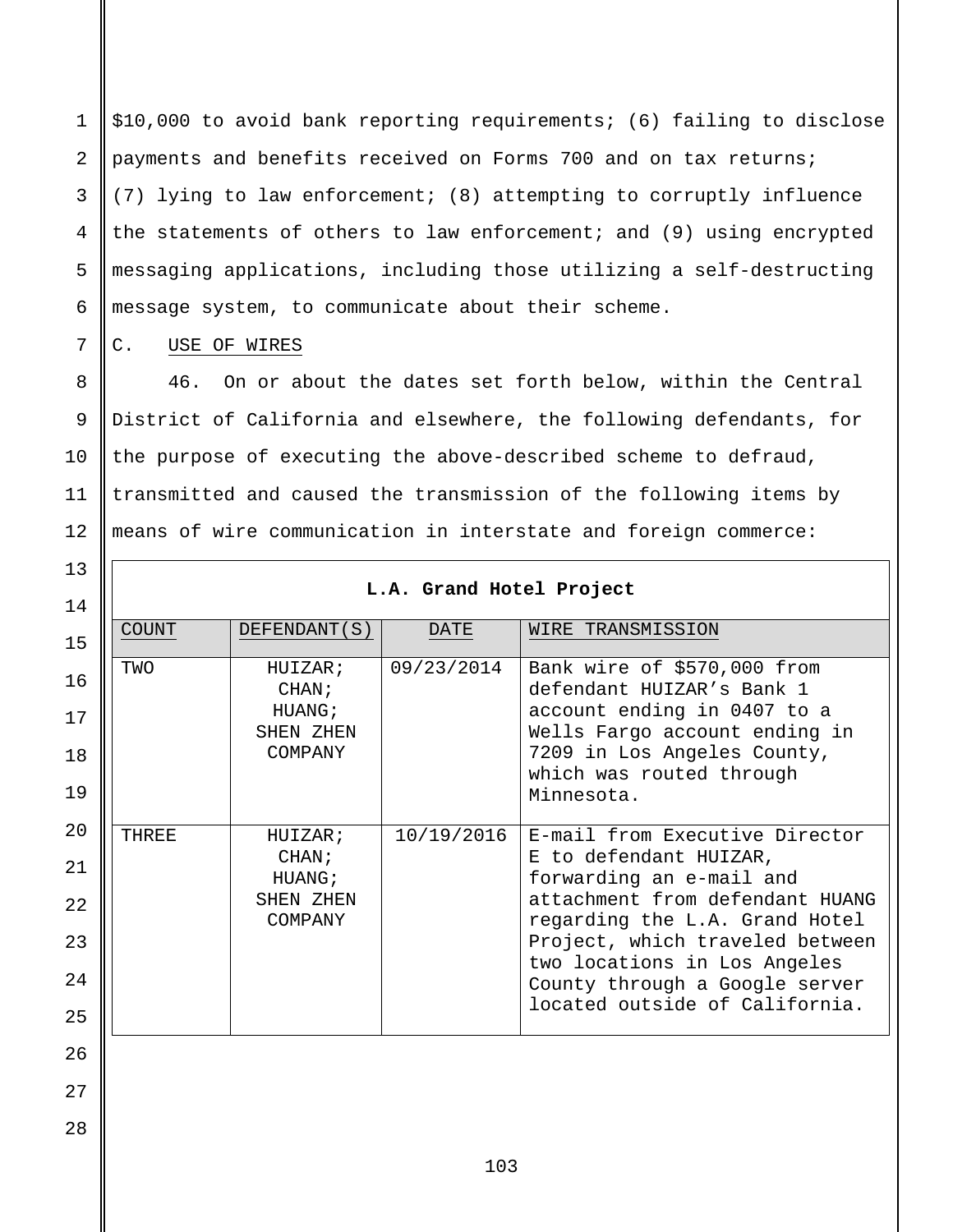$10,000 to avoid bank reporting requirements; (6) failing to disclose payments and benefits received on Forms 700 and on tax returns; (7) lying to law enforcement; (8) attempting to corruptly influence the statements of others to law enforcement; and (9) using encrypted messaging applications, including those utilizing a self-destructing message system, to communicate about their scheme.

C. USE OF WIRES

46. On or about the dates set forth below, within the Central District of California and elsewhere, the following defendants, for the purpose of executing the above-described scheme to defraud, transmitted and caused the transmission of the following items by means of wire communication in interstate and foreign commerce:

| **L.A. Grand Hotel Project** | | | |
|---|---|---|---|
| COUNT | DEFENDANT(S) | DATE | WIRE TRANSMISSION |
| TWO | HUIZAR; CHAN; HUANG; SHEN ZHEN COMPANY | 09/23/2014 | Bank wire of $570,000 from defendant HUIZAR's Bank 1 account ending in 0407 to a Wells Fargo account ending in 7209 in Los Angeles County, which was routed through Minnesota. |
| THREE | HUIZAR; CHAN; HUANG; SHEN ZHEN COMPANY | 10/19/2016 | E-mail from Executive Director E to defendant HUIZAR, forwarding an e-mail and attachment from defendant HUANG regarding the L.A. Grand Hotel Project, which traveled between two locations in Los Angeles County through a Google server located outside of California. |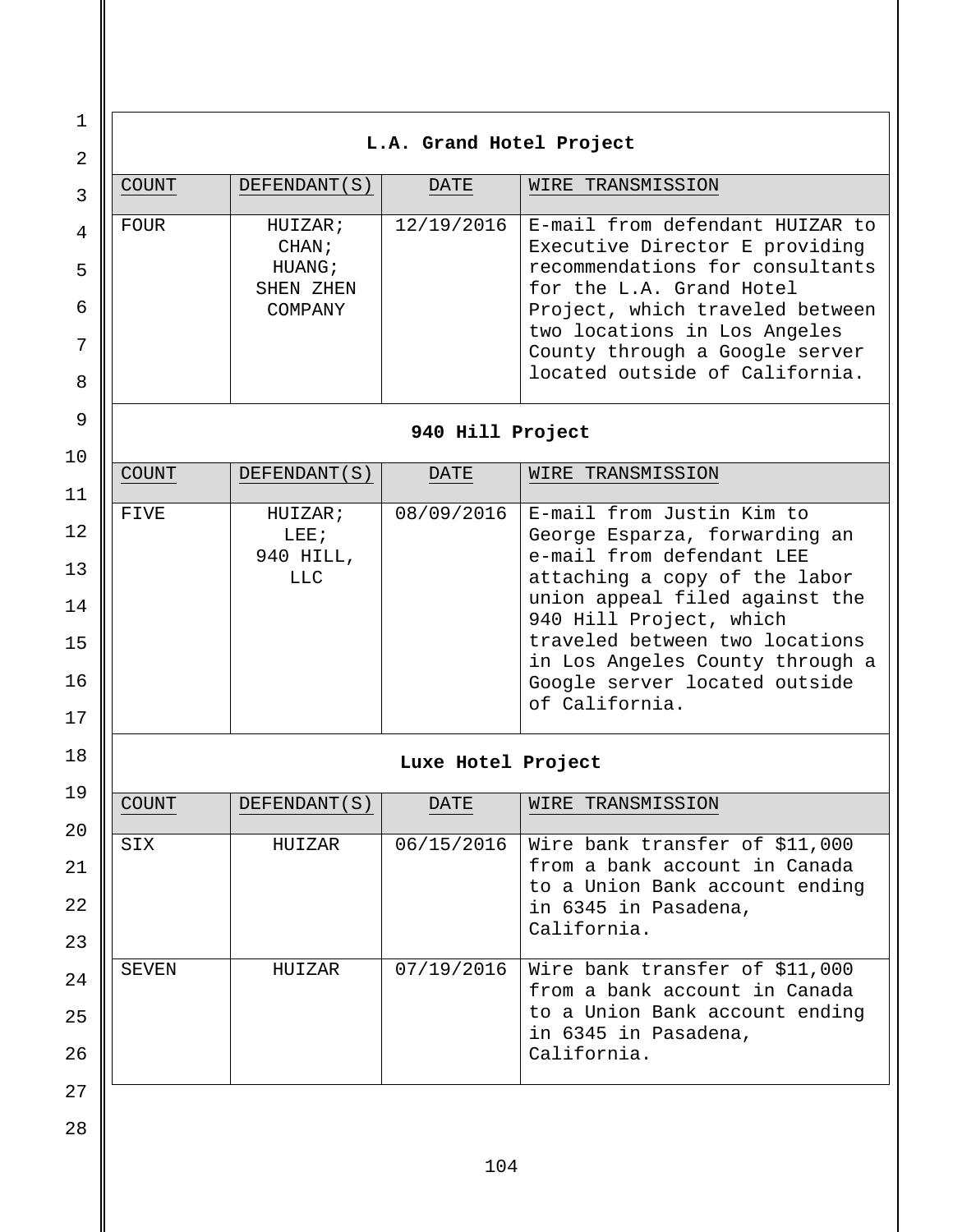**L.A. Grand Hotel Project**

| COUNT | DEFENDANT(S) | DATE | WIRE TRANSMISSION |
| --- | --- | --- | --- |
| FOUR | HUIZAR; CHAN; HUANG; SHEN ZHEN COMPANY | 12/19/2016 | E-mail from defendant HUIZAR to Executive Director E providing recommendations for consultants for the L.A. Grand Hotel Project, which traveled between two locations in Los Angeles County through a Google server located outside of California. |

**940 Hill Project**

| COUNT | DEFENDANT(S) | DATE | WIRE TRANSMISSION |
| --- | --- | --- | --- |
| FIVE | HUIZAR; LEE; 940 HILL, LLC | 08/09/2016 | E-mail from Justin Kim to George Esparza, forwarding an e-mail from defendant LEE attaching a copy of the labor union appeal filed against the 940 Hill Project, which traveled between two locations in Los Angeles County through a Google server located outside of California. |

**Luxe Hotel Project**

| COUNT | DEFENDANT(S) | DATE | WIRE TRANSMISSION |
| --- | --- | --- | --- |
| SIX | HUIZAR | 06/15/2016 | Wire bank transfer of $11,000 from a bank account in Canada to a Union Bank account ending in 6345 in Pasadena, California. |
| SEVEN | HUIZAR | 07/19/2016 | Wire bank transfer of $11,000 from a bank account in Canada to a Union Bank account ending in 6345 in Pasadena, California. |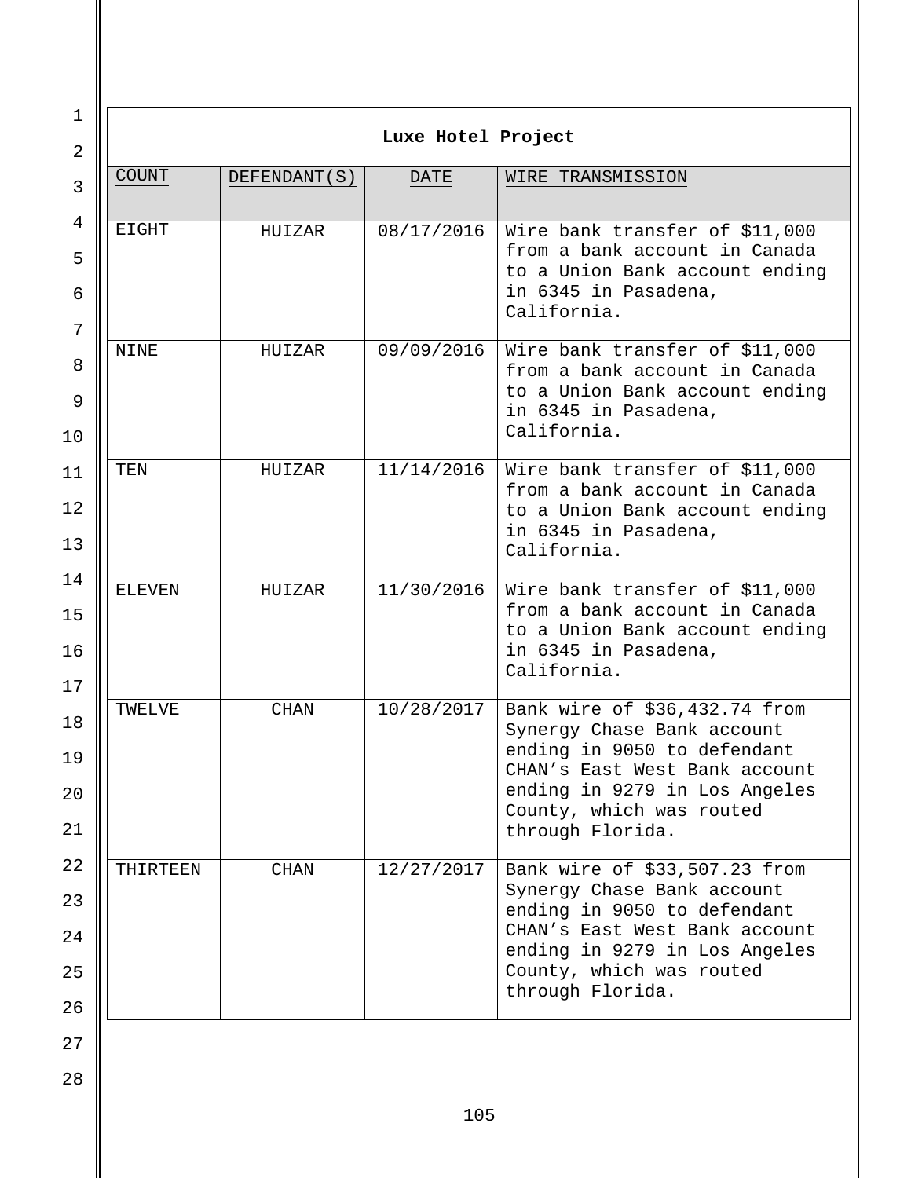| Luxe Hotel Project | | | |
|---|---|---|---|
| COUNT | DEFENDANT(S) | DATE | WIRE TRANSMISSION |
| EIGHT | HUIZAR | 08/17/2016 | Wire bank transfer of $11,000 from a bank account in Canada to a Union Bank account ending in 6345 in Pasadena, California. |
| NINE | HUIZAR | 09/09/2016 | Wire bank transfer of $11,000 from a bank account in Canada to a Union Bank account ending in 6345 in Pasadena, California. |
| TEN | HUIZAR | 11/14/2016 | Wire bank transfer of $11,000 from a bank account in Canada to a Union Bank account ending in 6345 in Pasadena, California. |
| ELEVEN | HUIZAR | 11/30/2016 | Wire bank transfer of $11,000 from a bank account in Canada to a Union Bank account ending in 6345 in Pasadena, California. |
| TWELVE | CHAN | 10/28/2017 | Bank wire of $36,432.74 from Synergy Chase Bank account ending in 9050 to defendant CHAN's East West Bank account ending in 9279 in Los Angeles County, which was routed through Florida. |
| THIRTEEN | CHAN | 12/27/2017 | Bank wire of $33,507.23 from Synergy Chase Bank account ending in 9050 to defendant CHAN's East West Bank account ending in 9279 in Los Angeles County, which was routed through Florida. |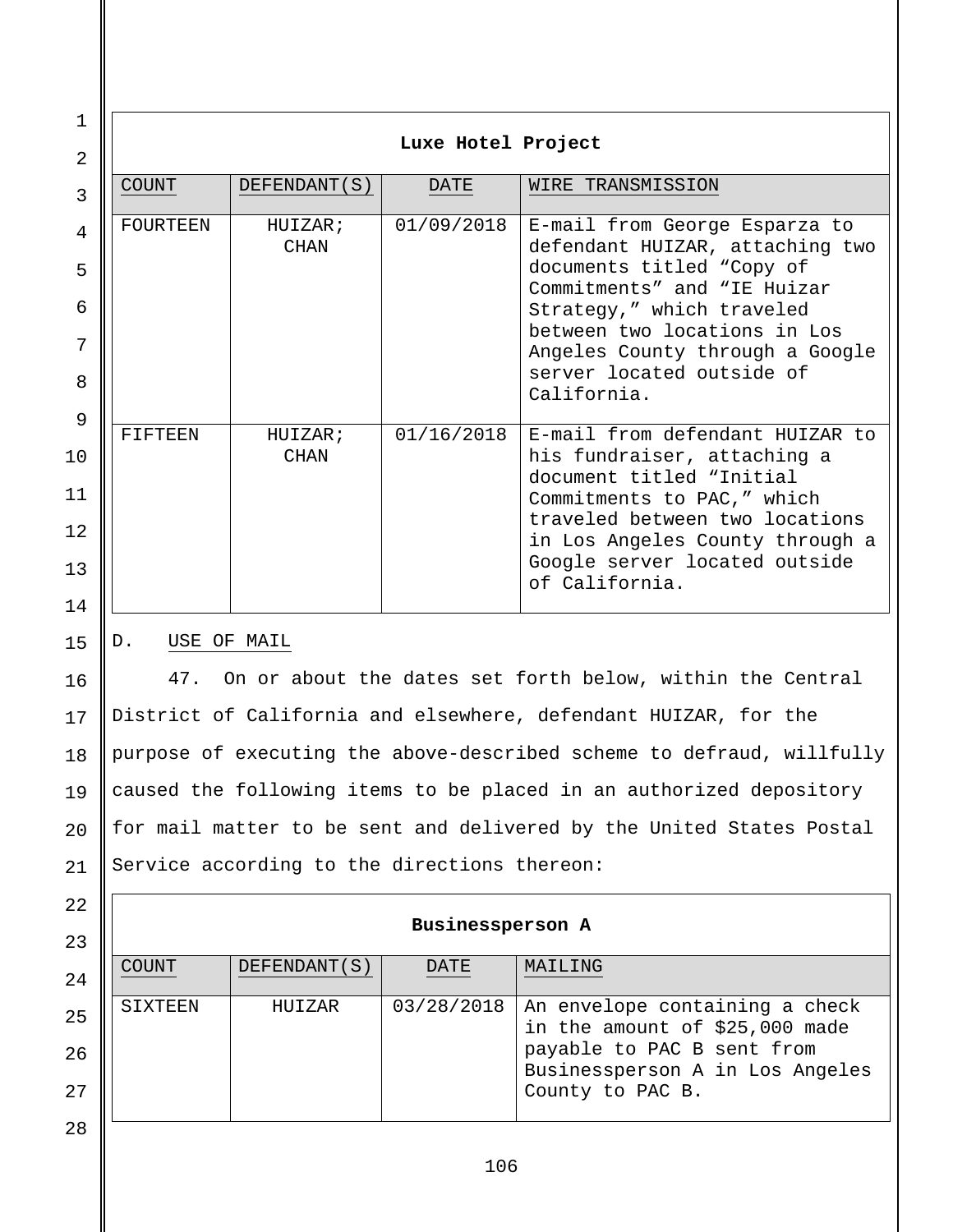| Luxe Hotel Project | | | |
|---|---|---|---|
| COUNT | DEFENDANT(S) | DATE | WIRE TRANSMISSION |
| FOURTEEN | HUIZAR; CHAN | 01/09/2018 | E-mail from George Esparza to defendant HUIZAR, attaching two documents titled "Copy of Commitments" and "IE Huizar Strategy," which traveled between two locations in Los Angeles County through a Google server located outside of California. |
| FIFTEEN | HUIZAR; CHAN | 01/16/2018 | E-mail from defendant HUIZAR to his fundraiser, attaching a document titled "Initial Commitments to PAC," which traveled between two locations in Los Angeles County through a Google server located outside of California. |

D. USE OF MAIL

47. On or about the dates set forth below, within the Central District of California and elsewhere, defendant HUIZAR, for the purpose of executing the above-described scheme to defraud, willfully caused the following items to be placed in an authorized depository for mail matter to be sent and delivered by the United States Postal Service according to the directions thereon:

| Businessperson A | | | |
|---|---|---|---|
| COUNT | DEFENDANT(S) | DATE | MAILING |
| SIXTEEN | HUIZAR | 03/28/2018 | An envelope containing a check in the amount of $25,000 made payable to PAC B sent from Businessperson A in Los Angeles County to PAC B. |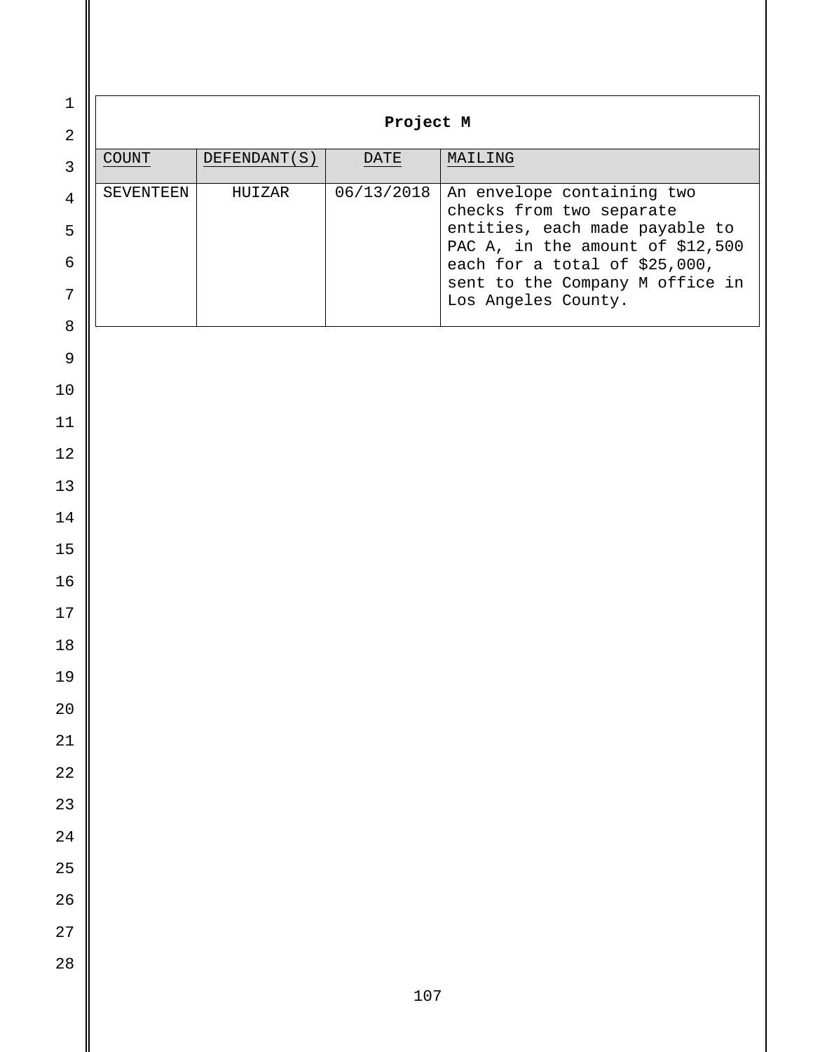| Project M | | | |
|---|---|---|---|
| COUNT | DEFENDANT(S) | DATE | MAILING |
| SEVENTEEN | HUIZAR | 06/13/2018 | An envelope containing two checks from two separate entities, each made payable to PAC A, in the amount of $12,500 each for a total of $25,000, sent to the Company M office in Los Angeles County. |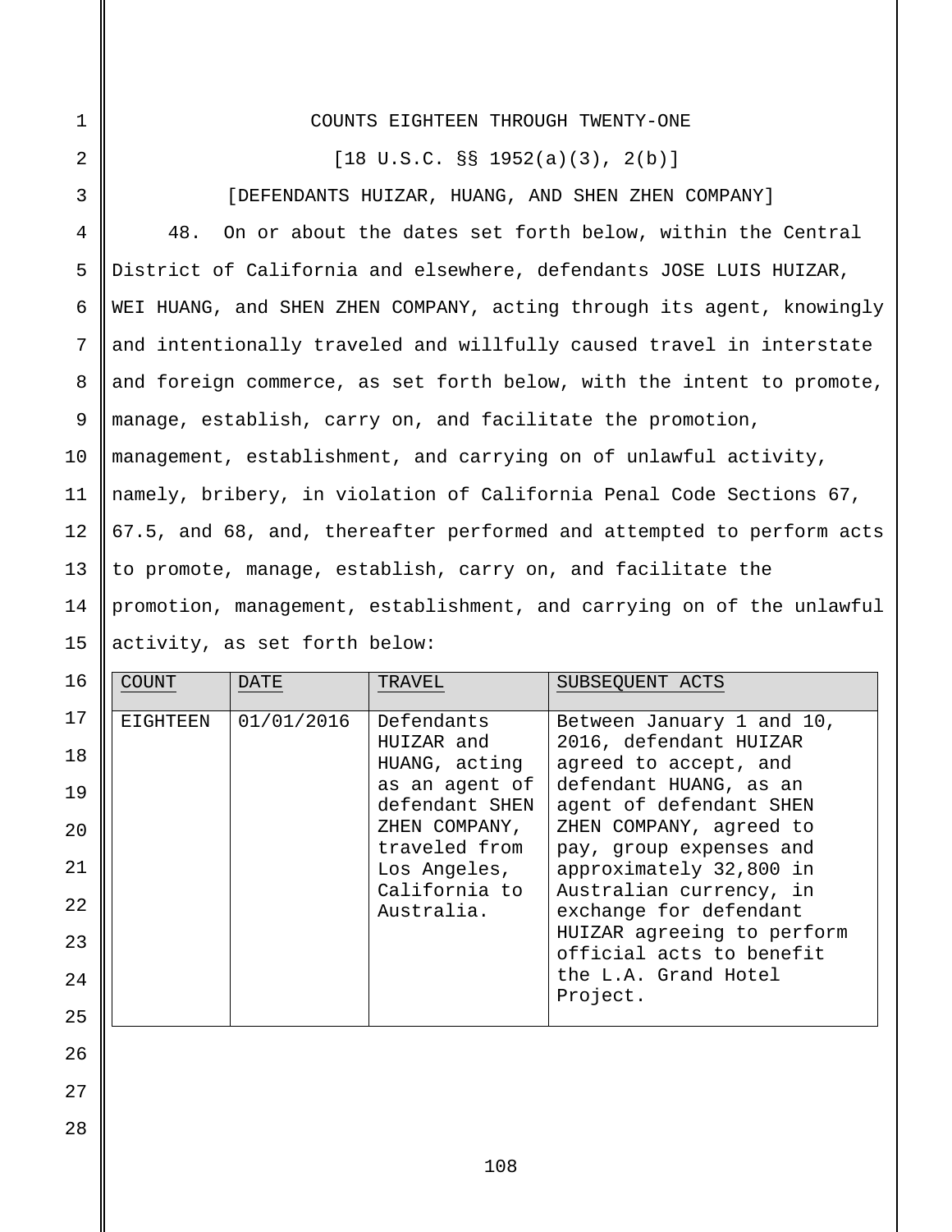COUNTS EIGHTEEN THROUGH TWENTY-ONE

[18 U.S.C. §§ 1952(a)(3), 2(b)]

[DEFENDANTS HUIZAR, HUANG, AND SHEN ZHEN COMPANY]

48. On or about the dates set forth below, within the Central District of California and elsewhere, defendants JOSE LUIS HUIZAR, WEI HUANG, and SHEN ZHEN COMPANY, acting through its agent, knowingly and intentionally traveled and willfully caused travel in interstate and foreign commerce, as set forth below, with the intent to promote, manage, establish, carry on, and facilitate the promotion, management, establishment, and carrying on of unlawful activity, namely, bribery, in violation of California Penal Code Sections 67, 67.5, and 68, and, thereafter performed and attempted to perform acts to promote, manage, establish, carry on, and facilitate the promotion, management, establishment, and carrying on of the unlawful activity, as set forth below:

| COUNT | DATE | TRAVEL | SUBSEQUENT ACTS |
|---|---|---|---|
| EIGHTEEN | 01/01/2016 | Defendants HUIZAR and HUANG, acting as an agent of defendant SHEN ZHEN COMPANY, traveled from Los Angeles, California to Australia. | Between January 1 and 10, 2016, defendant HUIZAR agreed to accept, and defendant HUANG, as an agent of defendant SHEN ZHEN COMPANY, agreed to pay, group expenses and approximately 32,800 in Australian currency, in exchange for defendant HUIZAR agreeing to perform official acts to benefit the L.A. Grand Hotel Project. |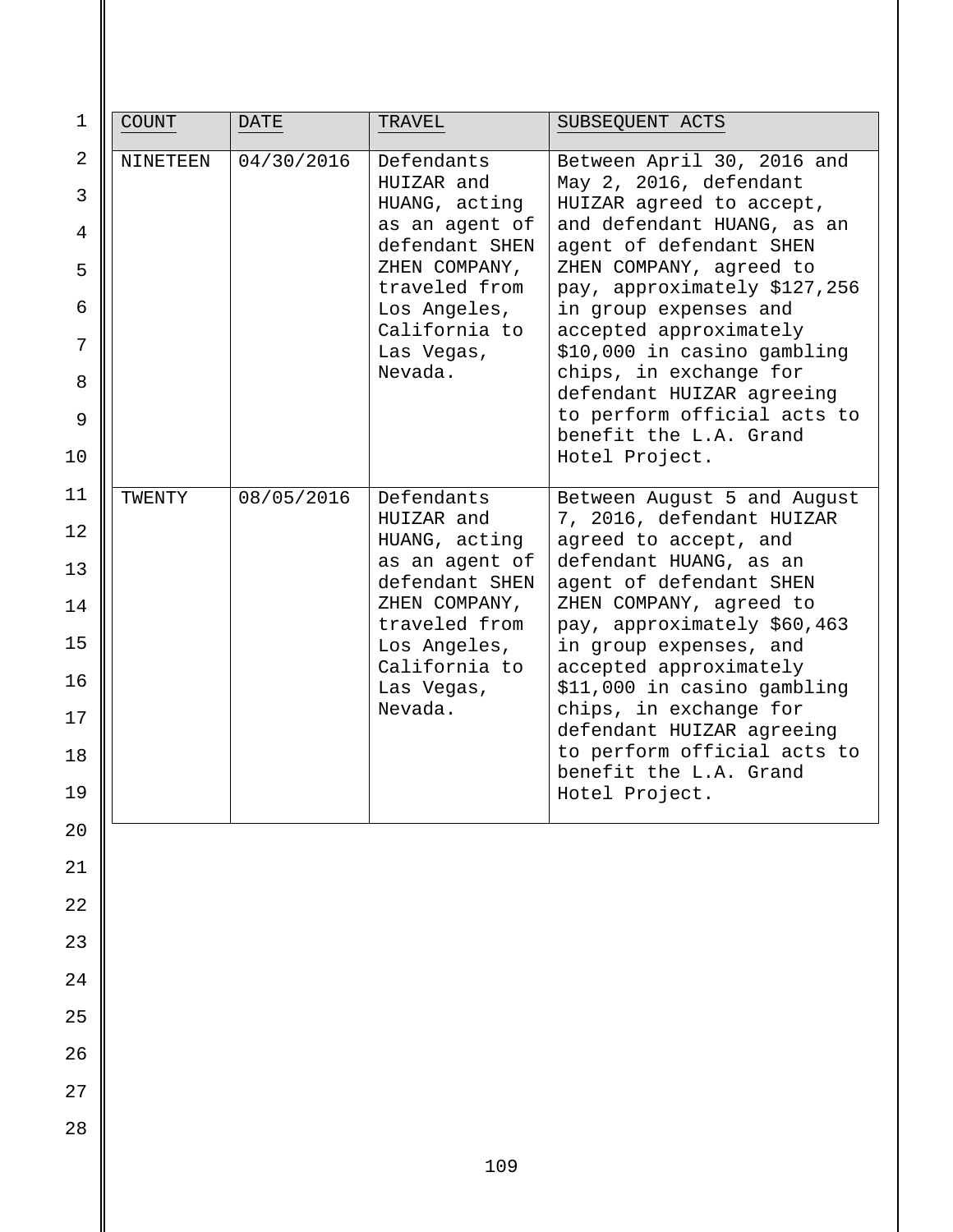| COUNT | DATE | TRAVEL | SUBSEQUENT ACTS |
|---|---|---|---|
| NINETEEN | 04/30/2016 | Defendants HUIZAR and HUANG, acting as an agent of defendant SHEN ZHEN COMPANY, traveled from Los Angeles, California to Las Vegas, Nevada. | Between April 30, 2016 and May 2, 2016, defendant HUIZAR agreed to accept, and defendant HUANG, as an agent of defendant SHEN ZHEN COMPANY, agreed to pay, approximately $127,256 in group expenses and accepted approximately $10,000 in casino gambling chips, in exchange for defendant HUIZAR agreeing to perform official acts to benefit the L.A. Grand Hotel Project. |
| TWENTY | 08/05/2016 | Defendants HUIZAR and HUANG, acting as an agent of defendant SHEN ZHEN COMPANY, traveled from Los Angeles, California to Las Vegas, Nevada. | Between August 5 and August 7, 2016, defendant HUIZAR agreed to accept, and defendant HUANG, as an agent of defendant SHEN ZHEN COMPANY, agreed to pay, approximately $60,463 in group expenses, and accepted approximately $11,000 in casino gambling chips, in exchange for defendant HUIZAR agreeing to perform official acts to benefit the L.A. Grand Hotel Project. |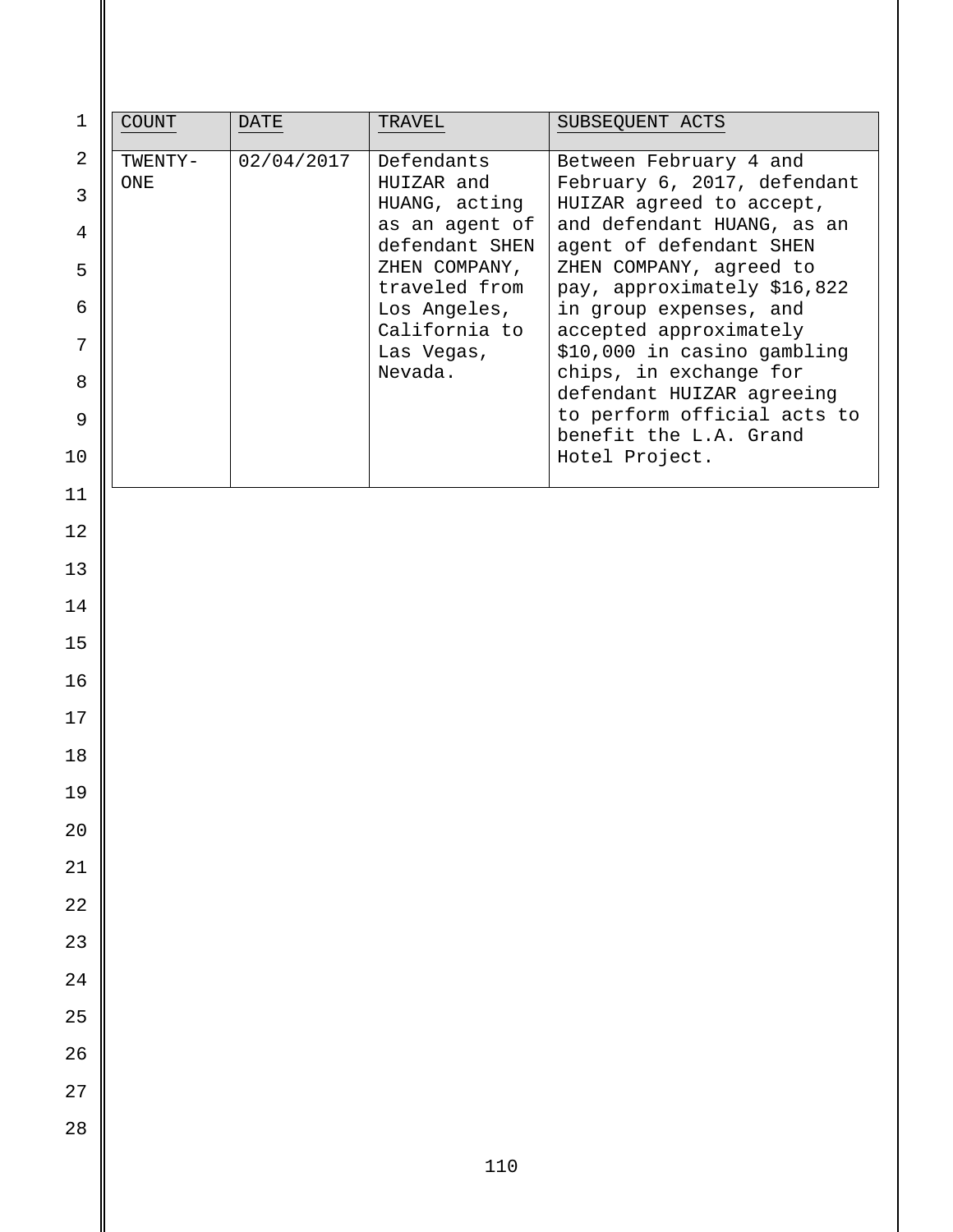| COUNT | DATE | TRAVEL | SUBSEQUENT ACTS |
|---|---|---|---|
| TWENTY-ONE | 02/04/2017 | Defendants HUIZAR and HUANG, acting as an agent of defendant SHEN ZHEN COMPANY, traveled from Los Angeles, California to Las Vegas, Nevada. | Between February 4 and February 6, 2017, defendant HUIZAR agreed to accept, and defendant HUANG, as an agent of defendant SHEN ZHEN COMPANY, agreed to pay, approximately $16,822 in group expenses, and accepted approximately $10,000 in casino gambling chips, in exchange for defendant HUIZAR agreeing to perform official acts to benefit the L.A. Grand Hotel Project. |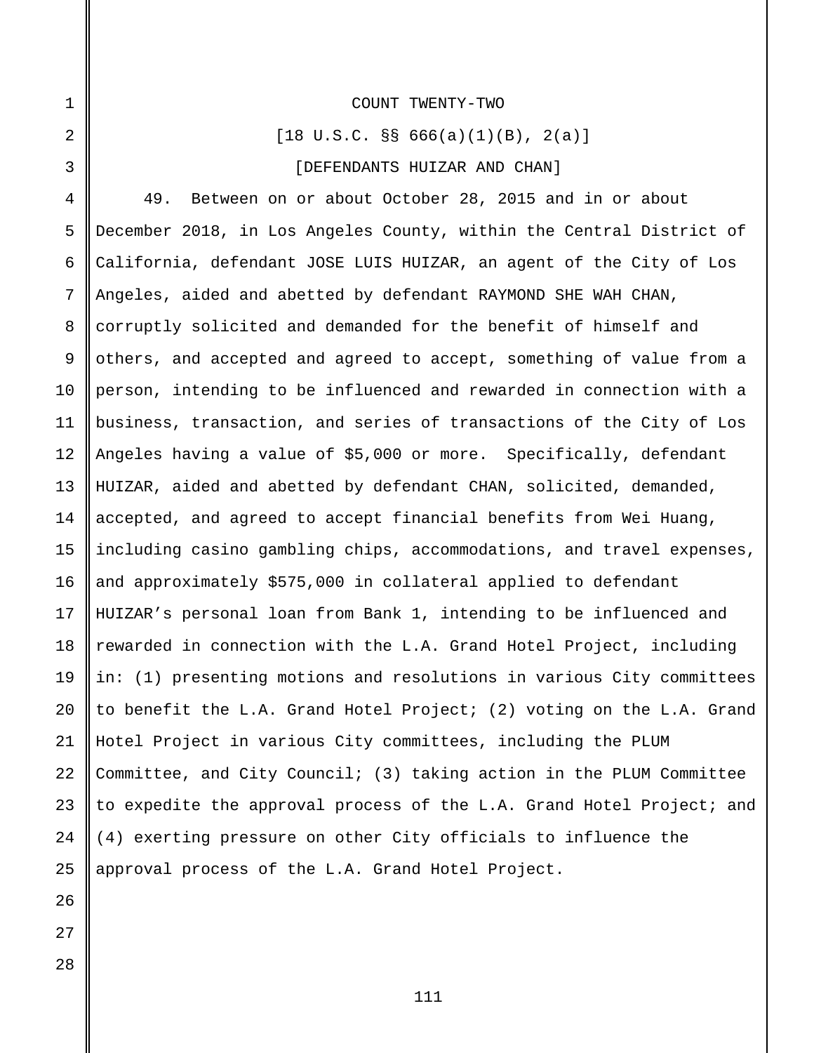COUNT TWENTY-TWO

[18 U.S.C. §§ 666(a)(1)(B), 2(a)]

[DEFENDANTS HUIZAR AND CHAN]

49. Between on or about October 28, 2015 and in or about December 2018, in Los Angeles County, within the Central District of California, defendant JOSE LUIS HUIZAR, an agent of the City of Los Angeles, aided and abetted by defendant RAYMOND SHE WAH CHAN, corruptly solicited and demanded for the benefit of himself and others, and accepted and agreed to accept, something of value from a person, intending to be influenced and rewarded in connection with a business, transaction, and series of transactions of the City of Los Angeles having a value of $5,000 or more. Specifically, defendant HUIZAR, aided and abetted by defendant CHAN, solicited, demanded, accepted, and agreed to accept financial benefits from Wei Huang, including casino gambling chips, accommodations, and travel expenses, and approximately $575,000 in collateral applied to defendant HUIZAR's personal loan from Bank 1, intending to be influenced and rewarded in connection with the L.A. Grand Hotel Project, including in: (1) presenting motions and resolutions in various City committees to benefit the L.A. Grand Hotel Project; (2) voting on the L.A. Grand Hotel Project in various City committees, including the PLUM Committee, and City Council; (3) taking action in the PLUM Committee to expedite the approval process of the L.A. Grand Hotel Project; and (4) exerting pressure on other City officials to influence the approval process of the L.A. Grand Hotel Project.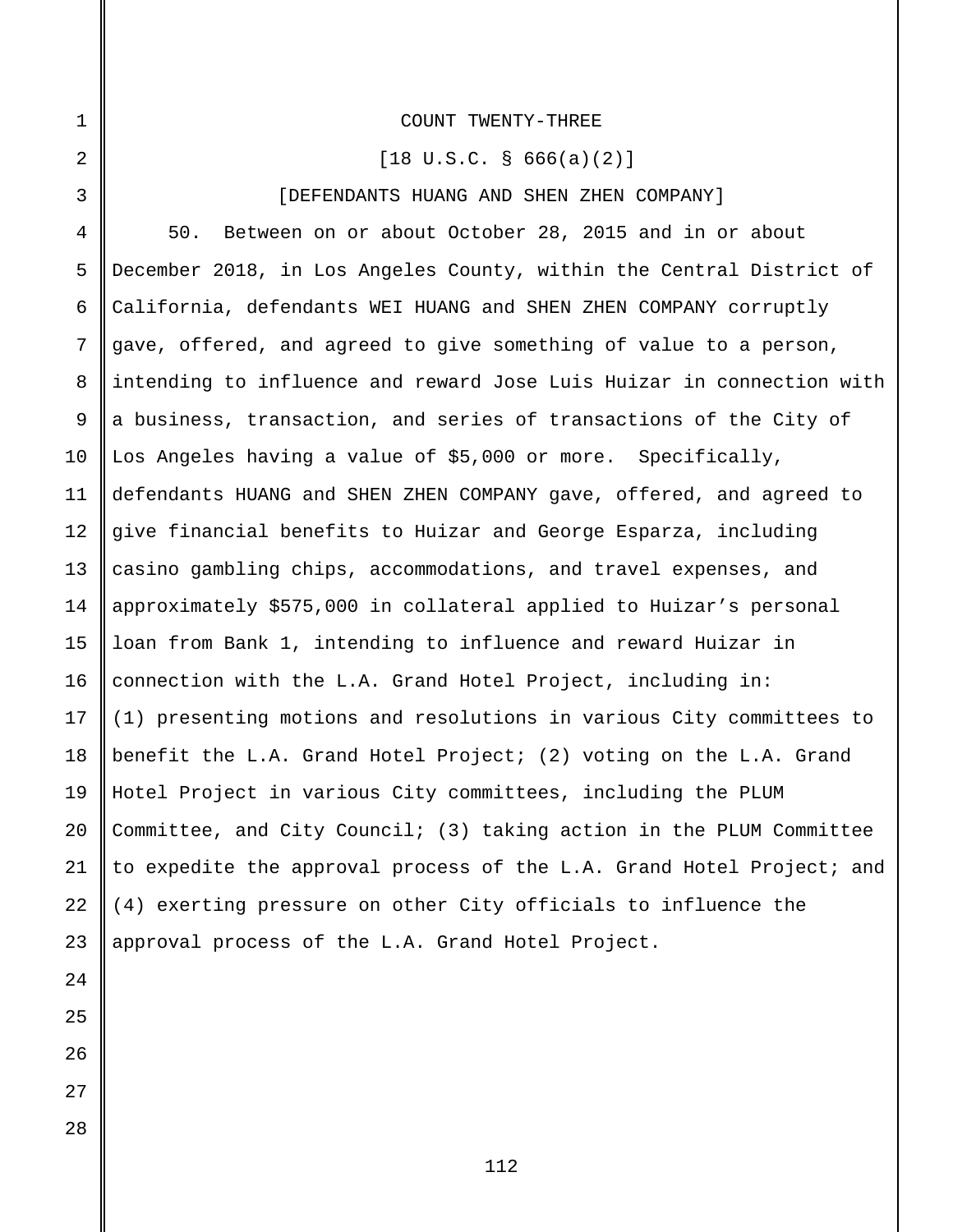## COUNT TWENTY-THREE

[18 U.S.C. § 666(a)(2)]

[DEFENDANTS HUANG AND SHEN ZHEN COMPANY]

50. Between on or about October 28, 2015 and in or about December 2018, in Los Angeles County, within the Central District of California, defendants WEI HUANG and SHEN ZHEN COMPANY corruptly gave, offered, and agreed to give something of value to a person, intending to influence and reward Jose Luis Huizar in connection with a business, transaction, and series of transactions of the City of Los Angeles having a value of $5,000 or more. Specifically, defendants HUANG and SHEN ZHEN COMPANY gave, offered, and agreed to give financial benefits to Huizar and George Esparza, including casino gambling chips, accommodations, and travel expenses, and approximately $575,000 in collateral applied to Huizar's personal loan from Bank 1, intending to influence and reward Huizar in connection with the L.A. Grand Hotel Project, including in: (1) presenting motions and resolutions in various City committees to benefit the L.A. Grand Hotel Project; (2) voting on the L.A. Grand Hotel Project in various City committees, including the PLUM Committee, and City Council; (3) taking action in the PLUM Committee to expedite the approval process of the L.A. Grand Hotel Project; and (4) exerting pressure on other City officials to influence the approval process of the L.A. Grand Hotel Project.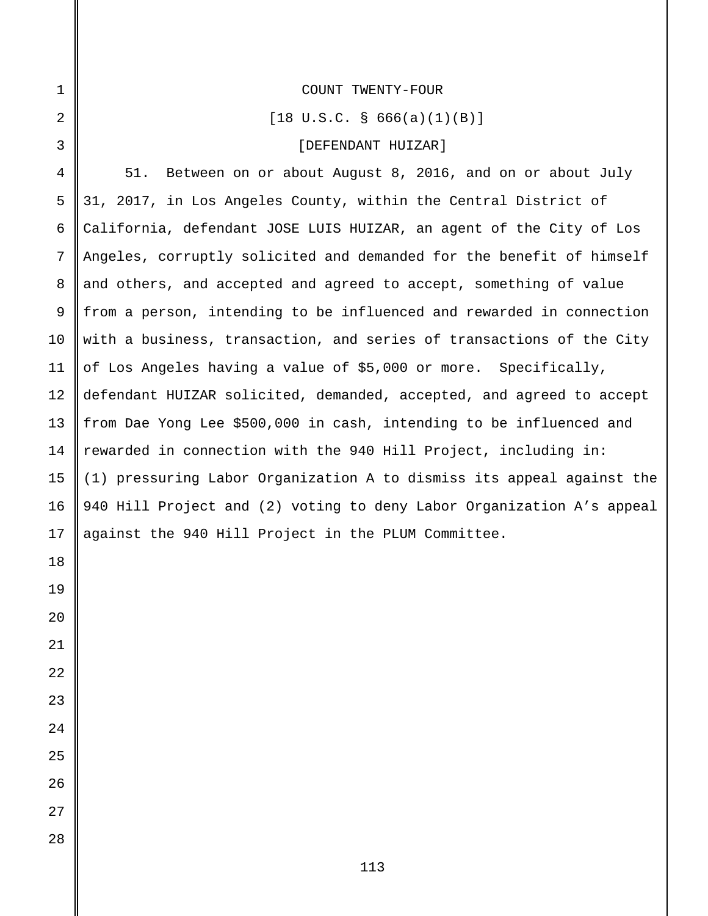COUNT TWENTY-FOUR

[18 U.S.C. § 666(a)(1)(B)]

[DEFENDANT HUIZAR]

51. Between on or about August 8, 2016, and on or about July 31, 2017, in Los Angeles County, within the Central District of California, defendant JOSE LUIS HUIZAR, an agent of the City of Los Angeles, corruptly solicited and demanded for the benefit of himself and others, and accepted and agreed to accept, something of value from a person, intending to be influenced and rewarded in connection with a business, transaction, and series of transactions of the City of Los Angeles having a value of $5,000 or more. Specifically, defendant HUIZAR solicited, demanded, accepted, and agreed to accept from Dae Yong Lee $500,000 in cash, intending to be influenced and rewarded in connection with the 940 Hill Project, including in: (1) pressuring Labor Organization A to dismiss its appeal against the 940 Hill Project and (2) voting to deny Labor Organization A's appeal against the 940 Hill Project in the PLUM Committee.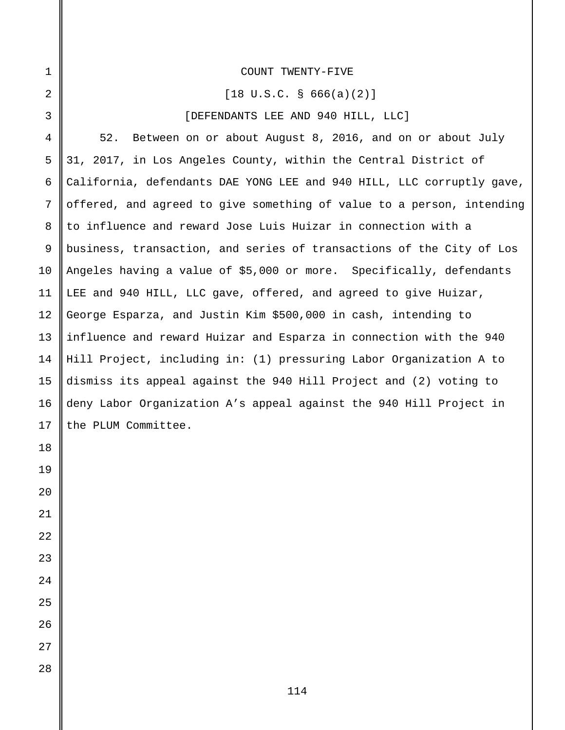COUNT TWENTY-FIVE

[18 U.S.C. § 666(a)(2)]

[DEFENDANTS LEE AND 940 HILL, LLC]

52. Between on or about August 8, 2016, and on or about July 31, 2017, in Los Angeles County, within the Central District of California, defendants DAE YONG LEE and 940 HILL, LLC corruptly gave, offered, and agreed to give something of value to a person, intending to influence and reward Jose Luis Huizar in connection with a business, transaction, and series of transactions of the City of Los Angeles having a value of $5,000 or more. Specifically, defendants LEE and 940 HILL, LLC gave, offered, and agreed to give Huizar, George Esparza, and Justin Kim $500,000 in cash, intending to influence and reward Huizar and Esparza in connection with the 940 Hill Project, including in: (1) pressuring Labor Organization A to dismiss its appeal against the 940 Hill Project and (2) voting to deny Labor Organization A's appeal against the 940 Hill Project in the PLUM Committee.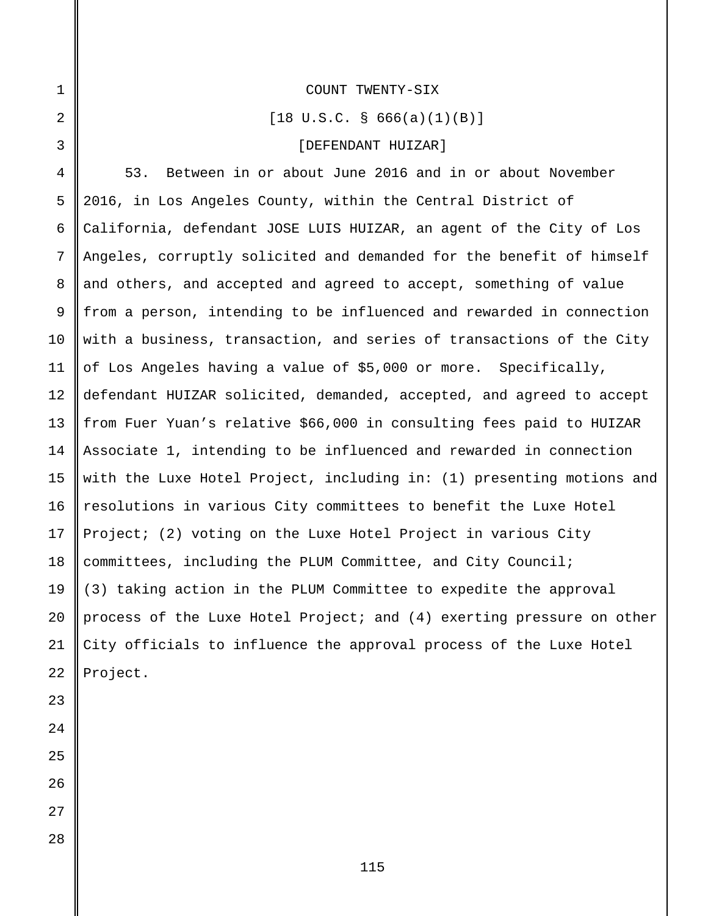COUNT TWENTY-SIX

[18 U.S.C. § 666(a)(1)(B)]

[DEFENDANT HUIZAR]

53. Between in or about June 2016 and in or about November 2016, in Los Angeles County, within the Central District of California, defendant JOSE LUIS HUIZAR, an agent of the City of Los Angeles, corruptly solicited and demanded for the benefit of himself and others, and accepted and agreed to accept, something of value from a person, intending to be influenced and rewarded in connection with a business, transaction, and series of transactions of the City of Los Angeles having a value of $5,000 or more. Specifically, defendant HUIZAR solicited, demanded, accepted, and agreed to accept from Fuer Yuan's relative $66,000 in consulting fees paid to HUIZAR Associate 1, intending to be influenced and rewarded in connection with the Luxe Hotel Project, including in: (1) presenting motions and resolutions in various City committees to benefit the Luxe Hotel Project; (2) voting on the Luxe Hotel Project in various City committees, including the PLUM Committee, and City Council; (3) taking action in the PLUM Committee to expedite the approval process of the Luxe Hotel Project; and (4) exerting pressure on other City officials to influence the approval process of the Luxe Hotel Project.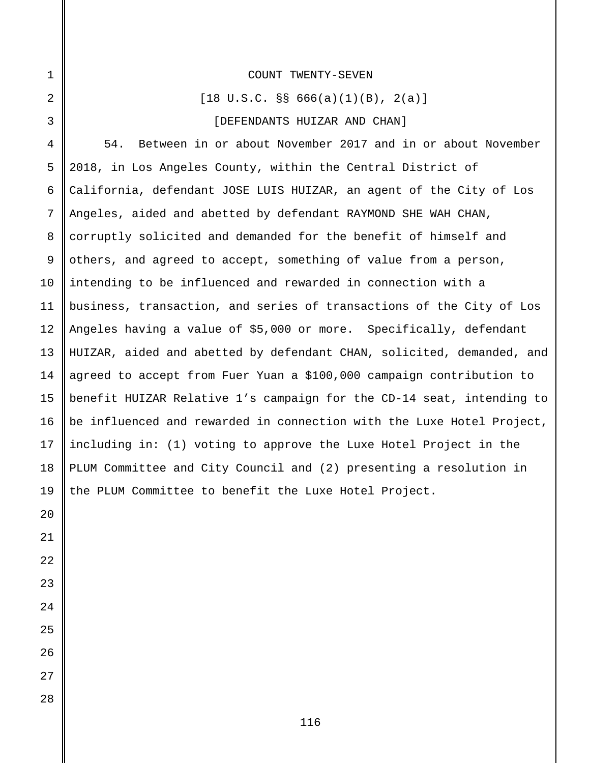COUNT TWENTY-SEVEN

[18 U.S.C. §§ 666(a)(1)(B), 2(a)]

[DEFENDANTS HUIZAR AND CHAN]

54. Between in or about November 2017 and in or about November 2018, in Los Angeles County, within the Central District of California, defendant JOSE LUIS HUIZAR, an agent of the City of Los Angeles, aided and abetted by defendant RAYMOND SHE WAH CHAN, corruptly solicited and demanded for the benefit of himself and others, and agreed to accept, something of value from a person, intending to be influenced and rewarded in connection with a business, transaction, and series of transactions of the City of Los Angeles having a value of $5,000 or more. Specifically, defendant HUIZAR, aided and abetted by defendant CHAN, solicited, demanded, and agreed to accept from Fuer Yuan a $100,000 campaign contribution to benefit HUIZAR Relative 1's campaign for the CD-14 seat, intending to be influenced and rewarded in connection with the Luxe Hotel Project, including in: (1) voting to approve the Luxe Hotel Project in the PLUM Committee and City Council and (2) presenting a resolution in the PLUM Committee to benefit the Luxe Hotel Project.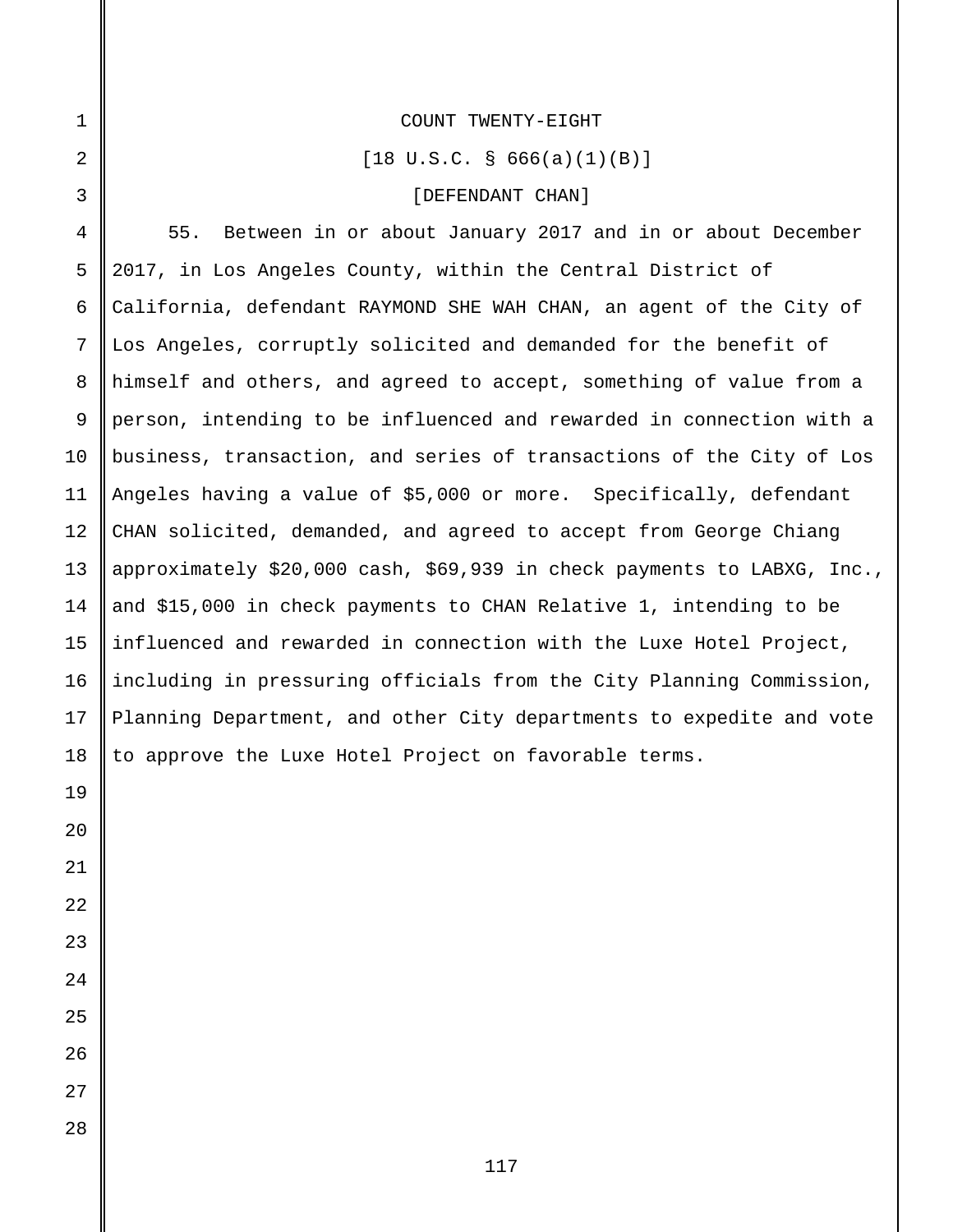COUNT TWENTY-EIGHT

[18 U.S.C. § 666(a)(1)(B)]

[DEFENDANT CHAN]

55. Between in or about January 2017 and in or about December 2017, in Los Angeles County, within the Central District of California, defendant RAYMOND SHE WAH CHAN, an agent of the City of Los Angeles, corruptly solicited and demanded for the benefit of himself and others, and agreed to accept, something of value from a person, intending to be influenced and rewarded in connection with a business, transaction, and series of transactions of the City of Los Angeles having a value of $5,000 or more. Specifically, defendant CHAN solicited, demanded, and agreed to accept from George Chiang approximately $20,000 cash, $69,939 in check payments to LABXG, Inc., and $15,000 in check payments to CHAN Relative 1, intending to be influenced and rewarded in connection with the Luxe Hotel Project, including in pressuring officials from the City Planning Commission, Planning Department, and other City departments to expedite and vote to approve the Luxe Hotel Project on favorable terms.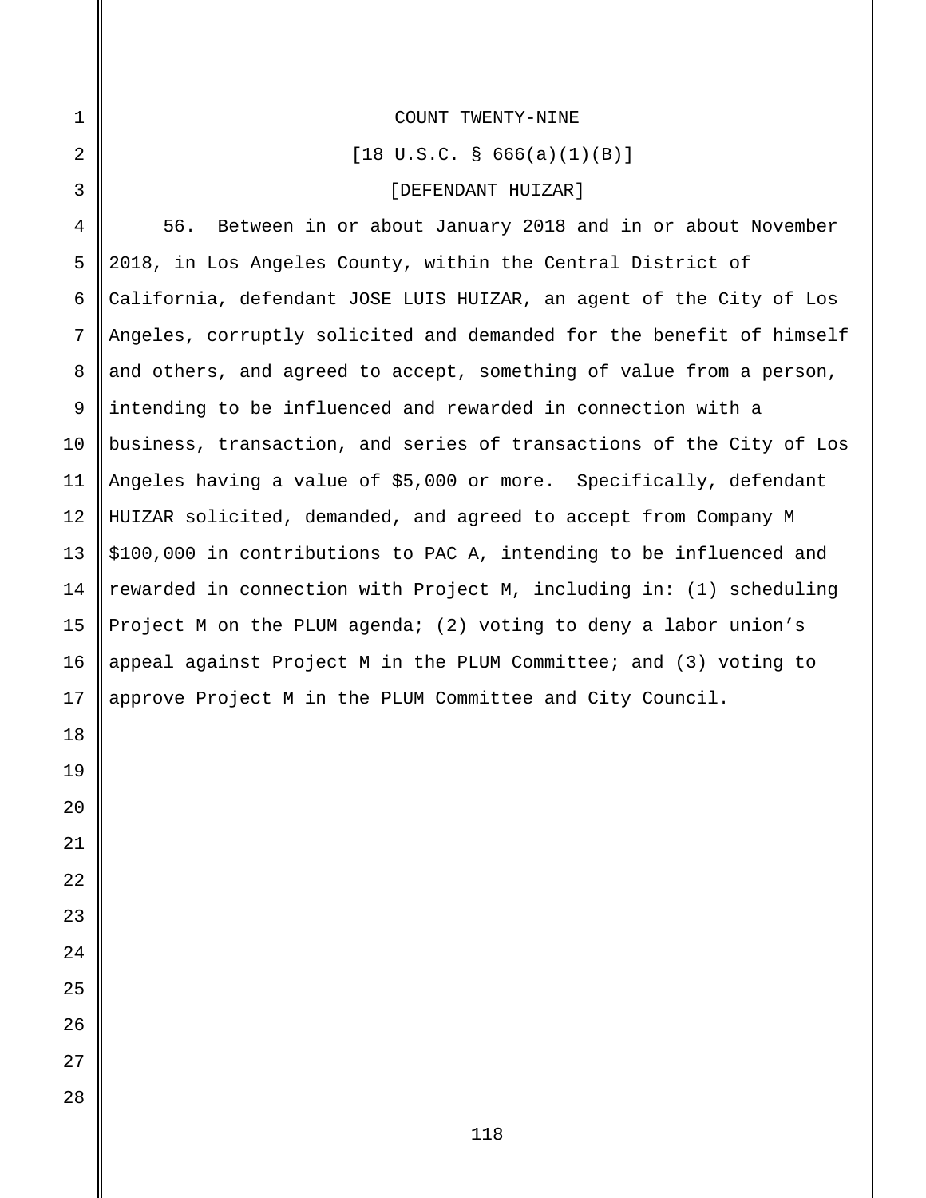## COUNT TWENTY-NINE

[18 U.S.C. § 666(a)(1)(B)]

[DEFENDANT HUIZAR]

56. Between in or about January 2018 and in or about November 2018, in Los Angeles County, within the Central District of California, defendant JOSE LUIS HUIZAR, an agent of the City of Los Angeles, corruptly solicited and demanded for the benefit of himself and others, and agreed to accept, something of value from a person, intending to be influenced and rewarded in connection with a business, transaction, and series of transactions of the City of Los Angeles having a value of $5,000 or more. Specifically, defendant HUIZAR solicited, demanded, and agreed to accept from Company M $100,000 in contributions to PAC A, intending to be influenced and rewarded in connection with Project M, including in: (1) scheduling Project M on the PLUM agenda; (2) voting to deny a labor union's appeal against Project M in the PLUM Committee; and (3) voting to approve Project M in the PLUM Committee and City Council.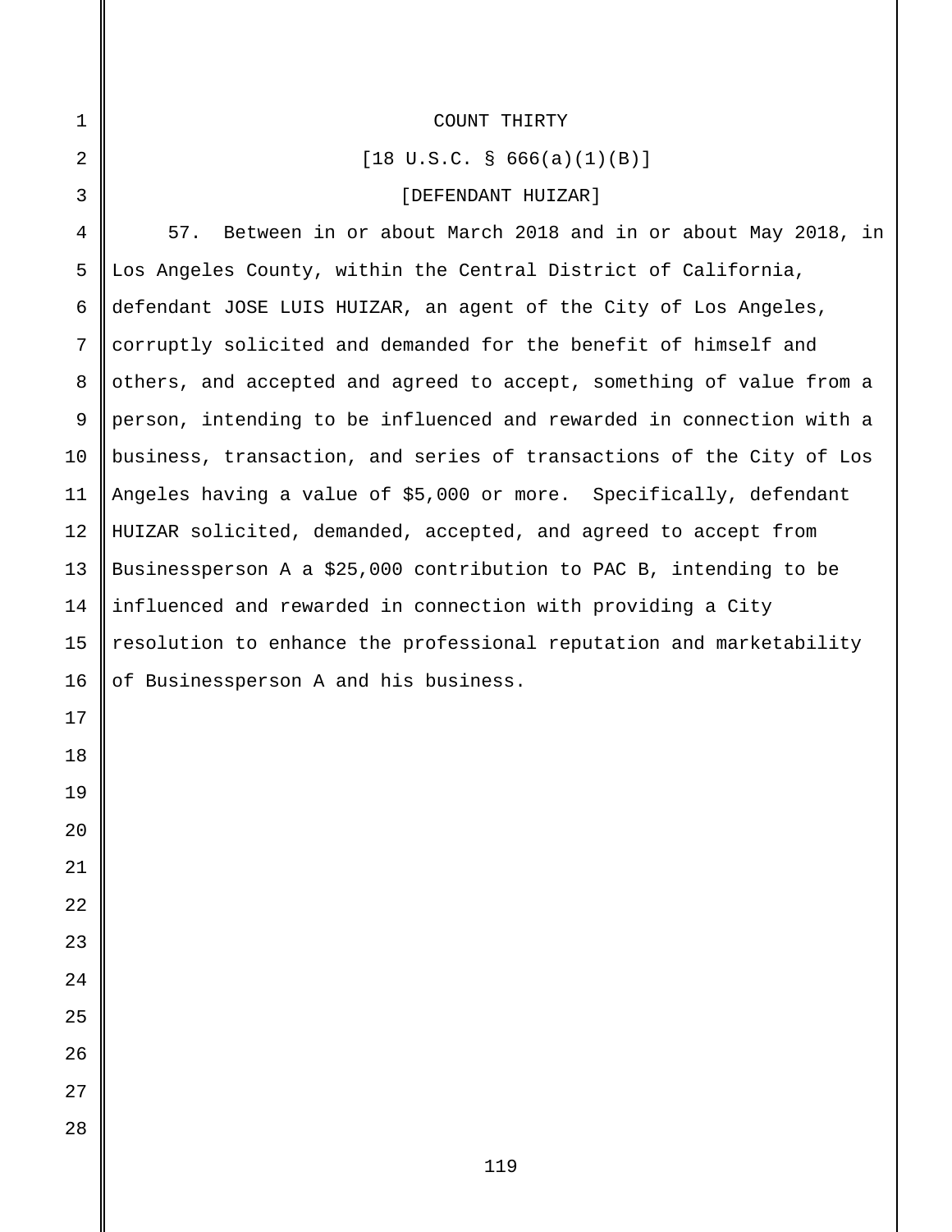COUNT THIRTY

[18 U.S.C. § 666(a)(1)(B)]

[DEFENDANT HUIZAR]

57. Between in or about March 2018 and in or about May 2018, in Los Angeles County, within the Central District of California, defendant JOSE LUIS HUIZAR, an agent of the City of Los Angeles, corruptly solicited and demanded for the benefit of himself and others, and accepted and agreed to accept, something of value from a person, intending to be influenced and rewarded in connection with a business, transaction, and series of transactions of the City of Los Angeles having a value of $5,000 or more. Specifically, defendant HUIZAR solicited, demanded, accepted, and agreed to accept from Businessperson A a $25,000 contribution to PAC B, intending to be influenced and rewarded in connection with providing a City resolution to enhance the professional reputation and marketability of Businessperson A and his business.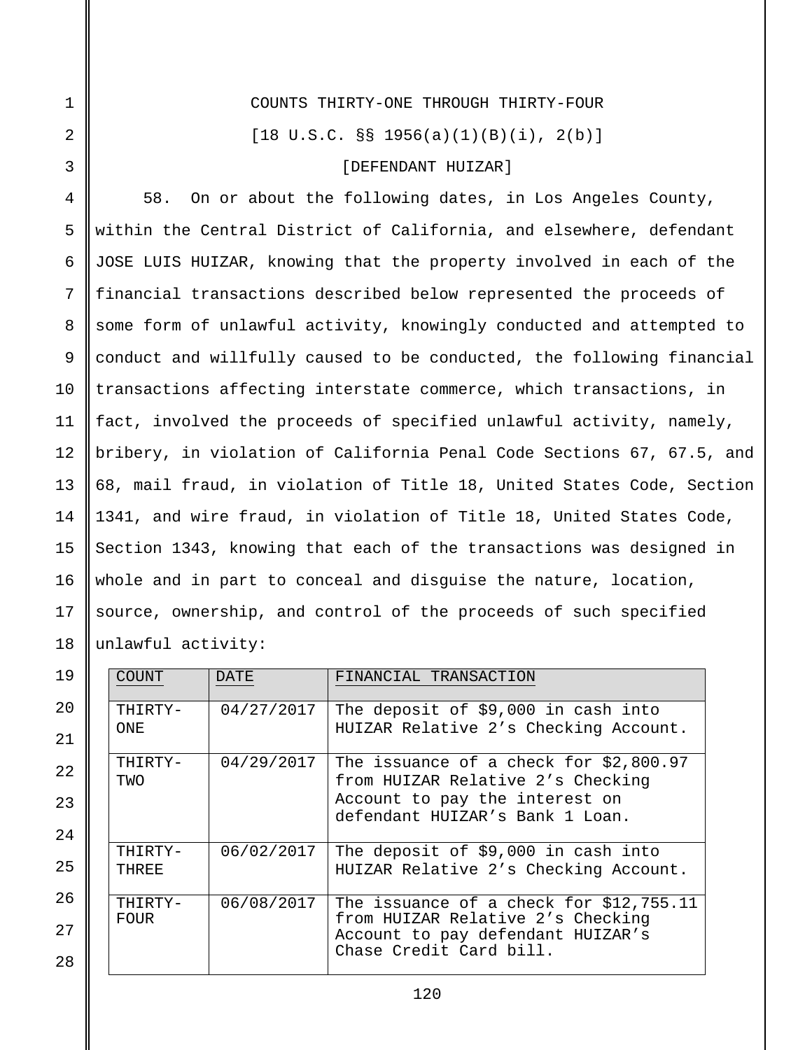COUNTS THIRTY-ONE THROUGH THIRTY-FOUR

[18 U.S.C. §§ 1956(a)(1)(B)(i), 2(b)]

[DEFENDANT HUIZAR]

58. On or about the following dates, in Los Angeles County, within the Central District of California, and elsewhere, defendant JOSE LUIS HUIZAR, knowing that the property involved in each of the financial transactions described below represented the proceeds of some form of unlawful activity, knowingly conducted and attempted to conduct and willfully caused to be conducted, the following financial transactions affecting interstate commerce, which transactions, in fact, involved the proceeds of specified unlawful activity, namely, bribery, in violation of California Penal Code Sections 67, 67.5, and 68, mail fraud, in violation of Title 18, United States Code, Section 1341, and wire fraud, in violation of Title 18, United States Code, Section 1343, knowing that each of the transactions was designed in whole and in part to conceal and disguise the nature, location, source, ownership, and control of the proceeds of such specified unlawful activity:

| COUNT | DATE | FINANCIAL TRANSACTION |
|---|---|---|
| THIRTY-ONE | 04/27/2017 | The deposit of $9,000 in cash into HUIZAR Relative 2's Checking Account. |
| THIRTY-TWO | 04/29/2017 | The issuance of a check for $2,800.97 from HUIZAR Relative 2's Checking Account to pay the interest on defendant HUIZAR's Bank 1 Loan. |
| THIRTY-THREE | 06/02/2017 | The deposit of $9,000 in cash into HUIZAR Relative 2's Checking Account. |
| THIRTY-FOUR | 06/08/2017 | The issuance of a check for $12,755.11 from HUIZAR Relative 2's Checking Account to pay defendant HUIZAR's Chase Credit Card bill. |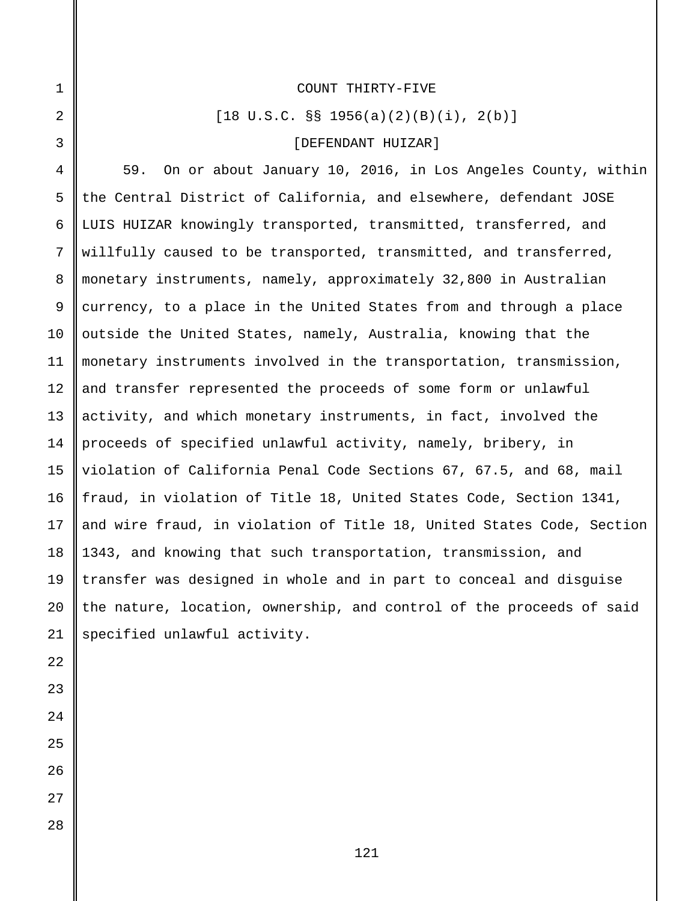COUNT THIRTY-FIVE

[18 U.S.C. §§ 1956(a)(2)(B)(i), 2(b)]

[DEFENDANT HUIZAR]

59. On or about January 10, 2016, in Los Angeles County, within the Central District of California, and elsewhere, defendant JOSE LUIS HUIZAR knowingly transported, transmitted, transferred, and willfully caused to be transported, transmitted, and transferred, monetary instruments, namely, approximately 32,800 in Australian currency, to a place in the United States from and through a place outside the United States, namely, Australia, knowing that the monetary instruments involved in the transportation, transmission, and transfer represented the proceeds of some form or unlawful activity, and which monetary instruments, in fact, involved the proceeds of specified unlawful activity, namely, bribery, in violation of California Penal Code Sections 67, 67.5, and 68, mail fraud, in violation of Title 18, United States Code, Section 1341, and wire fraud, in violation of Title 18, United States Code, Section 1343, and knowing that such transportation, transmission, and transfer was designed in whole and in part to conceal and disguise the nature, location, ownership, and control of the proceeds of said specified unlawful activity.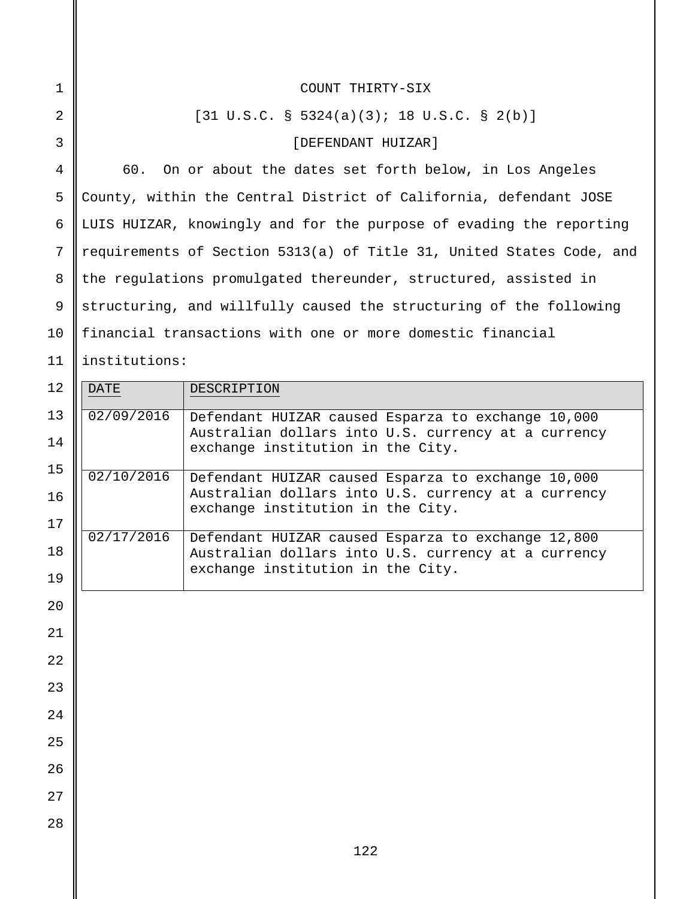COUNT THIRTY-SIX

[31 U.S.C. § 5324(a)(3); 18 U.S.C. § 2(b)]

[DEFENDANT HUIZAR]

60. On or about the dates set forth below, in Los Angeles County, within the Central District of California, defendant JOSE LUIS HUIZAR, knowingly and for the purpose of evading the reporting requirements of Section 5313(a) of Title 31, United States Code, and the regulations promulgated thereunder, structured, assisted in structuring, and willfully caused the structuring of the following financial transactions with one or more domestic financial institutions:

| DATE | DESCRIPTION |
|---|---|
| 02/09/2016 | Defendant HUIZAR caused Esparza to exchange 10,000 Australian dollars into U.S. currency at a currency exchange institution in the City. |
| 02/10/2016 | Defendant HUIZAR caused Esparza to exchange 10,000 Australian dollars into U.S. currency at a currency exchange institution in the City. |
| 02/17/2016 | Defendant HUIZAR caused Esparza to exchange 12,800 Australian dollars into U.S. currency at a currency exchange institution in the City. |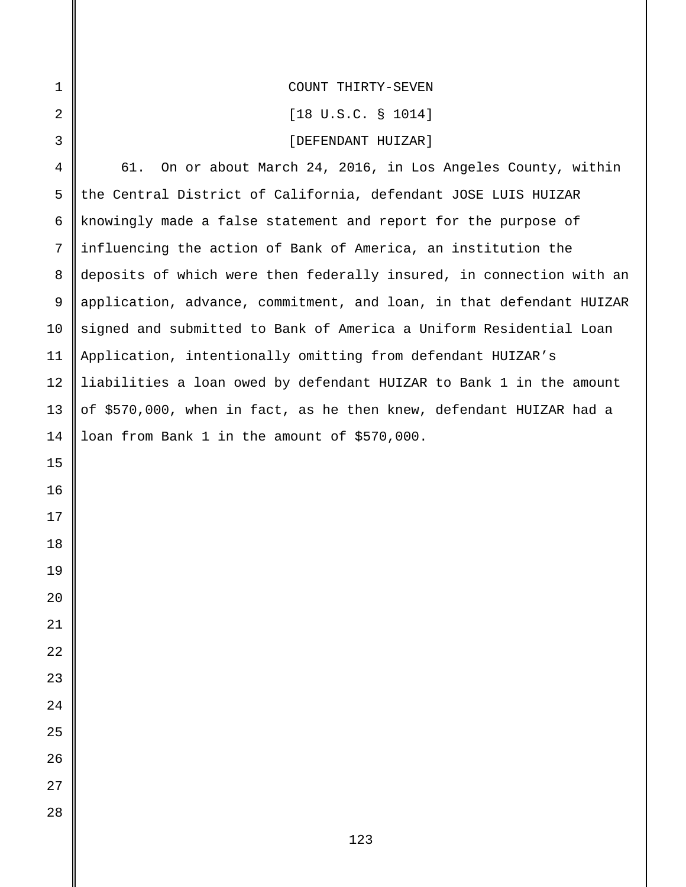COUNT THIRTY-SEVEN

[18 U.S.C. § 1014]

[DEFENDANT HUIZAR]

61. On or about March 24, 2016, in Los Angeles County, within the Central District of California, defendant JOSE LUIS HUIZAR knowingly made a false statement and report for the purpose of influencing the action of Bank of America, an institution the deposits of which were then federally insured, in connection with an application, advance, commitment, and loan, in that defendant HUIZAR signed and submitted to Bank of America a Uniform Residential Loan Application, intentionally omitting from defendant HUIZAR's liabilities a loan owed by defendant HUIZAR to Bank 1 in the amount of $570,000, when in fact, as he then knew, defendant HUIZAR had a loan from Bank 1 in the amount of $570,000.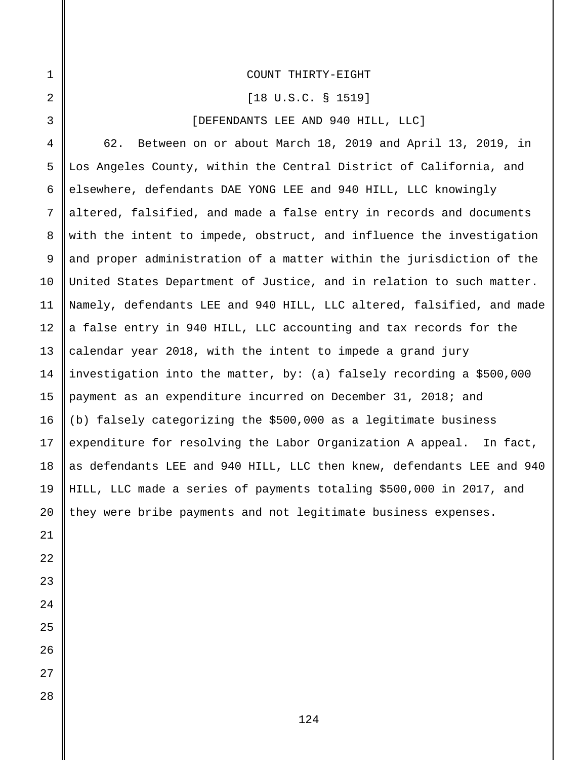COUNT THIRTY-EIGHT

[18 U.S.C. § 1519]

[DEFENDANTS LEE AND 940 HILL, LLC]

62. Between on or about March 18, 2019 and April 13, 2019, in Los Angeles County, within the Central District of California, and elsewhere, defendants DAE YONG LEE and 940 HILL, LLC knowingly altered, falsified, and made a false entry in records and documents with the intent to impede, obstruct, and influence the investigation and proper administration of a matter within the jurisdiction of the United States Department of Justice, and in relation to such matter. Namely, defendants LEE and 940 HILL, LLC altered, falsified, and made a false entry in 940 HILL, LLC accounting and tax records for the calendar year 2018, with the intent to impede a grand jury investigation into the matter, by: (a) falsely recording a $500,000 payment as an expenditure incurred on December 31, 2018; and (b) falsely categorizing the $500,000 as a legitimate business expenditure for resolving the Labor Organization A appeal. In fact, as defendants LEE and 940 HILL, LLC then knew, defendants LEE and 940 HILL, LLC made a series of payments totaling $500,000 in 2017, and they were bribe payments and not legitimate business expenses.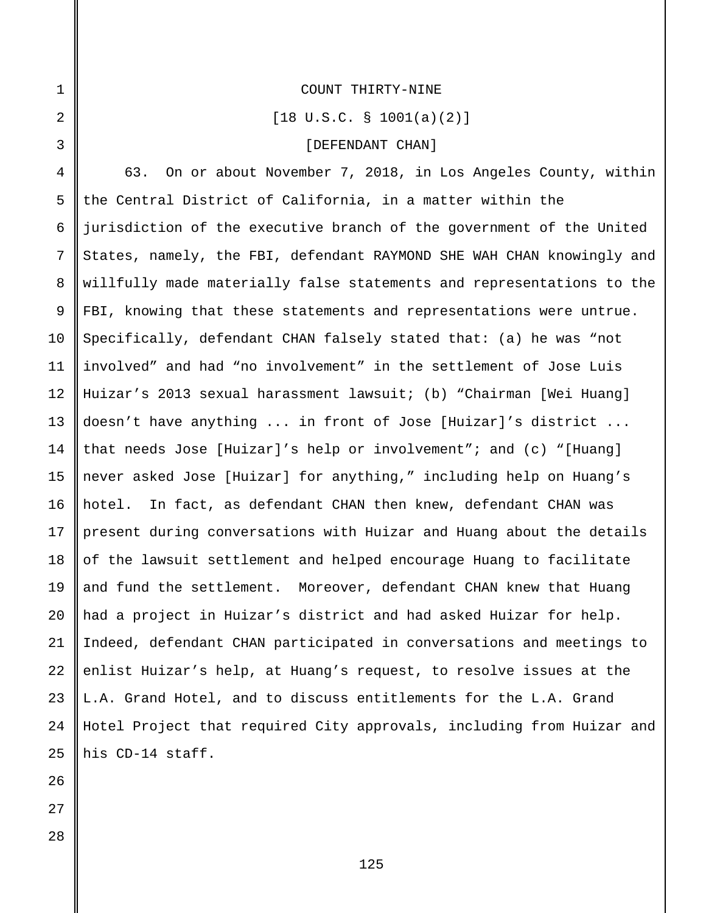COUNT THIRTY-NINE

[18 U.S.C. § 1001(a)(2)]

[DEFENDANT CHAN]

63. On or about November 7, 2018, in Los Angeles County, within the Central District of California, in a matter within the jurisdiction of the executive branch of the government of the United States, namely, the FBI, defendant RAYMOND SHE WAH CHAN knowingly and willfully made materially false statements and representations to the FBI, knowing that these statements and representations were untrue. Specifically, defendant CHAN falsely stated that: (a) he was "not involved" and had "no involvement" in the settlement of Jose Luis Huizar's 2013 sexual harassment lawsuit; (b) "Chairman [Wei Huang] doesn't have anything ... in front of Jose [Huizar]'s district ... that needs Jose [Huizar]'s help or involvement"; and (c) "[Huang] never asked Jose [Huizar] for anything," including help on Huang's hotel. In fact, as defendant CHAN then knew, defendant CHAN was present during conversations with Huizar and Huang about the details of the lawsuit settlement and helped encourage Huang to facilitate and fund the settlement. Moreover, defendant CHAN knew that Huang had a project in Huizar's district and had asked Huizar for help. Indeed, defendant CHAN participated in conversations and meetings to enlist Huizar's help, at Huang's request, to resolve issues at the L.A. Grand Hotel, and to discuss entitlements for the L.A. Grand Hotel Project that required City approvals, including from Huizar and his CD-14 staff.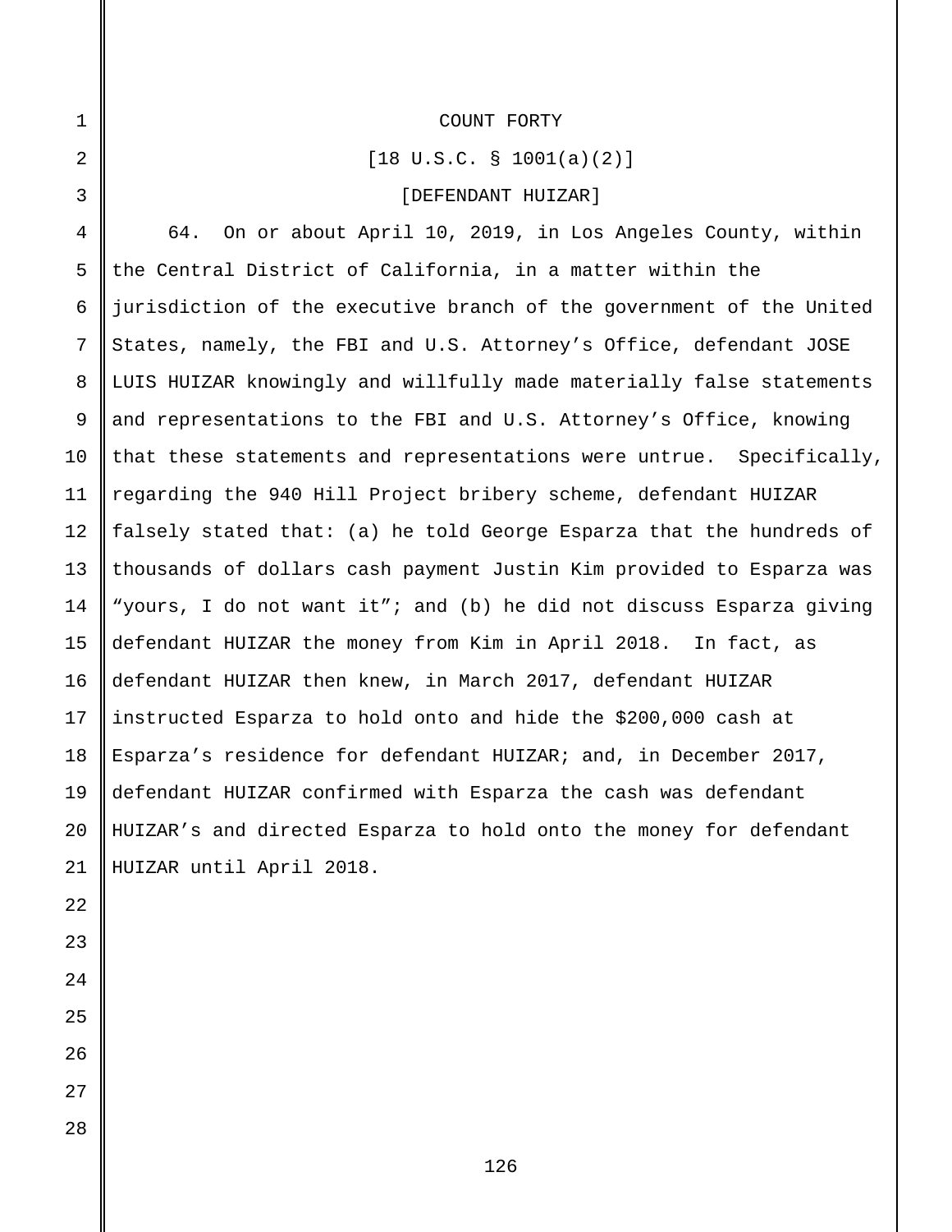COUNT FORTY

[18 U.S.C. § 1001(a)(2)]

[DEFENDANT HUIZAR]

64. On or about April 10, 2019, in Los Angeles County, within the Central District of California, in a matter within the jurisdiction of the executive branch of the government of the United States, namely, the FBI and U.S. Attorney's Office, defendant JOSE LUIS HUIZAR knowingly and willfully made materially false statements and representations to the FBI and U.S. Attorney's Office, knowing that these statements and representations were untrue. Specifically, regarding the 940 Hill Project bribery scheme, defendant HUIZAR falsely stated that: (a) he told George Esparza that the hundreds of thousands of dollars cash payment Justin Kim provided to Esparza was "yours, I do not want it"; and (b) he did not discuss Esparza giving defendant HUIZAR the money from Kim in April 2018. In fact, as defendant HUIZAR then knew, in March 2017, defendant HUIZAR instructed Esparza to hold onto and hide the $200,000 cash at Esparza's residence for defendant HUIZAR; and, in December 2017, defendant HUIZAR confirmed with Esparza the cash was defendant HUIZAR's and directed Esparza to hold onto the money for defendant HUIZAR until April 2018.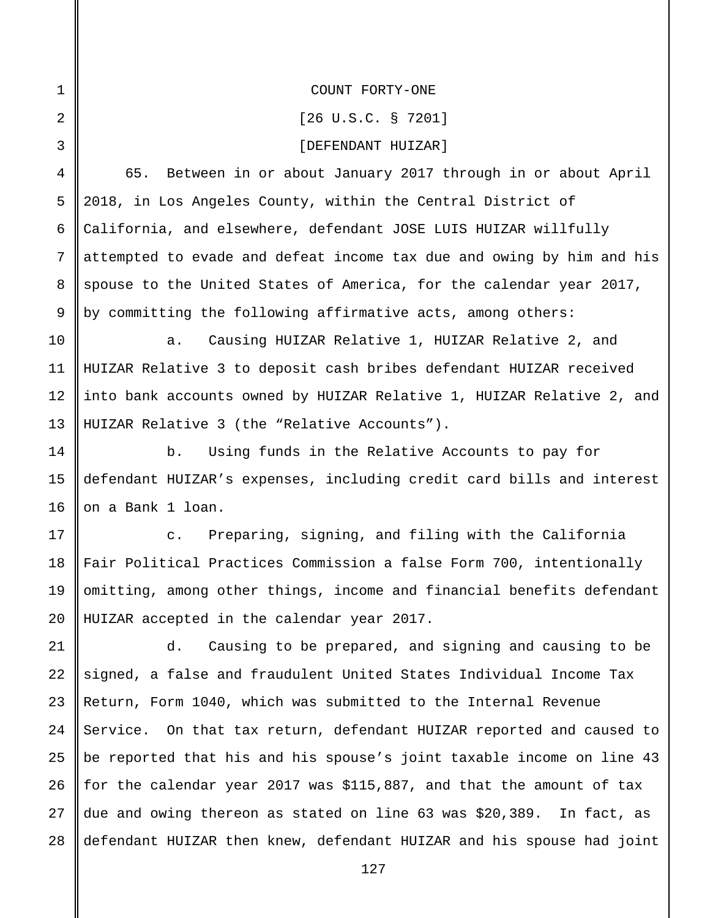COUNT FORTY-ONE

[26 U.S.C. § 7201]

[DEFENDANT HUIZAR]

65. Between in or about January 2017 through in or about April 2018, in Los Angeles County, within the Central District of California, and elsewhere, defendant JOSE LUIS HUIZAR willfully attempted to evade and defeat income tax due and owing by him and his spouse to the United States of America, for the calendar year 2017, by committing the following affirmative acts, among others:

a. Causing HUIZAR Relative 1, HUIZAR Relative 2, and HUIZAR Relative 3 to deposit cash bribes defendant HUIZAR received into bank accounts owned by HUIZAR Relative 1, HUIZAR Relative 2, and HUIZAR Relative 3 (the "Relative Accounts").

b. Using funds in the Relative Accounts to pay for defendant HUIZAR's expenses, including credit card bills and interest on a Bank 1 loan.

c. Preparing, signing, and filing with the California Fair Political Practices Commission a false Form 700, intentionally omitting, among other things, income and financial benefits defendant HUIZAR accepted in the calendar year 2017.

d. Causing to be prepared, and signing and causing to be signed, a false and fraudulent United States Individual Income Tax Return, Form 1040, which was submitted to the Internal Revenue Service. On that tax return, defendant HUIZAR reported and caused to be reported that his and his spouse's joint taxable income on line 43 for the calendar year 2017 was $115,887, and that the amount of tax due and owing thereon as stated on line 63 was $20,389. In fact, as defendant HUIZAR then knew, defendant HUIZAR and his spouse had joint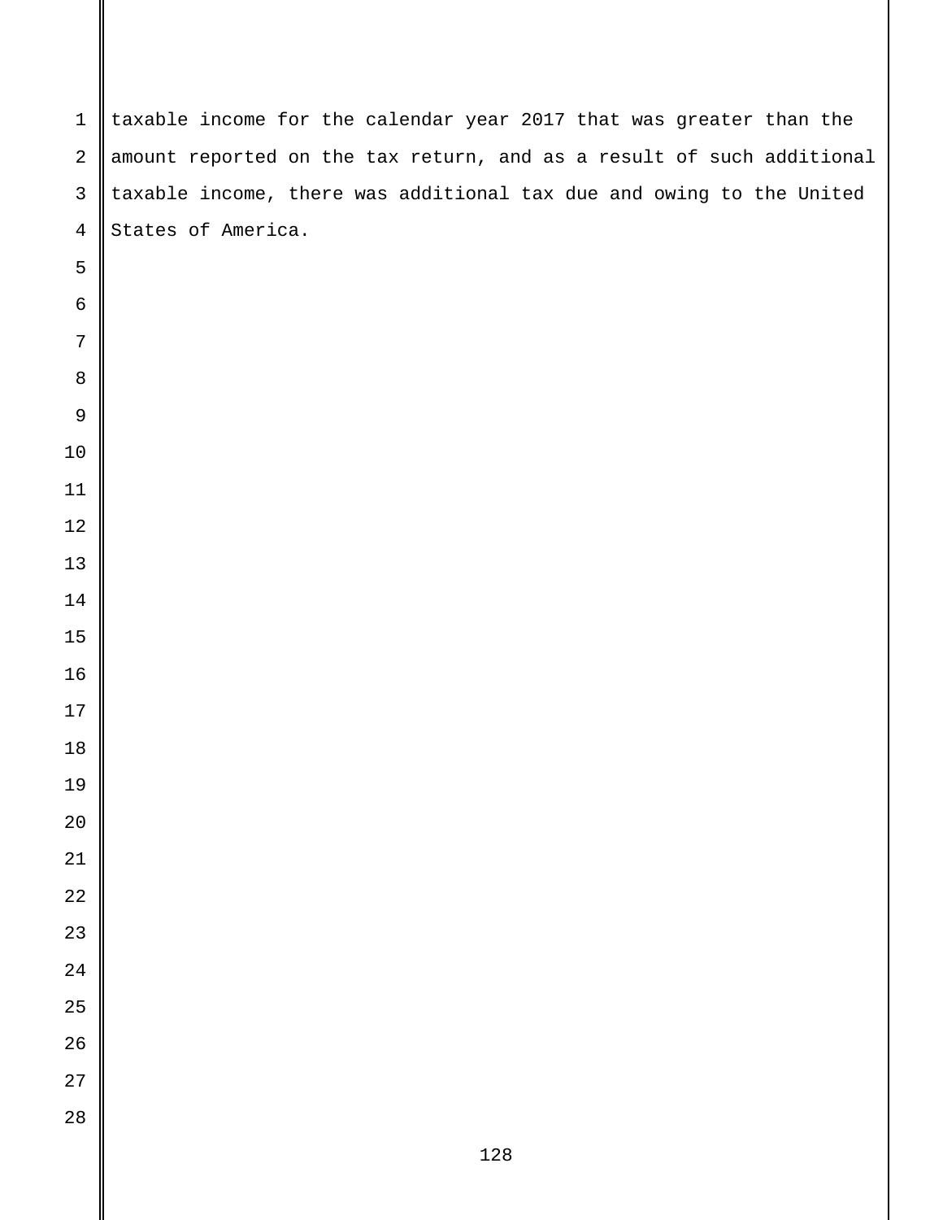taxable income for the calendar year 2017 that was greater than the amount reported on the tax return, and as a result of such additional taxable income, there was additional tax due and owing to the United States of America.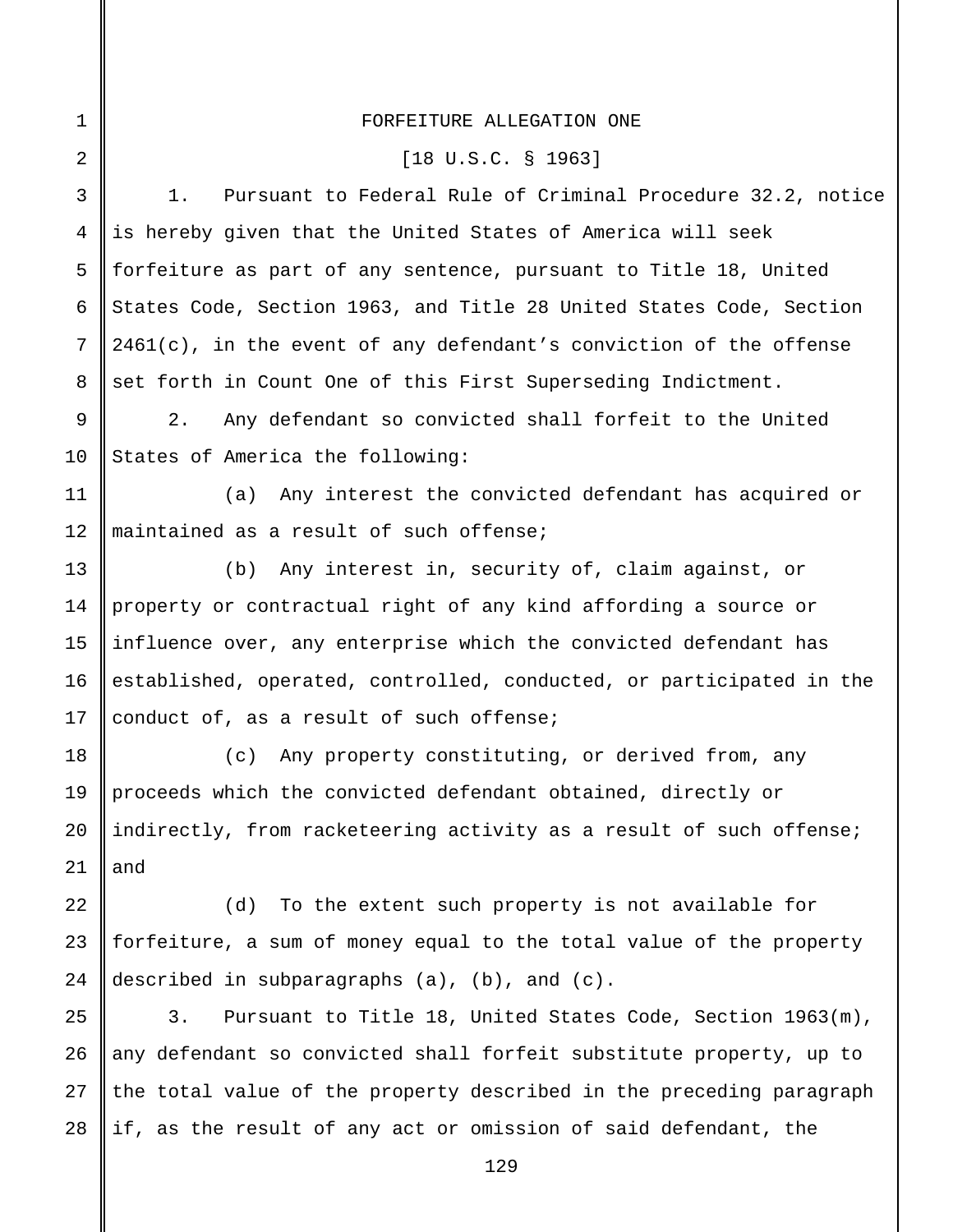FORFEITURE ALLEGATION ONE

[18 U.S.C. § 1963]

1. Pursuant to Federal Rule of Criminal Procedure 32.2, notice is hereby given that the United States of America will seek forfeiture as part of any sentence, pursuant to Title 18, United States Code, Section 1963, and Title 28 United States Code, Section 2461(c), in the event of any defendant's conviction of the offense set forth in Count One of this First Superseding Indictment.

2. Any defendant so convicted shall forfeit to the United States of America the following:

(a) Any interest the convicted defendant has acquired or maintained as a result of such offense;

(b) Any interest in, security of, claim against, or property or contractual right of any kind affording a source or influence over, any enterprise which the convicted defendant has established, operated, controlled, conducted, or participated in the conduct of, as a result of such offense;

(c) Any property constituting, or derived from, any proceeds which the convicted defendant obtained, directly or indirectly, from racketeering activity as a result of such offense; and

(d) To the extent such property is not available for forfeiture, a sum of money equal to the total value of the property described in subparagraphs (a), (b), and (c).

3. Pursuant to Title 18, United States Code, Section 1963(m), any defendant so convicted shall forfeit substitute property, up to the total value of the property described in the preceding paragraph if, as the result of any act or omission of said defendant, the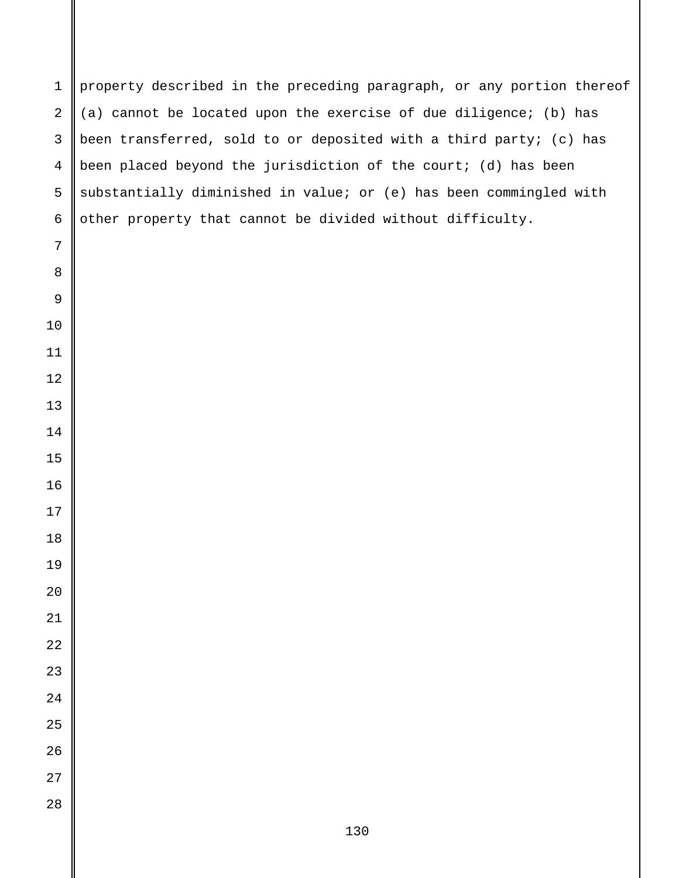property described in the preceding paragraph, or any portion thereof (a) cannot be located upon the exercise of due diligence; (b) has been transferred, sold to or deposited with a third party; (c) has been placed beyond the jurisdiction of the court; (d) has been substantially diminished in value; or (e) has been commingled with other property that cannot be divided without difficulty.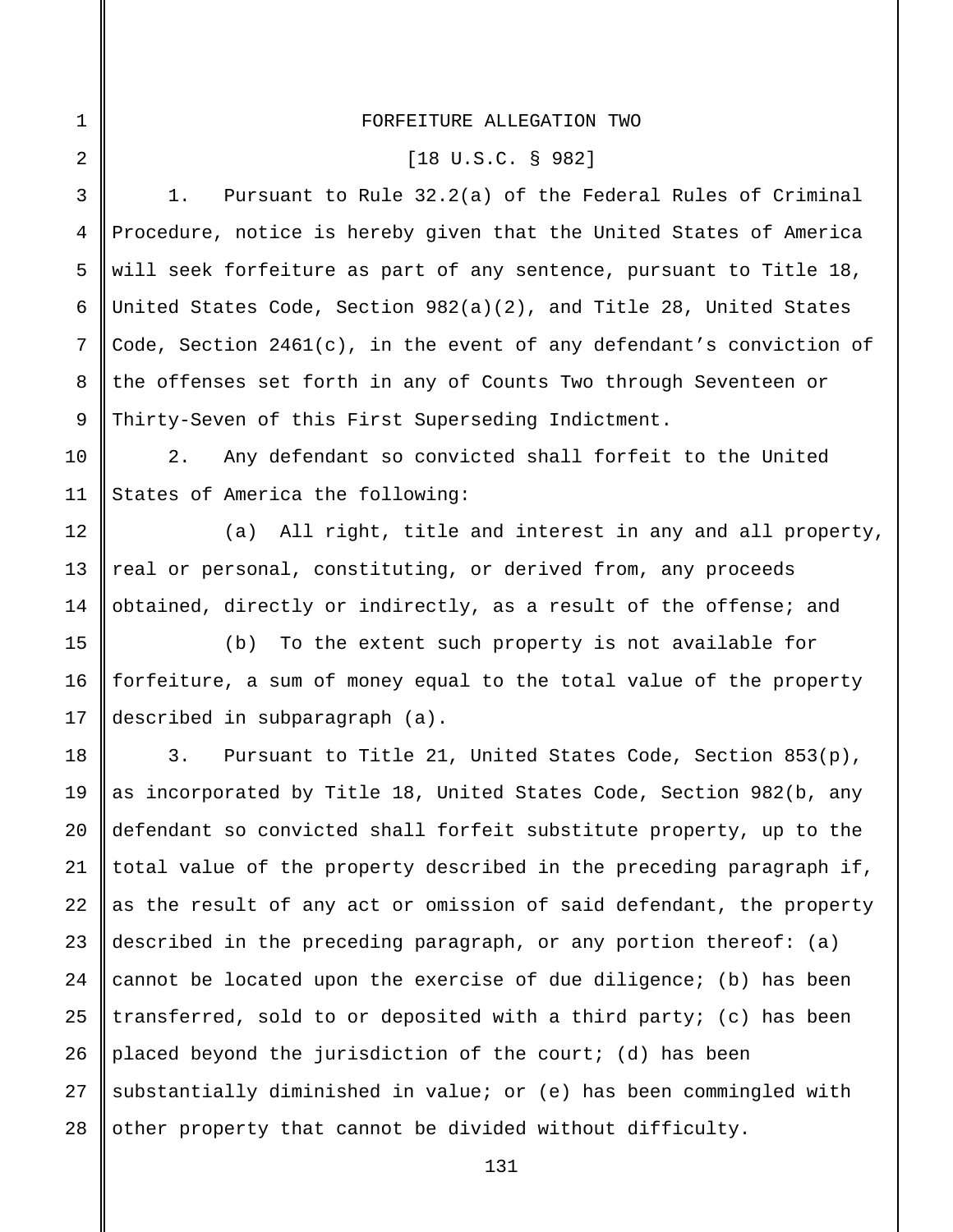FORFEITURE ALLEGATION TWO

[18 U.S.C. § 982]

1. Pursuant to Rule 32.2(a) of the Federal Rules of Criminal Procedure, notice is hereby given that the United States of America will seek forfeiture as part of any sentence, pursuant to Title 18, United States Code, Section 982(a)(2), and Title 28, United States Code, Section 2461(c), in the event of any defendant's conviction of the offenses set forth in any of Counts Two through Seventeen or Thirty-Seven of this First Superseding Indictment.

2. Any defendant so convicted shall forfeit to the United States of America the following:

(a) All right, title and interest in any and all property, real or personal, constituting, or derived from, any proceeds obtained, directly or indirectly, as a result of the offense; and

(b) To the extent such property is not available for forfeiture, a sum of money equal to the total value of the property described in subparagraph (a).

3. Pursuant to Title 21, United States Code, Section 853(p), as incorporated by Title 18, United States Code, Section 982(b, any defendant so convicted shall forfeit substitute property, up to the total value of the property described in the preceding paragraph if, as the result of any act or omission of said defendant, the property described in the preceding paragraph, or any portion thereof: (a) cannot be located upon the exercise of due diligence; (b) has been transferred, sold to or deposited with a third party; (c) has been placed beyond the jurisdiction of the court; (d) has been substantially diminished in value; or (e) has been commingled with other property that cannot be divided without difficulty.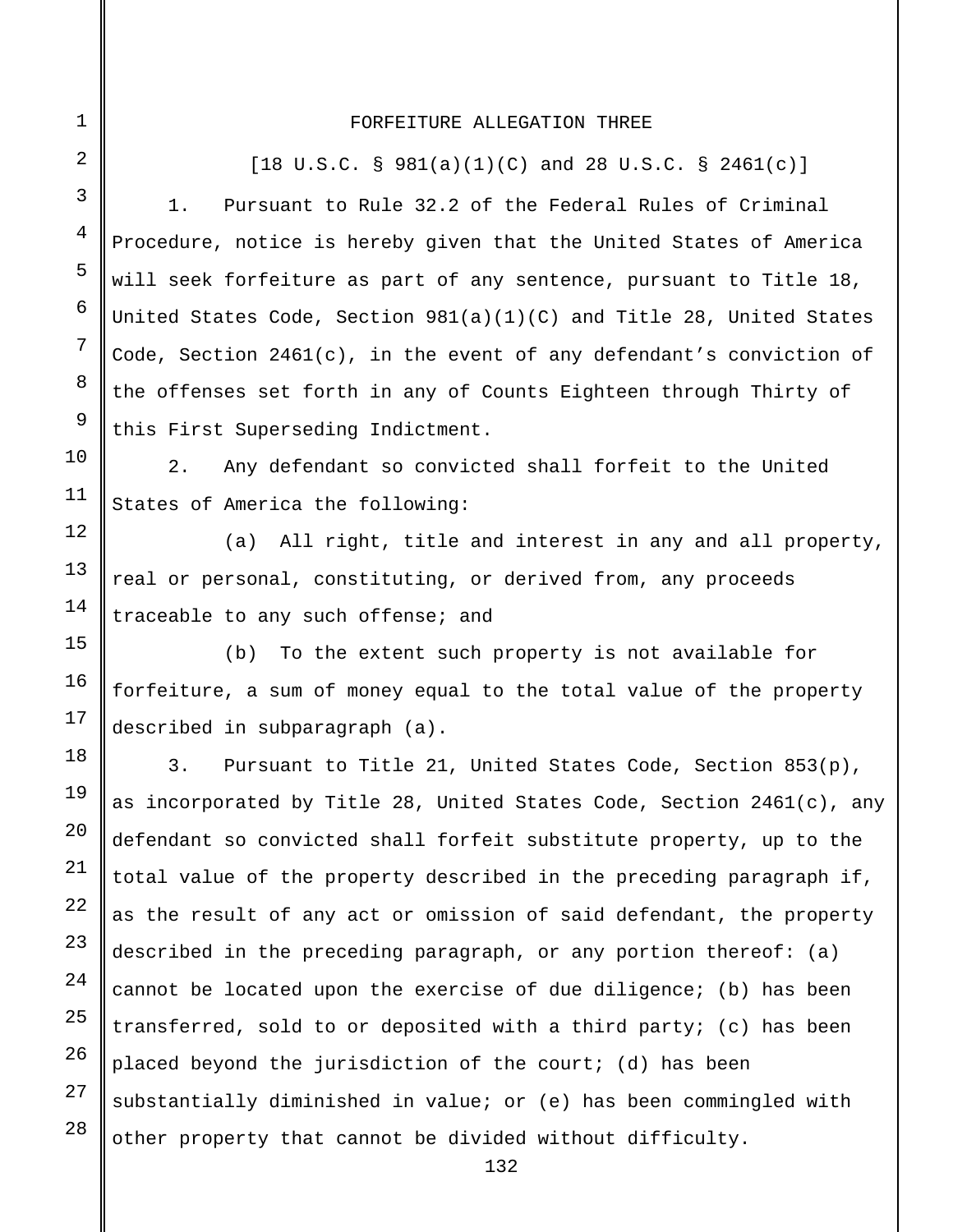FORFEITURE ALLEGATION THREE

[18 U.S.C. § 981(a)(1)(C) and 28 U.S.C. § 2461(c)]

1. Pursuant to Rule 32.2 of the Federal Rules of Criminal Procedure, notice is hereby given that the United States of America will seek forfeiture as part of any sentence, pursuant to Title 18, United States Code, Section 981(a)(1)(C) and Title 28, United States Code, Section 2461(c), in the event of any defendant's conviction of the offenses set forth in any of Counts Eighteen through Thirty of this First Superseding Indictment.

2. Any defendant so convicted shall forfeit to the United States of America the following:

(a) All right, title and interest in any and all property, real or personal, constituting, or derived from, any proceeds traceable to any such offense; and

(b) To the extent such property is not available for forfeiture, a sum of money equal to the total value of the property described in subparagraph (a).

3. Pursuant to Title 21, United States Code, Section 853(p), as incorporated by Title 28, United States Code, Section 2461(c), any defendant so convicted shall forfeit substitute property, up to the total value of the property described in the preceding paragraph if, as the result of any act or omission of said defendant, the property described in the preceding paragraph, or any portion thereof: (a) cannot be located upon the exercise of due diligence; (b) has been transferred, sold to or deposited with a third party; (c) has been placed beyond the jurisdiction of the court; (d) has been substantially diminished in value; or (e) has been commingled with other property that cannot be divided without difficulty.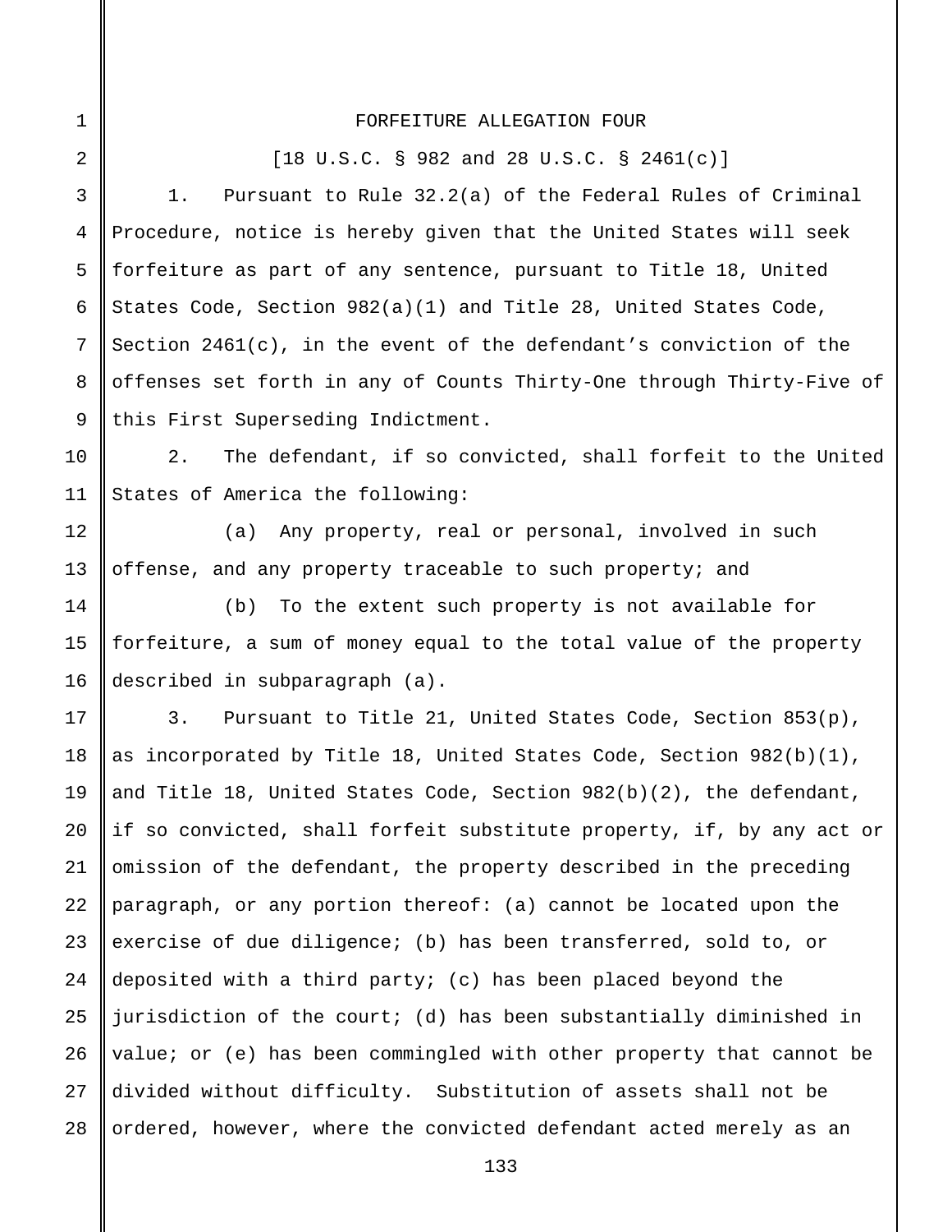## FORFEITURE ALLEGATION FOUR

[18 U.S.C. § 982 and 28 U.S.C. § 2461(c)]

1. Pursuant to Rule 32.2(a) of the Federal Rules of Criminal Procedure, notice is hereby given that the United States will seek forfeiture as part of any sentence, pursuant to Title 18, United States Code, Section 982(a)(1) and Title 28, United States Code, Section 2461(c), in the event of the defendant's conviction of the offenses set forth in any of Counts Thirty-One through Thirty-Five of this First Superseding Indictment.

2. The defendant, if so convicted, shall forfeit to the United States of America the following:

(a) Any property, real or personal, involved in such offense, and any property traceable to such property; and

(b) To the extent such property is not available for forfeiture, a sum of money equal to the total value of the property described in subparagraph (a).

3. Pursuant to Title 21, United States Code, Section 853(p), as incorporated by Title 18, United States Code, Section 982(b)(1), and Title 18, United States Code, Section 982(b)(2), the defendant, if so convicted, shall forfeit substitute property, if, by any act or omission of the defendant, the property described in the preceding paragraph, or any portion thereof: (a) cannot be located upon the exercise of due diligence; (b) has been transferred, sold to, or deposited with a third party; (c) has been placed beyond the jurisdiction of the court; (d) has been substantially diminished in value; or (e) has been commingled with other property that cannot be divided without difficulty. Substitution of assets shall not be ordered, however, where the convicted defendant acted merely as an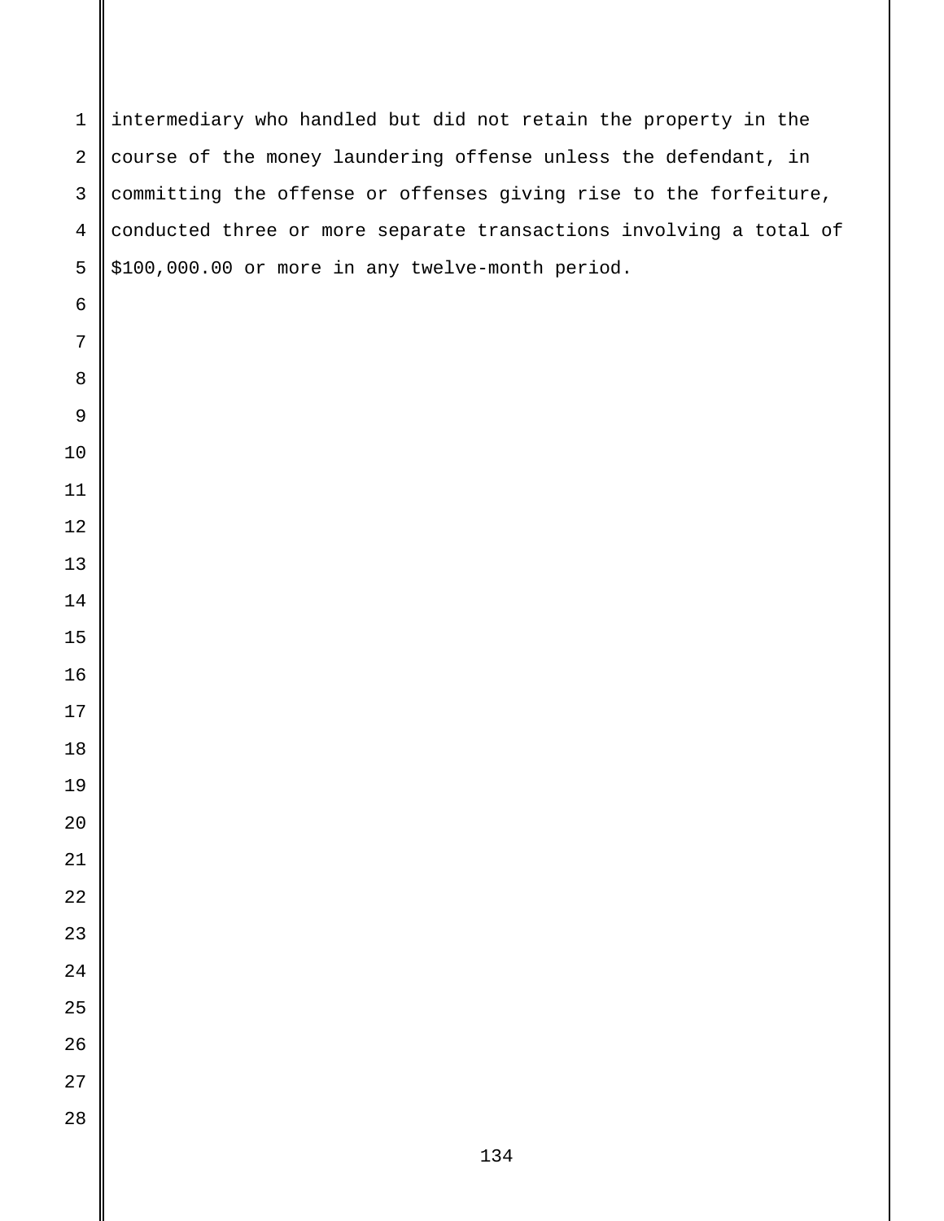intermediary who handled but did not retain the property in the course of the money laundering offense unless the defendant, in committing the offense or offenses giving rise to the forfeiture, conducted three or more separate transactions involving a total of $100,000.00 or more in any twelve-month period.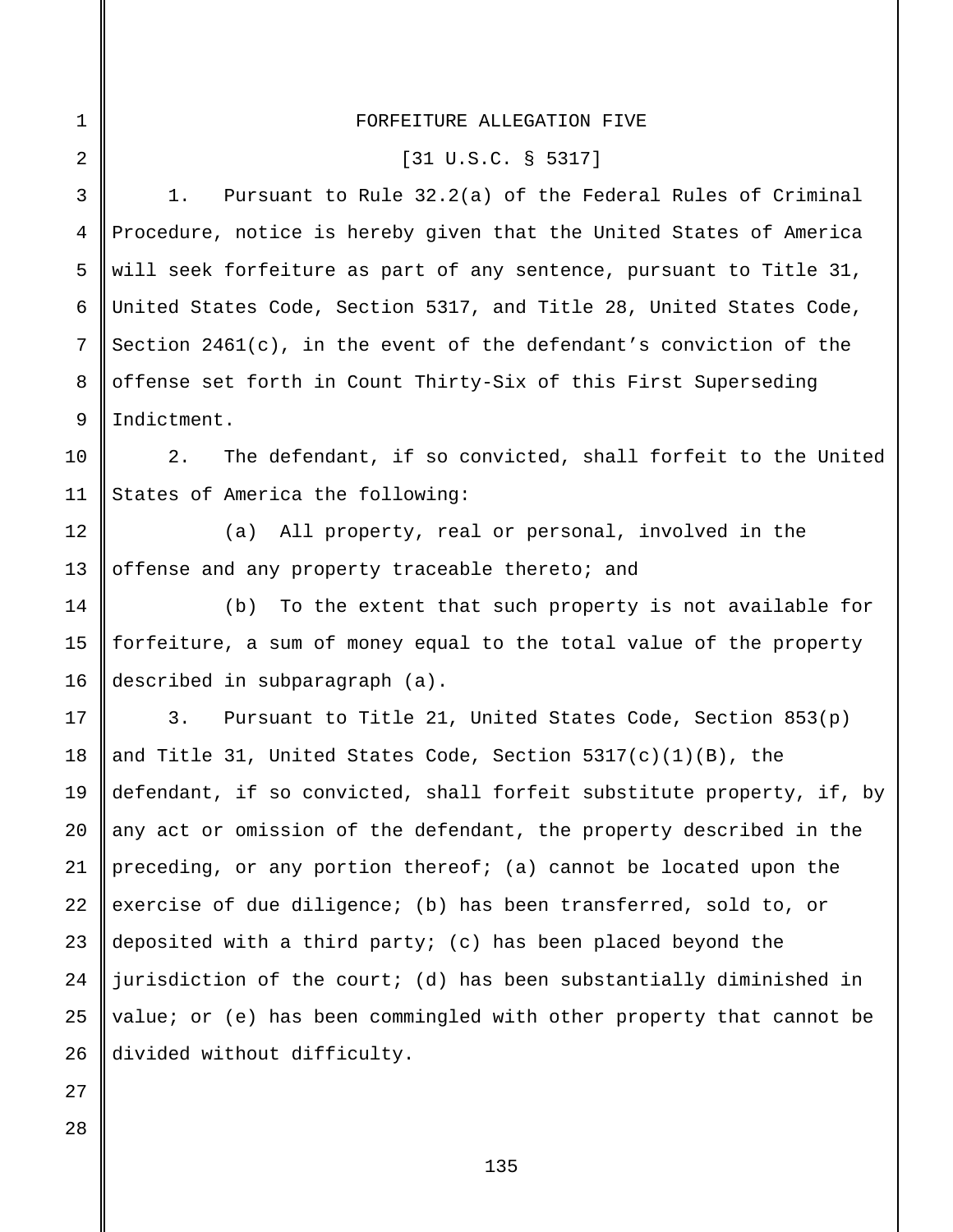FORFEITURE ALLEGATION FIVE

[31 U.S.C. § 5317]

1. Pursuant to Rule 32.2(a) of the Federal Rules of Criminal Procedure, notice is hereby given that the United States of America will seek forfeiture as part of any sentence, pursuant to Title 31, United States Code, Section 5317, and Title 28, United States Code, Section 2461(c), in the event of the defendant's conviction of the offense set forth in Count Thirty-Six of this First Superseding Indictment.

2. The defendant, if so convicted, shall forfeit to the United States of America the following:

(a) All property, real or personal, involved in the offense and any property traceable thereto; and

(b) To the extent that such property is not available for forfeiture, a sum of money equal to the total value of the property described in subparagraph (a).

3. Pursuant to Title 21, United States Code, Section 853(p) and Title 31, United States Code, Section 5317(c)(1)(B), the defendant, if so convicted, shall forfeit substitute property, if, by any act or omission of the defendant, the property described in the preceding, or any portion thereof; (a) cannot be located upon the exercise of due diligence; (b) has been transferred, sold to, or deposited with a third party; (c) has been placed beyond the jurisdiction of the court; (d) has been substantially diminished in value; or (e) has been commingled with other property that cannot be divided without difficulty.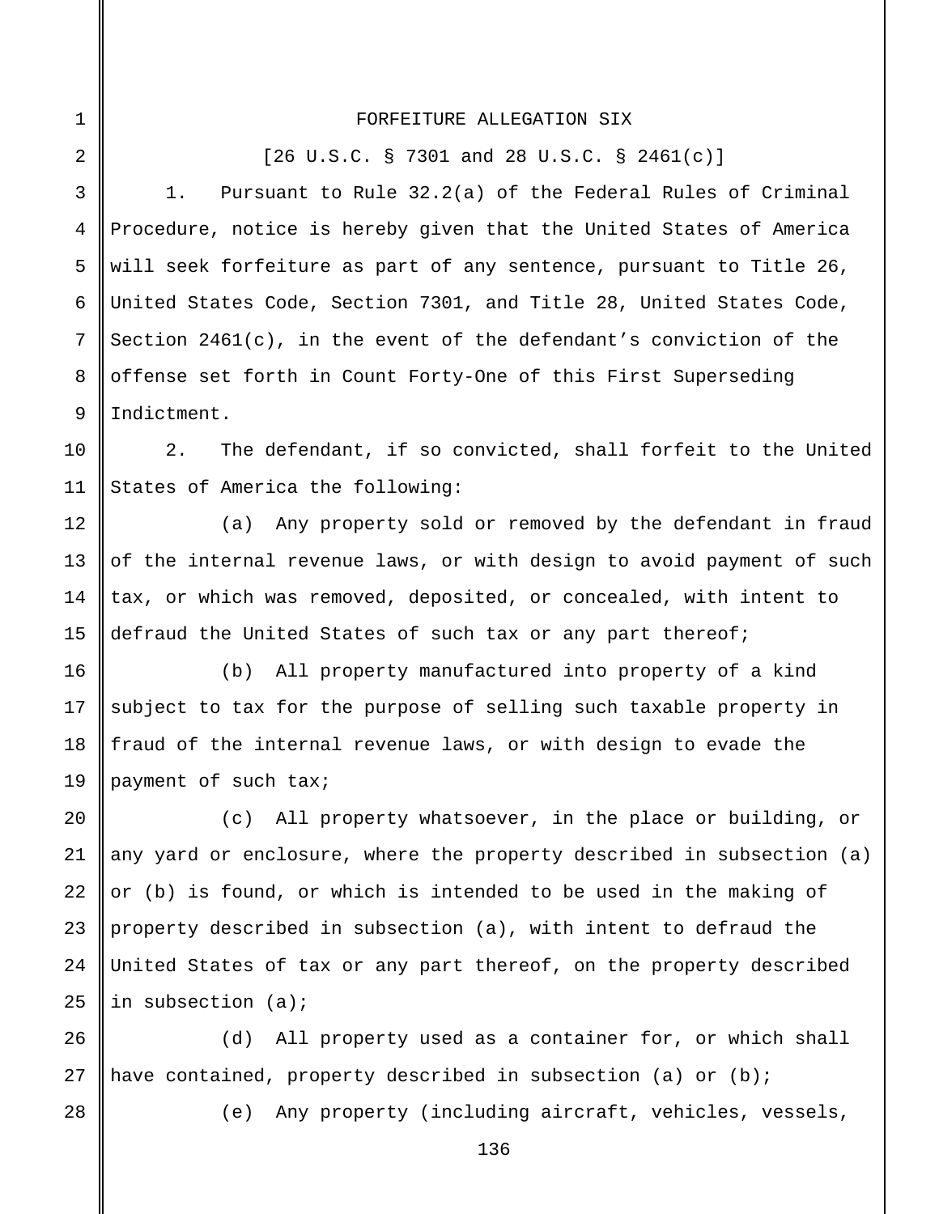FORFEITURE ALLEGATION SIX

[26 U.S.C. § 7301 and 28 U.S.C. § 2461(c)]

1. Pursuant to Rule 32.2(a) of the Federal Rules of Criminal Procedure, notice is hereby given that the United States of America will seek forfeiture as part of any sentence, pursuant to Title 26, United States Code, Section 7301, and Title 28, United States Code, Section 2461(c), in the event of the defendant's conviction of the offense set forth in Count Forty-One of this First Superseding Indictment.

2. The defendant, if so convicted, shall forfeit to the United States of America the following:

(a) Any property sold or removed by the defendant in fraud of the internal revenue laws, or with design to avoid payment of such tax, or which was removed, deposited, or concealed, with intent to defraud the United States of such tax or any part thereof;

(b) All property manufactured into property of a kind subject to tax for the purpose of selling such taxable property in fraud of the internal revenue laws, or with design to evade the payment of such tax;

(c) All property whatsoever, in the place or building, or any yard or enclosure, where the property described in subsection (a) or (b) is found, or which is intended to be used in the making of property described in subsection (a), with intent to defraud the United States of tax or any part thereof, on the property described in subsection (a);

(d) All property used as a container for, or which shall have contained, property described in subsection (a) or (b);

(e) Any property (including aircraft, vehicles, vessels,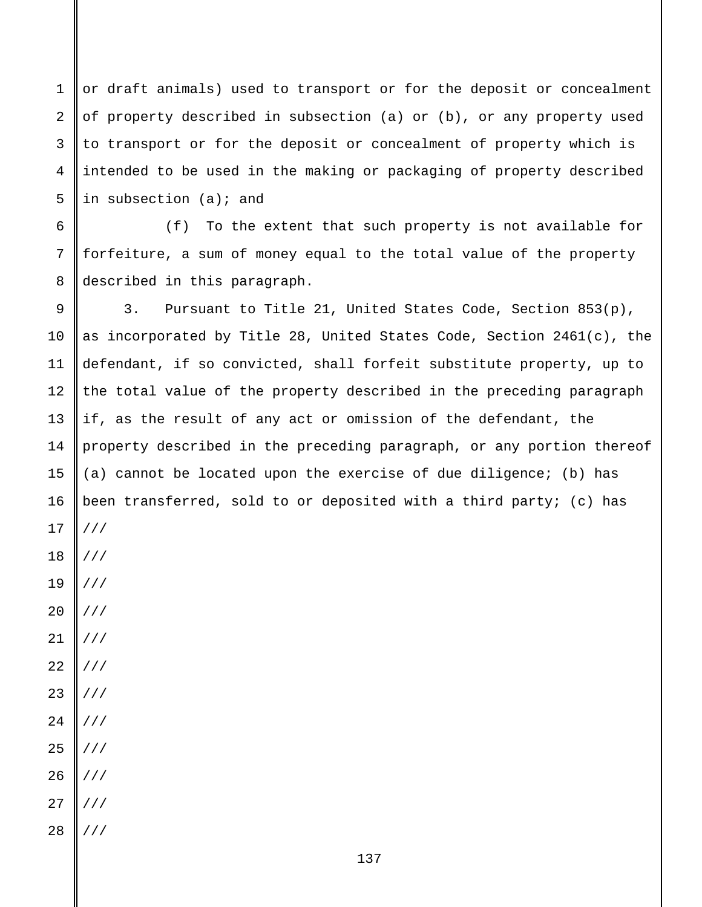or draft animals) used to transport or for the deposit or concealment of property described in subsection (a) or (b), or any property used to transport or for the deposit or concealment of property which is intended to be used in the making or packaging of property described in subsection (a); and

(f) To the extent that such property is not available for forfeiture, a sum of money equal to the total value of the property described in this paragraph.

3. Pursuant to Title 21, United States Code, Section 853(p), as incorporated by Title 28, United States Code, Section 2461(c), the defendant, if so convicted, shall forfeit substitute property, up to the total value of the property described in the preceding paragraph if, as the result of any act or omission of the defendant, the property described in the preceding paragraph, or any portion thereof (a) cannot be located upon the exercise of due diligence; (b) has been transferred, sold to or deposited with a third party; (c) has

///

///

///

///

///

///

///

///

///

///

///

///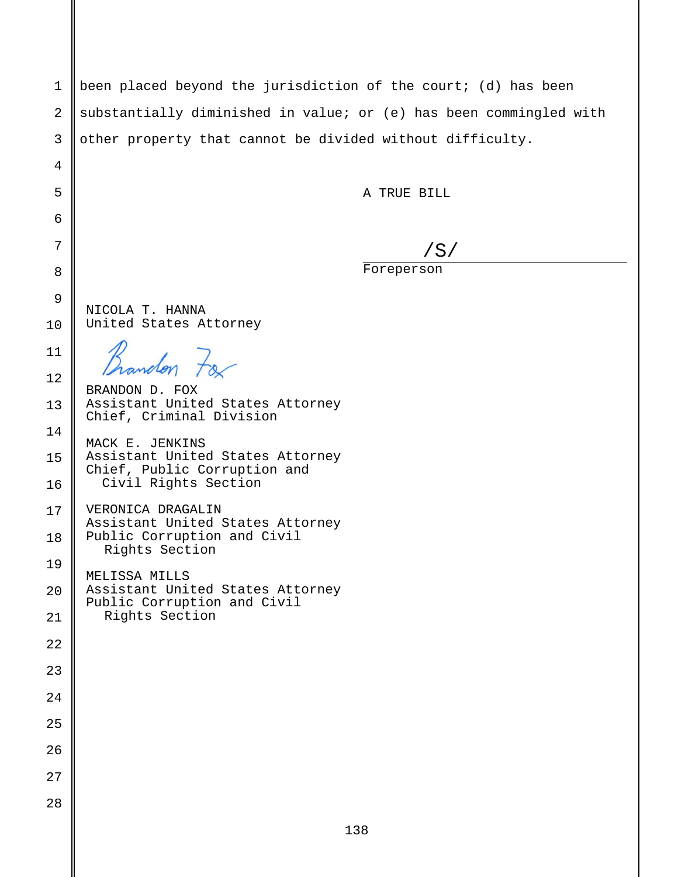been placed beyond the jurisdiction of the court; (d) has been substantially diminished in value; or (e) has been commingled with other property that cannot be divided without difficulty.

A TRUE BILL

/S/

Foreperson

NICOLA T. HANNA
United States Attorney

BRANDON D. FOX
Assistant United States Attorney
Chief, Criminal Division

MACK E. JENKINS
Assistant United States Attorney
Chief, Public Corruption and Civil Rights Section

VERONICA DRAGALIN
Assistant United States Attorney
Public Corruption and Civil Rights Section

MELISSA MILLS
Assistant United States Attorney
Public Corruption and Civil Rights Section